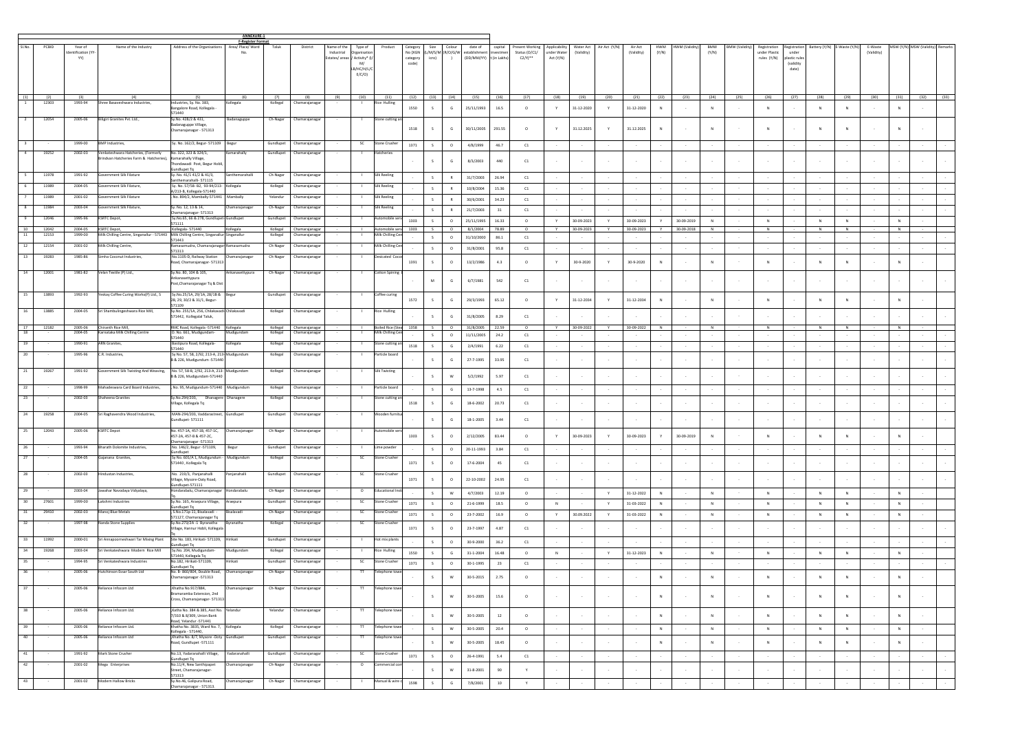**ANNEXURE-1**

**F-Register Format**

| Sl.No. | PCBID | Year of Identification (YY-YY) | Name of the Industry | Address of the Organisations | Area/ Place/ Ward No. | Taluk | District | Name of the Industrial Estates/ areas | Type of Organisation / Activity* (I/M/LB/HC/H/L/CE/C/O) | Product | Category No (XGN category code) | Size (L/M/S/Micro) | Colour (R/O/G/W) | date of establishment (DD/MM/YY) | capital investment (in Lakhs) | Present Working Status (O/C1/C2/Y)** | Applicability under Water Act (Y/N) | Water Act (Validity) | Air Act (Y/N) | Air Act (Validity) | HWM (Y/N) | HWM (Validity) | BMW (Y/N) | BMW (Validity) | Registration under Plastic rules (Y/N) | Registration under plastic rules (validity date) | Battery (Y/N) | E-Waste (Y/N) | E-Waste (Validity) | MSW (Y/N) | MSW (Validity) | Remarks |
|---|---|---|---|---|---|---|---|---|---|---|---|---|---|---|---|---|---|---|---|---|---|---|---|---|---|---|---|---|---|---|---|---|
| (1) | (2) | (3) | (4) | (5) | (6) | (7) | (8) | (9) | (10) | (11) | (12) | (13) | (14) | (15) | (16) | (17) | (18) | (19) | (20) | (21) | (22) | (23) | (24) | (25) | (26) | (27) | (28) | (29) | (30) | (31) | (32) | (33) |
| 1 | 12303 | 1993-94 | Shree Basaveshwara Industries, | Industries, Sy. No. 383, Bangalore Road, Kollegala - 571440 | Kollegala | Kollegal | Chamarajanagar | - | I | Rice Hulling | 1550 | S | G | 25/11/1993 | 16.5 | O | Y | 31-12-2020 | Y | 31-12-2020 | N | - | N | - | N | - | N | N | - | N | - | |
| 2 | 12054 | 2005-06 | Biligiri Granites Pvt. Ltd., | Sy.No. 428/2 & 431, Badanaguppe Village, Chamarajanagar - 571313 | Badanaguppe | Ch-Nagar | Chamarajanagar | - | I | Stone cutting an | 1518 | S | G | 30/11/2005 | 291.55 | O | Y | 31.12.2025 | Y | 31.12.2025 | N | - | N | - | N | - | N | N | - | N | - | |
| 3 | - | 1999-00 | BMP Industries, | Sy. No. 162/2, Begur- 571109 | Begur | Gundlupet | Chamarajanagar | - | SC | Stone Crusher | 1371 | S | O | 4/8/1999 | 46.7 | C1 | - | - | - | - | - | - | - | - | - | - | - | - | - | - | - | - |
| 4 | 19252 | 2002-03 | Venkateshwara Hatcheries (Formerly Brindvan Hatcheries Farm & Hatcheries), | No. 322, 323 & 324/1, Kamarahally Village, Thondawadi Post, Begur Hobli, Gundlupet Tq | Kamarahally | Gundlupet | Chamarajanagar | - | I | Hatcheries | - | S | G | 8/3/2003 | 440 | C1 | - | - | - | - | - | - | - | - | - | - | - | - | - | - | - | - |
| 5 | 11978 | 1991-92 | Government Silk Filature | Sy. No. 41/1 41/2 & 41/3, Santhemarahalli- 571115 | Santhemarahalli | Ch-Nagar | Chamarajanagar | - | I | Silk Reeling | - | S | R | 31/7/2003 | 26.94 | C1 | - | - | - | - | - | - | - | - | - | - | - | - | - | - | - | - |
| 6 | 11989 | 2004-05 | Government Silk Filature, | Sy. No. 57/58- 82, 93-94/213-A/213-B, Kollegala-571440 | Kollegala | Kollegal | Chamarajanagar | - | I | Silk Reeling | - | S | R | 10/8/2004 | 15.36 | C1 | - | - | - | - | - | - | - | - | - | - | - | - | - | - | - | - |
| 7 | 11989 | 2001-02 | Government Silk Filature | No. 894/2, Mambally-571441 | Mambally | Yelandur | Chamarajanagar | - | I | Silk Reeling | - | S | R | 30/6/2001 | 34.23 | C1 | - | - | - | - | - | - | - | - | - | - | - | - | - | - | - | - |
| 8 | 11984 | 2003-04 | Government Silk Filature, | Sy. No. 12, 13 & 14, Chamarajanagar- 571313 | Chamarajanagar | Ch-Nagar | Chamarajanagar | - | I | Silk Reeling | - | S | R | 21/7/2003 | 31 | C1 | - | - | - | - | - | - | - | - | - | - | - | - | - | - | - | - |
| 9 | 12046 | 1995-96 | KSRTC Depot, | Sy.No.65, 66 & 27B, Gundlupet- 571111 | Gundlupet | Gundlupet | Chamarajanagar | - | I | Automobile serv | 1303 | S | O | 25/11/1995 | 16.33 | O | Y | 30-09-2023 | Y | 30-09-2023 | Y | 30-09-2019 | N | - | N | - | N | N | - | N | - | |
| 10 | 12042 | 2004-05 | KSRTC Depot, | Kollegala- 571440 | Kollegala | Kollegal | Chamarajanagar | - | I | Automobile serv | 1303 | S | O | 8/1/2004 | 78.89 | O | Y | 30-09-2023 | Y | 30-09-2023 | Y | 30-09-2018 | N | - | N | - | N | N | - | N | - | |
| 11 | 12153 | 1999-00 | Milk Chilling Centre, Singanallur - 571443 | Milk Chilling Centre, Singanallur - 571443 | Singanallur | Kollegal | Chamarajanagar | - | I | Milk Chilling Cen | - | S | O | 11/10/2000 | 86.1 | C1 | - | - | - | - | - | - | - | - | - | - | - | - | - | - | - | - |
| 12 | 12154 | 2001-02 | Milk Chilling Centre, | Ramasamudra, Chamarajanagar 571313 | Ramasamudra | Ch-Nagar | Chamarajanagar | - | I | Milk Chilling Cen | - | S | O | 31/8/2001 | 95.8 | C1 | - | - | - | - | - | - | - | - | - | - | - | - | - | - | - | - |
| 13 | 19283 | 1985-86 | Simha Coconut Industries, | No.1105-D, Railway Station Road, Chamarajanagar- 571313 | Chamarajanagar | Ch-Nagar | Chamarajanagar | - | I | Desicated Coco | 1391 | S | O | 13/2/1986 | 4.3 | O | Y | 30-9-2020 | Y | 30-9-2020 | N | - | N | - | N | - | N | N | - | N | - | |
| 14 | 12001 | 1981-82 | Velan Textile (P) Ltd., | Sy.No. 80, 104 & 105, Ankanasettypura Post,Chamarajanagar Tq & Dist | Ankanasettypura | Ch-Nagar | Chamarajanagar | - | I | Cotton Spining | - | M | G | 6/7/1981 | 542 | C1 | - | - | - | - | - | - | - | - | - | - | - | - | - | - | - | - |
| 15 | 13893 | 1992-93 | Yeskay Coffee Curing Works(P) Ltd., S | Sy.No.25/1A, 29/1A, 28/1B & 28, 29, 30/2 & 31/1, Begur- 571109 | Begur | Gundlupet | Chamarajanagar | - | I | Coffee curing | 1572 | S | G | 29/3/1993 | 65.12 | O | Y | 31-12-2034 | Y | 31-12-2034 | N | - | N | - | N | - | N | N | - | N | - | |
| 16 | 13885 | 2004-05 | Sri Shambulingeshwara Rice Mill, | Sy.No. 255/1A, 256, Chilakavadi Village, Kollegala Taluk, | Chilakavadi | Kollegal | Chamarajanagar | - | I | Rice Hulling | - | S | G | 31/8/2005 | 8.29 | C1 | - | - | - | - | - | - | - | - | - | - | - | - | - | - | - | - |
| 17 | 12182 | 2005-06 | Chiranth Rice Mill, | RMC Road, Kollegala -571440 | Kollegala | Kollegal | Chamarajanagar | - | I | Boiled Rice (Stea | 1358 | S | O | 31/8/2005 | 22.59 | O | Y | 30-09-2022 | Y | 30-09-2022 | N | - | N | - | N | - | N | N | - | N | - | |
| 18 | - | 2004-05 | Karnataka Milk Chilling Centre | D. No. 861, Mudigundam- 571440 | Mudigundam | Kollegal | Chamarajanagar | - | I | Milk Chilling Cen | - | S | O | 11/11/2005 | 24.2 | C1 | - | - | - | - | - | - | - | - | - | - | - | - | - | - | - | - |
| 19 | - | 1990-91 | ARN Granites, | Bastipura Road, Kollegala- 571440 | Kollegala | Kollegal | Chamarajanagar | - | I | Stone cutting an | 1518 | S | G | 2/4/1991 | 6.22 | C1 | - | - | - | - | - | - | - | - | - | - | - | - | - | - | - | - |
| 20 | - | 1995-96 | C.R. Industries, | Sy No. 57, 58, 2/92, 213-A, 213-B & 226, Mudigundum -571440 | Mudigundum | Kollegal | Chamarajanagar | - | I | Particle board | - | S | G | 27-7-1995 | 33.95 | C1 | - | - | - | - | - | - | - | - | - | - | - | - | - | - | - | - |
| 21 | 19267 | 1991-92 | Government Silk Twisting And Weaving, | No. 57, 58-B, 2/92, 213-A, 213-B & 226, Mudigundum-571440 | Mudigundum | Kollegal | Chamarajanagar | - | I | Silk Twisting | - | S | W | 5/2/1992 | 5.97 | C1 | - | - | - | - | - | - | - | - | - | - | - | - | - | - | - | - |
| 22 | - | 1998-99 | Mahadeswara Card Board Industries, | No. 95, Mudigundum-571440 | Mudigundum | Kollegal | Chamarajanagar | - | I | Particle board | - | S | G | 13-7-1998 | 4.5 | C1 | - | - | - | - | - | - | - | - | - | - | - | - | - | - | - | - |
| 23 | - | 2002-03 | Shaiwena Granites | Sy.No.294/203, Dhanagere Village, Kollegala Tq | Dhanagere | Kollegal | Chamarajanagar | - | I | Stone cutting an | 1518 | S | G | 18-6-2002 | 20.73 | C1 | - | - | - | - | - | - | - | - | - | - | - | - | - | - | - | - |
| 24 | 19258 | 2004-05 | Sri Raghavendra Wood Industries, | WAN-294/203, Vaddarastreet, Gundlupet- 571111 | Gundlupet | Gundlupet | Chamarajanagar | - | I | Wooden furnitu | - | S | G | 18-1-2005 | 3.44 | C1 | - | - | - | - | - | - | - | - | - | - | - | - | - | - | - | - |
| 25 | 12043 | 2005-06 | KSRTC Depot | No. 457-1A, 457-1B, 457-1C, 457-2A, 457-B & 457-2C, Chamarajanagar -571313 | Chamarajanagar | Ch-Nagar | Chamarajanagar | - | I | Automobile serv | 1303 | S | O | 2/12/2005 | 83.44 | O | Y | 30-09-2023 | Y | 30-09-2023 | Y | 30-09-2019 | N | - | N | - | N | N | - | N | - | |
| 26 | - | 1993-94 | Bharath Dolomite Industries, | No. 146/2, Begur -571109, Gundlupet | Begur | Gundlupet | Chamarajanagar | - | I | Lime powder | - | S | O | 20-11-1993 | 3.84 | C1 | - | - | - | - | - | - | - | - | - | - | - | - | - | - | - | - |
| 27 | - | 2004-05 | Gajanana Granites, | Sy No. 601/A.1, Mudigundum - 571440, Kollegala Tq | Mudigundum | Kollegal | Chamarajanagar | - | SC | Stone Crusher | 1371 | S | O | 17-6-2004 | 45 | C1 | - | - | - | - | - | - | - | - | - | - | - | - | - | - | - | - |
| 28 | - | 2002-03 | Hindustan Industries, | No. 219/3, Panjanahalli Village, Mysore-Ooty Road, Gundlupet-571111 | Panjanahalli | Gundlupet | Chamarajanagar | - | SC | Stone Crusher | 1371 | S | O | 22-10-2002 | 24.95 | C1 | - | - | - | - | - | - | - | - | - | - | - | - | - | - | - | - |
| 29 | - | 2003-04 | Jawahar Navodaya Vidyalaya, | Honderabalu, Chamarajanagar Tq. | Honderabalu | Ch-Nagar | Chamarajanagar | - | O | Educational Inst | - | S | W | 4/7/2003 | 12.19 | O | - | - | Y | 31-12-2022 | N | - | N | - | N | - | N | N | - | N | - | |
| 30 | 27601 | 1999-00 | Lakshmi Industries | Sy.No. 165, Arepura Village, Gundlupet Tq | Arepura | Gundlupet | Chamarajanagar | - | SC | Stone Crusher | 1371 | S | O | 21-6-1999 | 18.5 | O | N | - | Y | 31-03-2022 | N | - | N | - | N | - | N | N | - | N | - | |
| 31 | 29410 | 2002-03 | Manoj Blue Metals | S.No.171p-11, Bisalavadi - 571127, Chamarajanagar Tq | Bisalavadi | Ch-Nagar | Chamarajanagar | - | SC | Stone Crusher | 1371 | S | O | 23-7-2002 | 16.9 | O | Y | 30.09.2022 | Y | 31-03-2022 | N | - | N | - | N | - | N | N | - | N | - | |
| 32 | - | 1997-98 | Nanda Stone Supplies | Sy.No.273/2A-1 Byranatha Village, Hannur Hobli, Kollegala Tq | Byranatha | Kollegal | Chamarajanagar | - | SC | Stone Crusher | 1371 | S | O | 23-7-1997 | 4.87 | C1 | - | - | - | - | - | - | - | - | - | - | - | - | - | - | - | - |
| 33 | 11992 | 2000-01 | Sri Annapoorneshwari Tar Mixing Plant | Site No. 183, Hirikati- 571109, Gundlupet Tq | Hirikati | Gundlupet | Chamarajanagar | - | I | Hot mix plants | - | S | O | 30-9-2000 | 36.2 | C1 | - | - | - | - | - | - | - | - | - | - | - | - | - | - | - | - |
| 34 | 19268 | 2003-04 | Sri Venkateshwara Modern Rice Mill | Sy.No. 204, Mudigundam- 571440, Kollegala Tq | Mudigundam | Kollegal | Chamarajanagar | - | I | Rice Hulling | 1550 | S | G | 31-1-2004 | 16.48 | O | N | - | Y | 31-12-2023 | N | - | N | - | N | - | N | N | - | N | - | |
| 35 | - | 1994-95 | Sri Venkateshwara Industries | No.182, Hirikati-571109, Gundlupet Tq | Hirikati | Gundlupet | Chamarajanagar | - | SC | Stone Crusher | 1371 | S | O | 30-1-1995 | 23 | C1 | - | - | - | - | - | - | - | - | - | - | - | - | - | - | - | - |
| 36 | - | 2005-06 | Hutchinson Essar South Ltd | No. B- 860/804, Double Road, Chamarajanagar -571313 | Chamarajanagar | Ch-Nagar | Chamarajanagar | - | TT | Telephone towe | - | S | W | 30-5-2015 | 2.75 | O | - | - | - | - | N | - | N | - | N | - | N | N | - | N | - | |
| 37 | - | 2005-06 | Reliance Infocom Ltd | Khatha No.917/884, Bramaramba Extension, 2nd Cross, Chamarajanagar- 571313 | Chamarajanagar | Ch-Nagar | Chamarajanagar | - | TT | Telephone towe | - | S | W | 30-5-2005 | 15.6 | O | - | - | - | - | N | - | N | - | N | - | N | N | - | N | - | |
| 38 | - | 2005-06 | Reliance Infocom Ltd. | Katha No. 384 & 385, Asst No. 7/310 & 8/309, Union Bank Road, Yelandur -571441 | Yelandur | Yelandur | Chamarajanagar | - | TT | Telephone towe | - | S | W | 30-5-2005 | 12 | O | - | - | - | - | N | - | N | - | N | - | N | N | - | N | - | |
| 39 | - | 2005-06 | Reliance Infocom Ltd. | Khatha No. 3835, Ward No. 7, Kollegala - 571440, | Kollegala | Kollegal | Chamarajanagar | - | TT | Telephone towe | - | S | W | 30-5-2005 | 20.4 | O | - | - | - | - | N | - | N | - | N | - | N | N | - | N | - | |
| 40 | - | 2005-06 | Reliance Infocom Ltd | Khatha No. 8/7, Mysore -Ooty Road, Gundlupet -571111 | Gundlupet | Gundlupet | Chamarajanagar | - | TT | Telephone towe | - | S | W | 30-5-2005 | 18.45 | O | - | - | - | - | N | - | N | - | N | - | N | N | - | N | - | |
| 41 | - | 1991-92 | Mark Stone Crusher | No.13, Yadaranahalli Village, Gundlupet Tq | Yadaranahalli | Gundlupet | Chamarajanagar | - | SC | Stone Crusher | 1371 | S | O | 26-4-1991 | 5.4 | C1 | - | - | - | - | - | - | - | - | - | - | - | - | - | - | - | - |
| 42 | - | 2001-02 | Mega Enterprises | No.11/4, New Santhipapet Street, Chamarajanagar- 571313 | Chamarajanagar | Ch-Nagar | Chamarajanagar | - | O | Commercial com | - | S | W | 31-8-2001 | 90 | Y | - | - | - | - | - | - | - | - | - | - | - | - | - | - | - | - |
| 43 | - | 2001-02 | Modern Hollow Bricks | Sy.No.46, Galipura Road, Chamarajanagar - 571313. | Chamarajanagar | Ch-Nagar | Chamarajanagar | - | I | Manual & wire c | 1598 | S | G | 7/8/2001 | 10 | Y | - | - | - | - | - | - | - | - | - | - | - | - | - | - | - | - |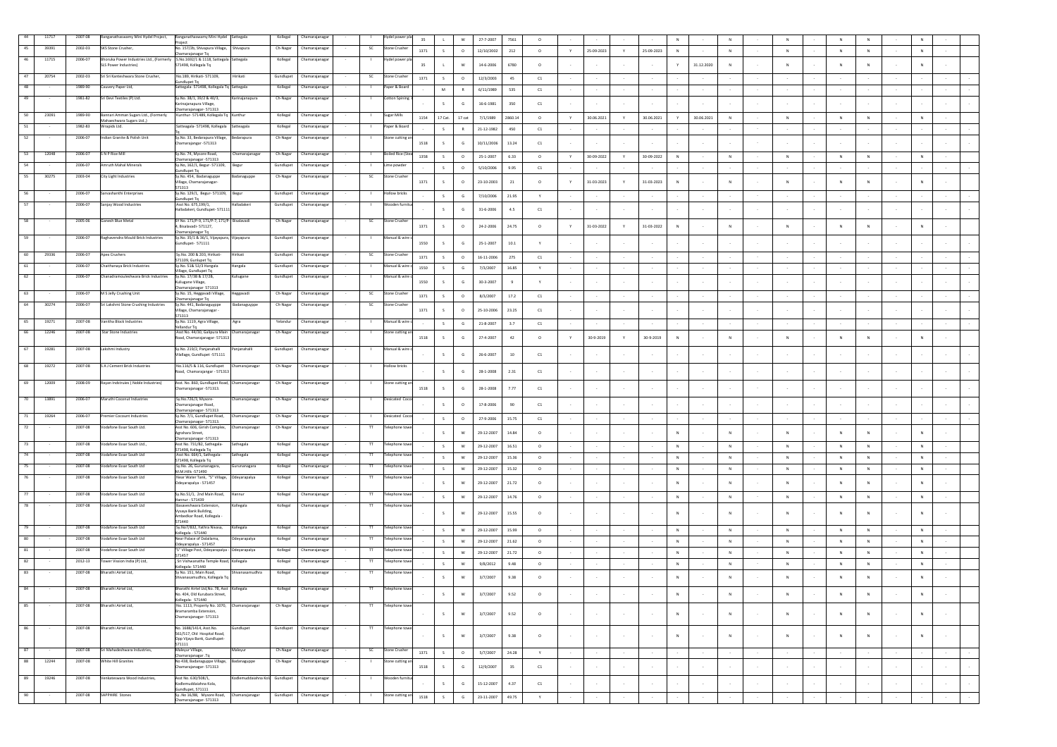| | | | | | | | | | | | | | | | | | | | | | | | | | | | | | | | |
|---|---|---|---|---|---|---|---|---|---|---|---|---|---|---|---|---|---|---|---|---|---|---|---|---|---|---|---|---|---|---|---|
| 44 | 11717 | 2007-08 | Ranganathaswamy Mini Hydel Project, | Ranganathaswamy Mini Hydel Project | Sattegala | Kollegal | Chamarajanagar | - | I | Hydel power pla | 35 | L | W | 27-7-2007 | 7561 | O | - | - | - | - | N | - | N | - | N | - | N | N | - | N | - |
| 45 | 39391 | 2002-03 | SKS Stone Crusher, | No. 157/2b, Shivapura Village, Chamarajanagar Tq | Shivapura | Ch-Nagar | Chamarajanagar | - | SC | Stone Crusher | 1371 | S | O | 12/10/2002 | 212 | O | Y | 25-09-2023 | Y | 25-09-2023 | N | - | N | - | N | - | N | N | - | N | - |
| 46 | 11715 | 2006-07 | Bhoruka Power Industries Ltd., (Formerly SLS Power Industries) | S.No.1692/1 & 1118, Sattegala 571498, Kollegala Tq | Sattegala | Kollegal | Chamarajanagar | - | I | Hydel power pla | 35 | L | W | 14-6-2006 | 6780 | O | - | - | - | - | Y | 31.12.2020 | N | - | N | - | N | N | - | N | - |
| 47 | 20754 | 2002-03 | Sri Sri Kanteshwara Stone Crusher, | No.189, Hirikati- 571109, Gundlupet Tq | Hirikati | Gundlupet | Chamarajanagar | - | SC | Stone Crusher | 1371 | S | O | 12/3/2003 | 45 | C1 | - | - | - | - | - | - | - | - | - | - | - | - | - | - | - |
| 48 | - | 1989-90 | Cauvery Paper Ltd | Sattegala- 571498, Kollegala Tq | Sattegala | Kollegal | Chamarajanagar | - | I | Paper & Board | | M | R | 6/11/1989 | 535 | C1 | - | - | - | - | - | - | - | - | - | - | - | - | - | - | - |
| 49 | - | 1981-82 | Sri Devi Textiles (P) Ltd. | Sy.No. 38/1, 39/2 & 40/3, Karinajanapura Village, Chamarajanagar- 571313 | Karinajanapura | Ch-Nagar | Chamarajanagar | - | I | Cotton Spining | | S | G | 16-6-1981 | 350 | C1 | - | - | - | - | - | - | - | - | - | - | - | - | - | - | - |
| 50 | 23091 | 1989-90 | Bannari Amman Sugars Ltd., (Formerly Mahaeshwara Sugars Ltd.,) | Kunthur- 571489, Kollegala Tq | Kunthur | Kollegal | Chamarajanagar | - | I | Sugar Mills | 1154 | 17 Cat. | 17 cat | 7/1/1989 | 2860.14 | O | Y | 30.06.2021 | Y | 30.06.2021 | Y | 30.06.2021 | N | - | N | - | N | N | - | N | - |
| 51 | - | 1982-83 | Wrapids Ltd. | Satteagala- 571498, Kollegala Tq | Satteagala | Kollegal | Chamarajanagar | - | I | Paper & Board | | S | R | 21-12-1982 | 450 | C1 | - | - | - | - | - | - | - | - | - | - | - | - | - | - | - |
| 52 | - | 2006-07 | Indian Granite & Polish Unit | Sy.No. 33, Bedarapura Village, Chamarajanagar -571313 | Bedarapura | Ch-Nagar | Chamarajanagar | - | I | Stone cutting an | 1518 | S | G | 10/11/2006 | 13.24 | C1 | - | - | - | - | - | - | - | - | - | - | - | - | - | - | - |
| 53 | 12048 | 2006-07 | S N P Rice Mill | Sy.No. 74, Mysore Road, Chamarajanagar -571313 | Chamarajanagar | Ch-Nagar | Chamarajanagar | - | I | Boiled Rice (Stea | 1358 | S | O | 25-1-2007 | 6.33 | O | Y | 30-09-2022 | Y | 30-09-2022 | N | - | N | - | N | - | N | N | - | N | - |
| 54 | - | 2006-07 | Amruth Mahal Minerals | Sy.No. 162/1, Begur- 571109, Gundlupet Tq | Begur | Gundlupet | Chamarajanagar | - | I | Lime powder | | S | O | 5/10/2006 | 9.95 | C1 | - | - | - | - | - | - | - | - | - | - | - | - | - | - | - |
| 55 | 30275 | 2003-04 | City Light Industries | Sy.No. 454, Badanaguppe Village, Chamarajanagar- 571313 | Badanaguppe | Ch-Nagar | Chamarajanagar | - | SC | Stone Crusher | 1371 | S | O | 23-10-2003 | 21 | O | Y | 31-03-2023 | Y | 31-03-2023 | N | - | N | - | N | - | N | N | - | N | - |
| 56 | - | 2006-07 | Sarvashanthi Enterprises | Sy.No. 129/1, Begur- 571109, Gundlupet Tq | Begur | Gundlupet | Chamarajanagar | - | I | Hollow bricks | | S | G | 7/10/2006 | 21.95 | Y | - | - | - | - | - | - | - | - | - | - | - | - | - | - | - |
| 57 | - | 2006-07 | Sanjay Wood Industries | Asst No. 675,199/1, Halladakeri, Gundlupet- 571111 | Halladakeri | Gundlupet | Chamarajanagar | - | I | Wooden furnitu | | S | G | 31-6-2006 | 4.5 | C1 | - | - | - | - | - | - | - | - | - | - | - | - | - | - | - |
| 58 | - | 2005-06 | Ganesh Blue Metal | SY No. 171/P-9, 171/P-7, 171/P-4, Bisalavadi- 571127, Chamarajanagar Tq | Bisalavadi | Ch-Nagar | Chamarajanagar | - | SC | Stone Crusher | 1371 | S | O | 24-2-2006 | 24.75 | O | Y | 31-03-2022 | Y | 31-03-2022 | N | - | N | - | N | - | N | N | - | N | - |
| 59 | - | 2006-07 | Raghavendra Mould Brick Industries | Sy.No. 35/1 & 36/1, Vijayapura, Gundlupet- 571111 | Vijayapura | Gundlupet | Chamarajanagar | - | I | Manual & wire c | 1550 | S | G | 25-1-2007 | 10.1 | Y | - | - | - | - | - | - | - | - | - | - | - | - | - | - | - |
| 60 | 29336 | 2006-07 | Apex Crushers | Sy.No. 200 & 203, Hirikati- 571109, Gunlupet Tq | Hirikati | Gundlupet | Chamarajanagar | - | SC | Stone Crusher | 1371 | S | O | 16-11-2006 | 275 | C1 | - | - | - | - | - | - | - | - | - | - | - | - | - | - | - |
| 61 | - | 2006-07 | Chaithanaya Brick Industries | Sy.No. 51& 53/3 Hangala Village, Gundlupet Tq | Hangala | Gundlupet | Chamarajanagar | - | I | Manual & wire c | 1550 | S | G | 7/3/2007 | 16.85 | Y | - | - | - | - | - | - | - | - | - | - | - | - | - | - | - |
| 62 | - | 2006-07 | Chanadramouleshwara Brick Industries | Sy.No. 17/38 & 17/28, Kuliugane Village, Chamarajanagar 571313 | Kuliugane | Gundlupet | Chamarajanagar | - | I | Manual & wire c | 1550 | S | G | 30-3-2007 | 9 | Y | - | - | - | - | - | - | - | - | - | - | - | - | - | - | - |
| 63 | - | 2006-07 | M S Jelly Crushing Unit | Sy.No. 15, Heggavadi Village, Chamarajanagar Tq | Heggavadi | Ch-Nagar | Chamarajanagar | - | SC | Stone Crusher | 1371 | S | O | 8/3/2007 | 17.2 | C1 | - | - | - | - | - | - | - | - | - | - | - | - | - | - | - |
| 64 | 30274 | 2006-07 | Sri Lakshmi Stone Crushing Industries | Sy.No. 441, Badanaguppe Village, Chamarajanagar - 571313 | Badanaguppe | Ch-Nagar | Chamarajanagar | - | SC | Stone Crusher | 1371 | S | O | 25-10-2006 | 23.25 | C1 | - | - | - | - | - | - | - | - | - | - | - | - | - | - | - |
| 65 | 19271 | 2007-08 | Vanitha Block Industries | Sy.No. 1119, Agra Village, Yellandur Tq | Agra | Yelandur | Chamarajanagar | - | I | Manual & wire c | | S | G | 21-8-2007 | 3.7 | C1 | - | - | - | - | - | - | - | - | - | - | - | - | - | - | - |
| 66 | 12246 | 2007-08 | Star Stone Industries | Asst No. 44/30, Galipura Main Road, Chamarajanagar- 571313 | Chamarajanagar | Ch-Nagar | Chamarajanagar | - | I | Stone cutting an | 1518 | S | G | 27-4-2007 | 42 | O | Y | 30-9-2019 | Y | 30-9-2019 | N | - | N | - | N | - | N | N | - | N | - |
| 67 | 19281 | 2007-08 | Lakshmi Industry | Sy.No. 219/2, Panjanahalli Villlage, Gundlupet -571111 | Panjanahalli | Gundlupet | Chamarajanagar | - | I | Manual & wire c | | S | G | 26-6-2007 | 10 | C1 | - | - | - | - | - | - | - | - | - | - | - | - | - | - | - |
| 68 | 19272 | 2007-08 | S.A.J Cement Brick Industries | No.116/5 & 116, Gundlupet Road, Chamarajangar - 571313 | Chamarajanagar | Ch-Nagar | Chamarajanagar | - | I | Hollow bricks | | S | G | 28-1-2008 | 2.31 | C1 | - | - | - | - | - | - | - | - | - | - | - | - | - | - | - |
| 69 | 12009 | 2008-09 | Rayan Indstruies ( Noble Industries) | Asst. No. 860, Gundlupet Road, Chamarajanagar -571313. | Chamarajanagar | Ch-Nagar | Chamarajanagar | - | I | Stone cutting an | 1518 | S | G | 28-1-2008 | 7.77 | C1 | - | - | - | - | - | - | - | - | - | - | - | - | - | - | - |
| 70 | 13891 | 2006-07 | Maruthi Coconut Industries | Sy.No.726/3, Mysore-Chamarajangar Road, Chamarajanagar- 571313 | Chamarajanagar | Ch-Nagar | Chamarajanagar | - | I | Desicated Coco | | S | O | 17-8-2006 | 90 | C1 | - | - | - | - | - | - | - | - | - | - | - | - | - | - | - |
| 71 | 19264 | 2006-07 | Premier Cocount Industries | Sy.No. 7/1, Gundlupet Road, Chamarajanagar- 571313. | Chamarajanagar | Ch-Nagar | Chamarajanagar | - | I | Desicated Coco | | S | O | 27-9-2006 | 15.75 | C1 | - | - | - | - | - | - | - | - | - | - | - | - | - | - | - |
| 72 | - | 2007-08 | Vodafone Essar South Ltd. | Asst No. 606, Girish Complex, Agrahara Street, Chamarajanagar -571313 | Chamarajanagar | Ch-Nagar | Chamarajanagar | - | TT | Telephone towe | | S | W | 29-12-2007 | 14.84 | O | - | - | - | - | N | - | N | - | N | - | N | N | - | N | - |
| 73 | - | 2007-08 | Vodafone Essar South Ltd., | Asst No. 731/82, Sattegala- 571498, Kollegala Tq | Sattegala | Kollegal | Chamarajanagar | - | TT | Telephone towe | | S | W | 29-12-2007 | 16.51 | O | - | - | - | - | N | - | N | - | N | - | N | N | - | N | - |
| 74 | - | 2007-08 | Vodafone Essar South Ltd | Asst No. 664/1, Sathegala- 571498, Kollegala Tq | Sathegala | Kollegal | Chamarajanagar | - | TT | Telephone towe | | S | W | 29-12-2007 | 15.36 | O | - | - | - | - | N | - | N | - | N | - | N | N | - | N | - |
| 75 | - | 2007-08 | Vodafone Essar South Ltd | Sy.No. 26, Gurunanagara, M.M.Hills -571490 | Gurunanagara | Kollegal | Chamarajanagar | - | TT | Telephone towe | | S | W | 29-12-2007 | 15.32 | O | - | - | - | - | N | - | N | - | N | - | N | N | - | N | - |
| 76 | - | 2007-08 | Vodafone Essar South Ltd | Near Water Tank, "S" Village, Odeyarapalya - 571457 | Odeyarapalya | Kollegal | Chamarajanagar | - | TT | Telephone towe | | S | W | 29-12-2007 | 21.72 | O | - | - | - | - | N | - | N | - | N | - | N | N | - | N | - |
| 77 | - | 2007-08 | Vodafone Essar South Ltd | Sy.No.51/1, 2nd Main Road, Hannur - 571439 | Hannur | Kollegal | Chamarajanagar | - | TT | Telephone towe | | S | W | 29-12-2007 | 14.76 | O | - | - | - | - | N | - | N | - | N | - | N | N | - | N | - |
| 78 | - | 2007-08 | Vodafone Essar South Ltd | Basaveshwara Extension, Vysaya Bank Building, Ambedkar Road, Kollegala - 571440 | Kollegala | Kollegal | Chamarajanagar | - | TT | Telephone towe | | S | W | 29-12-2007 | 15.55 | O | - | - | - | - | N | - | N | - | N | - | N | N | - | N | - |
| 79 | - | 2007-08 | Vodafone Essar South Ltd | Sy.No7/832, Yathra Nivasa, Kollegala - 571440 | Kollegala | Kollegal | Chamarajanagar | - | TT | Telephone towe | | S | W | 29-12-2007 | 15.99 | O | - | - | - | - | N | - | N | - | N | - | N | N | - | N | - |
| 80 | - | 2007-08 | Vodafone Essar South Ltd | Near Palace of Dalailama, Odeyarapalya - 571457 | Odeyarapalya | Kollegal | Chamarajanagar | - | TT | Telephone towe | | S | W | 29-12-2007 | 21.62 | O | - | - | - | - | N | - | N | - | N | - | N | N | - | N | - |
| 81 | - | 2007-08 | Vodafone Essar South Ltd | "S" Village Post, Odeyarapalya - 571457 | Odeyarapalya | Kollegal | Chamarajanagar | - | TT | Telephone towe | | S | W | 29-12-2007 | 21.72 | O | - | - | - | - | N | - | N | - | N | - | N | N | - | N | - |
| 82 | - | 2012-13 | Tower Vision India (P) Ltd, | Sri Vishwanatha Temple Road, Kollegala- 571440 | Kollegala | Kollegal | Chamarajanagar | - | TT | Telephone towe | | S | W | 9/8/2012 | 9.48 | O | - | - | - | - | N | - | N | - | N | - | N | N | - | N | - |
| 83 | - | 2007-08 | Bharathi Airtel Ltd, | Sy No. 151, Main Road, Shivanasamudhra, Kollegala Tq | Shivanasamudhra | Kollegal | Chamarajanagar | - | TT | Telephone towe | | S | W | 3/7/2007 | 9.38 | O | - | - | - | - | N | - | N | - | N | - | N | N | - | N | - |
| 84 | - | 2007-08 | Bharathi Airtel Ltd, | Bharathi Airtel Ltd,No. 78, Asst No. 404, Old Kurubara Street, Kollegala- 571440 | Kollegala | Kollegal | Chamarajanagar | - | TT | Telephone towe | | S | W | 3/7/2007 | 9.52 | O | - | - | - | - | N | - | N | - | N | - | N | N | - | N | - |
| 85 | - | 2007-08 | Bharathi Airtel Ltd, | No. 1113, Property No. 1070, Bramaramba Extension, Chamarajanagar- 571313 | Chamarajanagar | Ch-Nagar | Chamarajanagar | - | TT | Telephone towe | | S | W | 3/7/2007 | 9.52 | O | - | - | - | - | N | - | N | - | N | - | N | N | - | N | - |
| 86 | - | 2007-08 | Bharathi Airtel Ltd, | No. 1688/1414, Asst.No. 561/517, Old Hospital Road, Opp Vijaya Bank, Gundlupet- 571111 | Gundlupet | Gundlupet | Chamarajanagar | - | TT | Telephone towe | | S | W | 3/7/2007 | 9.38 | O | - | - | - | - | N | - | N | - | N | - | N | N | - | N | - |
| 87 | - | 2007-08 | Sri Mahadeshwara Industries, | Maleyur Village, Chamarajanagar -Tq | Maleyur | Ch-Nagar | Chamarajanagar | - | SC | Stone Crusher | 1371 | S | O | 5/7/2007 | 24.28 | Y | - | - | - | - | - | - | - | - | - | - | - | - | - | - | - |
| 88 | 12244 | 2007-08 | White Hill Granites | No 438, Badanaguppe Village, Chamarajanagar- 571313 | Badanaguppe | Ch-Nagar | Chamarajanagar | - | I | Stone cutting an | 1518 | S | G | 12/9/2007 | 35 | C1 | - | - | - | - | - | - | - | - | - | - | - | - | - | - | - |
| 89 | 19246 | 2007-08 | Venkateswara Wood Industries, | Asst No. 630/508/1, Kodlemuddaiahna Kola, Gundlupet, 571111 | Kodlemuddaiahna Kol | Gundlupet | Chamarajanagar | - | I | Wooden furnitu | | S | G | 15-12-2007 | 4.37 | C1 | - | - | - | - | - | - | - | - | - | - | - | - | - | - | - |
| 90 | - | 2007-08 | SAPPHIRE Stones | Sy..No 16/8B, Mysore Road, Chamarajanagar- 571313 | Chamarajanagar | Gundlupet | Chamarajanagar | - | I | Stone cutting an | 1518 | S | G | 23-11-2007 | 49.75 | Y | - | - | - | - | - | - | - | - | - | - | - | - | - | - | - |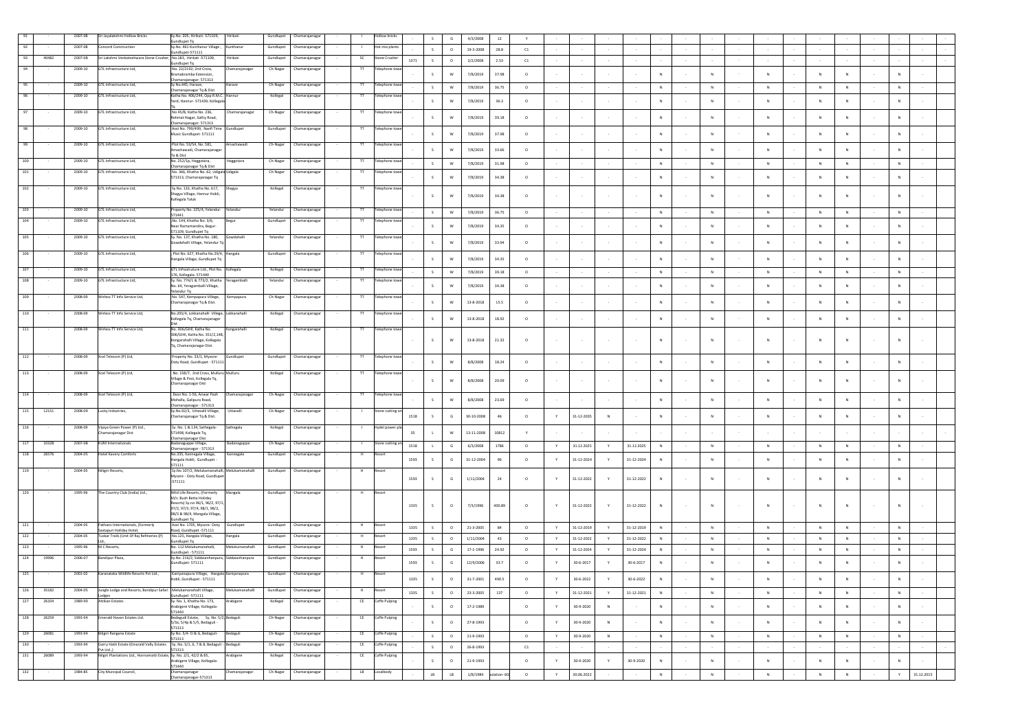| | | | | | | | | | | | | | | | | | | | | | | | | | | | | | | | |
|---|---|---|---|---|---|---|---|---|---|---|---|---|---|---|---|---|---|---|---|---|---|---|---|---|---|---|---|---|---|---|---|
| 91 | - | 2007-08 | Sri Jayalakshmi Hollow Bricks | Sy.No. 205, Hirikati- 571109, Gundlupet Tq | Hirikati | Gundlupet | Chamarajanagar | - | I | Hollow bricks | - | S | G | 4/3/2008 | 12 | Y | - | - | - | - | - | - | - | - | - | - | - | - | - | - | - |
| 92 | - | 2007-08 | Concord Construction | Sy.No. 461 Kunthanur Village , Gundlupet-571111 | Kunthanur | Gundlupet | Chamarajanagar | - | I | Hot mix plants | - | S | O | 19-3-2008 | 28.8 | C1 | - | - | - | - | - | - | - | - | - | - | - | - | - | - | - |
| 93 | 40482 | 2007-08 | Sri Lakshmi Venkateshwara Stone Crusher, | No.183, Hirikati-571109, Gundlupet Tq | Hirikati | Gundlupet | Chamarajanagar | - | SC | Stone Crusher | 1371 | S | O | 2/2/2008 | 2.53 | C1 | - | - | - | - | - | - | - | - | - | - | - | - | - | - | - |
| 94 | - | 2009-10 | GTL Infrastructure Ltd, | No. 22/2192, 2nd Cross, Bramabramba Extension, Chamarajanagar- 571313 | Chamarajanagar | Ch-Nagar | Chamarajanagar | - | TT | Telephone tower | - | S | W | 7/8/2019 | 37.98 | O | - | - | - | - | N | - | N | - | N | - | N | N | - | N | - |
| 95 | - | 2009-10 | GTL Infrastructure Ltd, | Sy No.445, Harave, Chamarajanagar Tq & Dist | Harave | Ch-Nagar | Chamarajanagar | - | TT | Telephone tower | - | S | W | 7/8/2019 | 36.75 | O | - | - | - | - | N | - | N | - | N | - | N | N | - | N | - |
| 96 | - | 2009-10 | GTL Infrastructure Ltd, | Katha No. 406/244, Opp R.M.C. Yard, Hannur- 571439, Kollegala Tq | Hannur | Kollegal | Chamarajanagar | - | TT | Telephone tower | - | S | W | 7/8/2019 | 36.3 | O | - | - | - | - | N | - | N | - | N | - | N | N | - | N | - |
| 97 | - | 2009-10 | GTL Infrastructure Ltd, | No 45/8, Katha No. 236, Rehmat Nagar, Sathy Road, Chamarajanagar- 571313 | Chamarajanagar | Ch-Nagar | Chamarajanagar | - | TT | Telephone tower | - | S | W | 7/8/2019 | 39.18 | O | - | - | - | - | N | - | N | - | N | - | N | N | - | N | - |
| 98 | - | 2009-10 | GTL Infrastructure Ltd, | Asst No. 799/499, Nanfi Time Music Gundlupet- 571111 | Gundlupet | Gundlupet | Chamarajanagar | - | TT | Telephone tower | - | S | W | 7/8/2019 | 37.98 | O | - | - | - | - | N | - | N | - | N | - | N | N | - | N | - |
| 99 | - | 2009-10 | GTL Infrastructure Ltd, | Plot No. 53/54, No. 581, Amachawadi, Chamarajanagar Tq & Dist | Amachawadi | Ch-Nagar | Chamarajanagar | - | TT | Telephone tower | - | S | W | 7/8/2019 | 33.66 | O | - | - | - | - | N | - | N | - | N | - | N | N | - | N | - |
| 100 | - | 2009-10 | GTL Infrastructure Ltd, | No. 252/1p, Heggotara, Chamarajanagar Tq & Dist | Heggotara | Ch-Nagar | Chamarajanagar | - | TT | Telephone tower | - | S | W | 7/8/2019 | 31.98 | O | - | - | - | - | N | - | N | - | N | - | N | N | - | N | - |
| 101 | - | 2009-10 | GTL Infrastructure Ltd, | No. 366, Khatha No. 62, Udigala 571313, Chamarajanagar Tq | Udigala | Ch-Nagar | Chamarajanagar | - | TT | Telephone tower | - | S | W | 7/8/2019 | 34.38 | O | - | - | - | - | N | - | N | - | N | - | N | N | - | N | - |
| 102 | - | 2009-10 | GTL Infrastructure Ltd, | Sy No. 133, Khatha No. 617, Shagya Village, Hannur Hobli, Kollegala Taluk | Shagya | Kollegal | Chamarajanagar | - | TT | Telephone tower | - | S | W | 7/8/2019 | 34.38 | O | - | - | - | - | N | - | N | - | N | - | N | N | - | N | - |
| 103 | - | 2009-10 | GTL Infrastructure Ltd, | Property No. 225/4, Yelandur- 571441 | Yelandur | Yelandur | Chamarajanagar | - | TT | Telephone tower | - | S | W | 7/8/2019 | 36.75 | O | - | - | - | - | N | - | N | - | N | - | N | N | - | N | - |
| 104 | - | 2009-10 | GTL Infrastructure Ltd, | No. 144, Khatha No. 3/6, Near Ramamandira, Begur- 571109, Gundlupet Tq | Begur | Gundlupet | Chamarajanagar | - | TT | Telephone tower | - | S | W | 7/8/2019 | 34.35 | O | - | - | - | - | N | - | N | - | N | - | N | N | - | N | - |
| 105 | - | 2009-10 | GTL Infrastructure Ltd, | Sy. No. 137, Khatha No. 180, Gowdahalli Village, Yelandur Tq | Gowdahalli | Yelandur | Chamarajanagar | - | TT | Telephone tower | - | S | W | 7/8/2019 | 33.94 | O | - | - | - | - | N | - | N | - | N | - | N | N | - | N | - |
| 106 | - | 2009-10 | GTL Infrastructure Ltd, | Plot No. 627, Khatha No.29/4, Hangala Village, Gundlupet Tq | Hangala | Gundlupet | Chamarajanagar | - | TT | Telephone tower | - | S | W | 7/8/2019 | 34.35 | O | - | - | - | - | N | - | N | - | N | - | N | N | - | N | - |
| 107 | - | 2009-10 | GTL Infrastructure Ltd, | GTL Infrastructure Ltd., Plot No. 376, Kollegala- 571440 | Kollegala | Kollegal | Chamarajanagar | - | TT | Telephone tower | - | S | W | 7/8/2019 | 39.18 | O | - | - | - | - | N | - | N | - | N | - | N | N | - | N | - |
| 108 | - | 2009-10 | GTL Infrastructure Ltd, | Sy. No. 774/1 & 773/2, Khatha No. 64, Yeragamballi Village, Yelandur Tq | Yeragamballi | Yelandur | Chamarajanagar | - | TT | Telephone tower | - | S | W | 7/8/2019 | 34.38 | O | - | - | - | - | N | - | N | - | N | - | N | N | - | N | - |
| 109 | - | 2008-09 | Wirless TT Info Service Ltd, | No. 547, Kempapura Village, Chamarajanagar Tq & Dist. | Kempapura | Ch-Nagar | Chamarajanagar | - | TT | Telephone tower | - | S | W | 13-8-2018 | 15.5 | O | - | - | - | - | N | - | N | - | N | - | N | N | - | N | - |
| 110 | - | 2008-09 | Wirless TT Info Service Ltd, | No.205/4, Lokkanahalli Village, Kollegala Tq, Chamarajanagar Dist | Lokkanahalli | Kollegal | Chamarajanagar | - | TT | Telephone tower | - | S | W | 13-8-2018 | 18.92 | O | - | - | - | - | N | - | N | - | N | - | N | N | - | N | - |
| 111 | - | 2008-09 | Wirless TT Info Service Ltd, | No. 306/GHI, Katha No. 306/GHI, Katha No. 351/2,148, Kongarahalli Village, Kollegala Tq, Chamarajanagar Dist. | Kongarahalli | Kollegal | Chamarajanagar | - | TT | Telephone tower | - | S | W | 13-8-2018 | 21.32 | O | - | - | - | - | N | - | N | - | N | - | N | N | - | N | - |
| 112 | - | 2008-09 | Xcel Telecom (P) Ltd, | Property No. 33/1, Mysore- Ooty Road, Gundlupet - 571111 | Gundlupet | Gundlupet | Chamarajanagar | - | TT | Telephone tower | - | S | W | 8/8/2008 | 18.24 | O | - | - | - | - | N | - | N | - | N | - | N | N | - | N | - |
| 113 | - | 2008-09 | Xcel Telecom (P) Ltd, | No. 158/7, 2nd Cross, Mulluru Village & Post, Kollegala Tq, Chamarajanagar Dist | Mulluru | Kollegal | Chamarajanagar | - | TT | Telephone tower | - | S | W | 8/8/2008 | 20.09 | O | - | - | - | - | N | - | N | - | N | - | N | N | - | N | - |
| 114 | - | 2008-09 | Xcel Telecom (P) Ltd, | Door No. 1-56, Anwar Pash Mohalla, Galipura Road, Chamarajanagar - 571313 | Chamarajanagar | Ch-Nagar | Chamarajanagar | - | TT | Telephone tower | - | S | W | 8/8/2008 | 23.69 | O | - | - | - | - | N | - | N | - | N | - | N | N | - | N | - |
| 115 | 12151 | 2008-09 | Lucky Industries, | Sy.No.92/3, Uttavalli Village, Chamarajanagar Tq & Dist. | Uttavalli | Ch-Nagar | Chamarajanagar | - | I | Stone cutting and | 1518 | S | G | 30-10-2008 | 46 | O | Y | 31-12-2035 | N | - | N | - | N | - | N | - | N | N | - | N | - |
| 116 | - | 2008-09 | Vijaya Green Power (P) Ltd., Chamarajanagar Dist | Sy. No. 1 & 134, Sathegala- 571498, Kollegala Tq, Chamarajanagar Dist | Sathegala | Kollegal | Chamarajanagar | - | I | Hydel power pla | 35 | L | W | 13-11-2008 | 10812 | Y | - | - | - | - | - | - | - | - | - | - | - | - | - | - | - |
| 117 | 10328 | 2007-08 | KUM Internationals | Badanaguppe Village, Chamarajanagar - 571313 | Badanaguppe | Ch-Nagar | Chamarajanagar | - | I | Stone cutting and | 1518 | L | G | 6/3/2008 | 1786 | O | Y | 31.12.2025 | Y | 31.12.2025 | N | - | N | - | N | - | N | N | - | N | - |
| 118 | 26576 | 2004-05 | Hotel Kavery Comforts | No.335, Kannegala Village, Hangala Hobli, Gundlupet - 571111 | Kannegala | Gundlupet | Chamarajanagar | - | H | Resort | 1593 | S | G | 31-12-2004 | 96 | O | Y | 31-12-2024 | Y | 31-12-2024 | N | - | N | - | N | - | N | N | - | N | - |
| 119 | | 2004-05 | Nilgiri Resorts, | Sy.No 107/2, Melukamanahalli, Mysore - Ooty Road, Gundlupet -571111 | Melukamanahalli | Gundlupet | Chamarajanagar | - | H | Resort | 1593 | S | G | 1/11/2004 | 24 | O | Y | 31-12-2022 | Y | 31-12-2022 | N | - | N | - | N | - | N | N | - | N | - |
| 120 | - | 1995-96 | The Country Club (India) Ltd., | Wild Life Resorts (Formerly M/s. Bush Betta Holiday Resorts) Sy no 96/1, 96/2, 97/1, 97/2, 97/3, 97/4, 98/1, 98/2, 98/3 & 98/4, Mangala Village, Gundlupet Tq | Mangala | Gundlupet | Chamarajanagar | - | H | Resort | 1335 | S | O | 7/3/1996 | 400.89 | O | Y | 31-12-2022 | Y | 31-12-2022 | N | - | N | - | N | - | N | N | - | N | - |
| 121 | - | 2004-05 | Pathans Internationals, (Formerly Sastapuri Holiday Hotel, | Asst No. 1705, Mysore- Ooty Road, Gundlupet -571111 | Gundlupet | Gundlupet | Chamarajanagar | - | H | Resort | 1335 | S | O | 21-3-2005 | 84 | O | Y | 31-12-2019 | Y | 31-12-2019 | N | - | N | - | N | - | N | N | - | N | - |
| 122 | - | 2004-05 | Tuskar Trails (Unit Of Raj Refineries (P) Ltd., | No.125, Hangala Village, Gundlupet Tq | Hangala | Gundlupet | Chamarajanagar | - | H | Resort | 1335 | S | O | 1/11/2004 | 43 | O | Y | 31-12-2022 | Y | 31-12-2022 | N | - | N | - | N | - | N | N | - | N | - |
| 123 | - | 1995-96 | M C Resorts, | No. 112 Melukamanahalli, Gundlupet - 571111 | Melukamanahalli | Gundlupet | Chamarajanagar | - | H | Resort | 1593 | S | G | 17-1-1996 | 24.92 | O | Y | 31-12-2024 | Y | 31-12-2024 | N | - | N | - | N | - | N | N | - | N | - |
| 124 | 19996 | 2006-07 | Bandipur Plaza, | Sy.No. 216/2, Siddaiahnapura, Gundlupet- 571111 | Siddaiahnapura | Gundlupet | Chamarajanagar | - | H | Resort | 1593 | S | G | 12/9/2006 | 33.7 | O | Y | 30-6-2017 | Y | 30-6-2017 | N | - | N | - | N | - | N | N | - | N | - |
| 125 | - | 2001-02 | Karanataka Wildlife Resorts Pvt Ltd., | Kaniyanapura Village, Hangala Hobli, Gundlupet - 571111 | Kaniyanapura | Gundlupet | Chamarajanagar | - | H | Resort | 1335 | S | O | 31-7-2001 | 490.5 | O | Y | 30-6-2022 | Y | 30-6-2022 | N | - | N | - | N | - | N | N | - | N | - |
| 126 | 35182 | 2004-05 | Jungle Lodge and Resorts, Bandipur Safari Lodges | Melukamanahalli Village, Gundlupet -571111 | Melukamanahalli | Gundlupet | Chamarajanagar | - | H | Resort | 1335 | S | O | 23-3-2005 | 137 | O | Y | 31-12-2021 | Y | 31-12-2021 | N | - | N | - | N | - | N | N | - | N | - |
| 127 | 26104 | 1989-90 | Attikan Estates | Sy. No. 1, Khatha No. 173, Arabigere Village, Kollegala- 571440 | Arabigere | Kollegal | Chamarajanagar | - | CE | Coffe Pulping | - | S | O | 17-2-1989 | | O | Y | 30-9-2020 | N | - | N | - | N | - | N | - | N | N | - | N | - |
| 128 | 26259 | 1993-94 | Emerald Haven Estates Ltd. | Bedaguli Estate, Sy. No. 5/2, 5/3a, 5/4p & 5/5, Bedaguli - 571313 | Bedaguli | Ch-Nagar | Chamarajanagar | - | CE | Coffe Pulping | - | S | O | 27-8-1993 | | O | Y | 30-9-2020 | N | - | N | - | N | - | N | - | N | N | - | N | - |
| 129 | 26081 | 1993-94 | Biligiri Rangana Estate | Sy No. 5/4- D & G, Bedaguli- 571313 | Bedaguli | Ch-Nagar | Chamarajanagar | - | CE | Coffe Pulping | - | S | O | 21-9-1993 | | O | Y | 30-9-2020 | N | - | N | - | N | - | N | - | N | N | - | N | - |
| 130 | - | 1993-94 | Gurry Hatti Estate (Emarald Vally Estates Pvt Ltd.,) | Sy. No. 5/1, 6, 7 & 8, Bedaguli- 571313 | Bedaguli | Ch-Nagar | Chamarajanagar | - | CE | Coffe Pulping | - | S | O | 26-8-1993 | | C1 | - | - | - | - | - | - | - | - | - | - | - | - | - | - | - |
| 131 | 26089 | 1993-94 | Nilgiri Plantations Ltd., Honnamatti Estate, | Sy. No. 2/1, 42/2 & 85, Arabigere Village, Kollegala- 571440 | Arabigere | Kollegal | Chamarajanagar | - | CE | Coffe Pulping | - | S | O | 21-9-1993 | | O | Y | 30-9-2020 | Y | 30-9-2020 | N | - | N | - | N | - | N | N | - | N | - |
| 132 | - | 1984-85 | City Muncipal Council, | Chamarajanagar Chamarajanagar-571313 | Chamarajanagar | Ch-Nagar | Chamarajanagar | - | LB | Localbody | - | LB | LB | 1/8/1984 | ulation-60 | O | Y | 30.06.2022 | - | - | N | - | N | - | N | - | N | N | - | Y | 31.12.2015 |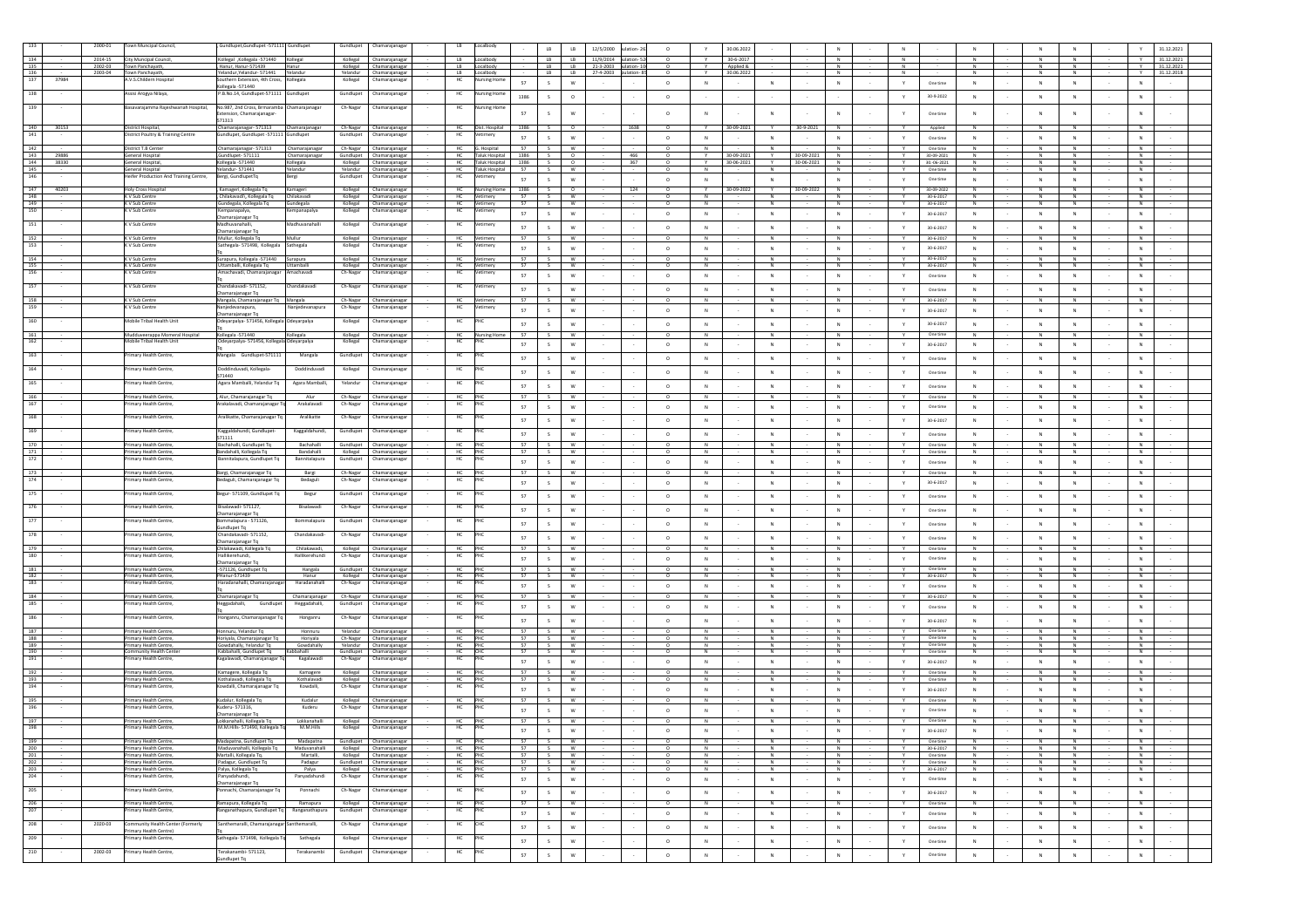| | | | | | | | | | | | | | | | | | | | | | | | | | | | | | | | | |
|---|---|---|---|---|---|---|---|---|---|---|---|---|---|---|---|---|---|---|---|---|---|---|---|---|---|---|---|---|---|---|---|---|
| 133 | - | 2000-01 | Town Muncipal Council, | Gundlupet,Gundlupet -571111 | Gundlupet | Gundlupet | Chamarajanagar | - | LB | Localbody | - | LB | LB | 12/5/2000 | ulation-26 | - | O | Y | 30.06.2022 | - | - | N | - | N | - | N | - | N | N | - | Y | 31.12.2021 |
| 134 | - | 2014-15 | City Muncipal Council, | Kollegal ,Kollegala -571440 | Kollegal | Kollegal | Chamarajanagar | - | LB | Localbody | - | LB | LB | 11/9/2014 | ulation-52 | - | O | Y | 30-6-2017 | - | - | N | - | N | - | N | - | N | N | - | Y | 31.12.2021 |
| 135 | - | 2002-03 | Town Panchayath, | Hanur, Hanur-571439 | Hanur | Kollegal | Chamarajanagar | - | LB | Localbody | - | LB | LB | 21-3-2003 | ulation-10 | - | O | Y | Applied & | - | - | N | - | N | - | N | - | N | N | - | Y | 31.12.2021 |
| 136 | - | 2003-04 | Town Panchayath, | Yelandur,Yelandur- 571441 | Yelandur | Yelandur | Chamarajanagar | - | LB | Localbody | - | LB | LB | 27-4-2003 | ulation-85 | - | O | Y | 30.06.2022 | - | - | N | - | N | - | N | - | N | N | - | Y | 31.12.2018 |
| 137 | 37984 | | A.V.S.Childern Hospital | Southern Extension, 4th Cross, Kollegala -571440 | Kollegala | Kollegal | Chamarajanagar | - | HC | Nursing Home | 57 | S | W | - | - | - | O | N | - | N | - | N | - | Y | One time | N | - | N | N | - | N | - |
| 138 | - | | Assisi Arogya Nilaya, | P.B.No.14, Gundlupet-571111 | Gundlupet | Gundlupet | Chamarajanagar | - | HC | Nursing Home | 1386 | S | O | - | - | - | | | | | | | | Y | 30-9-2022 | N | - | N | N | - | | - |
| 139 | - | | Basavarajamma Rajeshwariah Hospital, | No.987, 2nd Cross, Brmaramba Extension, Chamarajanagar-571313 | Chamarajanagar | Ch-Nagar | Chamarajanagar | - | HC | Nursing Home | 57 | S | W | - | - | - | O | N | - | N | - | N | - | Y | One time | N | - | N | N | - | N | - |
| 140 | 30153 | | District Hospital, | Chamarajanagar- 571313 | Chamarajanagar | Ch-Nagar | Chamarajanagar | - | HC | Dist. Hospital | 1386 | S | O | - | - | 1638 | O | Y | 30-09-2021 | Y | 30-9-2021 | N | - | Y | Applied | N | - | N | N | - | N | - |
| 141 | - | | District Poultry & Training Centre | Gundlupet, Gundlupet -571111 | Gundlupet | Gundlupet | Chamarajanagar | - | HC | Vetinery | 57 | S | W | - | - | - | O | N | - | N | - | N | - | Y | One time | N | - | N | N | - | N | - |
| 142 | - | | District T.B Center | Chamarajanagar- 571313 | Chamarajanagar | Ch-Nagar | Chamarajanagar | - | HC | G. Hospital | 57 | S | W | - | - | - | O | N | - | N | - | N | - | Y | One time | N | - | N | N | - | N | - |
| 143 | 29886 | | General Hospital | Gundlupet- 571111 | Chamarajanagar | Gundlupet | Chamarajanagar | - | HC | Taluk Hospital | 1386 | S | O | - | - | 466 | O | Y | 30-09-2021 | Y | 30-09-2021 | N | - | Y | 30-09-2021 | N | - | N | N | - | N | - |
| 144 | 38330 | | General Hospital | Kollegala -571440 | Kollegala | Kollegal | Chamarajanagar | - | HC | Taluk Hospital | 1386 | S | O | - | - | 367 | O | Y | 30-06-2021 | Y | 30-06-2021 | N | - | Y | 30.-06-2021 | N | - | N | N | - | N | - |
| 145 | - | | General Hospital | Yelandur- 571441 | Yelandur | Yelandur | Chamarajanagar | - | HC | Taluk Hospital | 57 | S | W | - | - | - | O | N | - | N | - | N | - | Y | One time | N | - | N | N | - | N | - |
| 146 | - | | Heifer Production And Training Centre, | Bergi, GundlupetTq | Bergi | Gundlupet | Chamarajanagar | - | HC | Vetinery | 57 | S | W | - | - | - | O | N | - | N | - | N | - | Y | One time | N | - | N | N | - | N | - |
| 147 | 40203 | | Holy Cross Hospital | Kamageri, Kollegala Tq | Kamageri | Kollegal | Chamarajanagar | - | HC | Nursing Home | 1386 | S | O | - | - | 124 | O | Y | 30-09-2022 | Y | 30-09-2022 | N | - | Y | 30-09-2022 | N | - | N | N | - | N | - |
| 148 | - | | K V Sub Centre | Chilakavadi, Kollegala Tq | Chilakavadi | Kollegal | Chamarajanagar | - | HC | Vetinery | 57 | S | W | - | - | - | O | N | - | N | - | N | - | Y | 30-6-2017 | N | - | N | N | - | N | - |
| 149 | - | | K V Sub Centre | Gundegala, Kollegala Tq | Gundegala | Kollegal | Chamarajanagar | - | HC | Vetinery | 57 | S | W | - | - | - | O | N | - | N | - | N | - | Y | 30-6-2017 | N | - | N | N | - | N | - |
| 150 | - | | K V Sub Centre | Kempanapalya, Chamarajanagar Tq | Kempanapalya | Kollegal | Chamarajanagar | - | HC | Vetinery | 57 | S | W | - | - | - | O | N | - | N | - | N | - | Y | 30-6-2017 | N | - | N | N | - | N | - |
| 151 | - | | K V Sub Centre | Madhuvanahalli, Chamarajanagar Tq | Madhuvanahalli | Kollegal | Chamarajanagar | - | HC | Vetinery | 57 | S | W | - | - | - | O | N | - | N | - | N | - | Y | 30-6-2017 | N | - | N | N | - | N | - |
| 152 | - | | K V Sub Centre | Mullur, Kollegala Tq | Mullur | Kollegal | Chamarajanagar | - | HC | Vetinery | 57 | S | W | - | - | - | O | N | - | N | - | N | - | Y | 30-6-2017 | N | - | N | N | - | N | - |
| 153 | - | | K V Sub Centre | Sathegala- 571498, Kollegala Tq | Sathegala | Kollegal | Chamarajanagar | - | HC | Vetinery | 57 | S | W | - | - | - | O | N | - | N | - | N | - | Y | 30-6-2017 | N | - | N | N | - | N | - |
| 154 | - | | K V Sub Centre | Surapura, Kollegala -571440 | Surapura | Kollegal | Chamarajanagar | - | HC | Vetinery | 57 | S | W | - | - | - | O | N | - | N | - | N | - | Y | 30-6-2017 | N | - | N | N | - | N | - |
| 155 | - | | K V Sub Centre | Uttamballi, Kollegala Tq | Uttamballi | Kollegal | Chamarajanagar | - | HC | Vetinery | 57 | S | W | - | - | - | O | N | - | N | - | N | - | Y | 30-6-2017 | N | - | N | N | - | N | - |
| 156 | - | | K V Sub Centre | Amachavadi, Chamarajanagar Tq | Amachavadi | Ch-Nagar | Chamarajanagar | - | HC | Vetinery | 57 | S | W | - | - | - | O | N | - | N | - | N | - | Y | One time | N | - | N | N | - | N | - |
| 157 | - | | K V Sub Centre | Chandakavadi- 571152, Chamarajanagar Tq | Chandakavadi | Ch-Nagar | Chamarajanagar | - | HC | Vetinery | 57 | S | W | - | - | - | O | N | - | N | - | N | - | Y | One time | N | - | N | N | - | N | - |
| 158 | - | | K V Sub Centre | Mangala, Chamarajanagar Tq | Mangala | Ch-Nagar | Chamarajanagar | - | HC | Vetinery | 57 | S | W | - | - | - | O | N | - | N | - | N | - | Y | 30-6-2017 | N | - | N | N | - | N | - |
| 159 | - | | K V Sub Centre | Nanjedevarapura, Chamarajanagar Tq | Nanjedevarapura | Ch-Nagar | Chamarajanagar | - | HC | Vetinery | 57 | S | W | - | - | - | O | N | - | N | - | N | - | Y | 30-6-2017 | N | - | N | N | - | N | - |
| 160 | - | | Mobile Tribal Health Unit | Odeyarpalya- 571456, Kollegala Tq | Odeyarpalya | Kollegal | Chamarajanagar | - | HC | PHC | 57 | S | W | - | - | - | O | N | - | N | - | N | - | Y | 30-6-2017 | N | - | N | N | - | N | - |
| 161 | - | | Muddueerappa Momeral Hospital | Kollegala- 571440 | Kollegala | Kollegal | Chamarajanagar | - | HC | Nursing Home | 57 | S | W | - | - | - | O | N | - | N | - | N | - | Y | One time | N | - | N | N | - | N | - |
| 162 | - | | Mobile Tribal Health Unit | Odeyarpalya- 571456, Kollegala Tq | Odeyarpalya | Kollegal | Chamarajanagar | - | HC | PHC | 57 | S | W | - | - | - | O | N | - | N | - | N | - | Y | 30-6-2017 | N | - | N | N | - | N | - |
| 163 | - | | Primary Health Centre, | Mangala Gundlupet-571111 | Mangala | Gundlupet | Chamarajanagar | - | HC | PHC | 57 | S | W | - | - | - | O | N | - | N | - | N | - | Y | One time | N | - | N | N | - | N | - |
| 164 | - | | Primary Health Centre, | Doddinduvadi, Kollegala-571440 | Doddinduvadi | Kollegal | Chamarajanagar | - | HC | PHC | 57 | S | W | - | - | - | O | N | - | N | - | N | - | Y | One time | N | - | N | N | - | N | - |
| 165 | - | | Primary Health Centre, | Agara Mamballi, Yelandur Tq | Agara Mamballi, | Yelandur | Chamarajanagar | - | HC | PHC | 57 | S | W | - | - | - | O | N | - | N | - | N | - | Y | One time | N | - | N | N | - | N | - |
| 166 | - | | Primary Health Centre, | Alur, Chamarajanagar Tq | Alur | Ch-Nagar | Chamarajanagar | - | HC | PHC | 57 | S | W | - | - | - | O | N | - | N | - | N | - | Y | One time | N | - | N | N | - | N | - |
| 167 | - | | Primary Health Centre, | Arakalavadi, Chamarajanagar Tq | Arakalavadi | Ch-Nagar | Chamarajanagar | - | HC | PHC | 57 | S | W | - | - | - | O | N | - | N | - | N | - | Y | One time | N | - | N | N | - | N | - |
| 168 | - | | Primary Health Centre, | Aralikatte, Chamarajanagar Tq | Aralikatte | Ch-Nagar | Chamarajanagar | - | HC | PHC | 57 | S | W | - | - | - | O | N | - | N | - | N | - | Y | 30-6-2017 | N | - | N | N | - | N | - |
| 169 | - | | Primary Health Centre, | Kaggaldahundi, Gundlupet-571111 | Kaggaldahundi, | Gundlupet | Chamarajanagar | - | HC | PHC | 57 | S | W | - | - | - | O | N | - | N | - | N | - | Y | One time | N | - | N | N | - | N | - |
| 170 | - | | Primary Health Centre, | Bachahalli, Gundlupet Tq | Bachahalli | Gundlupet | Chamarajanagar | - | HC | PHC | 57 | S | W | - | - | - | O | N | - | N | - | N | - | Y | One time | N | - | N | N | - | N | - |
| 171 | - | | Primary Health Centre, | Bandahalli, Kollegala Tq | Bandahalli | Kollegal | Chamarajanagar | - | HC | PHC | 57 | S | W | - | - | - | O | N | - | N | - | N | - | Y | One time | N | - | N | N | - | N | - |
| 172 | - | | Primary Health Centre, | Bannitalapura, Gundlupet Tq | Bannitalapura | Gundlupet | Chamarajanagar | - | HC | PHC | 57 | S | W | - | - | - | O | N | - | N | - | N | - | Y | One time | N | - | N | N | - | N | - |
| 173 | - | | Primary Health Centre, | Bargi, Chamarajanagar Tq | Bargi | Ch-Nagar | Chamarajanagar | - | HC | PHC | 57 | S | W | - | - | - | O | N | - | N | - | N | - | Y | One time | N | - | N | N | - | N | - |
| 174 | - | | Primary Health Centre, | Bedaguli, Chamarajanagar Tq | Bedaguli | Ch-Nagar | Chamarajanagar | - | HC | PHC | 57 | S | W | - | - | - | O | N | - | N | - | N | - | Y | 30-6-2017 | N | - | N | N | - | N | - |
| 175 | - | | Primary Health Centre, | Begur- 571109, Gundlupet Tq | Begur | Gundlupet | Chamarajanagar | - | HC | PHC | 57 | S | W | - | - | - | O | N | - | N | - | N | - | Y | One time | N | - | N | N | - | N | - |
| 176 | - | | Primary Health Centre, | Bisalawadi- 571127, Chamarajanagar Tq | Bisalawadi | Ch-Nagar | Chamarajanagar | - | HC | PHC | 57 | S | W | - | - | - | O | N | - | N | - | N | - | Y | One time | N | - | N | N | - | N | - |
| 177 | - | | Primary Health Centre, | Bommalapura - 571126, Gundlupet Tq | Bommalapura | Gundlupet | Chamarajanagar | - | HC | PHC | 57 | S | W | - | - | - | O | N | - | N | - | N | - | Y | One time | N | - | N | N | - | N | - |
| 178 | - | | Primary Health Centre, | Chandakavadi- 571152, Chamarajanagar Tq | Chandakavadi- | Ch-Nagar | Chamarajanagar | - | HC | PHC | 57 | S | W | - | - | - | O | N | - | N | - | N | - | Y | One time | N | - | N | N | - | N | - |
| 179 | - | | Primary Health Centre, | Chilakawadi, Kollegala Tq | Chilakawadi, | Kollegal | Chamarajanagar | - | HC | PHC | 57 | S | W | - | - | - | O | N | - | N | - | N | - | Y | One time | N | - | N | N | - | N | - |
| 180 | - | | Primary Health Centre, | Halliberehundi, Chamarajanagar Tq | Halliberehundi | Ch-Nagar | Chamarajanagar | - | HC | PHC | 57 | S | W | - | - | - | O | N | - | N | - | N | - | Y | One time | N | - | N | N | - | N | - |
| 181 | - | | Primary Health Centre, | -571126, Gundlupet Tq | Hangala | Gundlupet | Chamarajanagar | - | HC | PHC | 57 | S | W | - | - | - | O | N | - | N | - | N | - | Y | One time | N | - | N | N | - | N | - |
| 182 | - | | Primary Health Centre, | Hanur-571439 | Hanur | Kollegal | Chamarajanagar | - | HC | PHC | 57 | S | W | - | - | - | O | N | - | N | - | N | - | Y | 30-6-2017 | N | - | N | N | - | N | - |
| 183 | - | | Primary Health Centre, | Haradanahalli, Chamarajanagar Tq | Haradanahalli | Ch-Nagar | Chamarajanagar | - | HC | PHC | 57 | S | W | - | - | - | O | N | - | N | - | N | - | Y | One time | N | - | N | N | - | N | - |
| 184 | - | | Primary Health Centre, | Chamarajanagar Tq | Chamarajanagar | Ch-Nagar | Chamarajanagar | - | HC | PHC | 57 | S | W | - | - | - | O | N | - | N | - | N | - | Y | 30-6-2017 | N | - | N | N | - | N | - |
| 185 | - | | Primary Health Centre, | Heggadahalli, Gundlupet Tq | Heggadahalli, | Gundlupet | Chamarajanagar | - | HC | PHC | 57 | S | W | - | - | - | O | N | - | N | - | N | - | Y | One time | N | - | N | N | - | N | - |
| 186 | - | | Primary Health Centre, | Honganru, Chamarajanagar Tq | Honganru | Ch-Nagar | Chamarajanagar | - | HC | PHC | 57 | S | W | - | - | - | O | N | - | N | - | N | - | Y | 30-6-2017 | N | - | N | N | - | N | - |
| 187 | - | | Primary Health Centre, | Honnuru, Yelandur Tq | Honnuru | Yelandur | Chamarajanagar | - | HC | PHC | 57 | S | W | - | - | - | O | N | - | N | - | N | - | Y | One time | N | - | N | N | - | N | - |
| 188 | - | | Primary Health Centre, | Honiyala, Chamarajanagar Tq | Honiyala | Ch-Nagar | Chamarajanagar | - | HC | PHC | 57 | S | W | - | - | - | O | N | - | N | - | N | - | Y | One time | N | - | N | N | - | N | - |
| 189 | - | | Primary Health Centre, | Gowdahally, Yelandur Tq | Gowdahally | Yelandur | Chamarajanagar | - | HC | PHC | 57 | S | W | - | - | - | O | N | - | N | - | N | - | Y | One time | N | - | N | N | - | N | - |
| 190 | - | | Community Health Center | Kabbahalli, Gundlupet Tq | Kabbahalli | Gundlupet | Chamarajanagar | - | HC | CHC | 57 | S | W | - | - | - | O | N | - | N | - | N | - | Y | One time | N | - | N | N | - | N | - |
| 191 | - | | Primary Health Centre, | Kagalawadi, Chamarajanagar Tq | Kagalawadi | Ch-Nagar | Chamarajanagar | - | HC | PHC | 57 | S | W | - | - | - | O | N | - | N | - | N | - | Y | 30-6-2017 | N | - | N | N | - | N | - |
| 192 | - | | Primary Health Centre, | Kamagere, Kollegala Tq | Kamagere | Kollegal | Chamarajanagar | - | HC | PHC | 57 | S | W | - | - | - | O | N | - | N | - | N | - | Y | One time | N | - | N | N | - | N | - |
| 193 | - | | Primary Health Centre, | Kothalavadi, Kollegala Tq | Kothalavadi | Kollegal | Chamarajanagar | - | HC | PHC | 57 | S | W | - | - | - | O | N | - | N | - | N | - | Y | One time | N | - | N | N | - | N | - |
| 194 | - | | Primary Health Centre, | Kowdalli, Chamarajanagar Tq | Kowdalli, | Ch-Nagar | Chamarajanagar | - | HC | PHC | 57 | S | W | - | - | - | O | N | - | N | - | N | - | Y | 30-6-2017 | N | - | N | N | - | N | - |
| 195 | - | | Primary Health Centre, | Kudalur, Kollegala Tq | Kudalur | Kollegal | Chamarajanagar | - | HC | PHC | 57 | S | W | - | - | - | O | N | - | N | - | N | - | Y | One time | N | - | N | N | - | N | - |
| 196 | - | | Primary Health Centre, | Kuderu- 571316, Chamarajanagar Tq | Kuderu | Ch-Nagar | Chamarajanagar | - | HC | PHC | 57 | S | W | - | - | - | O | N | - | N | - | N | - | Y | One time | N | - | N | N | - | N | - |
| 197 | - | | Primary Health Centre, | Lokkanahalli, Kollegala Tq | Lokkanahalli | Kollegal | Chamarajanagar | - | HC | PHC | 57 | S | W | - | - | - | O | N | - | N | - | N | - | Y | One time | N | - | N | N | - | N | - |
| 198 | - | | Primary Health Centre, | M.M.Hills- 571490, Kollegala Tq | M.M.Hills | Kollegal | Chamarajanagar | - | HC | PHC | 57 | S | W | - | - | - | O | N | - | N | - | N | - | Y | 30-6-2017 | N | - | N | N | - | N | - |
| 199 | - | | Primary Health Centre, | Madapatna, Gundlupet Tq | Madapatna | Gundlupet | Chamarajanagar | - | HC | PHC | 57 | S | W | - | - | - | O | N | - | N | - | N | - | Y | One time | N | - | N | N | - | N | - |
| 200 | - | | Primary Health Centre, | Maduvanahalli, Kollegala Tq | Maduvanahalli | Kollegal | Chamarajanagar | - | HC | PHC | 57 | S | W | - | - | - | O | N | - | N | - | N | - | Y | 30-6-2017 | N | - | N | N | - | N | - |
| 201 | - | | Primary Health Centre, | Martalli, Kollegala Tq, | Martalli, | Kollegal | Chamarajanagar | - | HC | PHC | 57 | S | W | - | - | - | O | N | - | N | - | N | - | Y | One time | N | - | N | N | - | N | - |
| 202 | - | | Primary Health Centre, | Padagur, Gundlupet Tq | Padagur | Gundlupet | Chamarajanagar | - | HC | PHC | 57 | S | W | - | - | - | O | N | - | N | - | N | - | Y | One time | N | - | N | N | - | N | - |
| 203 | - | | Primary Health Centre, | Palya, Kollegala Tq | Palya | Kollegal | Chamarajanagar | - | HC | PHC | 57 | S | W | - | - | - | O | N | - | N | - | N | - | Y | 30-6-2017 | N | - | N | N | - | N | - |
| 204 | - | | Primary Health Centre, | Panyadahundi, Chamarajanagar Tq | Panyadahundi | Ch-Nagar | Chamarajanagar | - | HC | PHC | 57 | S | W | - | - | - | O | N | - | N | - | N | - | Y | One time | N | - | N | N | - | N | - |
| 205 | - | | Primary Health Centre, | Ponnachi, Chamarajanagar Tq | Ponnachi | Ch-Nagar | Chamarajanagar | - | HC | PHC | 57 | S | W | - | - | - | O | N | - | N | - | N | - | Y | 30-6-2017 | N | - | N | N | - | N | - |
| 206 | - | | Primary Health Centre, | Ramapura, Kollegala Tq | Ramapura | Kollegal | Chamarajanagar | - | HC | PHC | 57 | S | W | - | - | - | O | N | - | N | - | N | - | Y | One time | N | - | N | N | - | N | - |
| 207 | - | | Primary Health Centre, | Ranganathapura, Gundlupet Tq | Ranganathapura | Gundlupet | Chamarajanagar | - | HC | PHC | 57 | S | W | - | - | - | O | N | - | N | - | N | - | Y | One time | N | - | N | N | - | N | - |
| 208 | - | 2020-03 | Community Health Center (Formerly Primary Health Centre) | Santhemaralli, Chamarajanagar Tq | Santhemaralli, | Ch-Nagar | Chamarajanagar | - | HC | CHC | 57 | S | W | - | - | - | O | N | - | N | - | N | - | Y | One time | N | - | N | N | - | N | - |
| 209 | - | | Primary Health Centre, | Sathegala- 571498, Kollegala Tq | Sathegala | Kollegal | Chamarajanagar | - | HC | PHC | 57 | S | W | - | - | - | O | N | - | N | - | N | - | Y | One time | N | - | N | N | - | N | - |
| 210 | - | 2002-03 | Primary Health Centre, | Terakanambi- 571123, Gundlupet Tq | Terakanambi | Gundlupet | Chamarajanagar | - | HC | PHC | 57 | S | W | - | - | - | O | N | - | N | - | N | - | Y | One time | N | - | N | N | - | N | - |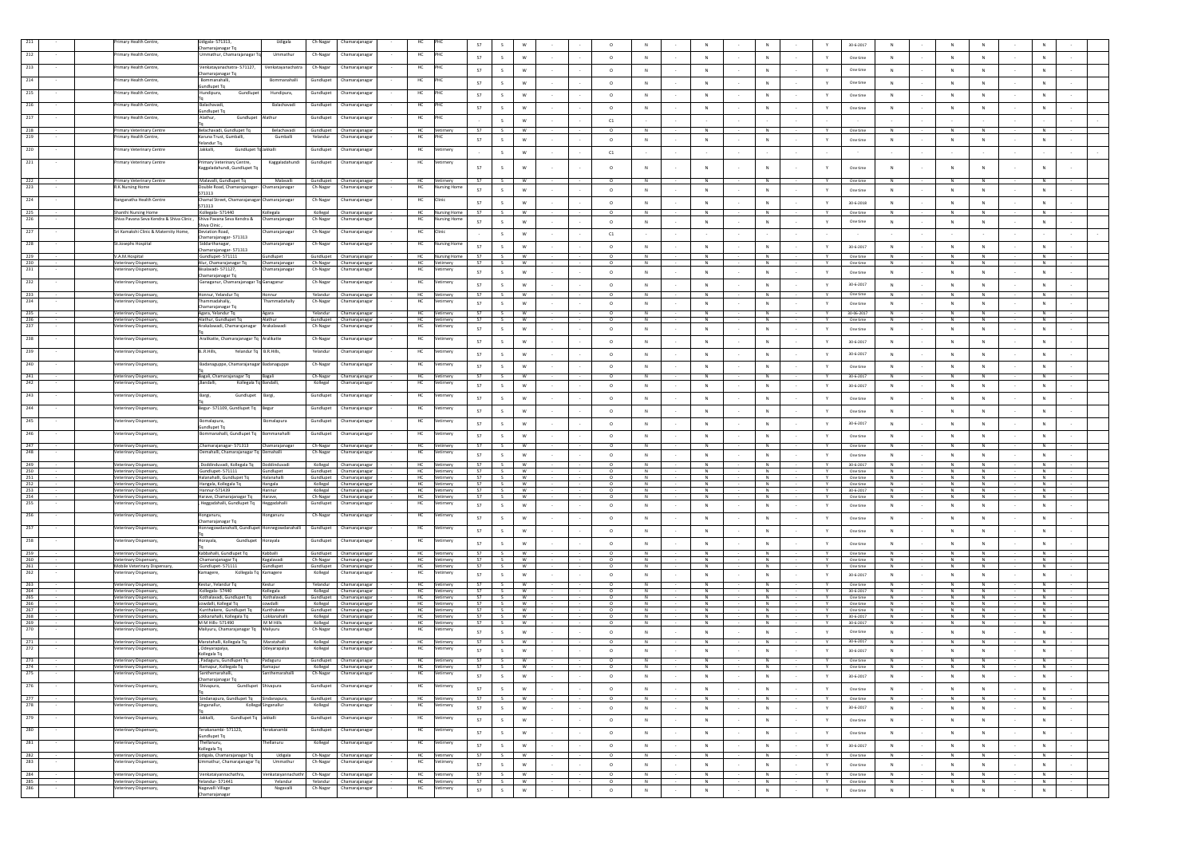| | | | | | | | | | | | | | | | | | | | | | | | | | | | | | | |
|---|---|---|---|---|---|---|---|---|---|---|---|---|---|---|---|---|---|---|---|---|---|---|---|---|---|---|---|---|---|---|
| 211 | - | Primary Health Centre, | Udigala- 571313, Chamarajanagar Tq | Udigala | Ch-Nagar | Chamarajanagar | - | HC | PHC | 57 | S | W | - | - | O | N | - | N | - | N | - | Y | 30-6-2017 | N | - | N | N | - | N | - |
| 212 | - | Primary Health Centre, | Ummathur, Chamarajanagar Tq | Ummathur | Ch-Nagar | Chamarajanagar | - | HC | PHC | 57 | S | W | - | - | O | N | - | N | - | N | - | Y | One time | N | - | N | N | - | N | - |
| 213 | - | Primary Health Centre, | Venkatayanachatra- 571127, Chamarajanagar Tq | Venkatayanachatra | Ch-Nagar | Chamarajanagar | - | HC | PHC | 57 | S | W | - | - | O | N | - | N | - | N | - | Y | One time | N | - | N | N | - | N | - |
| 214 | - | Primary Health Centre, | Bommanahalli, Gundlupet Tq | Bommanahalli | Gundlupet | Chamarajanagar | - | HC | PHC | 57 | S | W | - | - | O | N | - | N | - | N | - | Y | One time | N | - | N | N | - | N | - |
| 215 | - | Primary Health Centre, | Hundipura, Gundlupet Tq | Hundipura, | Gundlupet | Chamarajanagar | - | HC | PHC | 57 | S | W | - | - | O | N | - | N | - | N | - | Y | One time | N | - | N | N | - | N | - |
| 216 | - | Primary Health Centre, | Balachavadi, Gundlupet Tq | Balachavadi | Gundlupet | Chamarajanagar | - | HC | PHC | 57 | S | W | - | - | O | N | - | N | - | N | - | Y | One time | N | - | N | N | - | N | - |
| 217 | - | Primary Health Centre, | Alathur, Gundlupet Tq | Alathur | Gundlupet | Chamarajanagar | - | HC | PHC | - | S | W | - | - | C1 | - | - | - | - | - | - | - | - | - | - | - | - | - | - | - |
| 218 | - | Primary Veterinary Centre | Belachavadi, Gundlupet Tq | Belachavadi | Gundlupet | Chamarajanagar | - | HC | Vetirnery | 57 | S | W | - | - | O | N | - | N | - | N | - | Y | One time | N | - | N | N | - | N | - |
| 219 | - | Primary Health Centre, | Karuna Trust, Gumballi, Yelandur Tq, | Gumballi | Yelandur | Chamarajanagar | - | HC | PHC | 57 | S | W | - | - | O | N | - | N | - | N | - | Y | One time | N | - | N | N | - | N | - |
| 220 | - | Primary Veterinary Centre | Jakkalli, Gundlupet Tq | Jakkalli | Gundlupet | Chamarajanagar | - | HC | Vetirnery | - | S | W | - | - | C1 | - | - | - | - | - | - | - | - | - | - | - | - | - | - | - |
| 221 | - | Primary Veterinary Centre | Primary Veterinary Centre, Kaggaladahundi, Gundlupet Tq | Kaggaladahundi | Gundlupet | Chamarajanagar | - | HC | Vetirnery | 57 | S | W | - | - | O | N | - | N | - | N | - | Y | One time | N | - | N | N | - | N | - |
| 222 | - | Primary Veterinary Centre | Malavalli, Gundlupet Tq | Malavalli | Gundlupet | Chamarajanagar | - | HC | Vetirnery | 57 | S | W | - | - | O | N | - | N | - | N | - | Y | One time | N | - | N | N | - | N | - |
| 223 | - | R.K.Nursing Home | Double Road, Chamarajanagar 571313 | Chamarajanagar | Ch-Nagar | Chamarajanagar | - | HC | Nursing Home | 57 | S | W | - | - | O | N | - | N | - | N | - | Y | One time | N | - | N | N | - | N | - |
| 224 | - | Ranganatha Health Centre | Chamal Street, Chamarajanagar 571313 | Chamarajanagar | Ch-Nagar | Chamarajanagar | - | HC | Clinic | 57 | S | W | - | - | O | N | - | N | - | N | - | Y | 30-6-2018 | N | - | N | N | - | N | - |
| 225 | - | Shanthi Nursing Home | Kollegala- 571440 | Kollegala | Kollegal | Chamarajanagar | - | HC | Nursing Home | 57 | S | W | - | - | O | N | - | N | - | N | - | Y | One time | N | - | N | N | - | N | - |
| 226 | - | Shiva Pavana Seva Kendra & Shiva Clinic , | Shiva Pavana Seva Kendra & Shiva Clinic , | Chamarajanagar | Ch-Nagar | Chamarajanagar | - | HC | Nursing Home | 57 | S | W | - | - | O | N | - | N | - | N | - | Y | One time | N | - | N | N | - | N | - |
| 227 | - | Sri Kamakshi Clinic & Maternity Home, | Deviation Road, Chamarajanagar- 571313 | Chamarajanagar | Ch-Nagar | Chamarajanagar | - | HC | Clinic | - | S | W | - | - | C1 | - | - | - | - | - | - | - | - | - | - | - | - | - | - | - |
| 228 | - | St.Josephs Hospital | Siddarthanagar, Chamarajanagar- 571313 | Chamarajanagar | Ch-Nagar | Chamarajanagar | - | HC | Nursing Home | 57 | S | W | - | - | O | N | - | N | - | N | - | Y | 30-6-2017 | N | - | N | N | - | N | - |
| 229 | - | V.A.M.Hospital | Gundlupet- 571111 | Gundlupet | Gundlupet | Chamarajanagar | - | HC | Nursing Home | 57 | S | W | - | - | O | N | - | N | - | N | - | Y | One time | N | - | N | N | - | N | - |
| 230 | - | Veterinary Dispensary, | Alur, Chamarajanagar Tq | Chamarajanagar | Ch-Nagar | Chamarajanagar | - | HC | Vetirnery | 57 | S | W | - | - | O | N | - | N | - | N | - | Y | One time | N | - | N | N | - | N | - |
| 231 | - | Veterinary Dispensary, | Bisalwadi- 571127, Chamarajanagar Tq | Chamarajanagar | Ch-Nagar | Chamarajanagar | - | HC | Vetirnery | 57 | S | W | - | - | O | N | - | N | - | N | - | Y | One time | N | - | N | N | - | N | - |
| 232 | - | Veterinary Dispensary, | Ganaganur, Chamarajanagar Tq | Ganaganur | Ch-Nagar | Chamarajanagar | - | HC | Vetirnery | 57 | S | W | - | - | O | N | - | N | - | N | - | Y | 30-6-2017 | N | - | N | N | - | N | - |
| 233 | - | Veterinary Dispensary, | Honnur, Yelandur Tq | Honnur | Yelandur | Chamarajanagar | - | HC | Vetirnery | 57 | S | W | - | - | O | N | - | N | - | N | - | Y | One time | N | - | N | N | - | N | - |
| 234 | - | Veterinary Dispensary, | Thammadahally, Chamarajanagar Tq | Thammadahally | Ch-Nagar | Chamarajanagar | - | HC | Vetirnery | 57 | S | W | - | - | O | N | - | N | - | N | - | Y | One time | N | - | N | N | - | N | - |
| 235 | - | Veterinary Dispensary, | Agara, Yelandur Tq | Agara | Yelandur | Chamarajanagar | - | HC | Vetirnery | 57 | S | W | - | - | O | N | - | N | - | N | - | Y | 30-06-2017 | N | - | N | N | - | N | - |
| 236 | - | Veterinary Dispensary, | Alathur, Gundlupet Tq | Alathur | Gundlupet | Chamarajanagar | - | HC | Vetirnery | 57 | S | W | - | - | O | N | - | N | - | N | - | Y | One time | N | - | N | N | - | N | - |
| 237 | - | Veterinary Dispensary, | Arakalawadi, Chamarajanagar Tq | Arakalawadi | Ch-Nagar | Chamarajanagar | - | HC | Vetirnery | 57 | S | W | - | - | O | N | - | N | - | N | - | Y | One time | N | - | N | N | - | N | - |
| 238 | - | Veterinary Dispensary, | Aralikatte, Chamarajanagar Tq | Aralikatte | Ch-Nagar | Chamarajanagar | - | HC | Vetirnery | 57 | S | W | - | - | O | N | - | N | - | N | - | Y | 30-6-2017 | N | - | N | N | - | N | - |
| 239 | - | Veterinary Dispensary, | B.R.Hills, Yelandur Tq | B.R.Hills, | Yelandur | Chamarajanagar | - | HC | Vetirnery | 57 | S | W | - | - | O | N | - | N | - | N | - | Y | 30-6-2017 | N | - | N | N | - | N | - |
| 240 | - | Veterinary Dispensary, | Badanaguppe, Chamarajanagar Tq | Badanaguppe | Ch-Nagar | Chamarajanagar | - | HC | Vetirnery | 57 | S | W | - | - | O | N | - | N | - | N | - | Y | One time | N | - | N | N | - | N | - |
| 241 | - | Veterinary Dispensary, | Bagali, Chamarajanagar Tq | Bagali | Ch-Nagar | Chamarajanagar | - | HC | Vetirnery | 57 | S | W | - | - | O | N | - | N | - | N | - | Y | 30-6-2017 | N | - | N | N | - | N | - |
| 242 | - | Veterinary Dispensary, | Bandalli, Kollegala Tq | Bandalli, | Kollegal | Chamarajanagar | - | HC | Vetirnery | 57 | S | W | - | - | O | N | - | N | - | N | - | Y | 30-6-2017 | N | - | N | N | - | N | - |
| 243 | - | Veterinary Dispensary, | Bargi, Gundlupet Tq | Bargi, | Gundlupet | Chamarajanagar | - | HC | Vetirnery | 57 | S | W | - | - | O | N | - | N | - | N | - | Y | One time | N | - | N | N | - | N | - |
| 244 | - | Veterinary Dispensary, | Begur- 571109, Gundlupet Tq | Begur | Gundlupet | Chamarajanagar | - | HC | Vetirnery | 57 | S | W | - | - | O | N | - | N | - | N | - | Y | One time | N | - | N | N | - | N | - |
| 245 | - | Veterinary Dispensary, | Bomalapura, Gundlupet Tq | Bomalapura | Gundlupet | Chamarajanagar | - | HC | Vetirnery | 57 | S | W | - | - | O | N | - | N | - | N | - | Y | 30-6-2017 | N | - | N | N | - | N | - |
| 246 | - | Veterinary Dispensary, | Bommanahalli, Gundlupet Tq | Bommanahalli | Gundlupet | Chamarajanagar | - | HC | Vetirnery | 57 | S | W | - | - | O | N | - | N | - | N | - | Y | One time | N | - | N | N | - | N | - |
| 247 | - | Veterinary Dispensary, | Chamarajanagar- 571313 | Chamarajanagar | Ch-Nagar | Chamarajanagar | - | HC | Vetirnery | 57 | S | W | - | - | O | N | - | N | - | N | - | Y | One time | N | - | N | N | - | N | - |
| 248 | - | Veterinary Dispensary, | Demahalli, Chamarajanagar Tq | Demahalli | Ch-Nagar | Chamarajanagar | - | HC | Vetirnery | 57 | S | W | - | - | O | N | - | N | - | N | - | Y | One time | N | - | N | N | - | N | - |
| 249 | - | Veterinary Dispensary, | Doddinduvadi, Kollegala Tq | Doddinduvadi | Kollegal | Chamarajanagar | - | HC | Vetirnery | 57 | S | W | - | - | O | N | - | N | - | N | - | Y | 30-6-2017 | N | - | N | N | - | N | - |
| 250 | - | Veterinary Dispensary, | Gundlupet- 571111 | Gundlupet | Gundlupet | Chamarajanagar | - | HC | Vetirnery | 57 | S | W | - | - | O | N | - | N | - | N | - | Y | One time | N | - | N | N | - | N | - |
| 251 | - | Veterinary Dispensary, | Halanahalli, Gundlupet Tq | Halanahalli | Gundlupet | Chamarajanagar | - | HC | Vetirnery | 57 | S | W | - | - | O | N | - | N | - | N | - | Y | One time | N | - | N | N | - | N | - |
| 252 | - | Veterinary Dispensary, | Hangala, Kollegala Tq | Hangala | Kollegal | Chamarajanagar | - | HC | Vetirnery | 57 | S | W | - | - | O | N | - | N | - | N | - | Y | One time | N | - | N | N | - | N | - |
| 253 | - | Veterinary Dispensary, | Hannur-571439 | Hannur | Kollegal | Chamarajanagar | - | HC | Vetirnery | 57 | S | W | - | - | O | N | - | N | - | N | - | Y | 30-6-2017 | N | - | N | N | - | N | - |
| 254 | - | Veterinary Dispensary, | Harave, Chamarajanagar Tq | Harave, | Ch-Nagar | Chamarajanagar | - | HC | Vetirnery | 57 | S | W | - | - | O | N | - | N | - | N | - | Y | One time | N | - | N | N | - | N | - |
| 255 | - | Veterinary Dispensary, | Heggadahalli, Gundlupet Tq | Heggadahalli | Gundlupet | Chamarajanagar | - | HC | Vetirnery | 57 | S | W | - | - | O | N | - | N | - | N | - | Y | One time | N | - | N | N | - | N | - |
| 256 | - | Veterinary Dispensary, | Honganuru, Chamarajanagar Tq | Honganuru | Ch-Nagar | Chamarajanagar | - | HC | Vetirnery | 57 | S | W | - | - | O | N | - | N | - | N | - | Y | One time | N | - | N | N | - | N | - |
| 257 | - | Veterinary Dispensary, | Honnegowdanahalli, Gundlupet Tq | Honnegowdanahalli | Gundlupet | Chamarajanagar | - | HC | Vetirnery | 57 | S | W | - | - | O | N | - | N | - | N | - | Y | One time | N | - | N | N | - | N | - |
| 258 | - | Veterinary Dispensary, | Horayala, Gundlupet Tq | Horayala | Gundlupet | Chamarajanagar | - | HC | Vetirnery | 57 | S | W | - | - | O | N | - | N | - | N | - | Y | One time | N | - | N | N | - | N | - |
| 259 | - | Veterinary Dispensary, | Kabbahalli, Gundlupet Tq | Kabballi | Gundlupet | Chamarajanagar | - | HC | Vetirnery | 57 | S | W | - | - | O | N | - | N | - | N | - | Y | One time | N | - | N | N | - | N | - |
| 260 | - | Veterinary Dispensary, | Chamarajanagar Tq | Kagalavadi | Ch-Nagar | Chamarajanagar | - | HC | Vetirnery | 57 | S | W | - | - | O | N | - | N | - | N | - | Y | One time | N | - | N | N | - | N | - |
| 261 | - | Mobile Veterinary Dispensary, | Gundlupet- 571111 | Gundlupet | Gundlupet | Chamarajanagar | - | HC | Vetirnery | 57 | S | W | - | - | O | N | - | N | - | N | - | Y | One time | N | - | N | N | - | N | - |
| 262 | - | Veterinary Dispensary, | Kamagere, Kollegala Tq | Kamagere | Kollegal | Chamarajanagar | - | HC | Vetirnery | 57 | S | W | - | - | O | N | - | N | - | N | - | Y | 30-6-2017 | N | - | N | N | - | N | - |
| 263 | - | Veterinary Dispensary, | Kestur, Yelandur Tq | Kestur | Yelandur | Chamarajanagar | - | HC | Vetirnery | 57 | S | W | - | - | O | N | - | N | - | N | - | Y | One time | N | - | N | N | - | N | - |
| 264 | - | Veterinary Dispensary, | Kollegala- 57440 | Kollegala | Kollegal | Chamarajanagar | - | HC | Vetirnery | 57 | S | W | - | - | O | N | - | N | - | N | - | Y | 30-6-2017 | N | - | N | N | - | N | - |
| 265 | - | Veterinary Dispensary, | Kothalavadi, Gundlupet Tq | Kothalavadi | Gundlupet | Chamarajanagar | - | HC | Vetirnery | 57 | S | W | - | - | O | N | - | N | - | N | - | Y | One time | N | - | N | N | - | N | - |
| 266 | - | Veterinary Dispensary, | sowdalli, Kollegal Tq | sowdalli | Kollegal | Chamarajanagar | - | HC | Vetirnery | 57 | S | W | - | - | O | N | - | N | - | N | - | Y | One time | N | - | N | N | - | N | - |
| 267 | - | Veterinary Dispensary, | Kunthakere, Gundlupet Tq | Kunthakere | Gundlupet | Chamarajanagar | - | HC | Vetirnery | 57 | S | W | - | - | O | N | - | N | - | N | - | Y | One time | N | - | N | N | - | N | - |
| 268 | - | Veterinary Dispensary, | Lokkanahalli, Kollegala Tq | Lokkanahalli | Kollegal | Chamarajanagar | - | HC | Vetirnery | 57 | S | W | - | - | O | N | - | N | - | N | - | Y | 30-6-2017 | N | - | N | N | - | N | - |
| 269 | - | Veterinary Dispensary, | M M Hills- 571490 | M M Hills | Kollegal | Chamarajanagar | - | HC | Vetirnery | 57 | S | W | - | - | O | N | - | N | - | N | - | Y | 30-6-2017 | N | - | N | N | - | N | - |
| 270 | - | Veterinary Dispensary, | Malliyuru, Chamarajanagar Tq | Malliyuru | Ch-Nagar | Chamarajanagar | - | HC | Vetirnery | 57 | S | W | - | - | O | N | - | N | - | N | - | Y | One time | N | - | N | N | - | N | - |
| 271 | - | Veterinary Dispensary, | Maratahalli, Kollegala Tq | Maratahalli | Kollegal | Chamarajanagar | - | HC | Vetirnery | 57 | S | W | - | - | O | N | - | N | - | N | - | Y | 30-6-2017 | N | - | N | N | - | N | - |
| 272 | - | Veterinary Dispensary, | Odeyarapalya, Kollegala Tq | Odeyarapalya | Kollegal | Chamarajanagar | - | HC | Vetirnery | 57 | S | W | - | - | O | N | - | N | - | N | - | Y | 30-6-2017 | N | - | N | N | - | N | - |
| 273 | - | Veterinary Dispensary, | Padaguru, Gundlupet Tq | Padaguru | Gundlupet | Chamarajanagar | - | HC | Vetirnery | 57 | S | W | - | - | O | N | - | N | - | N | - | Y | One time | N | - | N | N | - | N | - |
| 274 | - | Veterinary Dispensary, | Ramapur, Kollegala Tq | Ramapur | Kollegal | Chamarajanagar | - | HC | Vetirnery | 57 | S | W | - | - | O | N | - | N | - | N | - | Y | One time | N | - | N | N | - | N | - |
| 275 | - | Veterinary Dispensary, | Santhemarahalli, Chamarajanagar Tq | Santhemarahalli | Ch-Nagar | Chamarajanagar | - | HC | Vetirnery | 57 | S | W | - | - | O | N | - | N | - | N | - | Y | 30-6-2017 | N | - | N | N | - | N | - |
| 276 | - | Veterinary Dispensary, | Shivapura, Gundlupet Tq | Shivapura | Gundlupet | Chamarajanagar | - | HC | Vetirnery | 57 | S | W | - | - | O | N | - | N | - | N | - | Y | One time | N | - | N | N | - | N | - |
| 277 | - | Veterinary Dispensary, | Sindanapura, Gundlupet Tq | Sindanapura, | Gundlupet | Chamarajanagar | - | HC | Vetirnery | 57 | S | W | - | - | O | N | - | N | - | N | - | Y | One time | N | - | N | N | - | N | - |
| 278 | - | Veterinary Dispensary, | Singanallur, Kollegal Tq | Singanallur | Kollegal | Chamarajanagar | - | HC | Vetirnery | 57 | S | W | - | - | O | N | - | N | - | N | - | Y | 30-6-2017 | N | - | N | N | - | N | - |
| 279 | - | Veterinary Dispensary, | Jakkalli, Gundlupet Tq | Jakkalli | Gundlupet | Chamarajanagar | - | HC | Vetirnery | 57 | S | W | - | - | O | N | - | N | - | N | - | Y | One time | N | - | N | N | - | N | - |
| 280 | - | Veterinary Dispensary, | Terakanambi- 571123, Gundlupet Tq | Terakanambi | Gundlupet | Chamarajanagar | - | HC | Vetirnery | 57 | S | W | - | - | O | N | - | N | - | N | - | Y | One time | N | - | N | N | - | N | - |
| 281 | - | Veterinary Dispensary, | Thellanuru, Kollegala Tq | Thellanuru | Kollegal | Chamarajanagar | - | HC | Vetirnery | 57 | S | W | - | - | O | N | - | N | - | N | - | Y | 30-6-2017 | N | - | N | N | - | N | - |
| 282 | - | Veterinary Dispensary, | Udigala, Chamarajanagar Tq | Udigala | Ch-Nagar | Chamarajanagar | - | HC | Vetirnery | 57 | S | W | - | - | O | N | - | N | - | N | - | Y | One time | N | - | N | N | - | N | - |
| 283 | - | Veterinary Dispensary, | Ummathur, Chamarajanagar Tq | Ummathur | Ch-Nagar | Chamarajanagar | - | HC | Vetirnery | 57 | S | W | - | - | O | N | - | N | - | N | - | Y | One time | N | - | N | N | - | N | - |
| 284 | - | Veterinary Dispensary, | Venkatayanachathra, | Venkatayanachathr | Ch-Nagar | Chamarajanagar | - | HC | Vetirnery | 57 | S | W | - | - | O | N | - | N | - | N | - | Y | One time | N | - | N | N | - | N | - |
| 285 | - | Veterinary Dispensary, | Yelandur- 571441 | Yelandur | Yelandur | Chamarajanagar | - | HC | Vetirnery | 57 | S | W | - | - | O | N | - | N | - | N | - | Y | One time | N | - | N | N | - | N | - |
| 286 | - | Veterinary Dispensary, | Nagavalli Village Chamarajanagar | Nagavalli | Ch-Nagar | Chamarajanagar | - | HC | Vetirnery | 57 | S | W | - | - | O | N | - | N | - | N | - | Y | One time | N | - | N | N | - | N | - |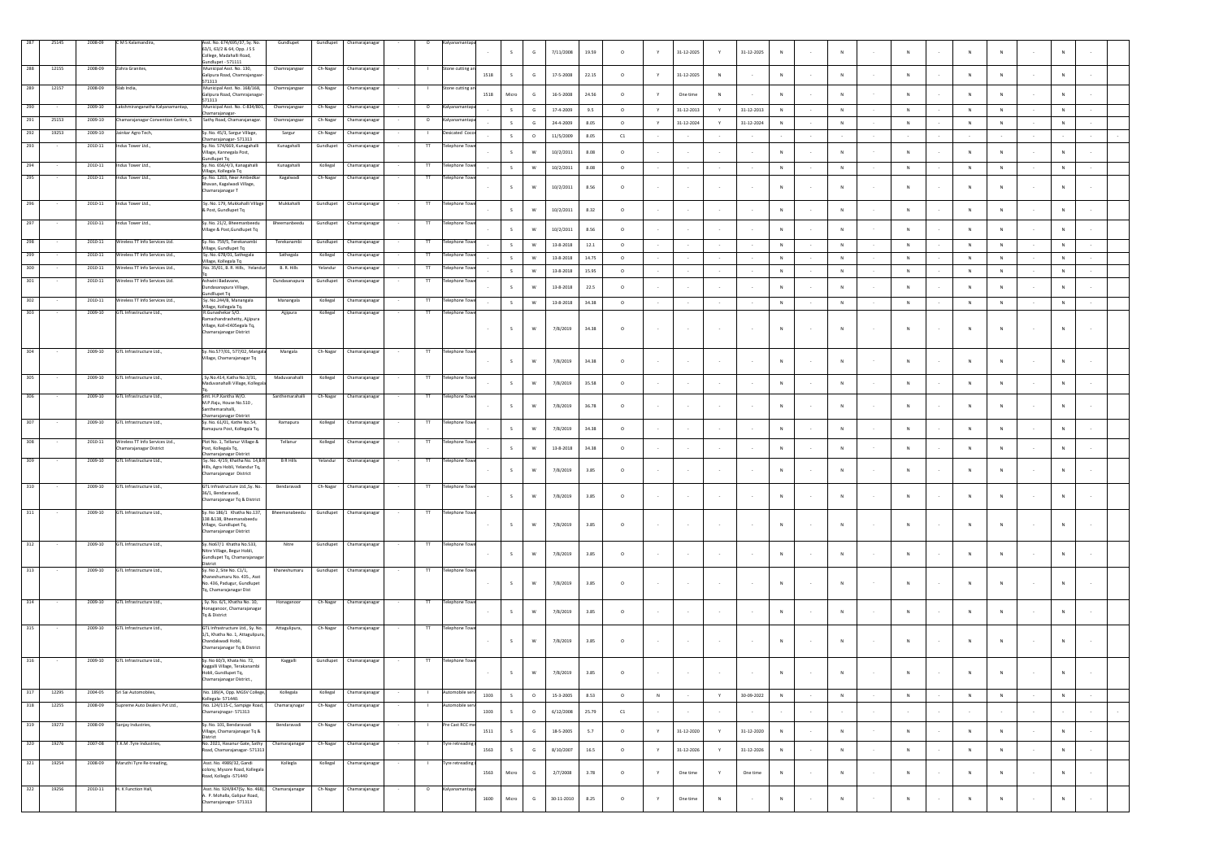| | | | | | | | | | | | | | | | | | | | | | | | | | | | | | | | |
|---|---|---|---|---|---|---|---|---|---|---|---|---|---|---|---|---|---|---|---|---|---|---|---|---|---|---|---|---|---|---|---|
| 287 | 25145 | 2008-09 | C.M.S Kalamandira, | Asst. No. 674/695/37, Sy. No. 63/1, 63/2 & 64, Opp. J S S College, Madahalli Road, Gundlupet - 571111 | Gundlupet | Gundlupet | Chamarajanagar | - | O | Kalyanamantapa | - | S | G | 7/11/2008 | 19.59 | O | Y | 31-12-2025 | Y | 31-12-2025 | N | - | N | - | N | - | N | N | - | N | - |
| 288 | 12155 | 2008-09 | Zohra Granites, | Municipal Asst. No. 130, Galipura Road, Chamrajangaar-571313 | Chamrajangaar | Ch-Nagar | Chamarajanagar | - | I | Stone cutting an | 1518 | S | G | 17-5-2008 | 22.15 | O | Y | 31-12-2025 | N | - | N | - | N | - | N | - | N | N | - | N | - |
| 289 | 12157 | 2008-09 | Slab India, | Municipal Asst. No. 168/168, Galipura Road, Chamrajangaar-571313 | Chamrajangaar | Ch-Nagar | Chamarajanagar | - | I | Stone cutting an | 1518 | Micro | G | 16-5-2008 | 24.56 | O | Y | One time | N | - | N | - | N | - | N | - | N | N | - | N | - |
| 290 | - | 2009-10 | Lakshmiranganatha Kalyanamantap, | Municipal Asst. No. C-834/801, Chamarajanagar- | Chamrajangaar | Ch-Nagar | Chamarajanagar | - | O | Kalyanamantapa | - | S | G | 17-4-2009 | 9.5 | O | Y | 31-12-2013 | Y | 31-12-2013 | N | - | N | - | N | - | N | N | - | N | - |
| 291 | 25153 | 2009-10 | Chamarajanagar Convention Centre, S | Sathy Road, Chamarajanagar. | Chamrajangaar | Ch-Nagar | Chamarajanagar | - | O | Kalyanamantapa | - | S | G | 24-4-2009 | 8.05 | O | Y | 31-12-2024 | Y | 31-12-2024 | N | - | N | - | N | - | N | N | - | N | - |
| 292 | 19253 | 2009-10 | Jaindar Agro Tech, | Sy. No. 45/3, Sargur Village, Chamarajanagar- 571313 | Sargur | Ch-Nagar | Chamarajanagar | - | I | Desicated Coco | - | S | O | 11/5/2009 | 8.05 | C1 | - | - | - | - | - | - | - | - | - | - | - | - | - | - | - |
| 293 | - | 2010-11 | Indus Tower Ltd., | Sy. No. 574/669, Kunagahalli Village, Kannegala Post, Gundlupet Tq | Kunagahalli | Gundlupet | Chamarajanagar | - | TT | Telephone Towe | - | S | W | 10/2/2011 | 8.08 | O | - | - | - | - | N | - | N | - | N | - | N | N | - | N | - |
| 294 | - | 2010-11 | Indus Tower Ltd., | Sy. No. 656/4/3, Kunagahalli Village, Kollegala Tq | Kunagahalli | Kollegal | Chamarajanagar | - | TT | Telephone Towe | - | S | W | 10/2/2011 | 8.08 | O | - | - | - | - | N | - | N | - | N | - | N | N | - | N | - |
| 295 | - | 2010-11 | Indus Tower Ltd., | Sy. No. 1203, Near Ambedkar Bhavan, Kagalwadi Village, Chamarajanagar T | Kagalwadi | Ch-Nagar | Chamarajanagar | - | TT | Telephone Towe | - | S | W | 10/2/2011 | 8.56 | O | - | - | - | - | N | - | N | - | N | - | N | N | - | N | - |
| 296 | - | 2010-11 | Indus Tower Ltd., | Sy. No. 179, Mukkahalli Village & Post, Gundlupet Tq | Mukkahalli | Gundlupet | Chamarajanagar | - | TT | Telephone Towe | - | S | W | 10/2/2011 | 8.32 | O | - | - | - | - | N | - | N | - | N | - | N | N | - | N | - |
| 297 | - | 2010-11 | Indus Tower Ltd., | Sy. No. 21/2, Bheemanbeedu Village & Post,Gundlupet Tq | Bheemanbeedu | Gundlupet | Chamarajanagar | - | TT | Telephone Towe | - | S | W | 10/2/2011 | 8.56 | O | - | - | - | - | N | - | N | - | N | - | N | N | - | N | - |
| 298 | - | 2010-11 | Wireless TT Info Services Ltd. | Sy. No. 759/5, Terekanambi Village, Gundlupet Tq | Terekanambi | Gundlupet | Chamarajanagar | - | TT | Telephone Towe | - | S | W | 13-8-2018 | 12.1 | O | - | - | - | - | N | - | N | - | N | - | N | N | - | N | - |
| 299 | - | 2010-11 | Wireless TT Info Services Ltd., | Sy. No. 678/01, Sathegala Village, Kollegala Tq | Sathegala | Kollegal | Chamarajanagar | - | TT | Telephone Towe | - | S | W | 13-8-2018 | 14.75 | O | - | - | - | - | N | - | N | - | N | - | N | N | - | N | - |
| 300 | - | 2010-11 | Wireless TT Info Services Ltd., | No. 35/01, B. R. Hills, Yelandur Tq | B. R. Hills | Yelandur | Chamarajanagar | - | TT | Telephone Towe | - | S | W | 13-8-2018 | 15.95 | O | - | - | - | - | N | - | N | - | N | - | N | N | - | N | - |
| 301 | - | 2010-11 | Wireless TT Info Services Ltd. | Ashwini Badavane, Dundasanapura Village, Gundlupet Tq | Dundasanapura | Gundlupet | Chamarajanagar | - | TT | Telephone Towe | - | S | W | 13-8-2018 | 22.5 | O | - | - | - | - | N | - | N | - | N | - | N | N | - | N | - |
| 302 | - | 2010-11 | Wireless TT Info Services Ltd., | Sy. No.244/8, Manangala Village, Kollegala Tq | Manangala | Kollegal | Chamarajanagar | - | TT | Telephone Towe | - | S | W | 13-8-2018 | 34.38 | O | - | - | - | - | N | - | N | - | N | - | N | N | - | N | - |
| 303 | - | 2009-10 | GTL Infrastructure Ltd., | R.Gunashekar S/O, Ramachandrashetty, Ajjipura Village, Kol+E405egala Tq, Chamarajanagar District | Ajjipura | Kollegal | Chamarajanagar | - | TT | Telephone Towe | - | S | W | 7/8/2019 | 34.38 | O | - | - | - | - | N | - | N | - | N | - | N | N | - | N | - |
| 304 | - | 2009-10 | GTL Infrastructure Ltd., | Sy. No.577/01, 577/02, Mangala Village, Chamarajanagar Tq | Mangala | Ch-Nagar | Chamarajanagar | - | TT | Telephone Towe | - | S | W | 7/8/2019 | 34.38 | O | - | - | - | - | N | - | N | - | N | - | N | N | - | N | - |
| 305 | - | 2009-10 | GTL Infrastructure Ltd., | , Sy.No.414, Katha No.3/31, Maduvanahalli Village, Kollegala Tq. | Maduvanahalli | Kollegal | Chamarajanagar | - | TT | Telephone Towe | - | S | W | 7/8/2019 | 35.58 | O | - | - | - | - | N | - | N | - | N | - | N | N | - | N | - |
| 306 | - | 2009-10 | GTL Infrastructure Ltd., | Smt. H.P.Kantha W/O. M.P.Raju, House No.510 , Santhemarahalli, Chamarajanagar District | Santhemarahalli | Ch-Nagar | Chamarajanagar | - | TT | Telephone Towe | - | S | W | 7/8/2019 | 36.78 | O | - | - | - | - | N | - | N | - | N | - | N | N | - | N | - |
| 307 | - | 2009-10 | GTL Infrastructure Ltd., | Sy. No. 61/01, Kathe No.54, Ramapura Post, Kollegala Tq. | Ramapura | Kollegal | Chamarajanagar | - | TT | Telephone Towe | - | S | W | 7/8/2019 | 34.38 | O | - | - | - | - | N | - | N | - | N | - | N | N | - | N | - |
| 308 | - | 2010-11 | Wireless TT Info Services Ltd., Chamarajanagar District | Plot No. 1, Tellanur Village & Post, Kollegala Tq, Chamarajanagar District | Tellanur | Kollegal | Chamarajanagar | - | TT | Telephone Towe | - | S | W | 13-8-2018 | 34.38 | O | - | - | - | - | N | - | N | - | N | - | N | N | - | N | - |
| 309 | - | 2009-10 | GTL Infrastructure Ltd., | Sy. No. 4/19, Khatha No. 14,B R Hills, Agra Hobli, Yelandur Tq, Chamarajanagar District | B R Hills | Yelandur | Chamarajanagar | - | TT | Telephone Towe | - | S | W | 7/8/2019 | 3.85 | O | - | - | - | - | N | - | N | - | N | - | N | N | - | N | - |
| 310 | - | 2009-10 | GTL Infrastructure Ltd., | GTL Infrastructure Ltd.,Sy. No. 36/1, Bendaravadi, Chamarajanagar Tq & District | Bendaravadi | Ch-Nagar | Chamarajanagar | - | TT | Telephone Towe | - | S | W | 7/8/2019 | 3.85 | O | - | - | - | - | N | - | N | - | N | - | N | N | - | N | - |
| 311 | - | 2009-10 | GTL Infrastructure Ltd., | Sy. No 186/1 Khatha No.137, 138 &138, Bheemanabeedu Village, Gundlupet Tq, Chamarajanagar District | Bheemanabeedu | Gundlupet | Chamarajanagar | - | TT | Telephone Towe | - | S | W | 7/8/2019 | 3.85 | O | - | - | - | - | N | - | N | - | N | - | N | N | - | N | - |
| 312 | - | 2009-10 | GTL Infrastructure Ltd., | Sy. No67/1 Khatha No.533, Nitre Village, Begur Hobli, Gundlupet Tq, Chamarajanagar District | Nitre | Gundlupet | Chamarajanagar | - | TT | Telephone Towe | - | S | W | 7/8/2019 | 3.85 | O | - | - | - | - | N | - | N | - | N | - | N | N | - | N | - |
| 313 | - | 2009-10 | GTL Infrastructure Ltd., | Sy. No 2, Site No. C1/1, Khareshumaru No. 435., Asst No. 436, Padugur, Gundlupet Tq, Chamarajanagar Dist | Khareshumaru | Gundlupet | Chamarajanagar | - | TT | Telephone Towe | - | S | W | 7/8/2019 | 3.85 | O | - | - | - | - | N | - | N | - | N | - | N | N | - | N | - |
| 314 | - | 2009-10 | GTL Infrastructure Ltd., | , Sy. No. 6/1, Khatha No. 10, Honaganoor, Chamarajanagar Tq & District | Honaganoor | Ch-Nagar | Chamarajanagar | - | TT | Telephone Towe | - | S | W | 7/8/2019 | 3.85 | O | - | - | - | - | N | - | N | - | N | - | N | N | - | N | - |
| 315 | - | 2009-10 | GTL Infrastructure Ltd., | GTL Infrastructure Ltd., Sy. No. 1/1, Khatha No. 1, Attagulipura, Chandakavadi Hobli, Chamarajanagar Tq & District | Attagulipura, | Ch-Nagar | Chamarajanagar | - | TT | Telephone Towe | - | S | W | 7/8/2019 | 3.85 | O | - | - | - | - | N | - | N | - | N | - | N | N | - | N | - |
| 316 | - | 2009-10 | GTL Infrastructure Ltd., | Sy. No 60/3, Khata No. 72, Kaggalli Village, Terakanambi Hobli, Gundlupet Tq, Chamarajanagar District., | Kaggalli | Gundlupet | Chamarajanagar | - | TT | Telephone Towe | - | S | W | 7/8/2019 | 3.85 | O | - | - | - | - | N | - | N | - | N | - | N | N | - | N | - |
| 317 | 12295 | 2004-05 | Sri Sai Automobiles, | No. 189/A, Opp. MGSV College, Kollegala- 571440. | Kollegala | Kollegal | Chamarajanagar | - | I | Automobile serv | 1303 | S | O | 15-3-2005 | 8.53 | O | N | - | Y | 30-09-2022 | N | - | N | - | N | - | N | N | - | N | - |
| 318 | 12255 | 2008-09 | Supreme Auto Dealers Pvt Ltd., | No. 124/115-C, Sampige Road, Chamarajnagar- 571313 | Chamarajnagar | Ch-Nagar | Chamarajanagar | - | I | Automobile serv | 1303 | S | O | 6/12/2008 | 25.79 | C1 | - | - | - | - | - | - | - | - | - | - | - | - | - | - | - |
| 319 | 19273 | 2008-09 | Sanjay Industries, | Sy. No. 101, Bendaravadi Village, Chamarajanagar Tq & District | Bendaravadi | Ch-Nagar | Chamarajanagar | - | I | Pre Cast RCC me | 1511 | S | G | 18-5-2005 | 5.7 | O | Y | 31-12-2020 | Y | 31-12-2020 | N | - | N | - | N | - | N | N | - | N | - |
| 320 | 19276 | 2007-08 | Y.K.M. Tyre Industries, | No. 2021, Hasanur Gate, Sathy Road, Chamarajanagar- 571313 | Chamarajanagar | Ch-Nagar | Chamarajanagar | - | I | Tyre retreading | 1563 | S | G | 8/10/2007 | 16.5 | O | Y | 31-12-2026 | Y | 31-12-2026 | N | - | N | - | N | - | N | N | - | N | - |
| 321 | 19254 | 2008-09 | Maruthi Tyre Re-treading, | Asst. No. 4989/32, Gandi colony, Mysore Road, Kollegala Road, Kollegala -571440 | Kollegala | Kollegal | Chamarajanagar | - | I | Tyre retreading | 1563 | Micro | G | 2/7/2008 | 3.78 | O | Y | One time | Y | One time | N | - | N | - | N | - | N | N | - | N | - |
| 322 | 19256 | 2010-11 | H. K Function Hall, | Asst. No. 924/847(Sy. No. 468), A. F. Mohalla, Galipur Road, Chamarajanagar- 571313 | Chamarajanagar | Ch-Nagar | Chamarajanagar | - | O | Kalyanamantapa | 1600 | Micro | G | 30-11-2010 | 8.25 | O | Y | One time | N | - | N | - | N | - | N | - | N | N | - | N | - |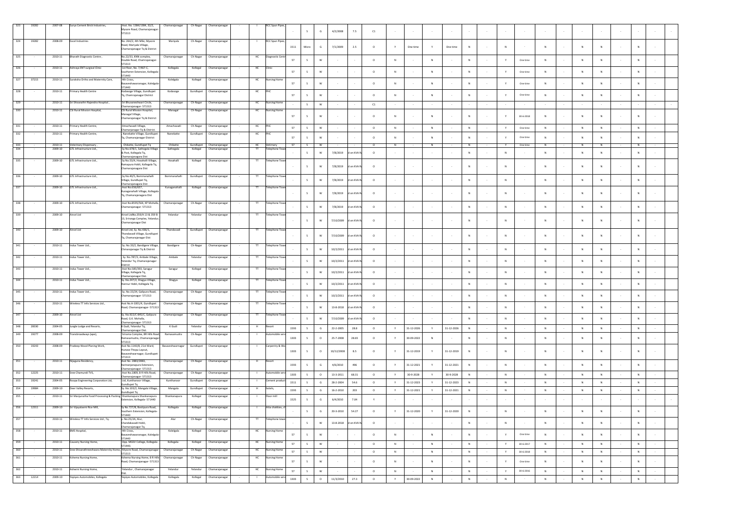| | | | | | | | | | | | | | | | | | | | | | | | | | | | | | | | | |
|---|---|---|---|---|---|---|---|---|---|---|---|---|---|---|---|---|---|---|---|---|---|---|---|---|---|---|---|---|---|---|---|---|
| 323 | 19282 | 2007-08 | Surya Cement Brick Industries, | Asst. No. 1384/1384, 32/2, Mysore Road, Chamarajanagar-571313 | Chamarajanagar | Ch-Nagar | Chamarajanagar | - | I | RCC Spun Pipes, | - | S | G | 4/2/2008 | 7.5 | C1 | - | - | - | - | - | - | - | - | - | - | - | - | - | - | - | - |
| 324 | 19282 | 2008-09 | Excel Industries | No. 264/2, 4th Mile, Mysore Road, Mariyala Village, Chamarajanagar Tq & District | Mariyala | Ch-Nagar | Chamarajanagar | - | I | RCC Spun Pipes, | 1511 | Micro | G | 7/1/2009 | 2.5 | O | Y | One time | Y | One time | N | - | N | - | N | - | N | N | - | N | - | |
| 325 | - | 2010-11 | Bharath Diagnostic Centre , | No.22/23, KNN complex, Double Road, Chamrajanagar-571313 | Chamarajanagar | Ch-Nagar | Chamarajanagar | - | HC | Diagnostic Centr | 57 | S | W | - | - | O | N | - | N | - | N | - | Y | One time | N | - | N | N | - | N | - | |
| 326 | - | 2010-11 | Ashraya ENT surgical Clinic | 1st floor, No. 7/487-C, Southeren Extension, Kollegala-571440 | Kollegala | Kollegal | Chamarajanagar | - | HC | Clinic | 57 | S | W | - | - | O | N | - | N | - | N | - | Y | One time | N | - | N | N | - | N | - | |
| 327 | 37215 | 2010-11 | Suraksha Ortho and Maternity Care, | 4th Cross, Basaveshwaranagar, Kolelgala-571440 | Kolelgala | Kollegal | Chamarajanagar | - | HC | Nursing Home | 57 | S | W | - | - | O | N | - | N | - | N | - | Y | One time | N | - | N | N | - | N | - | |
| 328 | - | 2010-11 | Primary Health Centre | Kodasoge Village, Gundlupet Tq, Chamrajanagar District | Kodasoge | Gundlupet | Chamarajanagar | - | HC | PHC | 57 | S | W | - | - | O | N | - | N | - | N | - | Y | One time | N | - | N | N | - | N | - | |
| 329 | - | 2010-11 | Sri Shivarathri Rajendra Hospital, | Sri Bhuvaneshwari Circle, Chamarajanagar- 571313 | Chamarajanagar | Ch-Nagar | Chamarajanagar | - | HC | Nursing Home | - | S | W | - | - | C1 | - | - | - | - | - | - | - | - | - | - | - | - | - | - | - | - |
| 330 | - | 2010-11 | CSI Rural Mission Hospital, | CSI Rural Mission Hospital, Managal Village, Chamarajanagar Tq & District | Managal | Ch-Nagar | Chamarajanagar | - | HC | Nursing Home | 57 | S | W | - | - | O | N | - | N | - | N | - | Y | 30-6-2018 | N | - | N | N | - | N | - | |
| 331 | - | 2010-11 | Primary Health Centre, | Amachavadi Village, Chamarjanagar Tq & District. | Amachavadi | Ch-Nagar | Chamarajanagar | - | HC | PHC | 57 | S | W | - | - | O | N | - | N | - | N | - | Y | One time | N | - | N | N | - | N | - | |
| 332 | - | 2010-11 | Primary Health Centre, | Nanekatte Village, Gundlupet Tq, Chamarajanagar District | Nanekatte | Gundlupet | Chamarajanagar | - | HC | PHC | 57 | S | W | - | - | O | N | - | N | - | N | - | Y | One time | N | - | N | N | - | N | - | |
| 333 | - | 2010-11 | Veterinary Dispensary , | Chikatte, Gundlupet Tq | Chikatte | Gundlupet | Chamarajanagar | - | HC | Vetinery | 57 | S | W | - | - | O | N | - | N | - | N | - | Y | One time | N | - | N | N | - | N | - | |
| 334 | - | 2009-10 | GTL Infrastructure Ltd., | Sy No.678/1, Sathegala Village & Post, Kollegala Tq, Chamarajanagara Dist | Sathegala | Kollegal | Chamarajanagar | - | TT | Telephone Towe | - | S | W | 7/8/2009 | d on KVA R | O | - | - | - | - | N | - | N | - | N | - | N | N | - | N | - | |
| 335 | - | 2009-10 | GTL Infrastructure Ltd., | Sy No.53/A, Hosahalli Village, Ramapura Hobli, Kollegala Tq, Chamarajanagara Dist | Hosahalli | Kollegal | Chamarajanagar | - | TT | Telephone Towe | - | S | W | 7/8/2009 | d on KVA R | O | - | - | - | - | N | - | N | - | N | - | N | N | - | N | - | |
| 336 | - | 2009-10 | GTL Infrastructure Ltd., | Sy.No.40/5, Bommanahalli Village, Gundlupet Tq, Chamarajanagara Dist | Bommanahalli | Gundlupet | Chamarajanagar | - | TT | Telephone Towe | - | S | W | 7/8/2009 | d on KVA R | O | - | - | - | - | N | - | N | - | N | - | N | N | - | N | - | |
| 337 | - | 2009-10 | GTL Infrastructure Ltd., | Asst No.656/657, Kunaganahalli Village, Kollegala Tq, Chamarajanagara Dist | Kunaganahalli | Kollegal | Chamarajanagar | - | TT | Telephone Towe | - | S | W | 7/8/2009 | d on KVA R | O | - | - | - | - | N | - | N | - | N | - | N | N | - | N | - | |
| 338 | - | 2009-10 | GTL Infrastructure Ltd., | Asst No.B595/564, KP Mohalla, Chamarajanagar- 571313 | Chamarajanagar | Ch-Nagar | Chamarajanagar | - | TT | Telephone Towe | - | S | W | 7/8/2009 | d on KVA R | O | - | - | - | - | N | - | N | - | N | - | N | N | - | N | - | |
| 339 | - | 2009-10 | Aircel Ltd | Aircel LtdNo.359/A 13 & 359 B 13, Srirange Complex, Yelandur, Chamarajanagar Dist | Yelandur | Yelandur | Chamarajanagar | - | TT | Telephone Towe | - | S | W | 7/10/2009 | d on KVA R | O | - | - | - | - | N | - | N | - | N | - | N | N | - | N | - | |
| 340 | - | 2009-10 | Aircel Ltd | Aircel Ltd, Sy. No.436/1, Thondavadi Village, Gundlupet Tq, Chamarajanagar Dist | Thondavadi | Gundlupet | Chamarajanagar | - | TT | Telephone Towe | - | S | W | 7/10/2009 | d on KVA R | O | - | - | - | - | N | - | N | - | N | - | N | N | - | N | - | |
| 341 | - | 2010-11 | Indus Tower Ltd., | Sy. No.33/2, Bandigere Village, Chmarajanagar Tq & District | Bandigere | Ch-Nagar | Chamarajanagar | - | TT | Telephone Towe | - | S | W | 10/2/2011 | d on KVA R | O | - | - | - | - | N | - | N | - | N | - | N | N | - | N | - | |
| 342 | - | 2010-11 | Indus Tower Ltd., | Sy. No.787/3, Ambale Village, Yelandur Tq, Chamarajanagar District | Ambale | Yelandur | Chamarajanagar | - | TT | Telephone Towe | - | S | W | 10/2/2011 | d on KVA R | O | - | - | - | - | N | - | N | - | N | - | N | N | - | N | - | |
| 343 | - | 2010-11 | Indus Tower Ltd., | Asst No.585/393, Saragur Village, Kollegala Tq, Chamarajanagar Dist. | Saragur | Kollegal | Chamarajanagar | - | TT | Telephone Towe | - | S | W | 10/2/2011 | d on KVA R | O | - | - | - | - | N | - | N | - | N | - | N | N | - | N | - | |
| 344 | - | 2010-11 | Indus Tower Ltd., | Sy. No.247/2, Shagya Village, Hannur Hobli, Kollegala Tq. | Shagya | Kollegal | Chamarajanagar | - | TT | Telephone Towe | - | S | W | 10/2/2011 | d on KVA R | O | - | - | - | - | N | - | N | - | N | - | N | N | - | N | - | |
| 345 | - | 2010-11 | Indus Tower Ltd., | Sy. No.15/24, Galipura Road, Chamarajanagar- 571313 | Chamarajanagar | Ch-Nagar | Chamarajanagar | - | TT | Telephone Towe | - | S | W | 10/2/2011 | d on KVA R | O | - | - | - | - | N | - | N | - | N | - | N | N | - | N | - | |
| 346 | - | 2010-11 | Wireless TT Info Services Ltd., | Asst No.A-1001/4, Gundlupet Road, Chamarajanagar- 571313 | Chamarajanagar | Ch-Nagar | Chamarajanagar | - | TT | Telephone Towe | - | S | W | 13-8-2018 | d on KVA R | O | - | - | - | - | N | - | N | - | N | - | N | N | - | N | - | |
| 347 | - | 2009-10 | Aircel Ltd | Sy. No.922/C-845/C, Galipura Road, G.K. Mohalla, Chamarajanagar- 571313 | Chamarajanagar | Ch-Nagar | Chamarajanagar | - | TT | Telephone Towe | - | S | W | 7/10/2009 | d on KVA R | O | - | - | - | - | N | - | N | - | N | - | N | N | - | N | - | |
| 348 | 20030 | 2004-05 | Jungle Lodge and Resorts, | K Gudi, Yelandur Tq, Chamarajanagar Dist. | K Gudi | Yelandur | Chamarajanagar | - | H | Resort | 1593 | S | G | 22-2-2005 | 28.8 | O | Y | 31-12-2026 | Y | 31-12-2026 | N | - | N | - | N | - | N | N | - | N | - | |
| 349 | 19277 | 2008-09 | Transbroadways (ape), | Srirama Complex, BR Hills Road, Ramasamudra, Chamarajanagar 571313 | Ramasamudra | Ch-Nagar | Chamarajanagar | - | I | Automobile serv | 1303 | S | O | 25-7-2008 | 28.65 | O | Y | 30-09-2022 | N | - | N | - | N | - | N | - | N | N | - | N | - | |
| 350 | 19243 | 2008-09 | Pradeep Wood Planing Work, | Asst No.1140/8, 21st Ward, Hunase Thopu Layout, Basaveshwarnagar, Gundlupet-571313 | Basaveshwarnagar | Gundlupet | Chamarajanagar | - | I | Carpentry & Wo | 1303 | S | O | 10/12/2008 | 8.5 | O | Y | 31-12-2019 | Y | 31-12-2019 | N | - | N | - | N | - | N | N | - | N | - | |
| 351 | - | 2010-11 | Nijaguna Residency, | Asst No. 2883/2883, Karinanjanapura Extension, Chamarajanagar- 571313 | Chamarajanagar | Ch-Nagar | Chamarajanagar | - | H | Resort | 1593 | S | G | 4/6/2010 | 496 | O | Y | 31-12-2021 | Y | 31-12-2021 | N | - | N | - | N | - | N | N | - | N | - | |
| 352 | 12225 | 2010-11 | Sree Chamundi TVS, | Asst No.1809, B R Hills Road, Chamarajanagar- 571313 | Chamarajanagar | Ch-Nagar | Chamarajanagar | - | I | Automobile serv | 1303 | S | O | 13-3-2011 | 68.31 | O | Y | 30-9-2028 | Y | 30-9-2028 | N | - | N | - | N | - | N | N | - | N | - | |
| 353 | 19241 | 2004-05 | Roopa Engineering Corporation Ltd, | Ltd, Kunthanoor Village, Gundlupet Tq | Kunthanoor | Gundlupet | Chamarajanagar | - | I | Cement product | 1511 | S | G | 28-2-2004 | 54.6 | O | Y | 31-12-2023 | Y | 31-12-2023 | N | - | N | - | N | - | N | N | - | N | - | |
| 354 | 19984 | 2009-10 | Deer Valley Resorts, | Sy. No.103/2, Mangala Village, Gundlupet Tq | Mangala | Gundlupet | Chamarajanagar | - | H | hotels, | 1593 | S | G | 16-2-2010 | 203 | O | Y | 31-12-2021 | Y | 31-12-2021 | N | - | N | - | N | - | N | N | - | N | - | |
| 355 | - | 2010-11 | Sri Manjunatha Food Processing & Packing | Shankarapura Shankarapura Extension, Kollegala- 571440 | Shankarapura | Kollegal | Chamarajanagar | - | I | Floor mill | 1525 | S | G | 6/4/2010 | 7.04 | Y | - | - | - | - | - | - | - | - | - | - | - | - | - | - | - | - |
| 356 | 12311 | 2009-10 | Sri Vijayalaxmi Rice Mill, | Sy No.727/8, Boxipura Road, Southern Extension, Kollegala-571440 | Kollegala | Kollegal | Chamarajanagar | - | I | Atta chakkies, ch | - | S | G | 20-3-2010 | 54.27 | O | Y | 31-12-2020 | Y | 31-12-2020 | N | - | N | - | N | - | N | N | - | N | - | |
| 357 | - | 2010-11 | Wireless TT Info Services Ltd., Tq. | y. No.25/2A, Alur, Chandakavadi Hobli, Chamarajanagar Tq. | Alur | Ch-Nagar | Chamarajanagar | - | TT | Telephone towe | - | S | W | 13-8-2018 | d on KVA R | O | - | - | - | - | N | - | N | - | N | - | N | N | - | N | - | |
| 358 | - | 2010-11 | BMS Hospital, | 4th Cross, Basaveshwaranagar, Kolelgala-571440 | Kolelgala | Kollegal | Chamarajanagar | - | HC | Nursing Home | 57 | S | W | - | - | O | N | - | N | - | N | - | Y | One time | N | - | N | N | - | N | - | |
| 359 | - | 2010-11 | Cauvery Nursing Home, | Opp. MGSV College, Kollegala-571440, | Kollegala- | Kollegal | Chamarajanagar | - | HC | Nursing Home | 57 | S | W | - | - | O | N | - | N | - | N | - | Y | 30-6-2017 | N | - | N | N | - | N | - | |
| 360 | - | 2010-11 | Sree Shivarathreeshwara Maternity Home, | Mysore Road, Chamarajanagar-571313 | Chamarajanagar | Ch-Nagar | Chamarajanagar | - | HC | Nursing Home | 57 | S | W | - | - | O | N | - | N | - | N | - | Y | 30-6-2018 | N | - | N | N | - | N | - | |
| 361 | - | 2010-11 | Kshema Nursing Home, | Kshema Nursing Home, B R Hills Road, Chamarajanagar- 571313 | Chamarajanagar | Ch-Nagar | Chamarajanagar | - | HC | Nursing Home | 57 | S | W | - | - | O | N | - | N | - | N | - | Y | One time | N | - | N | N | - | N | - | |
| 362 | - | 2010-11 | Ashwini Nursing Home, | Yelandur , Chamarajanagar Dist. | Yelandur | Yelandur | Chamarajanagar | - | HC | Nursing Home | 57 | S | W | - | - | O | N | - | N | - | N | - | Y | 30-6-2016 | N | - | N | N | - | N | - | |
| 363 | 12214 | 2009-10 | Yepiyes Automobiles, Kollegala | Yepiyes Automobiles, Kollegala | Kollegala | Kollegal | Chamarajanagar | - | I | Automobile serv | 1303 | S | O | 11/3/2010 | 27.3 | O | Y | 30-09-2022 | N | - | N | - | N | - | N | - | N | N | - | N | - | |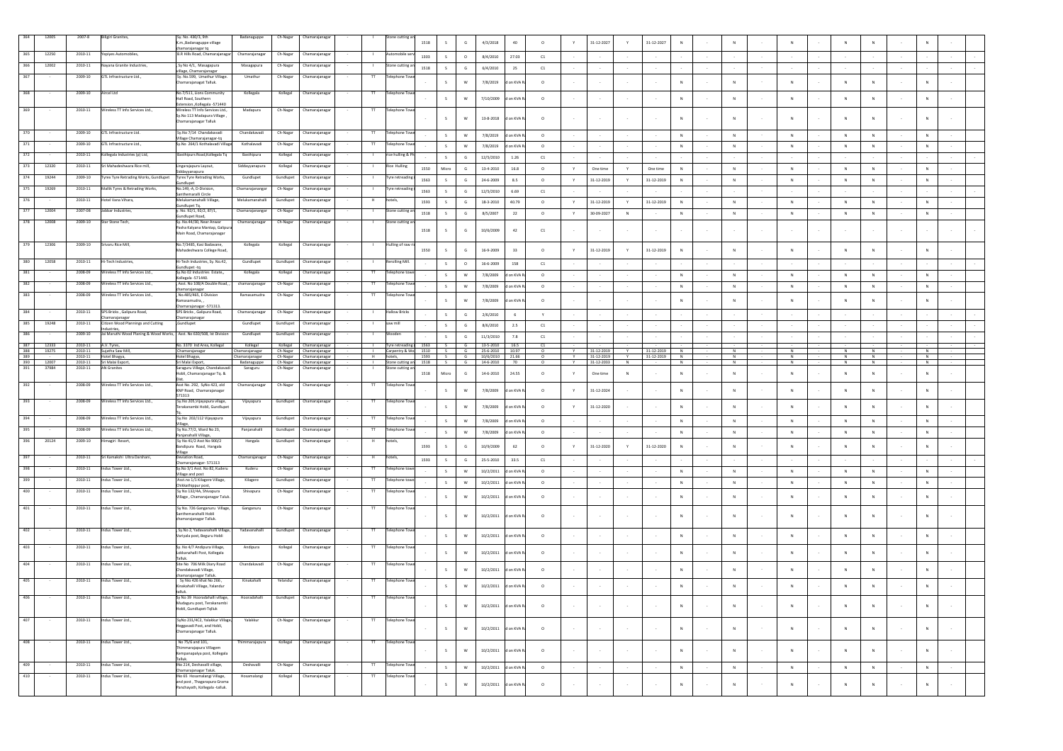| 364 | 12005 | 2007-8 | Biligiri Granites, | Sy. No. 430/3, Ith K.m.,Badanagupppe village chamarajanagar tq | Badanaguppe | Ch-Nagar | Chamarajanagar | - | I | Stone cutting and | 1518 | S | G | 4/3/2018 | 40 | O | Y | 31-12-2027 | Y | 31-12-2027 | N | - | N | - | N | - | N | N | - | N | - |
|---|---|---|---|---|---|---|---|---|---|---|---|---|---|---|---|---|---|---|---|---|---|---|---|---|---|---|---|---|---|---|---|
| 365 | 12250 | 2010-11 | Yepiyes Automobiles, | B.R Hills Road, Chamarajanagar | Chamarajanagar | Ch-Nagar | Chamarajanagar | - | I | Automobile serv | 1303 | S | O | 8/4/2010 | 27.03 | C1 | - | - | - | - | - | - | - | - | - | - | - | - | - | - | - |
| 366 | 12002 | 2010-11 | Nayana Granite Industries, | Sy No 4/1, Masagapura village, Chamarajanagar | Masagapura | Ch-Nagar | Chamarajanagar | - | I | Stone cutting and | 1518 | S | G | 6/4/2010 | 25 | C1 | - | - | - | - | - | - | - | - | - | - | - | - | - | - | - |
| 367 | - | 2009-10 | GTL Infrastructure Ltd., | Sy. No.596, Umathur Village. Chamarajanagar Talluk. | Umathur | Ch-Nagar | Chamarajanagar | - | TT | Telephone Towe | - | S | W | 7/8/2019 | d on KVA R | O | - | - | - | - | N | - | N | - | N | - | N | N | - | N | - |
| 368 | - | 2009-10 | Aircel Ltd | No-7/511, Lions Community Hall Road, Southern Extension ,Kollegala -571440 | Kollegala | Kollegal | Chamarajanagar | - | TT | Telephone Towe | - | S | W | 7/10/2009 | d on KVA R | O | - | - | - | - | N | - | N | - | N | - | N | N | - | N | - |
| 369 | - | 2010-11 | Wireless TT Info Services Ltd., | Wireless TT Info Services Ltd., Sy.No 113 Madapura Village , Chamarajanagar Talluk | Madapura | Ch-Nagar | Chamarajanagar | - | TT | Telephone Towe | - | S | W | 13-8-2018 | d on KVA R | O | - | - | - | - | N | - | N | - | N | - | N | N | - | N | - |
| 370 | - | 2009-10 | GTL Infrastructure Ltd. | Sy.No 7/14 Chandakavadi Village Chamarajanagar-tq | Chandakavadi | Ch-Nagar | Chamarajanagar | - | TT | Telephone Towe | - | S | W | 7/8/2019 | d on KVA R | O | - | - | - | - | N | - | N | - | N | - | N | N | - | N | - |
| 371 | - | 2009-10 | GTL Infrastructure Ltd., | Sy.No 264/1 Kothalavadi Village | Kothalavadi | Ch-Nagar | Chamarajanagar | - | TT | Telephone Towe | - | S | W | 7/8/2019 | d on KVA R | O | - | - | - | - | N | - | N | - | N | - | N | N | - | N | - |
| 372 | - | 2010-11 | Kollegala Industries (p) Ltd, | Basthipura Road,Kollegala Tq | Basthipura | Kollegal | Chamarajanagar | - | I | rice hulling & Ph | - | S | G | 12/5/2010 | 1.26 | C1 | - | - | - | - | - | - | - | - | - | - | - | - | - | - | - |
| 373 | 12320 | 2010-11 | Sri Mahadeshwara Rice mill, | Lingarajapura Layout, Siddayyanapura | Siddayyanapura | Kollegal | Chamarajanagar | - | I | Rice Hulling | 1550 | Micro | G | 13-4-2010 | 16.8 | O | Y | One time | Y | One time | N | - | N | - | N | - | N | N | - | N | - |
| 374 | 19244 | 2009-10 | Tyres Tyre Retrading Works, Gundlupet | Tyres Tyre Retrading Works, Gundlupet | Gundlupet | Gundlupet | Chamarajanagar | - | I | Tyre retreading | 1563 | S | G | 24-6-2009 | 8.5 | O | Y | 31-12-2019 | Y | 31-12-2019 | N | - | N | - | N | - | N | N | - | N | - |
| 375 | 19269 | 2010-11 | Mallik Tyres & Retrading Works, | No.149,-A, D-Division, Santhemarahli Circle | Chamarajanangar | Ch-Nagar | Chamarajanagar | - | I | Tyre retreading | 1563 | S | G | 12/5/2010 | 6.69 | C1 | - | - | - | - | - | - | - | - | - | - | - | - | - | - | - |
| 376 | - | 2010-11 | Hotel Vana Vihara, | Melukamanahalli Village, Gundlupet Tq. | Melukamanahalli | Gundlupet | Chamarajanagar | - | H | hotels, | 1593 | S | G | 18-3-2010 | 40.79 | O | Y | 31-12-2019 | Y | 31-12-2019 | N | - | N | - | N | - | N | N | - | N | - |
| 377 | 12004 | 2007-08 | Jabbar Industries, | y. No. 92/1, 92/2, 87/1, Gundlupet Road, | Chamarajanangar | Ch-Nagar | Chamarajanagar | - | I | Stone cutting and | 1518 | S | G | 8/5/2007 | 22 | O | Y | 30-09-2027 | N | - | N | - | N | - | N | - | N | N | - | N | - |
| 378 | 12008 | 2009-10 | Star Stone Tech, | Sy. No.44/30, Near Anwar Pasha Kalyana Mantap, Galipura Main Road, Chamarajanagar | Chamarajanagar | Ch-Nagar | Chamarajanagar | - | I | Stone cutting and | 1518 | S | G | 10/6/2009 | 42 | C1 | - | - | - | - | - | - | - | - | - | - | - | - | - | - | - |
| 379 | 12306 | 2009-10 | Srivaru Rice Mill, | No.7/3485, Kasi Badavane, Mahadeshwara College Road, | Kollegala | Kollegal | Chamarajanagar | - | I | Hulling of raw ri | 1550 | S | G | 16-9-2009 | 33 | O | Y | 31-12-2019 | Y | 31-12-2019 | N | - | N | - | N | - | N | N | - | N | - |
| 380 | 12058 | 2010-11 | Hi-Tech Industries, | Hi-Tech Industries, Sy. No.42, Gundlupet -tq | Gundlupet | Gundlupet | Chamarajanagar | - | I | Rerolling Mill. | - | S | O | 16-6-2009 | 158 | C1 | - | - | - | - | - | - | - | - | - | - | - | - | - | - | - |
| 381 | - | 2008-09 | Wireless TT Info Services Ltd., | Sy.No 02 Industries Estate,, Kollegala -571440. | Kollegala | Kollegal | Chamarajanagar | - | TT | Telephone towe | - | S | W | 7/8/2009 | d on KVA R | O | - | - | - | - | N | - | N | - | N | - | N | N | - | N | - |
| 382 | - | 2008-09 | Wireless TT Info Services Ltd., | Asst. No 108/A Double Road,, chamarajanagar | chamarajanagar | Ch-Nagar | Chamarajanagar | - | TT | Telephone Towe | - | S | W | 7/8/2009 | d on KVA R | O | - | - | - | - | N | - | N | - | N | - | N | N | - | N | - |
| 383 | - | 2008-09 | Wireless TT Info Services Ltd., | No.485/465, E-Division Ramasamudra, , Chamarajanagar -571313. | Ramasamudra | Ch-Nagar | Chamarajanagar | - | TT | Telephone Towe | - | S | W | 7/8/2009 | d on KVA R | O | - | - | - | - | N | - | N | - | N | - | N | N | - | N | - |
| 384 | - | 2010-11 | SPS Bricks , Galipura Road, Chamarajanagar | SPS Bricks , Galipura Road, Chamarajanagar | Chamarajanagar | Ch-Nagar | Chamarajanagar | - | I | Hallow Bricks | - | S | G | 2/6/2010 | 6 | Y | - | - | - | - | - | - | - | - | - | - | - | - | - | - | - |
| 385 | 19248 | 2010-11 | Citizen Wood Plannings and Cutting Industries, | Gundlupet | Gundlupet | Gundlupet | Chamarajanagar | - | I | saw mill | - | S | G | 8/6/2010 | 2.5 | C1 | - | - | - | - | - | - | - | - | - | - | - | - | - | - | - |
| 386 | - | 2009-10 | Jai Maruthi Wood Planing & Wood Works, | Asst. No 630/508, Ist Division | Gundlupet | Gundlupet | Chamarajanagar | - | I | Wooden | - | S | G | 11/3/2010 | 7.8 | C1 | - | - | - | - | - | - | - | - | - | - | - | - | - | - | - |
| 387 | 12333 | 2010-11 | A.V. Tyres, | No. 3370 Ind Area, Kollegal | Kollegal | Kollegal | Chamarajanagar | - | I | Tyre retreading | 1563 | S | G | 13-5-2010 | 16.5 | C1 | - | - | - | - | - | - | - | - | - | - | - | - | - | - | - |
| 388 | 19275 | 2010-11 | Sujatha Saw Mill, | Chamarajanagar | Chamarajanagar | Ch-Nagar | Chamarajanagar | - | I | Carpentry & Woo | 1510 | S | G | 25-6-2010 | 10.97 | O | Y | 31-12-2019 | Y | 31-12-2019 | N | - | N | - | N | - | N | N | - | N | - |
| 389 | - | 2010-11 | Hotel Bhagya, | Chamarajanagar | Chamarajanagar | Ch-Nagar | Chamarajanagar | - | H | hotels, | 1593 | S | G | 10/6/2010 | 21.66 | O | Y | 31-12-2019 | Y | 31-12-2019 | N | - | N | - | N | - | N | N | - | N | - |
| 390 | 12007 | 2010-11 | Sri Malai Export, | Sri Malai Export, | Badanaguppe | Ch-Nagar | Chamarajanagar | - | I | Stone cutting and | 1518 | S | G | 14-6-2010 | 70 | O | Y | 31-12-2033 | N | - | N | - | N | - | N | - | N | N | - | N | - |
| 391 | 37984 | 2010-11 | AN Granites | Saraguru Village, Chandakavadi Hobli, Chamarajanagar Tq. & Dist. | Saraguru | Ch-Nagar | Chamarajanagar | - | I | Stone cutting and | 1518 | Micro | G | 14-6-2010 | 24.55 | O | Y | One time | N | - | N | - | N | - | N | - | N | N | - | N | - |
| 392 | - | 2008-09 | Wireless TT Info Services Ltd., | Asst No. 292, SyNo 423, old KNP Road, Chamarajanagar 571313 | Chamarajanagar | Ch-Nagar | Chamarajanagar | - | TT | Telephone Towe | - | S | W | 7/8/2009 | d on KVA R | O | Y | 31-12-2024 | - | - | N | - | N | - | N | - | N | N | - | N | - |
| 393 | - | 2008-09 | Wireless TT Info Services Ltd., | Sy.No 205,Vijayapura vilage, Terakanambi Hobli, Gundlupet Tq. | Vijayapura | Gundlupet | Chamarajanagar | - | TT | Telephone Towe | - | S | W | 7/8/2009 | d on KVA R | O | Y | 31-12-2020 | - | - | N | - | N | - | N | - | N | N | - | N | - |
| 394 | - | 2008-09 | Wireless TT Info Services Ltd., | Sy.No 202/112 Vijayapura Village, | Vijayapura | Gundlupet | Chamarajanagar | - | TT | Telephone Towe | - | S | W | 7/8/2009 | d on KVA R | O | - | - | - | - | N | - | N | - | N | - | N | N | - | N | - |
| 395 | - | 2008-09 | Wireless TT Info Services Ltd., | Sy.No.77/2, Ward No 23, Panjanahalli Village, | Panjanahalli | Gundlupet | Chamarajanagar | - | TT | Telephone Towe | - | S | W | 7/8/2009 | d on KVA R | O | - | - | - | - | N | - | N | - | N | - | N | N | - | N | - |
| 396 | 20124 | 2009-10 | Himagiri Resort, | Sy No.41/2 Asst No.900/2 Bandipura Road, Hangala Village | Hangala | Gundlupet | Chamarajanagar | - | H | hotels, | 1593 | S | G | 10/9/2009 | 62 | O | Y | 31-12-2020 | Y | 31-12-2020 | N | - | N | - | N | - | N | N | - | N | - |
| 397 | - | 2010-11 | Sri Kamakshi Ultra Darshani, | Deviation Road, Chamarajanagar- 571313 | Chamarajanagar | Ch-Nagar | Chamarajanagar | - | H | hotels, | 1593 | S | G | 25-5-2010 | 33.5 | C1 | - | - | - | - | - | - | - | - | - | - | - | - | - | - | - |
| 398 | - | 2010-11 | Indus Tower Ltd., | Sy.No 3/1 Asst. No 82, Kuderu Village and post | Kuderu | Ch-Nagar | Chamarajanagar | - | TT | Telephone towe | - | S | W | 10/2/2011 | d on KVA R | O | - | - | - | - | N | - | N | - | N | - | N | N | - | N | - |
| 399 | - | 2010-11 | Indus Tower Ltd., | Asst.no 1/1 Kilagere Village, Chikkathippur post, | Kilagere | Gundlupet | Chamarajanagar | - | TT | Telephone towe | - | S | W | 10/2/2011 | d on KVA R | O | - | - | - | - | N | - | N | - | N | - | N | N | - | N | - |
| 400 | - | 2010-11 | Indus Tower Ltd., | Sy No 132/4A, Shivapura Village, Chamarajanagar Taluk. | Shivapura | Ch-Nagar | Chamarajanagar | - | TT | Telephone Towe | - | S | W | 10/2/2011 | d on KVA R | O | - | - | - | - | N | - | N | - | N | - | N | N | - | N | - |
| 401 | - | 2010-11 | Indus Tower Ltd., | Sy No. 726 Ganganuru Village, Santhemarahalli Hobli chamarajanagar Talluk. | Ganganuru | Ch-Nagar | Chamarajanagar | - | TT | Telephone Towe | - | S | W | 10/2/2011 | d on KVA R | O | - | - | - | - | N | - | N | - | N | - | N | N | - | N | - |
| 402 | - | 2010-11 | Indus Tower Ltd., | Sy.No 2, Yadavanahalli Village, Variyala post, Beguru Hobli | Yadavanahalli | Gundlupet | Chamarajanagar | - | TT | Telephone Towe | - | S | W | 10/2/2011 | d on KVA R | O | - | - | - | - | N | - | N | - | N | - | N | N | - | N | - |
| 403 | - | 2010-11 | Indus Tower Ltd., | Sy. No 4/7 Andipura Village, Lokkanahalli Post, Kollegala Talluk. | Andipura | Kollegal | Chamarajanagar | - | TT | Telephone Towe | - | S | W | 10/2/2011 | d on KVA R | O | - | - | - | - | N | - | N | - | N | - | N | N | - | N | - |
| 404 | - | 2010-11 | Indus Tower Ltd., | Site No 706 Milk Diary Road Chandakavadi Village, chamarajanagar Talluk. | Chandakavadi | Ch-Nagar | Chamarajanagar | - | TT | Telephone Towe | - | S | W | 10/2/2011 | d on KVA R | O | - | - | - | - | N | - | N | - | N | - | N | N | - | N | - |
| 405 | - | 2010-11 | Indus Tower Ltd., | Sy No 426 khat No 266, Kinakahalli Village, Yalandur talluk. | Kinakahalli | Yelandur | Chamarajanagar | - | TT | Telephone Towe | - | S | W | 10/2/2011 | d on KVA R | O | - | - | - | - | N | - | N | - | N | - | N | N | - | N | - |
| 406 | - | 2010-11 | Indus Tower Ltd., | Sy No 39 Hooradahalli village, Mudaguru post, Terakanambi Hobli, Gundlupet-Tqluk. | Hooradahalli | Gundlupet | Chamarajanagar | - | TT | Telephone Towe | - | S | W | 10/2/2011 | d on KVA R | O | - | - | - | - | N | - | N | - | N | - | N | N | - | N | - |
| 407 | - | 2010-11 | Indus Tower Ltd., | SyNo 231/4C2, Yalakkur Village, Heggavadi Post, and Hobli, Chamarajanagar Talluk. | Yalakkur | Ch-Nagar | Chamarajanagar | - | TT | Telephone Towe | - | S | W | 10/2/2011 | d on KVA R | O | - | - | - | - | N | - | N | - | N | - | N | N | - | N | - |
| 408 | - | 2010-11 | Indus Tower Ltd., | No 75/6 and 101, Thimmarajapura Villagem Kempanapalya post, Kollegala Talluk. | Thimmarajapura | Kollegal | Chamarajanagar | - | TT | Telephone Towe | - | S | W | 10/2/2011 | d on KVA R | O | - | - | - | - | N | - | N | - | N | - | N | N | - | N | - |
| 409 | - | 2010-11 | Indus Tower Ltd., | No 214, Deshavalli village, Chamarajanagar Taluk. | Deshavalli | Ch-Nagar | Chamarajanagar | - | TT | Telephone Towe | - | S | W | 10/2/2011 | d on KVA R | O | - | - | - | - | N | - | N | - | N | - | N | N | - | N | - |
| 410 | - | 2010-11 | Indus Tower Ltd., | No 65 Hosamalangi Village, and post , Thagarapura Grama Panchayath, Kollegala -talluk. | Hosamalangi | Kollegal | Chamarajanagar | - | TT | Telephone Towe | - | S | W | 10/2/2011 | d on KVA R | O | - | - | - | - | N | - | N | - | N | - | N | N | - | N | - |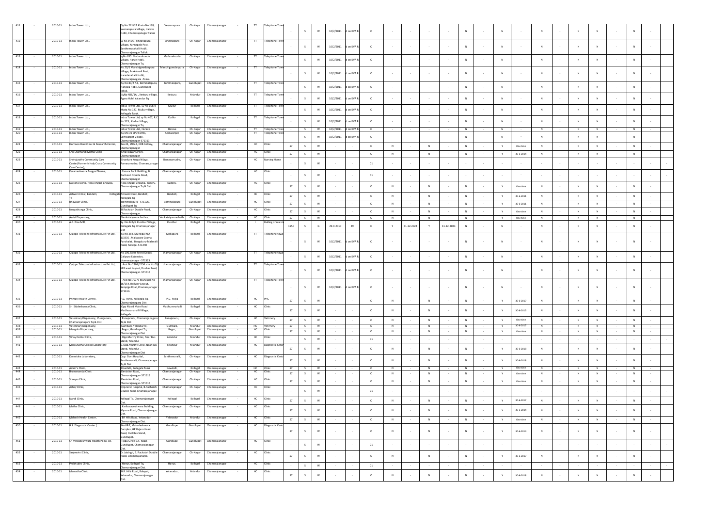| | | | | | | | | | | | | | | | | | | | | | | | | | | | | | | | |
|---|---|---|---|---|---|---|---|---|---|---|---|---|---|---|---|---|---|---|---|---|---|---|---|---|---|---|---|---|---|---|---|
| 411 | - | 2010-11 | Indus Tower Ltd., | Sy No.221/2A Khata No.138, Veeranapura Village, Harave Hobli, Chamarajanagar Taluk | Veeranapura | Ch-Nagar | Chamarajanagar | - | TT | Telephone Tower | | S | W | 10/2/2011 | d on KVA R | O | - | - | - | - | N | - | N | - | N | - | N | N | - | N | - |
| 412 | - | 2010-11 | Indus Tower Ltd., | Sy no 341/2, Singanapura Village, Kannegala Post, Santhemarahalli Hobli, Chamarajanagar Taluk. | Singanapura | Ch-Nagar | Chamarajanagar | - | TT | Telephone Tower | | S | W | 10/2/2011 | d on KVA R | O | - | - | - | - | N | - | N | - | N | - | N | N | - | N | - |
| 413 | - | 2010-11 | Indus Tower Ltd., | syNo 655 Madanakoodu Village, Harve Hobli, Chamarajanagar Tq. | Madanakoodu | Ch-Nagar | Chamarajanagar | - | TT | Telephone Tower | | S | W | 10/2/2011 | d on KVA R | O | - | - | - | - | N | - | N | - | N | - | N | N | - | N | - |
| 414 | - | 2010-11 | Indus Tower Ltd., | No 20/1 Manchigowdanpura Village, Arakalavadi Post, Haradanahalli Hobli, Chamarajanagara -Taluk. | Manchigowdanpura | Ch-Nagar | Chamarajanagar | - | TT | Telephone Tower | | S | W | 10/2/2011 | d on KVA R | O | - | - | - | - | N | - | N | - | N | - | N | N | - | N | - |
| 415 | - | 2010-11 | Indus Tower Ltd., | Sy No.89/2 A3, Bommalapura, Hangala Hobli, Gundlupet - taluk. | Bommalapura, | Gundlupet | Chamarajanagar | - | TT | Telephone Tower | | S | W | 10/2/2011 | d on KVA R | O | - | - | - | - | N | - | N | - | N | - | N | N | - | N | - |
| 416 | - | 2010-11 | Indus Tower Ltd., | (SyNo 488/1A, , Kesturu village, Agara Hobli Yalandur Tq | Kesturu | Yelandur | Chamarajanagar | - | TT | Telephone Tower | | S | W | 10/2/2011 | d on KVA R | O | - | - | - | - | N | - | N | - | N | - | N | N | - | N | - |
| 417 | - | 2010-11 | Indus Tower Ltd., | Indus Tower Ltd, Sy No.158/8 Khata No 127, Mullur village, Kollegala Taluk. | Mullur | Kollegal | Chamarajanagar | - | TT | Telephone Tower | | S | W | 10/2/2011 | d on KVA R | O | - | - | - | - | N | - | N | - | N | - | N | N | - | N | - |
| 418 | - | 2010-11 | Indus Tower Ltd., | Indus Tower Ltd, sy No 407, R.C No 525, Kudlur Village, Chamarajanagar Tq. | Kudlur | Kollegal | Chamarajanagar | - | TT | Telephone Tower | | S | W | 10/2/2011 | d on KVA R | O | - | - | - | - | N | - | N | - | N | - | N | N | - | N | - |
| 419 | - | 2010-11 | Indus Tower Ltd., | Indus Tower Ltd, Harave | Harave | Ch-Nagar | Chamarajanagar | - | TT | Telephone Tower | | S | W | 10/2/2011 | d on KVA R | O | - | - | - | - | N | - | N | - | N | - | N | N | - | N | - |
| 420 | - | 2010-11 | Indus Tower Ltd., | Sy.No 39 SPD Farms, Somwarpet Village, Chamarajanagar-571313. | Somwarpet | Ch-Nagar | Chamarajanagar | - | TT | Telephone Tower | | S | W | 10/2/2011 | d on KVA R | O | - | - | - | - | N | - | N | - | N | - | N | N | - | N | - |
| 421 | - | 2010-11 | Homoeo Hani Clinic & Research Center, | No.43, MIG-2, KHB Colony, Chamarajanagar | Chamarajanagar | Ch-Nagar | Chamarajanagar | - | HC | Clinic | 57 | S | W | - | - | O | N | - | N | - | N | - | Y | One time | N | - | N | N | - | N | - |
| 422 | - | 2010-11 | Shri Chamundi Matha Clinic | Small Bazar Street, Chamarajanagar | Chamarajanagar | Ch-Nagar | Chamarajanagar | - | HC | Clinic | 57 | S | W | - | - | O | N | - | N | - | N | - | Y | 30-6-2014 | N | - | N | N | - | N | - |
| 423 | - | 2010-11 | Snehajyothy Community Care Center(Formerly Holy Cross Community Care Center), | Shankara Krupa Nilaya, Ramasamudra, Chamarajanagar | Ramasamudra, | Ch-Nagar | Chamarajanagar | - | HC | Nursing Home | | S | W | | | C1 | - | - | - | - | - | - | - | - | - | - | - | - | - | - | - |
| 424 | - | 2010-11 | Parameshwara Arogya Dhama, | Canara Bank Building, B. Rachaiah Double Road, Chamarajanagar | Chamarajanagar | Ch-Nagar | Chamarajanagar | - | HC | Clinic | - | S | W | - | - | C1 | - | - | - | - | - | - | - | - | - | - | - | - | - | - | - |
| 425 | - | 2010-11 | National Clinic, Hosa Angadi Chowka, | Hosa Angadi Chowka, Kuderu, Chamarajanagar Tq & Dist. | Kuderu, | Ch-Nagar | Chamarajanagar | - | HC | Clinic | 57 | S | W | - | - | O | N | - | N | - | N | - | Y | One time | N | - | N | N | - | N | - |
| 426 | - | 2010-11 | Ashwini Clinic, Bandalli, Kollegala Tq | Ashwini Clinic, Bandalli, Kollegala Tq | Bandalli, | Kollegal | Chamarajanagar | - | HC | Clinic | 57 | S | W | - | - | O | N | - | N | - | N | - | Y | 30-6-2011 | N | - | N | N | - | N | - |
| 427 | - | 2010-11 | Bhavasar Clinic, | Bommnalapura - 571126, Gundlupet Tq | Bommnalapura | Gundlupet | Chamarajanagar | - | HC | Clinic | 57 | S | W | - | - | O | N | - | N | - | N | - | Y | 30-6-2011 | N | - | N | N | - | N | - |
| 428 | - | 2010-11 | Nirupathunga Clinic, | B.Rachaiah Double Road, Chamarajanagar | Chamarajanagar | Ch-Nagar | Chamarajanagar | - | HC | Clinic | 57 | S | W | - | - | O | N | - | N | - | N | - | Y | One time | N | - | N | N | - | N | - |
| 429 | - | 2010-11 | Assisi Dispensary, | Venkatayanachathra, | Venkatayanachathr | Ch-Nagar | Chamarajanagar | - | HC | Clinic | 57 | S | W | - | - | O | N | - | N | - | N | - | Y | One time | N | - | N | N | - | N | - |
| 430 | - | 2010-11 | A.P. Rice Mill, | Sy. No.647/3, Kunthur Village, Kollegala Tq, Chamarajanagar Dist | Kunthur | Kollegal | Chamarajanagar | - | I | Hulling of raw rice | 1550 | S | G | 29-9-2010 | 49 | O | Y | 31-12-2024 | Y | 31-12-2024 | N | - | N | - | N | - | N | N | - | N | - |
| 431 | - | 2010-11 | Quippo Telecom Infrastructure Pvt Ltd, | Sy No 384, Muncipal NO 1/3338 , Mallapura Grama Panchalat. Bengaluru-Malavalli Road, Kollegal-571440 | Mallapura | Kollegal | Chamarajanagar | - | TT | Telephone tower | | S | W | 10/2/2011 | d on KVA R | O | - | - | - | - | N | - | N | - | N | - | N | N | - | N | - |
| 432 | - | 2010-11 | Quippo Telecom Infrastructure Pvt Ltd, | No 190, Near forest Depot, Galipura Extension, chamarajanagar -571313. | chamarajanagar | Ch-Nagar | Chamarajanagar | - | TT | Telephone tower | | S | W | 10/2/2011 | d on KVA R | O | - | - | - | - | N | - | N | - | N | - | N | N | - | N | - |
| 433 | - | 2010-11 | Quippo Telecom Infrastructure Pvt Ltd, | , Asst No 2304/2156 site No 09 KEB west Layout, Double Road, Chamarajanagar -571313 | chamarajanagar | Ch-Nagar | Chamarajanagar | - | TT | Telephone Tower | | S | W | 10/2/2011 | d on KVA R | O | - | - | - | - | N | - | N | - | N | - | N | N | - | N | - |
| 434 | - | 2010-11 | Quippo Telecom Infrastructure Pvt Ltd, | , Asst No 79/73 Muncipal No 16/154, Railway Layout, Sampige Road,Chamarajanagar 571313. | chamarajanagar | Ch-Nagar | Chamarajanagar | - | TT | Telephone Tower | | S | W | 10/2/2011 | d on KVA R | O | - | - | - | - | N | - | N | - | N | - | N | N | - | N | - |
| 435 | - | 2010-11 | Primary Health Centre, | P.G. Palya, Kollegala Tq Chamarajanagara Dist | P.G. Palya | Kollegal | Chamarajanagar | - | HC | PHC | 57 | S | W | - | - | O | N | - | N | - | N | - | Y | 30-6-2017 | N | - | N | N | - | N | - |
| 436 | - | 2010-11 | Sri Siddeshwara Clinic, | Opp Maldi Main Road Madhuvanahalli Village, Kollegala | Madhuvanahalli | Kollegal | Chamarajanagar | - | HC | Clinic | 57 | S | W | - | - | O | N | - | N | - | N | - | Y | 30-6-2015 | N | - | N | N | - | N | - |
| 437 | - | 2010-11 | Veterinary Dispensary, Punajanuru, Chamarajanagara Tq & Dist | Punajanuru, Chamarajanagara Tq & Dist | Punajanuru, | Ch-Nagar | Chamarajanagar | - | HC | Vetinery | 57 | S | W | - | - | O | N | - | N | - | N | - | Y | One time | N | - | N | N | - | N | - |
| 438 | - | 2010-11 | Veterinary Dispensary, | Gumballi, YelandurTq, | Gumballi, | Yelandur | Chamarajanagar | - | HC | Vetinery | 57 | S | W | - | - | O | N | - | N | - | N | - | Y | 30-6-2017 | N | - | N | N | - | N | - |
| 439 | - | 2010-11 | Mangala Dispensary, | Begur, Gundlupet Tq, Chamarajanagar Dist | Begur, | Gundlupet | Chamarajanagar | - | HC | Clinic | 57 | S | W | - | - | O | N | - | N | - | N | - | Y | One time | N | - | N | N | - | N | - |
| 440 | - | 2010-11 | Vinay Dental Clinic, | Opp.Murthy Clinic, Near Bus Stand, Yelandur | Yelandur | Yelandur | Chamarajanagar | - | HC | Clinic | - | S | W | - | - | C1 | - | - | - | - | - | - | - | - | - | - | - | - | - | - | - |
| 441 | - | 2010-11 | Manjunatha Clinical Laboratory, | s, Opp.Murthy Clinic, Near Bus Stand, Yelandur , Chamarajanagar Dist | Yelandur | Yelandur | Chamarajanagar | - | HC | Diagnostic Centre | 57 | S | W | - | - | O | N | - | N | - | N | - | Y | 30-6-2018 | N | - | N | N | - | N | - |
| 442 | - | 2010-11 | Karnataka Laboratory, | Opp. Govt Hospital, Santhemaralli, Chamarajanagar Tq & Dist | Santhemaralli, | Ch-Nagar | Chamarajanagar | - | HC | Diagnostic Centre | 57 | S | W | - | - | O | N | - | N | - | N | - | Y | 30-6-2018 | N | - | N | N | - | N | - |
| 443 | - | 2010-11 | Adarsh Clinic, | Kowdalli, Kollegala Taluk | Kowdalli, | Kollegal | Chamarajanagar | - | HC | Clinic | 57 | S | W | - | - | O | N | - | N | - | N | - | Y | One time | N | - | N | N | - | N | - |
| 444 | - | 2010-11 | Bramaramba Clinic | Deviation Road, Chamarajanagar- 571313 | Chamarajanagar | Ch-Nagar | Chamarajanagar | - | HC | Clinic | 57 | S | W | - | - | O | N | - | N | - | N | - | Y | One time | N | - | N | N | - | N | - |
| 445 | - | 2010-11 | Shreyas Clinic, | Deviation Road, Chamarajanagar- 571313 | Chamarajanagar | Ch-Nagar | Chamarajanagar | - | HC | Clinic | 57 | S | W | - | - | O | N | - | N | - | N | - | Y | One time | N | - | N | N | - | N | - |
| 446 | - | 2010-11 | Ashay Clinic, | Opp.Govt Hospital, B.Rachaiah Double Road, Chamarajanagar. | Chamarajanagar | Ch-Nagar | Chamarajanagar | - | HC | Clinic | - | S | W | - | - | C1 | - | - | - | - | - | - | - | - | - | - | - | - | - | - | - |
| 447 | - | 2010-11 | Nandi Clinic, | Kollegal Tq, Chamarajanagar Dist. | Kollegal | Kollegal | Chamarajanagar | - | HC | Clinic | 57 | S | W | - | - | O | N | - | N | - | N | - | Y | 30-6-2017 | N | - | N | N | - | N | - |
| 448 | - | 2010-11 | Matha Clinic, | , Karibasaveshwara Building, Mysore Road, Chamarajanagar Dist. | Chamarajanagar | Ch-Nagar | Chamarajanagar | - | HC | Clinic | 57 | S | W | - | - | O | N | - | N | - | N | - | Y | 30-6-2014 | N | - | N | N | - | N | - |
| 449 | - | 2010-11 | Mahesh Health Center, | BR Hills Road, Yelandur, Chamarajanagar Dist. | Yelandur | Yelandur | Chamarajanagar | - | HC | Clinic | 57 | S | W | - | - | O | N | - | N | - | N | - | Y | One time | N | - | N | N | - | N | - |
| 450 | - | 2010-11 | B.S. Diagnostic Center ( | No.6&7, Mahadeshwara Complex, GP Rajarathnam Road, Civil Bus Stand, Gundlupet. | Gundlupe | Gundlupet | Chamarajanagar | - | HC | Diagnostic Centre | 57 | S | W | - | - | O | N | - | N | - | N | - | Y | 30-6-2014 | N | - | N | N | - | N | - |
| 451 | - | 2010-11 | Sri Venkateshwara Health Point, Ist. | Tippu Circle S.R. Road, Gundlupet, Chamarajanagar Dist. | Gundlupe | Gundlupet | Chamarajanagar | - | HC | Clinic | - | S | W | - | - | C1 | - | - | - | - | - | - | - | - | - | - | - | - | - | - | - |
| 452 | - | 2010-11 | Sanjeevini Clinic, | Dr.Jaisingh, B. Rachaiah Double Road, Chamarajanagar. | Chamarajanagar | Ch-Nagar | Chamarajanagar | - | HC | Clinic | 57 | S | W | - | - | O | N | - | N | - | N | - | Y | 30-6-2017 | N | - | N | N | - | N | - |
| 453 | - | 2010-11 | Prabhudev Clinic, | , Hanur, Kollegal Tq, Chamarajanagar Dist. | Hanur, | Kollegal | Chamarajanagar | - | HC | Clinic | - | S | W | - | - | C1 | - | - | - | - | - | - | - | - | - | - | - | - | - | - | - |
| 454 | - | 2010-11 | Mamatha Clinic, | B.R. Hills Road, Balepet, Yelandur, Chamarajanagar Dist. | Yelanadur, | Yelandur | Chamarajanagar | - | HC | Clinic | 57 | S | W | - | - | O | N | - | N | - | N | - | Y | 30-6-2018 | N | - | N | N | - | N | - |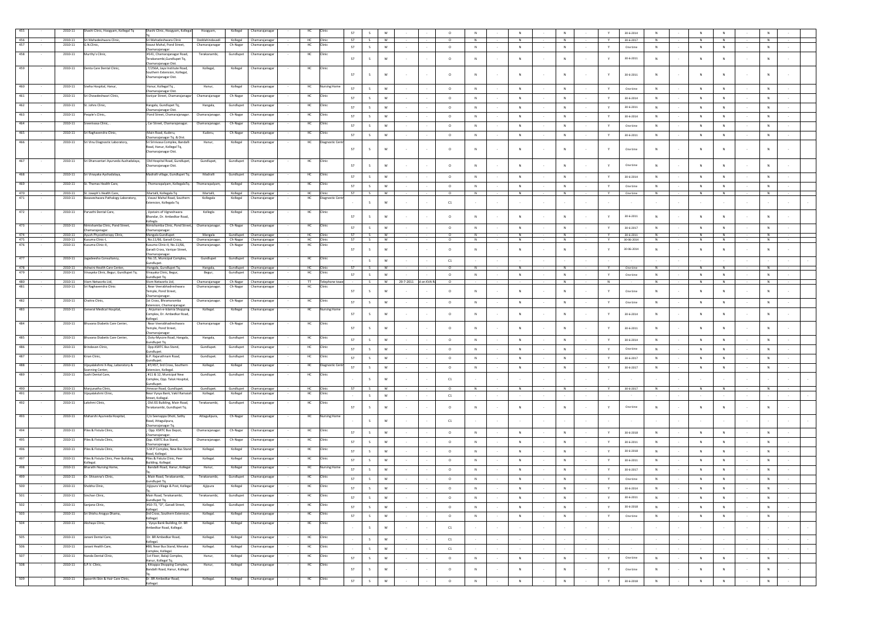| 455 | - | 2010-11 | Shashi Clinic, Hoogyam, Kollegal Tq | Shashi Clinic, Hoogyam, Kollegal Tq | Hoogyam, | Kollegal | Chamarajanagar | - | HC | Clinic | 57 | S | W | - | - | O | N | - | N | - | N | - | Y | 30-6-2014 | N | - | N | N | - | N | - |
|---|---|---|---|---|---|---|---|---|---|---|---|---|---|---|---|---|---|---|---|---|---|---|---|---|---|---|---|---|---|---|---|
| 456 | - | 2010-11 | Sri Mahadeshwara Clinic, | Sri Mahadeshwara Clinic | Doddahindavadi | Kollegal | Chamarajanagar | - | HC | Clinic | 57 | S | W | - | - | O | N | - | N | - | N | - | Y | 30-6-2017 | N | - | N | N | - | N | - |
| 457 | - | 2010-11 | G.N.Clinic, | Vasavi Mahal, Pond Street, Chamarajanagar | Chamarajanagar | Ch-Nagar | Chamarajanagar | - | HC | Clinic | 57 | S | W | - | - | O | N | - | N | - | N | - | Y | One time | N | - | N | N | - | N | - |
| 458 | - | 2010-11 | Murthy's Clinic, | #141, Chamarajanagar Road, Terakanambi,Gundlupet Tq, Chamarajanagar Dist. | Terakanambi, | Gundlupet | Chamarajanagar | - | HC | Clinic | 57 | S | W | - | - | O | N | - | N | - | N | - | Y | 30-6-2011 | N | - | N | N | - | N | - |
| 459 | - | 2010-11 | Denta Care Dental Clinic, | 7/256A, Jaya Institute Road, Southern Extension, Kollegal, Chamarajanagar Dist. | Kollegal, | Kollegal | Chamarajanagar | - | HC | Clinic | 57 | S | W | - | - | O | N | - | N | - | N | - | Y | 30-6-2011 | N | - | N | N | - | N | - |
| 460 | - | 2010-11 | Sneha Hospital, Hanur, | Hanur, Kollegal Tq , Chamarajanagar Dist. | Hanur, | Kollegal | Chamarajanagar | - | HC | Nursing Home | 57 | S | W | - | - | O | N | - | N | - | N | - | Y | One time | N | - | N | N | - | N | - |
| 461 | - | 2010-11 | Sri Chowdeshwari Clinic, | Vaniyar Street, Chamarajanagar | Chamarajanagar | Ch-Nagar | Chamarajanagar | - | HC | Clinic | 57 | S | W | - | - | O | N | - | N | - | N | - | Y | 30-6-2014 | N | - | N | N | - | N | - |
| 462 | - | 2010-11 | St. Johns Clinic, | Hangala, Gundlupet Tq, Chamarajanagar Dist. | Hangala, | Gundlupet | Chamarajanagar | - | HC | Clinic | 57 | S | W | - | - | O | N | - | N | - | N | - | Y | 30-6-2011 | N | - | N | N | - | N | - |
| 463 | - | 2010-11 | People's Clinic, | Pond Street, Chamarajanagar. | Chamarajanagar. | Ch-Nagar | Chamarajanagar | - | HC | Clinic | 57 | S | W | - | - | O | N | - | N | - | N | - | Y | 30-6-2014 | N | - | N | N | - | N | - |
| 464 | - | 2010-11 | Sreenivasa Clinic, . | Car Street, Chamarajanagar. | Chamarajanagar. | Ch-Nagar | Chamarajanagar | - | HC | Clinic | 57 | S | W | - | - | O | N | - | N | - | N | - | Y | One time | N | - | N | N | - | N | - |
| 465 | - | 2010-11 | Sri Raghavendra Clinic, | Main Road, Kuderu, Chamarajanagar Tq. & Dist. | Kuderu, | Ch-Nagar | Chamarajanagar | - | HC | Clinic | 57 | S | W | - | - | O | N | - | N | - | N | - | Y | 30-6-2011 | N | - | N | N | - | N | - |
| 466 | - | 2010-11 | Sri Vinu Diagnostic Laboratory, | Sri Srinivasa Complex, Bandalli Road, Hanur, Kollegal Tq, Chamarajanagar Dist. | Hanur, | Kollegal | Chamarajanagar | - | HC | Diagnostic Centre | 57 | S | W | - | - | O | N | - | N | - | N | - | Y | One time | N | - | N | N | - | N | - |
| 467 | - | 2010-11 | Sri Dhanvantari Ayurveda Aushadalaya, | Old Hospital Road, Gundlupet, Chamarajanagar Dist. | Gundlupet, | Gundlupet | Chamarajanagar | - | HC | Clinic | 57 | S | W | - | - | O | N | - | N | - | N | - | Y | One time | N | - | N | N | - | N | - |
| 468 | - | 2010-11 | Sri Vinayaka Ayshadalaya, | Madralli village, Gundlupet Tq. | Madralli | Gundlupet | Chamarajanagar | - | HC | Clinic | 57 | S | W | - | - | O | N | - | N | - | N | - | Y | 30-6-2014 | N | - | N | N | - | N | - |
| 469 | - | 2010-11 | St. Thomas Health Care, | Thomarapalyam, KollegalaTq. | Thomarapalyam, | Kollegal | Chamarajanagar | - | HC | Clinic | 57 | S | W | - | - | O | N | - | N | - | N | - | Y | One time | N | - | N | N | - | N | - |
| 470 | - | 2010-11 | St. Joseph's Health Care, | Martalli, Kollegala Tq. | Martalli, | Kollegal | Chamarajanagar | - | HC | Clinic | 57 | S | W | - | - | O | N | - | N | - | N | - | Y | One time | N | - | N | N | - | N | - |
| 471 | - | 2010-11 | Basaveshwara Pathalogy Laboratory, | , Vasavi Mahal Road, Southern Extension, Kollegala Tq | Kollegala | Kollegal | Chamarajanagar | - | HC | Diagnostic Centre | - | S | W | - | - | C1 | - | - | - | - | - | - | - | - | - | - | - | - | - | - | - |
| 472 | - | 2010-11 | Parvathi Dental Care, | Upstairs of Vigneshwara Bhandar, Dr. Ambedkar Road, Kollegla | Kollegla | Kollegal | Chamarajanagar | - | HC | Clinic | 57 | S | W | - | - | O | N | - | N | - | N | - | Y | 30-6-2011 | N | - | N | N | - | N | - |
| 473 | - | 2010-11 | Nimishamba Clinic, Pond Street, Chamarajanagar. | Nimishamba Clinic, Pond Street, Chamarajanagar. | Chamarajanagar. | Ch-Nagar | Chamarajanagar | - | HC | Clinic | 57 | S | W | - | - | O | N | - | N | - | N | - | Y | 30-6-2017 | N | - | N | N | - | N | - |
| 474 | - | 2010-11 | Ayush Physiotherapy Clinic, | Mangala Gundlupet | Mangala | Gundlupet | Chamarajanagar | - | HC | Clinic | 57 | S | W | - | - | O | N | - | N | - | N | - | Y | 30-6-2011 | N | - | N | N | - | N | - |
| 475 | - | 2010-11 | Kusuma Clinic-I, | No.11/66, Garadi Cross, | Chamarajanagar. | Ch-Nagar | Chamarajanagar | - | HC | Clinic | 57 | S | W | - | - | O | N | - | N | - | N | - | Y | 30-06-2014 | N | - | N | N | - | N | - |
| 476 | - | 2010-11 | Kusuma Clinic-II, | Kusuma Clinic-II, No.11/66, Garadi Cross, Vaniyar Street, Chamarajanagar. | Chamarajanagar. | Ch-Nagar | Chamarajanagar | - | HC | Clinic | 57 | S | W | - | - | O | N | - | N | - | N | - | Y | 30-06-2014 | N | - | N | N | - | N | - |
| 477 | - | 2010-11 | Jagadeesha Consultancy, | No.15, Municipal Complex, Gundlupet. | Gundlupet | Gundlupet | Chamarajanagar | - | HC | Clinic | - | S | W | - | - | C1 | - | - | - | - | - | - | - | - | - | - | - | - | - | - | - |
| 478 | - | 2010-11 | Ashwini Health Care Center, | Hangala, Gundlupet Tq. | Hangala, | Gundlupet | Chamarajanagar | - | HC | Clinic | 57 | S | W | - | - | O | N | - | N | - | N | - | Y | One time | N | - | N | N | - | N | - |
| 479 | - | 2010-11 | Vinayaka Clinic, Begur, Gundlupet Tq. | Vinayaka Clinic, Begur, Gundlupet Tq. | Begur, | Gundlupet | Chamarajanagar | - | HC | Clinic | 57 | S | W | - | - | O | N | - | N | - | N | - | Y | One time | N | - | N | N | - | N | - |
| 480 | - | 2010-11 | Viom Networks Ltd, | Viom Networks Ltd, | Chamarajanagar | Ch-Nagar | Chamarajanagar | - | TT | Telephone tower | - | S | W | 29-7-2011 | d on KVA Ra | O | - | - | - | - | N | - | N | - | N | - | N | N | - | N | - |
| 481 | - | 2010-11 | Sri Raghavendra Clinic | , Near Veerabhadreshwara Temple, Pond Street, Chamarajanagar. | Chamarajanagar. | Ch-Nagar | Chamarajanagar | - | HC | Clinic | 57 | S | W | - | - | O | N | - | N | - | N | - | Y | One time | N | - | N | N | - | N | - |
| 482 | - | 2010-11 | Chaitra Clinic, | 1st Cross, Bhramaramba Extension, Chamarajanagar. | Chamarajanagar. | Ch-Nagar | Chamarajanagar | - | HC | Clinic | 57 | S | W | - | - | O | N | - | N | - | N | - | Y | One time | N | - | N | N | - | N | - |
| 483 | - | 2010-11 | General Medical Hospital, | , Anjuman-e-Islamia Shopping Complex, Dr. Ambedkar Road, Kollegal. | Kollegal. | Kollegal | Chamarajanagar | - | HC | Nursing Home | 57 | S | W | - | - | O | N | - | N | - | N | - | Y | 30-6-2014 | N | - | N | N | - | N | - |
| 484 | - | 2010-11 | Bhuvana Diabetis Care Center, | Near Veerabhadreshwara Temple, Pond Street, Chamarajanagar | Chamarajanagar | Ch-Nagar | Chamarajanagar | - | HC | Clinic | 57 | S | W | - | - | O | N | - | N | - | N | - | Y | 30-6-2011 | N | - | N | N | - | N | - |
| 485 | - | 2010-11 | Bhuvana Diabetis Care Center, | , Doty-Mysore Road, Hangala, Gundlupet Tq. | Hangala, | Gundlupet | Chamarajanagar | - | HC | Clinic | 57 | S | W | - | - | O | N | - | N | - | N | - | Y | 30-6-2014 | N | - | N | N | - | N | - |
| 486 | - | 2010-11 | Brindavan Clinic, | Opp.KSRTC Bus Stand, Gundlupet. | Gundlupet. | Gundlupet | Chamarajanagar | - | HC | Clinic | 57 | S | W | - | - | O | N | - | N | - | N | - | Y | One time | N | - | N | N | - | N | - |
| 487 | - | 2010-11 | Kiran Clinic, | G.P. Rajarathnam Road, Gundlupet. | Gundlupet. | Gundlupet | Chamarajanagar | - | HC | Clinic | 57 | S | W | - | - | O | N | - | N | - | N | - | Y | 30-6-2017 | N | - | N | N | - | N | - |
| 488 | - | 2010-11 | Vijayalakshmi X-Ray, Laboratory & Scanning Center, | , #7/457, 3rd Cross, Southern Extension, Kollegal | Kollegal. | Kollegal | Chamarajanagar | - | HC | Diagnostic Centre | 57 | S | W | - | - | O | N | - | N | - | N | - | Y | 30-6-2017 | N | - | N | N | - | N | - |
| 489 | - | 2010-11 | Sushi Dental Care, | , #11 & 12, Municipal New Complex, Opp. Taluk Hospital, Gundlupet. | Gundlupet. | Gundlupet | Chamarajanagar | - | HC | Clinic | - | S | W | - | - | C1 | - | - | - | - | - | - | - | - | - | - | - | - | - | - | - |
| 490 | - | 2010-11 | Manjunatha Clinic, | Amezar Road, Gundlupet. | Gundlupet. | Gundlupet | Chamarajanagar | - | HC | Clinic | 57 | S | W | - | - | O | N | - | N | - | N | - | Y | 30-6-2017 | N | - | N | N | - | N | - |
| 491 | - | 2010-11 | Vijayalakshmi Clinic, | Near Vysya Bank, Vakil Ramaiah Street, Kollegal. | Kollegal. | Kollegal | Chamarajanagar | - | HC | Clinic | - | S | W | - | - | C1 | - | - | - | - | - | - | - | - | - | - | - | - | - | - | - |
| 492 | - | 2010-11 | Lakshmi Clinic, | , Old JSS Building, Main Road, Terakanambi, Gundlupet Tq. | Terakanambi, | Gundlupet | Chamarajanagar | - | HC | Clinic | 57 | S | W | - | - | O | N | - | N | - | N | - | Y | One time | N | - | N | N | - | N | - |
| 493 | - | 2010-11 | Maharshi Ayurveda Hospital, | C/o Seenappa Dhoti, Sathy Road, Attagulipura, Chamarajanagar Tq. | Attagulipura, | Ch-Nagar | Chamarajanagar | - | HC | Nursing Home | - | S | W | - | - | C1 | - | - | - | - | - | - | - | - | - | - | - | - | - | - | - |
| 494 | - | 2010-11 | Piles & Fistula Clinic, | , Opp. KSRTC Bus Depot, Chamarajanagar. | Chamarajanagar. | Ch-Nagar | Chamarajanagar | - | HC | Clinic | 57 | S | W | - | - | O | N | - | N | - | N | - | Y | 30-6-2018 | N | - | N | N | - | N | - |
| 495 | - | 2010-11 | Piles & Fistula Clinic, | Opp. KSRTC Bus Stand, Chamarajanagar. | Chamarajanagar. | Ch-Nagar | Chamarajanagar | - | HC | Clinic | 57 | S | W | - | - | O | N | - | N | - | N | - | Y | 30-6-2011 | N | - | N | N | - | N | - |
| 496 | - | 2010-11 | Piles & Fistula Clinic, | S.M.P Complex, New Bus Stand Road, Kollegal. | Kollegal. | Kollegal | Chamarajanagar | - | HC | Clinic | 57 | S | W | - | - | O | N | - | N | - | N | - | Y | 30-6-2018 | N | - | N | N | - | N | - |
| 497 | - | 2010-11 | Piles & Fistula Clinic, Peer Building, Kollegal. | Piles & Fistula Clinic, Peer Building, Kollegal. | Kollegal. | Kollegal | Chamarajanagar | - | HC | Clinic | 57 | S | W | - | - | O | N | - | N | - | N | - | Y | 30-6-2011 | N | - | N | N | - | N | - |
| 498 | - | 2010-11 | Bharathi Nursing Home, | , Bandalli Road, Hanur, Kollegal Tq. | Hanur, | Kollegal | Chamarajanagar | - | HC | Nursing Home | 57 | S | W | - | - | O | N | - | N | - | N | - | Y | 30-6-2017 | N | - | N | N | - | N | - |
| 499 | - | 2010-11 | Dr. Shivanna's Clinic, | , Main Road, Terakanambi, Gundlupet Tq. | Terakanambi, | Gundlupet | Chamarajanagar | - | HC | Clinic | 57 | S | W | - | - | O | N | - | N | - | N | - | Y | One time | N | - | N | N | - | N | - |
| 500 | - | 2010-11 | Shobha Clinic, | Ajjipura Village & Post, Kollegal Tq. | Ajjipura | Kollegal | Chamarajanagar | - | HC | Clinic | 57 | S | W | - | - | O | N | - | N | - | N | - | Y | 30-6-2014 | N | - | N | N | - | N | - |
| 501 | - | 2010-11 | Sinchan Clinic, | Main Road, Terakanambi, Gundlupet Tq. | Terakanambi, | Gundlupet | Chamarajanagar | - | HC | Clinic | 57 | S | W | - | - | O | N | - | N | - | N | - | Y | 30-6-2011 | N | - | N | N | - | N | - |
| 502 | - | 2010-11 | Sanjana Clinic, | #10-73, "D", Garadi Street, Kollegal. | Kollegal. | Gundlupet | Chamarajanagar | - | HC | Clinic | 57 | S | W | - | - | O | N | - | N | - | N | - | Y | 30-6-2018 | N | - | N | N | - | N | - |
| 503 | - | 2010-11 | Sri Shishu Arogya Dhama, | 3rd Cross, Southern Extension, Kollegal. | Kollegal. | Kollegal | Chamarajanagar | - | HC | Clinic | 57 | S | W | - | - | O | N | - | N | - | N | - | Y | One time | N | - | N | N | - | N | - |
| 504 | - | 2010-11 | Akshaya Clinic, | , Vysya Bank Building, Dr. BR Ambedkar Road, Kollegal. | Kollegal. | Kollegal | Chamarajanagar | - | HC | Clinic | - | S | W | - | - | C1 | - | - | - | - | - | - | - | - | - | - | - | - | - | - | - |
| 505 | - | 2010-11 | Janani Dental Care, | Dr. BR Ambedkar Road, Kollegal. | Kollegal. | Kollegal | Chamarajanagar | - | HC | Clinic | - | S | W | - | - | C1 | - | - | - | - | - | - | - | - | - | - | - | - | - | - | - |
| 506 | - | 2010-11 | Janani Health Care, | #89, Near Bus Stand, Menaka Complex, Kollegal. | Kollegal. | Kollegal | Chamarajanagar | - | HC | Clinic | - | S | W | - | - | C1 | - | - | - | - | - | - | - | - | - | - | - | - | - | - | - |
| 507 | - | 2010-11 | Nanda Dental Clinic, | 1st Floor, Balaji Complex, Hanur, Kollegal Tq. | Hanur, | Kollegal | Chamarajanagar | - | HC | Clinic | 57 | S | W | - | - | O | N | - | N | - | N | - | Y | One time | N | - | N | N | - | N | - |
| 508 | - | 2010-11 | S.P.V. Clinic, | , Kittappa Shopping Complex, Bandalli Road, Hanur, Kollegal Tq. | Hanur, | Kollegal | Chamarajanagar | - | HC | Clinic | 57 | S | W | - | - | O | N | - | N | - | N | - | Y | One time | N | - | N | N | - | N | - |
| 509 | - | 2010-11 | Spoorthi Skin & Hair Care Clinic, | Dr. BR Ambedkar Road, Kollegal. | Kollegal. | Kollegal | Chamarajanagar | - | HC | Clinic | 57 | S | W | - | - | O | N | - | N | - | N | - | Y | 30-6-2018 | N | - | N | N | - | N | - |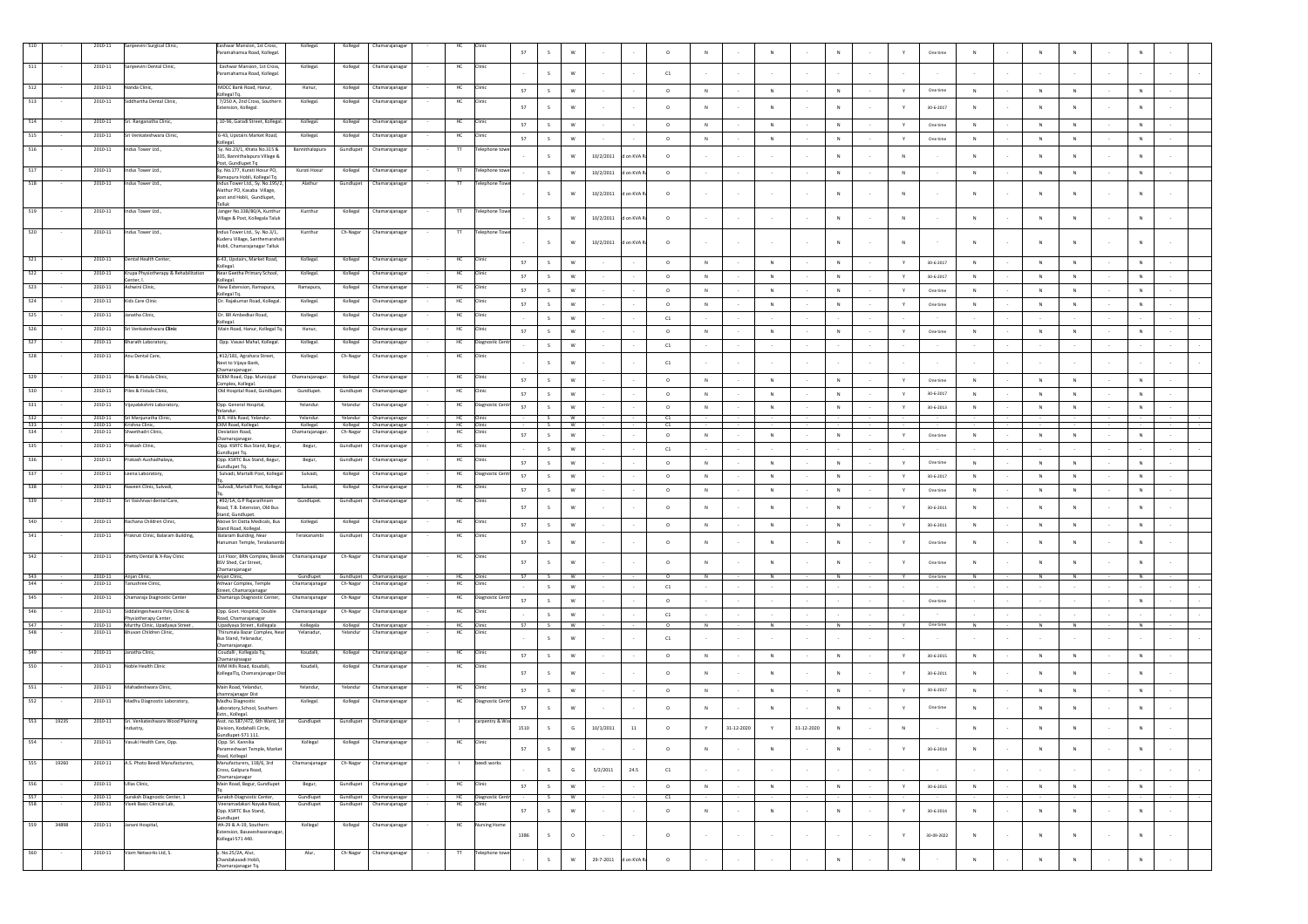| | | | | | | | | | | | | | | | | | | | | | | | | | | | | | | | |
|---|---|---|---|---|---|---|---|---|---|---|---|---|---|---|---|---|---|---|---|---|---|---|---|---|---|---|---|---|---|---|---|
| 510 | - | 2010-11 | Sanjeevini Surgical Clinic, | Eashwar Mansion, 1st Cross, Paramahamsa Road, Kollegal. | Kollegal. | Kollegal | Chamarajanagar | - | HC | Clinic | 57 | S | W | - | - | O | N | - | N | - | N | - | Y | One time | N | - | N | N | - | N | - |
| 511 | - | 2010-11 | Sanjeevini Dental Clinic, | Eashwar Mansion, 1st Cross, Paramahamsa Road, Kollegal. | Kollegal. | Kollegal | Chamarajanagar | - | HC | Clinic | - | S | W | - | - | C1 | - | - | - | - | - | - | - | - | - | - | - | - | - | - | - |
| 512 | - | 2010-11 | Nanda Clinic, | MDCC Bank Road, Hanur, Kollegal Tq. | Hanur, | Kollegal | Chamarajanagar | - | HC | Clinic | 57 | S | W | - | - | O | N | - | N | - | N | - | Y | One time | N | - | N | N | - | N | - |
| 513 | - | 2010-11 | Siddhartha Dental Clinic, | 7/250 A, 2nd Cross, Southern Extension, Kollegal. | Kollegal. | Kollegal | Chamarajanagar | - | HC | Clinic | 57 | S | W | - | - | O | N | - | N | - | N | - | Y | 30-6-2017 | N | - | N | N | - | N | - |
| 514 | - | 2010-11 | Sri. Ranganatha Clinic, | 10-36, Garadi Street, Kollegal. | Kollegal. | Kollegal | Chamarajanagar | - | HC | Clinic | 57 | S | W | - | - | O | N | - | N | - | N | - | Y | One time | N | - | N | N | - | N | - |
| 515 | - | 2010-11 | Sri Venkateshwara Clinic, | 6-43, Upstairs Market Road, Kollegal. | Kollegal. | Kollegal | Chamarajanagar | - | HC | Clinic | 57 | S | W | - | - | O | N | - | N | - | N | - | Y | One time | N | - | N | N | - | N | - |
| 516 | - | 2010-11 | Indus Tower Ltd., | Sy. No.23/1, Khata No.315 & 335, Bannithalapura Village & Post, Gundlupet Tq | Bannithalapura | Gundlupet | Chamarajanagar | - | TT | Telephone towe | - | S | W | 10/2/2011 | d on KVA R | O | - | - | - | - | N | - | N | - | N | - | N | N | - | N | - |
| 517 | - | 2010-11 | Indus Tower Ltd., | Sy. No.177, Kurati Hosur PO, Ramapura Hobli, Kollegal Tq | Kurati Hosur | Kollegal | Chamarajanagar | - | TT | Telephone towe | - | S | W | 10/2/2011 | d on KVA R | O | - | - | - | - | N | - | N | - | N | - | N | N | - | N | - |
| 518 | - | 2010-11 | Indus Tower Ltd., | Indus Tower Ltd., Sy. No.195/2, Alathur PO, Kinakka Village, post and Hobli, Gundlupet, Taluk | Alathur | Gundlupet | Chamarajanagar | - | TT | Telephone Towe | - | S | W | 10/2/2011 | d on KVA R | O | - | - | - | - | N | - | N | - | N | - | N | N | - | N | - |
| 519 | - | 2010-11 | Indus Tower Ltd., | Janger No.338/80/A, Kunthur Village & Post, Kollegala Taluk | Kunthur | Kollegal | Chamarajanagar | - | TT | Telephone Towe | - | S | W | 10/2/2011 | d on KVA R | O | - | - | - | - | N | - | N | - | N | - | N | N | - | N | - |
| 520 | - | 2010-11 | Indus Tower Ltd., | Indus Tower Ltd., Sy. No.3/1, Kuderu Village, Santhemarahalli Hobli, Chamarajanagar Talluk | Kunthur | Ch-Nagar | Chamarajanagar | - | TT | Telephone Towe | - | S | W | 10/2/2011 | d on KVA R | O | - | - | - | - | N | - | N | - | N | - | N | N | - | N | - |
| 521 | - | 2010-11 | Dental Health Center, | 6-43, Upstairs, Market Road, Kollegal. | Kollegal. | Kollegal | Chamarajanagar | - | HC | Clinic | 57 | S | W | - | - | O | N | - | N | - | N | - | Y | 30-6-2017 | N | - | N | N | - | N | - |
| 522 | - | 2010-11 | Krupa Physiotherapy & Rehabilitation Center, | Near Geetha Primary School, Kollegal. | Kollegal. | Kollegal | Chamarajanagar | - | HC | Clinic | 57 | S | W | - | - | O | N | - | N | - | N | - | Y | 30-6-2017 | N | - | N | N | - | N | - |
| 523 | - | 2010-11 | Ashwini Clinic, | New Extension, Ramapura, Kollegal Tq. | Ramapura, | Kollegal | Chamarajanagar | - | HC | Clinic | 57 | S | W | - | - | O | N | - | N | - | N | - | Y | One time | N | - | N | N | - | N | - |
| 524 | - | 2010-11 | Kids Care Clinic | Dr. Rajakumar Road, Kollegal. | Kollegal. | Kollegal | Chamarajanagar | - | HC | Clinic | 57 | S | W | - | - | O | N | - | N | - | N | - | Y | One time | N | - | N | N | - | N | - |
| 525 | - | 2010-11 | Janatha Clinic, | Dr. BR Ambedkar Road, Kollegal. | Kollegal. | Kollegal | Chamarajanagar | - | HC | Clinic | - | S | W | - | - | C1 | - | - | - | - | - | - | - | - | - | - | - | - | - | - | - |
| 526 | - | 2010-11 | Sri Venkateshwara **Clinic** | Main Road, Hanur, Kollegal Tq. | Hanur, | Kollegal | Chamarajanagar | - | HC | Clinic | 57 | S | W | - | - | O | N | - | N | - | N | - | Y | One time | N | - | N | N | - | N | - |
| 527 | - | 2010-11 | Bharath Laboratory, | Opp. Vasavi Mahal, Kollegal. | Kollegal. | Kollegal | Chamarajanagar | - | HC | Diagnostic Centr | - | S | W | - | - | C1 | - | - | - | - | - | - | - | - | - | - | - | - | - | - | - |
| 528 | - | 2010-11 | Anu Dental Care, | #12/181, Agrahara Street, Next to Vijaya Bank, Chamarajanagar. | Kollegal. | Ch-Nagar | Chamarajanagar | - | HC | Clinic | - | S | W | - | - | C1 | - | - | - | - | - | - | - | - | - | - | - | - | - | - | - |
| 529 | - | 2010-11 | Piles & Fistula Clinic, | SCKM Road, Opp. Municipal Complex, Kollegal. | Chamarajanagar. | Kollegal | Chamarajanagar | - | HC | Clinic | 57 | S | W | - | - | O | N | - | N | - | N | - | Y | One time | N | - | N | N | - | N | - |
| 530 | - | 2010-11 | Piles & Fistula Clinic, | Old Hospital Road, Gundlupet. | Gundlupet. | Gundlupet | Chamarajanagar | - | HC | Clinic | 57 | S | W | - | - | O | N | - | N | - | N | - | Y | 30-6-2017 | N | - | N | N | - | N | - |
| 531 | - | 2010-11 | Vijayalakshmi Laboratory, | Opp. General Hospital, Yelandur. | Yelandur. | Yelandur | Chamarajanagar | - | HC | Diagnostic Centr | 57 | S | W | - | - | O | N | - | N | - | N | - | Y | 30-6-2013 | N | - | N | N | - | N | - |
| 532 | - | 2010-11 | Sri Manjunatha Clinic, | B.R. Hills Road, Yelandur. | Yelandur. | Yelandur | Chamarajanagar | - | HC | Clinic | - | S | W | - | - | C1 | - | - | - | - | - | - | - | - | - | - | - | - | - | - | - |
| 533 | - | 2010-11 | Krishna Clinic, | DVV Road, Kollegal. | Kollegal. | Kollegal | Chamarajanagar | - | HC | Clinic | - | S | W | - | - | C1 | - | - | - | - | - | - | - | - | - | - | - | - | - | - | - |
| 534 | - | 2010-11 | Shwethadri Clinic, | Deviation Road, Chamarajanagar. | Chamarajanagar. | Ch-Nagar | Chamarajanagar | - | HC | Clinic | 57 | S | W | - | - | O | N | - | N | - | N | - | Y | One time | N | - | N | N | - | N | - |
| 535 | - | 2010-11 | Prakash Clinic, | Opp. KSRTC Bus Stand, Begur, Gundlupet Tq. | Begur, | Gundlupet | Chamarajanagar | - | HC | Clinic | - | S | W | - | - | C1 | - | - | - | - | - | - | - | - | - | - | - | - | - | - | - |
| 536 | - | 2010-11 | Prakash Aushadhalaya, | Opp. KSRTC Bus Stand, Begur, Gundlupet Tq. | Begur, | Gundlupet | Chamarajanagar | - | HC | Clinic | 57 | S | W | - | - | O | N | - | N | - | N | - | Y | One time | N | - | N | N | - | N | - |
| 537 | - | 2010-11 | Leena Laboratory, | Sulvadi, Martalli Post, Kollegal Tq. | Sulvadi, | Kollegal | Chamarajanagar | - | HC | Diagnostic Centr | 57 | S | W | - | - | O | N | - | N | - | N | - | Y | 30-6-2017 | N | - | N | N | - | N | - |
| 538 | - | 2010-11 | Naveen Clinic, Sulvadi, | Sulvadi, Martalli Post, Kollegal Tq. | Sulvadi, | Kollegal | Chamarajanagar | - | HC | Clinic | 57 | S | W | - | - | O | N | - | N | - | N | - | Y | One time | N | - | N | N | - | N | - |
| 539 | - | 2010-11 | Sri Vaishnavi dental Care, | #92/1A, G.P Rajarathnam Road, T.B. Extension, Old Bus Stand, Gundlupet. | Gundlupet. | Gundlupet | Chamarajanagar | - | HC | Clinic | 57 | S | W | - | - | O | N | - | N | - | N | - | Y | 30-6-2011 | N | - | N | N | - | N | - |
| 540 | - | 2010-11 | Rachana Children Clinic, | Above Sri Datta Medicals, Bus Stand Road, Kollegal. | Kollegal. | Kollegal | Chamarajanagar | - | HC | Clinic | 57 | S | W | - | - | O | N | - | N | - | N | - | Y | 30-6-2011 | N | - | N | N | - | N | - |
| 541 | - | 2010-11 | Prakruti Clinic, Balaram Building, | Balaram Building, Near Hanuman Temple, Terakanambi | Terakanambi | Gundlupet | Chamarajanagar | - | HC | Clinic | 57 | S | W | - | - | O | N | - | N | - | N | - | Y | One time | N | - | N | N | - | N | - |
| 542 | - | 2010-11 | Shetty Dental & X-Ray Clinic | 1st Floor, BRN Complex, Beside BSV Shed, Car Street, Chamarajanagar | Chamarajanagar | Ch-Nagar | Chamarajanagar | - | HC | Clinic | 57 | S | W | - | - | O | N | - | N | - | N | - | Y | One time | N | - | N | N | - | N | - |
| 543 | - | 2010-11 | Anjan Clinic, | Anjan Clinic, | Gundlupet | Gundlupet | Chamarajanagar | - | HC | Clinic | 57 | S | W | - | - | O | N | - | N | - | N | - | Y | One time | N | - | N | N | - | N | - |
| 544 | - | 2010-11 | Tanushree Clinic, | Mitwar Complex, Temple Street, Chamarajanagar | Chamarajanagar | Ch-Nagar | Chamarajanagar | - | HC | Clinic | - | S | W | - | - | C1 | - | - | - | - | - | - | - | - | - | - | - | - | - | - | - |
| 545 | - | 2010-11 | Chamaraja Diagnostic Center | Chamaraja Diagnostic Center, | Chamarajanagar | Ch-Nagar | Chamarajanagar | - | HC | Diagnostic Centr | 57 | S | W | - | - | O | - | - | - | - | - | - | - | One time | - | - | - | - | - | N | - |
| 546 | - | 2010-11 | Siddalingeshwara Poly Clinic & Physiotherapy Center, | Opp. Govt. Hospital, Double Road, Chamarajanagar | Chamarajanagar | Ch-Nagar | Chamarajanagar | - | HC | Clinic | - | S | W | - | - | C1 | - | - | - | - | - | - | - | - | - | - | - | - | - | - | - |
| 547 | - | 2010-11 | Murthy Clinic, Upadyaya Street , | Upadyaya Street , Kollegala | Kollegala | Kollegal | Chamarajanagar | - | HC | Clinic | 57 | S | W | - | - | O | N | - | N | - | N | - | Y | One time | N | - | N | N | - | N | - |
| 548 | - | 2010-11 | Bhuvan Children Clinic, | Thirumala Bazar Complex, Near Bus Stand, Yelanadur, Chamarajanagar. | Yelandur, | Yelandur | Chamarajanagar | - | HC | Clinic | - | S | W | - | - | C1 | - | - | - | - | - | - | - | - | - | - | - | - | - | - | - |
| 549 | - | 2010-11 | Janatha Clinic, | Koudalli , Kollegala Tq, Chamarajnagar | Koudalli, | Kollegal | Chamarajanagar | - | HC | Clinic | 57 | S | W | - | - | O | N | - | N | - | N | - | Y | 30-6-2015 | N | - | N | N | - | N | - |
| 550 | - | 2010-11 | Noble Health Clinic | MM Hills Road, Koudalli, KollegalTq, Chamarajanagar Dist | Koudalli, | Kollegal | Chamarajanagar | - | HC | Clinic | 57 | S | W | - | - | O | N | - | N | - | N | - | Y | 30-6-2011 | N | - | N | N | - | N | - |
| 551 | - | 2010-11 | Mahadeshwara Clinic, | Main Road, Yelandur, chamrajanagar Dist | Yelandur, | Yelandur | Chamarajanagar | - | HC | Clinic | 57 | S | W | - | - | O | N | - | N | - | N | - | Y | 30-6-2017 | N | - | N | N | - | N | - |
| 552 | - | 2010-11 | Madhu Diagnostic Laboratory, | Madhu Diagnostic Laboratory,School, Southern Extn., Kollegal. | Kollegal. | Kollegal | Chamarajanagar | - | HC | Diagnostic Centr | 57 | S | W | - | - | O | N | - | N | - | N | - | Y | One time | N | - | N | N | - | N | - |
| 553 | 19235 | 2010-11 | Sri. Venkateshwara Wood Planing Industry, | Asst. no.587/472, 6th Ward, 1st Division, Kodahalli Circle, Gundlupet-571 111. | Gundlupet | Gundlupet | Chamarajanagar | - | I | carpentry & Wo | 1510 | S | G | 10/1/2011 | 11 | O | Y | 31-12-2020 | Y | 31-12-2020 | N | - | N | - | N | - | N | N | - | N | - |
| 554 | - | 2010-11 | Vasuki Health Care, Opp. | Opp. Sri. Kannika Parameshwari Temple, Market Road, Kollegal | Kollegal | Kollegal | Chamarajanagar | - | HC | Clinic | 57 | S | W | - | - | O | N | - | N | - | N | - | Y | 30-6-2014 | N | - | N | N | - | N | - |
| 555 | 19260 | 2010-11 | A.S. Photo Beedi Manufacturers, | Manufacturers, 118/6, 3rd Cross, Galipura Road, Chamarajanagar | Chamarajanagar | Ch-Nagar | Chamarajanagar | - | I | beedi works | - | S | G | 5/2/2011 | 24.5 | C1 | - | - | - | - | - | - | - | - | - | - | - | - | - | - | - |
| 556 | - | 2010-11 | Ullas Clinic, | Main Road, Begur, Gundlupet Tq | Begur, | Gundlupet | Chamarajanagar | - | HC | Clinic | 57 | S | W | - | - | O | N | - | N | - | N | - | Y | 30-6-2015 | N | - | N | N | - | N | - |
| 557 | - | 2010-11 | Suraksh Diagnostic Center, 1 | Suraksh Diagnostic Center, | Gundlupet | Gundlupet | Chamarajanagar | - | HC | Diagnostic Centr | - | S | W | - | - | C1 | - | - | - | - | - | - | - | - | - | - | - | - | - | - | - |
| 558 | - | 2010-11 | Vivek Basic Clinical Lab, | Veeramadakari Nayaka Road, Opp. KSRTC Bus Stand, Gundlupet | Gundlupet | Gundlupet | Chamarajanagar | - | HC | Clinic | 57 | S | W | - | - | O | N | - | N | - | N | - | Y | 30-6-2014 | N | - | N | N | - | N | - |
| 559 | 34898 | 2010-11 | Janani Hospital, | #A-29 & A-19, Southern Extension, Basaveshwaranagar, Kollegal-571 440. | Kollegal | Kollegal | Chamarajanagar | - | HC | Nursing Home | 1386 | S | O | - | - | O | - | - | - | - | - | - | Y | 30-09-2022 | N | - | N | N | - | N | - |
| 560 | - | 2010-11 | Viom Networks Ltd, S. | y. No.25/2A, Alur, Chandakavadi Hobli, Chamarajanagar Tq. | Alur, | Ch-Nagar | Chamarajanagar | - | TT | Telephone towe | - | S | W | 29-7-2011 | d on KVA R | O | - | - | - | - | N | - | N | - | N | - | N | N | - | N | - |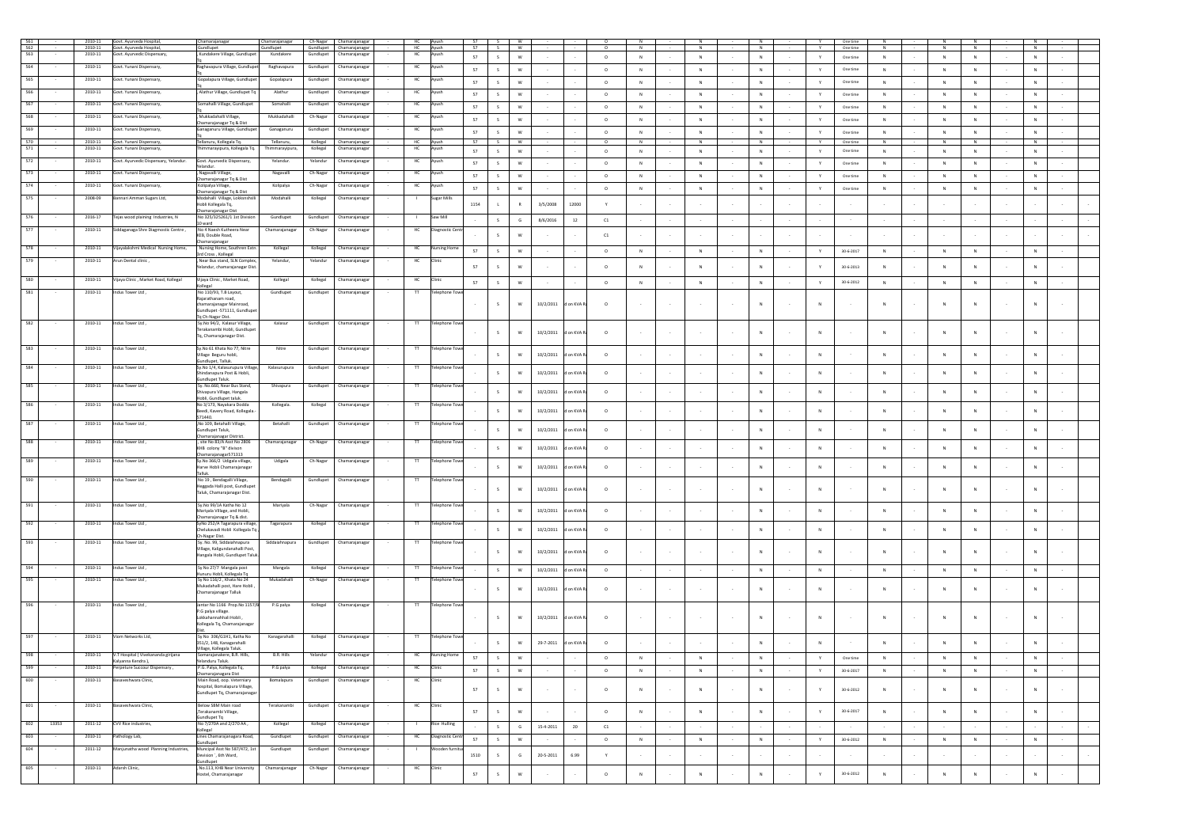| | | | | | | | | | | | | | | | | | | | | | | | | | | | | | | | |
|---|---|---|---|---|---|---|---|---|---|---|---|---|---|---|---|---|---|---|---|---|---|---|---|---|---|---|---|---|---|---|---|
| 561 | - | 2010-11 | Govt. Ayurveda Hospital, | Chamarajanagar | Chamarajanagar | Ch-Nagar | Chamarajanagar | - | HC | Ayush | 57 | S | W | - | - | O | N | - | N | - | N | - | Y | One time | N | - | N | N | - | N | - |
| 562 | - | 2010-11 | Govt. Ayurveda Hospital, | Gundlupet | Gundlupet | Gundlupet | Chamarajanagar | - | HC | Ayush | 57 | S | W | - | - | O | N | - | N | - | N | - | Y | One time | N | - | N | N | - | N | - |
| 563 | - | 2010-11 | Govt. Ayurvedic Dispensary, | Kundakere Village, Gundlupet Tq | Kundakere | Gundlupet | Chamarajanagar | - | HC | Ayush | 57 | S | W | - | - | O | N | - | N | - | N | - | Y | One time | N | - | N | N | - | N | - |
| 564 | - | 2010-11 | Govt. Yunani Dispensary, | Raghavapura Village, Gundlupet Tq | Raghavapura | Gundlupet | Chamarajanagar | - | HC | Ayush | 57 | S | W | - | - | O | N | - | N | - | N | - | Y | One time | N | - | N | N | - | N | - |
| 565 | - | 2010-11 | Govt. Yunani Dispensary, | Gopalapura Village, Gundlupet Tq | Gopalapura | Gundlupet | Chamarajanagar | - | HC | Ayush | 57 | S | W | - | - | O | N | - | N | - | N | - | Y | One time | N | - | N | N | - | N | - |
| 566 | - | 2010-11 | Govt. Yunani Dispensary, | Alathur Village, Gundlupet Tq | Alathur | Gundlupet | Chamarajanagar | - | HC | Ayush | 57 | S | W | - | - | O | N | - | N | - | N | - | Y | One time | N | - | N | N | - | N | - |
| 567 | - | 2010-11 | Govt. Yunani Dispensary, | Somahalli Village, Gundlupet Tq | Somahalli | Gundlupet | Chamarajanagar | - | HC | Ayush | 57 | S | W | - | - | O | N | - | N | - | N | - | Y | One time | N | - | N | N | - | N | - |
| 568 | - | 2010-11 | Govt. Yunani Dispensary, | Mukkadahalli Village, Chamarajanagar Tq & Dist | Mukkadahalli | Ch-Nagar | Chamarajanagar | - | HC | Ayush | 57 | S | W | - | - | O | N | - | N | - | N | - | Y | One time | N | - | N | N | - | N | - |
| 569 | - | 2010-11 | Govt. Yunani Dispensary, | Ganaganuru Village, Gundlupet Tq | Ganaganuru | Gundlupet | Chamarajanagar | - | HC | Ayush | 57 | S | W | - | - | O | N | - | N | - | N | - | Y | One time | N | - | N | N | - | N | - |
| 570 | - | 2010-11 | Govt. Yunani Dispensary, | Tellanuru, Kollegala Tq. | Tellanuru, | Kollegal | Chamarajanagar | - | HC | Ayush | 57 | S | W | - | - | O | N | - | N | - | N | - | Y | One time | N | - | N | N | - | N | - |
| 571 | - | 2010-11 | Govt. Yunani Dispensary, | Thimmarayipura, Kollegala Tq. | Thimmarayipura, | Kollegal | Chamarajanagar | - | HC | Ayush | 57 | S | W | - | - | O | N | - | N | - | N | - | Y | One time | N | - | N | N | - | N | - |
| 572 | - | 2010-11 | Govt. Ayurvedic Dispensary, Yelandur. | Govt. Ayurvedic Dispensary, Yelandur. | Yelandur. | Yelandur | Chamarajanagar | - | HC | Ayush | 57 | S | W | - | - | O | N | - | N | - | N | - | Y | One time | N | - | N | N | - | N | - |
| 573 | - | 2010-11 | Govt. Yunani Dispensary, | Nagavalli Village, Chamarajanagar Tq & Dist | Nagavalli | Ch-Nagar | Chamarajanagar | - | HC | Ayush | 57 | S | W | - | - | O | N | - | N | - | N | - | Y | One time | N | - | N | N | - | N | - |
| 574 | - | 2010-11 | Govt. Yunani Dispensary, | Kolipalya Village, Chamarajanagar Tq & Dist | Kolipalya | Ch-Nagar | Chamarajanagar | - | HC | Ayush | 57 | S | W | - | - | O | N | - | N | - | N | - | Y | One time | N | - | N | N | - | N | - |
| 575 | - | 2008-09 | Bannari Amman Sugars Ltd, | Modahalli Village, Lokkanahalli Hobli Kollegala Tq, Chamarajanagar Dist | Modahalli | Kollegal | Chamarajanagar | - | I | Sugar Mills | 1154 | L | R | 3/5/2008 | 12000 | Y | - | - | - | - | - | - | - | - | - | - | - | - | - | - | - |
| 576 | - | 2016-17 | Tejas wood planing Industries, N | No 325/325261/1 1st Division 10 ward | Gundlupet | Gundlupet | Chamarajanagar | - | I | Saw Mill | - | S | G | 8/6/2016 | 12 | C1 | - | - | - | - | - | - | - | - | - | - | - | - | - | - | - |
| 577 | - | 2010-11 | Siddaganaga Shree Diagnostic Centre , | No 4 Naesh Kutheera Near KEB, Double Road, Chamarajanagar | Chamarajanagar | Ch-Nagar | Chamarajanagar | - | HC | Diagnostic Centre | - | S | W | - | - | C1 | - | - | - | - | - | - | - | - | - | - | - | - | - | - | - |
| 578 | - | 2010-11 | Vijayalakshmi Medical Nursing Home, | Nursing Home, Southren Extn 3rd Cross , Kollegal | Kollegal | Kollegal | Chamarajanagar | - | HC | Nursing Home | 57 | S | W | - | - | O | N | - | N | - | N | - | Y | 30-6-2017 | N | - | N | N | - | N | - |
| 579 | - | 2010-11 | Arun Dental clinic , | Near Bus stand, SLN Complex, Yelandur, chamarajanagar Dist. | Yelandur, | Yelandur | Chamarajanagar | - | HC | Clinic | 57 | S | W | - | - | O | N | - | N | - | N | - | Y | 30-6-2013 | N | - | N | N | - | N | - |
| 580 | - | 2010-11 | Vijaya Clinic , Market Road, Kollegal | Vijaya Clinic , Market Road, Kollegal | Kollegal | Kollegal | Chamarajanagar | - | HC | Clinic | 57 | S | W | - | - | O | N | - | N | - | N | - | Y | 30-6-2012 | N | - | N | N | - | N | - |
| 581 | - | 2010-11 | Indus Tower Ltd , | No 110/93, T.B Layout, Rajarathanam road, chamarajanagar Mainroad, Gundlupet -571111, Gundlupet Tq Ch-Nagar Dist. | Gundlupet | Gundlupet | Chamarajanagar | - | TT | Telephone Tower | - | S | W | 10/2/2011 | d on KVA R | O | - | - | - | - | N | - | N | - | N | - | N | N | - | N | - |
| 582 | - | 2010-11 | Indus Tower Ltd , | Sy.No 94/2, Kalasur Village, Terakanambi Hobli, Gundlupet Tq, Chamarajanagar Dist. | Kalasur | Gundlupet | Chamarajanagar | - | TT | Telephone Tower | - | S | W | 10/2/2011 | d on KVA R | O | - | - | - | - | N | - | N | - | N | - | N | N | - | N | - |
| 583 | - | 2010-11 | Indus Tower Ltd , | Sy.No 61 Khata No 77, Nitre Village Beguru hobli, Gundlupet, Taluk. | Nitre | Gundlupet | Chamarajanagar | - | TT | Telephone Tower | - | S | W | 10/2/2011 | d on KVA R | O | - | - | - | - | N | - | N | - | N | - | N | N | - | N | - |
| 584 | - | 2010-11 | Indus Tower Ltd , | Sy.No 1/4, Kalasurupura Village, Shindanapura Post & Hobli, Gundlupet Taluk. | Kalasurupura | Gundlupet | Chamarajanagar | - | TT | Telephone Tower | - | S | W | 10/2/2011 | d on KVA R | O | - | - | - | - | N | - | N | - | N | - | N | N | - | N | - |
| 585 | - | 2010-11 | Indus Tower Ltd , | Sy. No.660, Near Bus Stand, Shivapura Village, Hangala Hobli, Gundlupet taluk. | Shivapura | Gundlupet | Chamarajanagar | - | TT | Telephone Tower | - | S | W | 10/2/2011 | d on KVA R | O | - | - | - | - | N | - | N | - | N | - | N | N | - | N | - |
| 586 | - | 2010-11 | Indus Tower Ltd , | No.3/173, Nayakara Dodda Beedi, Kavery Road, Kollegala.-571440. | Kollegala. | Kollegal | Chamarajanagar | - | TT | Telephone Tower | - | S | W | 10/2/2011 | d on KVA R | O | - | - | - | - | N | - | N | - | N | - | N | N | - | N | - |
| 587 | - | 2010-11 | Indus Tower Ltd , | ,No.109, Betahalli Village, Gundlupet Taluk, Chamarajanagar District. | Betahalli | Gundlupet | Chamarajanagar | - | TT | Telephone Tower | - | S | W | 10/2/2011 | d on KVA R | O | - | - | - | - | N | - | N | - | N | - | N | N | - | N | - |
| 588 | - | 2010-11 | Indus Tower Ltd , | , site No 83/A Asst No 2806 KHB colony "B" divison Chamarajanagar571313 | Chamarajanagar | Ch-Nagar | Chamarajanagar | - | TT | Telephone Tower | - | S | W | 10/2/2011 | d on KVA R | O | - | - | - | - | N | - | N | - | N | - | N | N | - | N | - |
| 589 | - | 2010-11 | Indus Tower Ltd , | Sy.No 366/2 Udigala village, Harve Hobli Chamarajanagar Taluk | Udigala | Ch-Nagar | Chamarajanagar | - | TT | Telephone Tower | - | S | W | 10/2/2011 | d on KVA R | O | - | - | - | - | N | - | N | - | N | - | N | N | - | N | - |
| 590 | - | 2010-11 | Indus Tower Ltd , | No 19 , Bendagalli Village, Heggada Halli post, Gundlupet Taluk, Chamarajanagar Dist. | Bendagalli | Gundlupet | Chamarajanagar | - | TT | Telephone Tower | - | S | W | 10/2/2011 | d on KVA R | O | - | - | - | - | N | - | N | - | N | - | N | N | - | N | - |
| 591 | - | 2010-11 | Indus Tower Ltd , | Sy.No 99/1A Katha No 12 Mariyala Village, and Hobli, Chamarajanagar Tq & dist. | Mariyala | Ch-Nagar | Chamarajanagar | - | TT | Telephone Tower | - | S | W | 10/2/2011 | d on KVA R | O | - | - | - | - | N | - | N | - | N | - | N | N | - | N | - |
| 592 | - | 2010-11 | Indus Tower Ltd , | SyNo 252/A Tagarapura village, Chelukavadi Hobli Kollegala Tq Ch-Nagar Dist. | Tagarapura | Kollegal | Chamarajanagar | - | TT | Telephone Tower | - | S | W | 10/2/2011 | d on KVA R | O | - | - | - | - | N | - | N | - | N | - | N | N | - | N | - |
| 593 | - | 2010-11 | Indus Tower Ltd , | Sy. No. 99, Siddaiahnapura Village, Kaligundanahalli Post, Hangala Hobli, Gundlupet Taluk. | Siddaiahnapura | Gundlupet | Chamarajanagar | - | TT | Telephone Tower | - | S | W | 10/2/2011 | d on KVA R | O | - | - | - | - | N | - | N | - | N | - | N | N | - | N | - |
| 594 | - | 2010-11 | Indus Tower Ltd , | Sy.No 27/7 Mangala post Hunuru Hobli, Kollegala Tq | Mangala | Kollegal | Chamarajanagar | - | TT | Telephone Tower | - | S | W | 10/2/2011 | d on KVA R | O | - | - | - | - | N | - | N | - | N | - | N | N | - | N | - |
| 595 | - | 2010-11 | Indus Tower Ltd , | Sy No 116/2 , Khata No 24 Mukadahalli post, Hare Hobli , Chamarajanagar Talluk | Mukadahalli | Ch-Nagar | Chamarajanagar | - | TT | Telephone Tower | - | S | W | 10/2/2011 | d on KVA R | O | - | - | - | - | N | - | N | - | N | - | N | N | - | N | - |
| 596 | - | 2010-11 | Indus Tower Ltd , | Jantar No 1166 Prop.No 1157/B P.G palya village. Lokkahannahhal i Hobli , Kollegala Tq, Chamarajanagar Dist. | P.G palya | Kollegal | Chamarajanagar | - | TT | Telephone Tower | - | S | W | 10/2/2011 | d on KVA R | O | - | - | - | - | N | - | N | - | N | - | N | N | - | N | - |
| 597 | - | 2010-11 | Viom Networks Ltd, | Sy No 306/G1H1, Katha No 351/2, 148, Kanagarahalli Village, Kollegala Taluk. | Kanagarahalli | Kollegal | Chamarajanagar | - | TT | Telephone Tower | - | S | W | 29-7-2011 | d on KVA R | O | - | - | - | - | N | - | N | - | N | - | N | N | - | N | - |
| 598 | - | 2010-11 | V.T Hospital ( Vivekananda girijana Kalyanna Kendra ), | Somarajanakere, B.R. Hills, Yelanduru Taluk. | B.R. Hills | Yelandur | Chamarajanagar | - | HC | Nursing Home | 57 | S | W | - | - | O | N | - | N | - | N | - | Y | One time | N | - | N | N | - | N | - |
| 599 | - | 2010-11 | Perpeture Succour Dispensary , | P.G. Palya, Kollegala Tq, Chamarajanagara Dist | P.G palya | Kollegal | Chamarajanagar | - | HC | Clinic | 57 | S | W | - | - | O | N | - | N | - | N | - | Y | 30-6-2017 | N | - | N | N | - | N | - |
| 600 | - | 2010-11 | Basaveshwara Clinic, | Main Road, oop. Veternary hospital, Bomalapura Village, Gundlupet Tq, Chamarajanagar | Bomalapura | Gundlupet | Chamarajanagar | - | HC | Clinic | 57 | S | W | - | - | O | N | - | N | - | N | - | Y | 30-6-2012 | N | - | N | N | - | N | - |
| 601 | - | 2010-11 | Basaveshwara Clinic, | Below SBM Main road ,Terakanambi Village, Gundlupet Tq | Terakanambi | Gundlupet | Chamarajanagar | - | HC | Clinic | 57 | S | W | - | - | O | N | - | N | - | N | - | Y | 30-6-2017 | N | - | N | N | - | N | - |
| 602 | 13353 | 2011-12 | CVV Rice Industries, | No 7/270A and 2/270 AA, Kollegal | Kollegal | Kollegal | Chamarajanagar | - | I | Rice Hulling | - | S | G | 15-4-2011 | 20 | C1 | - | - | - | - | - | - | - | - | - | - | - | - | - | - | - |
| 603 | - | 2010-11 | Pathology Lab, | Lines Chamarajanagara Road, Gundlupet | Gundlupet | Gundlupet | Chamarajanagar | - | HC | Diagnostic Centre | 57 | S | W | - | - | O | N | - | N | - | N | - | Y | 30-6-2012 | N | - | N | N | - | N | - |
| 604 | - | 2011-12 | Manjunatha wood Planning Industries, | Muncipal Asst No 587/472, 1st Devision ', 6th Ward, Gundlupet | Gundlupet | Gundlupet | Chamarajanagar | - | I | Wooden furniture | 1510 | S | G | 20-5-2011 | 6.99 | Y | - | - | - | - | - | - | - | - | - | - | - | - | - | - | - |
| 605 | - | 2010-11 | Adarsh Clinic, | , No.113, KHB Near University Hostel, Chamarajanagar | Chamarajanagar | Ch-Nagar | Chamarajanagar | - | HC | Clinic | 57 | S | W | - | - | O | N | - | N | - | N | - | Y | 30-6-2012 | N | - | N | N | - | N | - |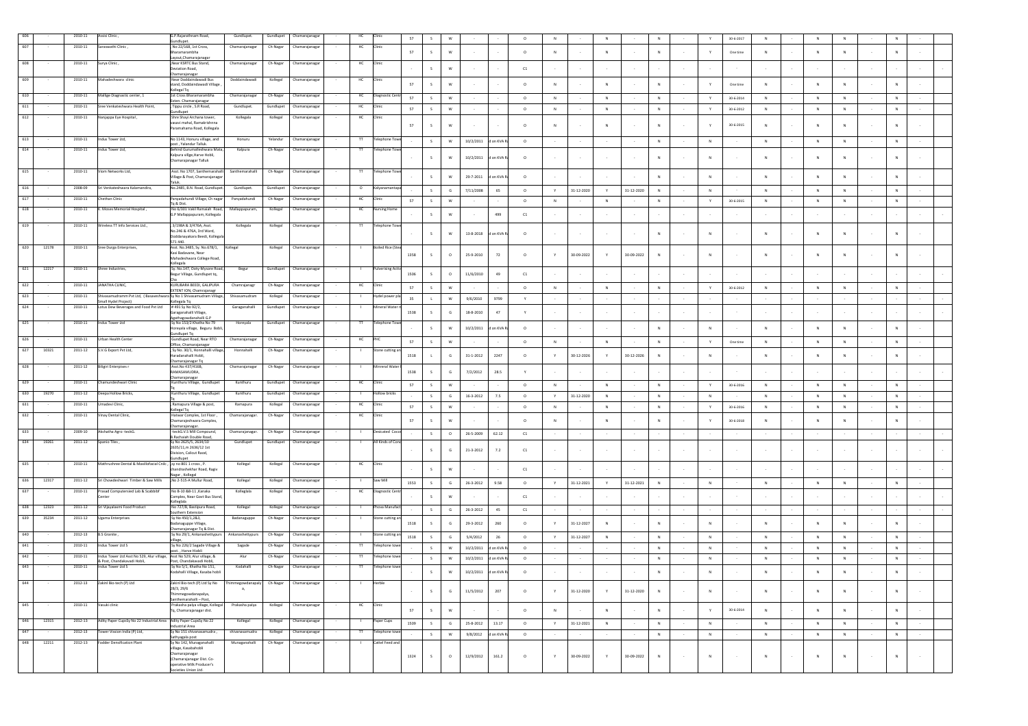| | | | | | | | | | | | | | | | | | | | | | | | | | | | | | | | | | |
|---|---|---|---|---|---|---|---|---|---|---|---|---|---|---|---|---|---|---|---|---|---|---|---|---|---|---|---|---|---|---|---|---|---|
| 606 | - | 2010-11 | Assisi Clinic , | G.P.Rajarathnam Road, Gundlupet. | Gundlupet. | Gundlupet | Chamarajanagar | - | HC | Clinic | 57 | S | W | - | - | O | N | - | N | - | N | - | Y | 30-6-2017 | N | - | N | N | - | N | - | | |
| 607 | - | 2010-11 | Saraswathi Clinic , | , No 22/168, 1st Cross, Bharamarambha Layout,Chamarajanagar | Chamarajanagar | Ch-Nagar | Chamarajanagar | - | HC | Clinic | 57 | S | W | - | - | O | N | - | N | - | N | - | Y | One time | N | - | N | N | - | N | - | | |
| 608 | - | 2010-11 | Surya Clinic , | Near KSRTC Bus Stand, Deviation Road, Chamarajanagar | Chamarajanagar | Ch-Nagar | Chamarajanagar | - | HC | Clinic | - | S | W | - | - | C1 | - | - | - | - | - | - | - | - | - | - | - | - | - | - | - | - | - |
| 609 | - | 2010-11 | Mahadeshwara clinic | Near Doddaindawadi Bus stand, Doddaindawadi Village , Kollegal Tq | Doddaindawadi | Kollegal | Chamarajanagar | - | HC | Clinic | 57 | S | W | - | - | O | N | - | N | - | N | - | Y | One time | N | - | N | N | - | N | - | | |
| 610 | - | 2010-11 | Mallige Diagnostic center, 1 | 1st Cross Bharamarambha Exten. Chamarajanagar | Chamarajanagar | Ch-Nagar | Chamarajanagar | - | HC | Diagnostic Cent | 57 | S | W | - | - | O | N | - | N | - | N | - | Y | 30-6-2014 | N | - | N | N | - | N | - | | |
| 611 | - | 2010-11 | Sree Venkateshwara Health Point, | , Tippu circle , S.R Road, Gundlupet | Gundlupet. | Gundlupet | Chamarajanagar | - | HC | Clinic | 57 | S | W | - | - | O | N | - | N | - | N | - | Y | 30-6-2012 | N | - | N | N | - | N | - | | |
| 612 | - | 2010-11 | Nanjappa Eye Hospital, | Shree Shayi Archana tower, vasavi mahal, Ramakrishnna Paramahama Road, Kollegala | Kollegala | Kollegal | Chamarajanagar | - | HC | Clinic | 57 | S | W | - | - | O | N | - | N | - | N | - | Y | 30-6-2015 | N | - | N | N | - | N | - | | |
| 613 | - | 2010-11 | Indus Tower Ltd, | No 1143, Honuru village, and post , Yalandur Talluk. | Honuru | Yelandur | Chamarajanagar | - | TT | Telephone Towe | - | S | W | 10/2/2011 | d on KVA R | O | - | - | - | - | N | - | N | - | N | - | N | N | - | N | - | | |
| 614 | - | 2010-11 | Indus Tower Ltd, | Behind Gurumalleshwara Mata, Kalpura village,Harve Hobli, Chamarajanagar Talluk | Kalpura | Ch-Nagar | Chamarajanagar | - | TT | Telephone Towe | - | S | W | 10/2/2011 | d on KVA R | O | - | - | - | - | N | - | N | - | N | - | N | N | - | N | - | | |
| 615 | - | 2010-11 | Viom Networks Ltd, | Asst. No 1707, Santhemarahalli Village & Post, Chamarajanagar Taluk. | Santhemarahalli | Ch-Nagar | Chamarajanagar | - | TT | Telephone Towe | - | S | W | 29-7-2011 | d on KVA R | O | - | - | - | - | N | - | N | - | N | - | N | N | - | N | - | | |
| 616 | - | 2008-09 | Sri Venkateshwara Kalamandira, | No.2485, B.N. Road, Gundlupet. | Gundlupet. | Gundlupet | Chamarajanagar | - | O | Kalyanamantap | - | S | G | 7/11/2008 | 65 | O | Y | 31-12-2020 | Y | 31-12-2020 | N | - | N | - | N | - | N | N | - | N | - | | |
| 617 | - | 2010-11 | Chethan Clinic | Panyadahundi Village, Ch nagar Tq & Dist. | Panyadahundi | Ch-Nagar | Chamarajanagar | - | HC | Clinic | 57 | S | W | - | - | O | N | - | N | - | N | - | Y | 30-6-2015 | N | - | N | N | - | N | - | | |
| 618 | - | 2010-11 | K. Moses Memorial Hospital , | No 6/301 Vakil Ramaiah Road, G.P Mallappapuram, Kollegala | Mallappapuram, | Kollegal | Chamarajanagar | - | HC | Nursing Home | - | S | W | - | 499 | C1 | - | - | - | - | - | - | - | - | - | - | - | - | - | - | - | - | - |
| 619 | - | 2010-11 | Wireless TT Info Services Ltd., | 3/198A & 3/476A, Asst. No.246 & 476A, 3rd Ward, Doddanayakara Beedi, Kollegala 571 440. | Kollegala | Kollegal | Chamarajanagar | - | TT | Telephone Towe | - | S | W | 13-8-2018 | d on KVA R | O | - | - | - | - | N | - | N | - | N | - | N | N | - | N | - | | |
| 620 | 12178 | 2010-11 | Sree Durga Enterprises, | Asst. No.3485, Sy. No.678/1, Kasi Badavane, Near Mahadeshwara College Road, Kollegala | Kollegal | Kollegal | Chamarajanagar | - | I | Boiled Rice (Stea | 1358 | S | O | 25-9-2010 | 72 | O | Y | 30-09-2022 | Y | 30-09-2022 | N | - | N | - | N | - | N | N | - | N | - | | |
| 621 | 12217 | 2010-11 | Shree Industries, | Sy. No.147, Ooty-Mysore Road, Begur Village, Gundlupet tq, Cha | Begur | Gundlupet | Chamarajanagar | - | I | Pulverising Activ | 1506 | S | O | 11/6/2010 | 49 | C1 | - | - | - | - | - | - | - | - | - | - | - | - | - | - | - | - | - |
| 622 | - | 2010-11 | JANATHA CLINIC, | KURUBARA BEEDI, GALIPURA EXTENT ION, Chamrajanagr | Chamrajanagr | Ch-Nagar | Chamarajanagar | - | HC | Clinic | 57 | S | W | - | - | O | N | - | N | - | N | - | Y | 30-6-2012 | N | - | N | N | - | N | - | | |
| 623 | - | 2010-11 | Shivasamudramm Pvt Ltd, ( Basaveshwara Small Hydel Project) | Sy No 1 Shivasamudram Village, Kollegala Tq | Shivasamudram | Kollegal | Chamarajanagar | - | I | Hydel power pla | 35 | L | W | 9/6/2010 | 9799 | Y | - | - | - | - | - | - | - | - | - | - | - | - | - | - | - | - | - |
| 624 | - | 2010-11 | Lotus Dew Beverages and Food Pvt Ltd | # 491 Sy No 92/2, Garaganahalli Village, Agathagowdanahalli G.P | Garaganahalli | Gundlupet | Chamarajanagar | - | I | Mineral Water r | 1538 | S | G | 18-8-2010 | 47 | Y | - | - | - | - | - | - | - | - | - | - | - | - | - | - | - | - | - |
| 625 | - | 2010-11 | Indus Tower Ltd | Sy No 153/2 Khatha No 79 Horeyala village, Beguru Bobli, Gundlupet Tq | Horeyala | Gundlupet | Chamarajanagar | - | TT | Telephone Towe | - | S | W | 10/2/2011 | d on KVA R | O | - | - | - | - | N | - | N | - | N | - | N | N | - | N | - | | |
| 626 | - | 2010-11 | Urban Health Center | Gundlupet Road, Near RTO Office, Chamarajanagar | Chamarajanagar | Ch-Nagar | Chamarajanagar | - | HC | PHC | 57 | S | W | - | - | O | N | - | N | - | N | - | Y | One time | N | - | N | N | - | N | - | | |
| 627 | 10321 | 2011-12 | S.V.G Export Pvt Ltd, | Sy No. 30/1, Honnahalli village, Haradanahalli Hobli, Chamarajanagar Tq | Honnahalli | Ch-Nagar | Chamarajanagar | - | I | Stone cutting an | 1518 | L | G | 31-1-2012 | 2247 | O | Y | 30-12-2026 | Y | 30-12-2026 | N | - | N | - | N | - | N | N | - | N | - | | |
| 628 | - | 2011-12 | Biligiri Enterprises r | Asst.No 437/416B, RAMASAMUDRA, Chamarajanagar | Chamarajanagar | Ch-Nagar | Chamarajanagar | - | I | Minneral Water | 1538 | S | G | 7/2/2012 | 28.5 | Y | - | - | - | - | - | - | - | - | - | - | - | - | - | - | - | - | - |
| 629 | - | 2010-11 | Chamundeshwari Clinic | Kunthuru Village, Gundlupet Tq | Kunthuru | Gundlupet | Chamarajanagar | - | HC | Clinic | 57 | S | W | - | - | O | N | - | N | - | N | - | Y | 30-6-2016 | N | - | N | N | - | N | - | | |
| 630 | 19270 | 2011-12 | Deepa Hollow Bricks, | Kunthuru Village, Gundlupet Tq | Kunthuru | Gundlupet | Chamarajanagar | - | I | Hollow bricks | - | S | G | 16-3-2012 | 7.5 | O | Y | 31-12-2020 | N | - | N | - | N | - | N | - | N | N | - | N | - | | |
| 631 | - | 2010-11 | Umadevi Clinic, | , Ramapura Village & post, Kollegal Tq | Ramapura | Kollegal | Chamarajanagar | - | HC | Clinic | 57 | S | W | - | - | O | N | - | N | - | N | - | Y | 30-6-2016 | N | - | N | N | - | N | - | | |
| 632 | - | 2010-11 | Vinay Dental Clinic, | Hatwar Complex, 1st Floor , Chamarajeshwara Complex, Chamarajanagar. | Chamarajanagar. | Ch-Nagar | Chamarajanagar | - | HC | Clinic | 57 | S | W | - | - | O | N | - | N | - | N | - | Y | 30-6-2018 | N | - | N | N | - | N | - | | |
| 633 | - | 2009-10 | Akshatha Agro -teckG. | -teckG.V.S Mill Compound, B.Rachaiah Double Road, | Chamarajanagar. | Ch-Nagar | Chamarajanagar | - | I | Desicated Coco | - | S | O | 26-5-2009 | 62.12 | C1 | - | - | - | - | - | - | - | - | - | - | - | - | - | - | - | - | - |
| 634 | 19261 | 2011-12 | Sparsio Tiles , | Sy No 2625/5, 2634/10 2635/11,m 2636/12 1st Division, Calicut Road, Gundlupet | Gundlupet | Gundlupet | Chamarajanagar | - | I | All Kinds of Conc | - | S | G | 21-3-2012 | 7.2 | C1 | - | - | - | - | - | - | - | - | - | - | - | - | - | - | - | - | - |
| 635 | - | 2010-11 | Mathrushree Dental & Maxillofacial Cnilc , | ,sy no 801 1 cross , P. Chandrashekhar Road, Ragiv Nagar , Kollegal | Kollegal | Kollegal | Chamarajanagar | - | HC | Clinic | - | S | W | - | - | C1 | - | - | - | - | - | - | - | - | - | - | - | - | - | - | - | - | - |
| 636 | 12317 | 2011-12 | Sri Chowdeshwari Timber & Saw Mills | ,No 2-515-A Mullur Road, | Kollegal | Kollegal | Chamarajanagar | - | I | Saw Mill | 1553 | S | G | 26-3-2012 | 9.58 | O | Y | 31-12-2021 | Y | 31-12-2021 | N | - | N | - | N | - | N | N | - | N | - | | |
| 637 | - | 2010-11 | Prasad Computersied Lab & Scablibf Center | No 8-10 &8-11 ,Kanaka Complex, Near Govt Bus Stand, Kollegala | Kollegala | Kollegal | Chamarajanagar | - | HC | Diagnostic Cent | - | S | W | - | - | C1 | - | - | - | - | - | - | - | - | - | - | - | - | - | - | - | - | - |
| 638 | 12323 | 2011-12 | Sri Vijayalaxmi Food Product | ,No 727/B, Bastipura Road, Southern Extension | Kollegal | Kollegal | Chamarajanagar | - | I | Phova Manufact | - | S | G | 26-3-2012 | 45 | C1 | - | - | - | - | - | - | - | - | - | - | - | - | - | - | - | - | - |
| 639 | 35234 | 2011-12 | Ugama Enterprises | Sy No 450/1,2&3, Badanaguppe Village, Chamarajanagar Tq & Dist. | Badanaguppe | Ch-Nagar | Chamarajanagar | - | I | Stone cutting an | 1518 | S | G | 29-3-2012 | 260 | O | Y | 31-12-2027 | N | - | N | - | N | - | N | - | N | N | - | N | - | | |
| 640 | - | 2012-13 | B.S Granite , | Sy No 29/1, Ankanashettypura village, | Ankanashettypura | Ch-Nagar | Chamarajanagar | - | I | Stone cutting an | 1518 | S | G | 5/4/2012 | 26 | O | Y | 31-12-2027 | N | - | N | - | N | - | N | - | N | N | - | N | - | | |
| 641 | - | 2010-11 | Indus Tower Ltd S | Sy No 226/2 Sagade Village & post. , Harve Hobli | Sagade | Ch-Nagar | Chamarajanagar | - | TT | Telephone towe | - | S | W | 10/2/2011 | d on KVA R | O | - | - | - | - | N | - | N | - | N | - | N | N | - | N | - | | |
| 642 | - | 2010-11 | Indus Tower Ltd Asst No 529, Alur village, & Post, Chandakavadi Hobli, | Asst No 529, Alur village, & Post, Chandakavadi Hobli, | Alur | Ch-Nagar | Chamarajanagar | - | TT | Telephone towe | - | S | W | 10/2/2011 | d on KVA R | O | - | - | - | - | N | - | N | - | N | - | N | N | - | N | - | | |
| 643 | - | 2010-11 | Indus Tower Ltd S | Sy No 5/1, Khatha No 151, Kodahalli Village, Kasaba hobli | Kodahalli | Ch-Nagar | Chamarajanagar | - | TT | Telephone towe | - | S | W | 10/2/2011 | d on KVA R | O | - | - | - | - | N | - | N | - | N | - | N | N | - | N | - | | |
| 644 | - | 2012-13 | Zakini Bio-tech (P) Ltd | Zakini Bio-tech (P) Ltd Sy No 28/3, 29/6 Thimmegowdanapalya, Santhemarahalli – Post, | Thimmegowdanapalya, | Ch-Nagar | Chamarajanagar | - | I | Herble | - | S | G | 11/5/2012 | 207 | O | Y | 31-12-2020 | Y | 31-12-2020 | N | - | N | - | N | - | N | N | - | N | - | | |
| 645 | - | 2010-11 | Vasuki clinic | Prakasha palya village, Kollegal Tq, Chamarajanagar dist. | Prakasha palya | Kollegal | Chamarajanagar | - | HC | Clinic | 57 | S | W | - | - | O | N | - | N | - | N | - | Y | 30-6-2014 | N | - | N | N | - | N | - | | |
| 646 | 12315 | 2012-13 | Adity Paper CupsSy No 22 Industrial Area | Adity Paper CupsSy No 22 Industrial Area | Kollegal | Kollegal | Chamarajanagar | - | I | Paper Cups | 1509 | S | G | 25-8-2012 | 13.17 | O | Y | 31-12-2021 | N | - | N | - | N | - | N | - | N | N | - | N | - | | |
| 647 | - | 2012-13 | Tower Vision India (P) Ltd, | Sy No 151 Shivanasamudra , Sathyagala post | shivanasamudra | Kollegal | Chamarajanagar | - | TT | Telephone towe | - | S | W | 9/8/2012 | d on KVA R | O | - | - | - | - | N | - | N | - | N | - | N | N | - | N | - | | |
| 648 | 12211 | 2012-13 | Fodder Densification Plant | Sy No 142, Munaganahalli village, Kasababhobli Chamarajanagar )Chamarajanagar Dist. Co-operative Milk Producer's Societies Union Ltd. | Munaganahalli | Ch-Nagar | Chamarajanagar | - | I | Cattel Feed and | 1324 | S | O | 12/9/2012 | 161.2 | O | Y | 30-09-2022 | Y | 30-09-2022 | N | - | N | - | N | - | N | N | - | N | - | | |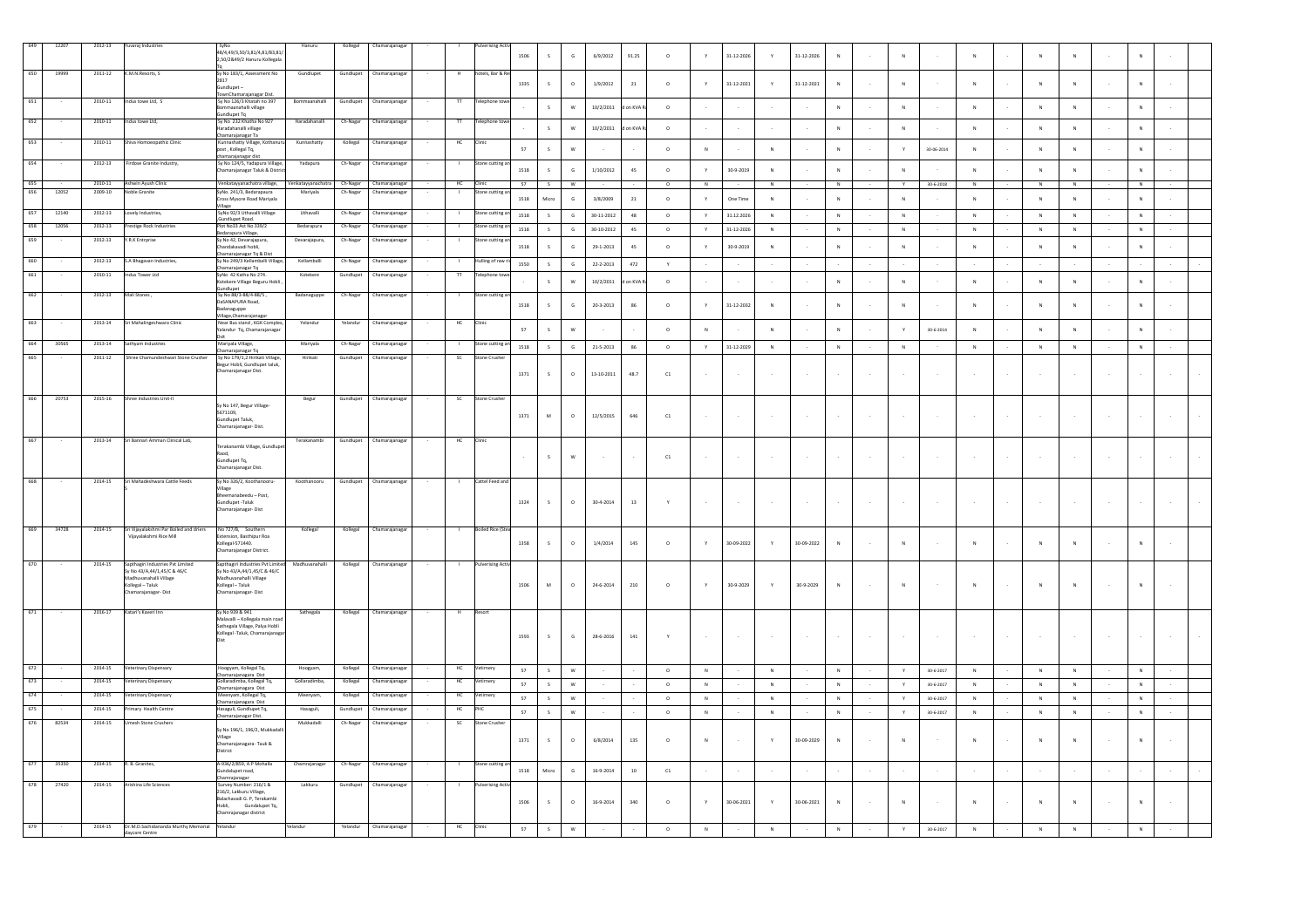| 649 | 12207 | 2012-13 | Yuvaraj Industries | SyNo 48/4,49/3,50/3,81/4,83/83,81/2,50/2&49/2 Hanuru Kollegala Tq | Hanuru | Kollegal | Chamarajanagar | - | I | Pulverising Activ | 1506 | S | G | 6/9/2012 | 91.25 | O | Y | 31-12-2026 | Y | 31-12-2026 | N | - | N | - | N | - | N | N | - | N | - | | |
|---|---|---|---|---|---|---|---|---|---|---|---|---|---|---|---|---|---|---|---|---|---|---|---|---|---|---|---|---|---|---|---|---|---|---|
| 650 | 19999 | 2011-12 | K.M.N.Resorts, S | Sy No 183/1, Assessment No 2817 Gundlupet – TownChamarajanagar Dist. | Gundlupet | Gundlupet | Chamarajanagar | - | H | hotels, Bar & Re | 1335 | S | O | 1/9/2012 | 21 | O | Y | 31-12-2021 | Y | 31-12-2021 | N | - | N | - | N | - | N | N | - | N | - | | |
| 651 | - | 2010-11 | Indus towe Ltd, S | Sy No 126/3 Khatah no 397 Bommaanahalli village Gundlupet Tq | Bommaanahalli | Gundlupet | Chamarajanagar | - | TT | Telephone towe | - | S | W | 10/2/2011 | d on KVA R | O | - | - | - | - | N | - | N | - | N | - | N | N | - | N | - | | |
| 652 | - | 2010-11 | Indus tower Ltd, | Sy No 232 Khatha No 927 Haradahanalli village Chamarajanagar Tq | Haradahanalli | Ch-Nagar | Chamarajanagar | - | TT | Telephone towe | - | S | W | 10/2/2011 | d on KVA R | O | - | - | - | - | N | - | N | - | N | - | N | N | - | N | - | | |
| 653 | - | 2010-11 | Shiva Homoeopathic Clinic | Kunnashatty Village, Kothanura post , Kollegal Tq, chamarajanagar dist | Kunnashatty | Kollegal | Chamarajanagar | - | HC | Clinic | 57 | S | W | - | - | O | N | - | N | - | N | - | Y | 30-06-2014 | N | - | N | N | - | N | - | | |
| 654 | - | 2012-13 | Firdose Granite Industry, | Sy No 124/5, Yadapura Village, Chamarajanagar Taluk & District | Yadapura | Ch-Nagar | Chamarajanagar | - | I | Stone cutting an | 1518 | S | G | 1/10/2012 | 45 | O | Y | 30-9-2019 | N | - | N | - | N | - | N | - | N | N | - | N | - | | |
| 655 | - | 2010-11 | Ashwin Ayush Clinic | Venkatayyanachatra village, | Venkatayyanachatra | Ch-Nagar | Chamarajanagar | - | HC | Clinic | 57 | S | W | - | - | O | N | - | N | - | N | - | Y | 30-6-2018 | N | - | N | N | - | N | - | | |
| 656 | 12052 | 2009-10 | Noble Granite | SyNo. 241/3, Bedarapaura Cross Mysore Road Mariyala Village | Mariyala | Ch-Nagar | Chamarajanagar | - | I | Stone cutting an | 1518 | Micro | G | 3/8/2009 | 21 | O | Y | One Time | N | - | N | - | N | - | N | - | N | N | - | N | - | | |
| 657 | 12140 | 2012-13 | Lovely Industries, | SyNo 92/3 Uthavalli Village Gundlupet Road. | Uthavalli | Ch-Nagar | Chamarajanagar | - | I | Stone cutting an | 1518 | S | G | 30-11-2012 | 48 | O | Y | 31.12.2026 | N | - | N | - | N | - | N | - | N | N | - | N | - | | |
| 658 | 12056 | 2012-13 | Prestige Rock Industries | Plot No33 Ast No 339/2 Bedarapura Village, | Bedarapura | Ch-Nagar | Chamarajanagar | - | I | Stone cutting an | 1518 | S | G | 30-10-2012 | 45 | O | Y | 31-12-2026 | N | - | N | - | N | - | N | - | N | N | - | N | - | | |
| 659 | - | 2012-13 | Y.R.K Entrprise | Sy No 42, Devarajapura, Chandakavadi hobli, Chamarajanagar Tq & Dist | Devarajapura, | Ch-Nagar | Chamarajanagar | - | I | Stone cutting an | 1518 | S | G | 29-1-2013 | 45 | O | Y | 30-9-2019 | N | - | N | - | N | - | N | - | N | N | - | N | - | | |
| 660 | - | 2012-13 | S.A Bhagavan Industries, | Sy No 249/3 Kellamballi Village, Chamarajanagar Tq | Kellamballi | Ch-Nagar | Chamarajanagar | - | I | Hulling of raw ri | 1550 | S | G | 22-2-2013 | 472 | Y | - | - | - | - | - | - | - | - | - | - | - | - | - | - | - | - | - |
| 661 | - | 2010-11 | Indus Tower Ltd | SyNo -62 Katha No 274. Kotekere Village Beguru Hobli , Gundlupet | Kotekere | Gundlupet | Chamarajanagar | - | TT | Telephone towe | - | S | W | 10/2/2011 | d on KVA R | O | - | - | - | - | N | - | N | - | N | - | N | N | - | N | - | | |
| 662 | - | 2012-13 | Mali Stones , | Sy No 88/3-88/4-88/5 , DaSANAPURA Road, Badanaguppe Village,Chamarajanagar | Badanaguppe | Ch-Nagar | Chamarajanagar | - | I | Stone cutting an | 1518 | S | G | 20-3-2013 | 86 | O | Y | 31-12-2032 | N | - | N | - | N | - | N | - | N | N | - | N | - | | |
| 663 | - | 2013-14 | Sri Mahalingeshwara Clinic | Near Bus stand , KGK Complex, Yalandur Tq, Chamarajanagar Dist | Yelandur | Yelandur | Chamarajanagar | - | HC | Clinic | 57 | S | W | - | - | O | N | - | N | - | N | - | Y | 30-6-2014 | N | - | N | N | - | N | - | | |
| 664 | 30565 | 2013-14 | Sathyam Industries | Mariyala Village, Chamarajanagar Tq | Mariyala | Ch-Nagar | Chamarajanagar | - | I | Stone cutting an | 1518 | S | G | 21-5-2013 | 86 | O | Y | 31-12-2029 | N | - | N | - | N | - | N | - | N | N | - | N | - | | |
| 665 | - | 2011-12 | Shree Chamundeshwari Stone Crusher | Sy No 179/1,2 Hirikati Village, Begur Hobli, Gundlupet taluk, Chamarajanagar Dist. | Hirikati | Gundlupet | Chamarajanagar | - | SC | Stone Crusher | 1371 | S | O | 13-10-2011 | 48.7 | C1 | - | - | - | - | - | - | - | - | - | - | - | - | - | - | - | - | - |
| 666 | 20753 | 2015-16 | Shree Industries Unit-II | Sy No 147, Begur Village-5671109, Gundlupet Taluk, Chamarajanagar- Dist. | Begur | Gundlupet | Chamarajanagar | - | SC | Stone Crusher | 1371 | M | O | 12/5/2015 | 646 | C1 | - | - | - | - | - | - | - | - | - | - | - | - | - | - | - | - | - |
| 667 | - | 2013-14 | Sri Bannari Amman Clinical Lab, | Terakanambi Village, Gundlupet Road, Gundlupet Tq, Chamarajanagar Dist. | Terakanambi | Gundlupet | Chamarajanagar | - | HC | Clinic | - | S | W | - | - | C1 | - | - | - | - | - | - | - | - | - | - | - | - | - | - | - | - | - |
| 668 | - | 2014-15 | Sri Mahadeshwara Cattle Feeds S | Sy No 326/2, Koothanooru-Village Bheemanabeedu – Post, Gundlupet -Taluk Chamarajanagar- Dist | Koothanooru | Gundlupet | Chamarajanagar | - | I | Cattel Feed and | 1324 | S | O | 30-4-2014 | 13 | Y | - | - | - | - | - | - | - | - | - | - | - | - | - | - | - | - | - |
| 669 | 34728 | 2014-15 | Sri Vijayalakshmi Par Boiled and driers Vijayalakshmi Rice Mill | No 727/B, Southern Extension, Basthipur Roa Kollegal-571440. Chamarajanagar District. | Kollegal | Kollegal | Chamarajanagar | - | I | Boiled Rice (Stea | 1358 | S | O | 1/4/2014 | 145 | O | Y | 30-09-2022 | Y | 30-09-2022 | N | - | N | - | N | - | N | N | - | N | - | | |
| 670 | - | 2014-15 | Sapthagiri Industries Pvt Limited Sy No 43/A,44/1,45/C & 46/C Madhuvanahalli Village Kollegal – Taluk Chamarajanagar- Dist | Sapthagiri Industries Pvt Limited Sy No 43/A,44/1,45/C & 46/C Madhuvanahalli Village Kollegal – Taluk Chamarajanagar- Dist | Madhuvanahalli | Kollegal | Chamarajanagar | - | I | Pulverising Activ | 1506 | M | O | 24-6-2014 | 210 | O | Y | 30-9-2029 | Y | 30-9-2029 | N | - | N | - | N | - | N | N | - | N | - | | |
| 671 | - | 2016-17 | Katari's Kaveri Inn | Sy No 939 & 941 Malavalli – Kollegala main road Sathegala Village, Palya Hobli Kollegal -Taluk, Chamarajanagar Dist | Sathegala | Kollegal | Chamarajanagar | - | H | Resort | 1593 | S | G | 28-6-2016 | 141 | Y | - | - | - | - | - | - | - | - | - | - | - | - | - | - | - | - | - |
| 672 | - | 2014-15 | Veterinary Dispensary | Hoogyam, Kollegal Tq, Chamarajanagara Dist | Hoogyam, | Kollegal | Chamarajanagar | - | HC | Vetinery | 57 | S | W | - | - | O | N | - | N | - | N | - | Y | 30-6-2017 | N | - | N | N | - | N | - | | |
| 673 | - | 2014-15 | Veterinary Dispensary | Gollaradimba, Kollegal Tq, Chamarajanagara Dist | Gollaradimba, | Kollegal | Chamarajanagar | - | HC | Vetinery | 57 | S | W | - | - | O | N | - | N | - | N | - | Y | 30-6-2017 | N | - | N | N | - | N | - | | |
| 674 | - | 2014-15 | Veterinary Dispensary | Meenyam, Kollegal Tq, Chamarajanagara Dist | Meenyam, | Kollegal | Chamarajanagar | - | HC | Vetinery | 57 | S | W | - | - | O | N | - | N | - | N | - | Y | 30-6-2017 | N | - | N | N | - | N | - | | |
| 675 | - | 2014-15 | Primary Health Centre | Hasaguli, Gundlupet Tq, Chamarajanagar Dist. | Hasaguli, | Gundlupet | Chamarajanagar | - | HC | PHC | 57 | S | W | - | - | O | N | - | N | - | N | - | Y | 30-6-2017 | N | - | N | N | - | N | - | | |
| 676 | 82534 | 2014-15 | Umesh Stone Crushers | Sy No 196/1, 196/2, Mukkadalli Village Chamarajanagara- Tauk & District | Mukkadalli | Ch-Nagar | Chamarajanagar | - | SC | Stone Crusher | 1371 | S | O | 6/8/2014 | 135 | O | N | - | Y | 30-09-2029 | N | - | N | - | N | - | N | N | - | N | - | | |
| 677 | 35350 | 2014-15 | R. B. Granites, | A-936/2/859, A.P Mohalla Gundalupet road, Chamrajanagar | Chamrajanagar | Ch-Nagar | Chamarajanagar | - | I | Stone cutting an | 1518 | Micro | G | 16-9-2014 | 10 | C1 | - | - | - | - | - | - | - | - | - | - | - | - | - | - | - | - | - |
| 678 | 27420 | 2014-15 | Arishina Life Sciences | Survey Number: 216/1 & 216/2, Lakkuru Village, Balachavadi G. P, Terakambi Hobli, Gundalupet Tq, Chamrajanagar district | Lakkuru | Gundlupet | Chamarajanagar | - | I | Pulverising Activ | 1506 | S | O | 16-9-2014 | 340 | O | Y | 30-06-2021 | Y | 30-06-2021 | N | - | N | - | N | - | N | N | - | N | - | | |
| 679 | - | 2014-15 | Dr.M.D.Sachidananda Murthy Memorial daycare Centre | Yelandur | Yelandur | Yelandur | Chamarajanagar | - | HC | Clinic | 57 | S | W | - | - | O | N | - | N | - | N | - | Y | 30-6-2017 | N | - | N | N | - | N | - | | |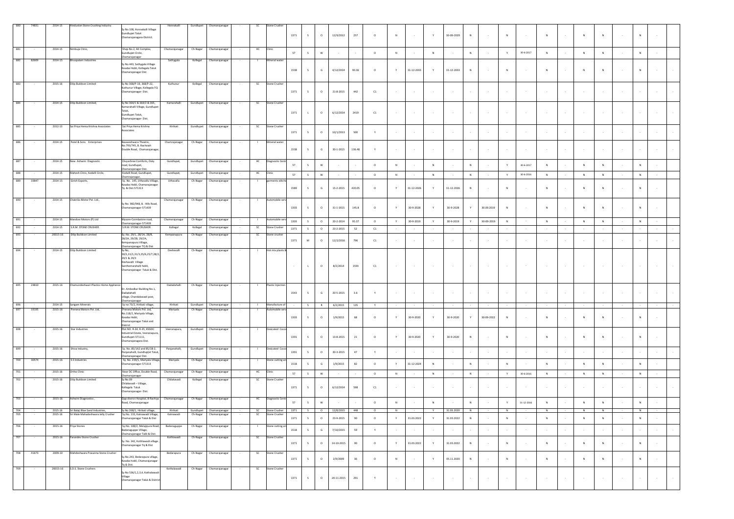| 680 | 74831 | 2014-15 | Hindustan Stone Crushing Industry | Sy No.108, Honnakalli Village Gundlupet Taluk Chamarajanagara-District. | Honnakalli | Gundlupet | Chamarajanagar | - | SC | Stone Crusher | 1371 | S | O | 12/9/2012 | 257 | O | N | - | Y | 30-09-2029 | N | - | N | - | N | - | N | N | - | N | - |
|---|---|---|---|---|---|---|---|---|---|---|---|---|---|---|---|---|---|---|---|---|---|---|---|---|---|---|---|---|---|---|---|
| 681 | - | 2014-15 | Nimbuja Clinic, | Shop No 2, AK Complex, Gundlupet Circle, Chamarajanagar | Chamarajanagar | Ch-Nagar | Chamarajanagar | - | HC | Clinic | 57 | S | W | - | - | O | N | - | N | - | N | - | Y | 30-6-2017 | N | - | N | N | - | N | - |
| 682 | 82609 | 2014-15 | Bhoopalam Industries | Sy No 443, Sathygala Village Kasaba Hobli, Kollegala Taluk Chamarajanagar Dist | Sathygala | Kollegal | Chamarajanagar | - | I | Mineral water | 1538 | S | G | 4/12/2014 | 90.36 | O | Y | 31-12-2033 | Y | 31-12-2033 | N | - | N | - | N | - | N | N | - | N | - |
| 683 | - | 2015-16 | Dilip Buildcon Limited | Sy No 368/P-19, 368/P-22, Kuthunur Village, Kollegala TQ Chamarajanagar- Dist. | Kuthunur | Kollegal | Chamarajanagar | - | SC | Stone Crusher | 1371 | S | O | 21-8-2015 | 442 | C1 | - | - | - | - | - | - | - | - | - | - | - | - | - | - | - |
| 684 | - | 2014-15 | Dilip Buildcon Limited, | Sy No 364/1 & 364/2 & 365, Kamarahalli Village, Gundlupet Taluk, Gundlupet Taluk, Chamarajanagar- Dist. | Kamarahalli | Gundlupet | Chamarajanagar | - | SC | Stone Crusher | 1371 | L | O | 6/12/2014 | 2419 | C1 | - | - | - | - | - | - | - | - | - | - | - | - | - | - | - |
| 685 | - | 2012-13 | Sai Priya Hema Krishna Associates | Sai Priya Hema Krishna Associates | Hirikati | Gundlupet | Chamarajanagar | - | SC | Stone Crusher | 1371 | S | O | 10/1/2013 | 500 | Y | - | - | - | - | - | - | - | - | - | - | - | - | - | - | - |
| 686 | - | 2014-15 | Patel & Sons Enterprises | Basaveshwara Theatre, No.793/745, B. Rachaiah Double Road, Chamarajanagar, | Chamarajanagar | Ch-Nagar | Chamarajanagar | - | I | Mineral water | 1538 | S | G | 30-1-2015 | 136.48 | Y | - | - | - | - | - | - | - | - | - | - | - | - | - | - | - |
| 687 | - | 2014-15 | New Ashwini Diagnostic | Divyashree Comforts, Ooty road, Gundlupet, Chamarajanagar Dist. | Gundlupet, | Gundlupet | Chamarajanagar | - | HC | Diagnostic Centr | 57 | S | W | - | - | O | N | - | N | - | N | - | Y | 30-6-2017 | N | - | N | N | - | N | - |
| 688 | - | 2014-15 | Mahesh Clinic, Kodalli Circle, | Kodalli Road, Gundlupet, Chamrajanagar, | Gundlupet, | Gundlupet | Chamarajanagar | - | HC | Clinic | 57 | S | W | - | - | O | N | - | N | - | N | - | Y | 30-6-2016 | N | - | N | N | - | N | - |
| 689 | 33847 | 2014-15 | Girish Exports, | Sy. No. 145, Uthavallu Village, Kasaba Hobli, Chamarajanagar Tq. & Dist.571313 | Uthavallu | Ch-Nagar | Chamarajanagar | - | I | garments stitchi | 1589 | S | G | 15-2-2015 | 420.05 | O | Y | 31-12-2026 | Y | 31-12-2026 | N | - | N | - | N | - | N | N | - | N | - |
| 690 | - | 2014-15 | Chakrika Motor Pvt. Ltd., | Sy No. 982/948, B. Hills Road, Chamarajanagar-571439 | Chamarajanagar | Ch-Nagar | Chamarajanagar | - | I | Automobile serv | 1303 | S | O | 31-1-2015 | 145.8 | O | Y | 30-9-2028 | Y | 30-9-2028 | Y | 30.09.2019 | N | - | N | - | N | N | - | N | - |
| 691 | - | 2014-15 | Mandovi Motors (P) Ltd | Mysore-Coimbatore road, Chamarajanagar-571439 | Chamarajanagar | Ch-Nagar | Chamarajanagar | - | I | Automobile serv | 1303 | S | O | 20-2-2014 | 95.37 | O | Y | 30-9-2019 | Y | 30-9-2019 | Y | 30-09-2019 | N | - | N | - | N | N | - | N | - |
| 692 | - | 2014-15 | S.R.M. STONE CRUSHER | S.R.M. STONE CRUSHER | Kollegal | Kollegal | Chamarajanagar | - | SC | Stone Crusher | 1371 | S | O | 23-2-2015 | 52 | C1 | - | - | - | - | - | - | - | - | - | - | - | - | - | - | - |
| 693 | - | 20015-16 | Dilip Buildcon Limited | Sy. No. 29/1, 28/1A, 28/8, 28/2A, 29/2B, 29/2A, Kempanapura Village, Chamarajanagar TQ & Dist | Kempanapura | Ch-Nagar | Chamarajanagar | - | SC | Stone crusher | 1371 | M | O | 12/2/2016 | 796 | C1 | - | - | - | - | - | - | - | - | - | - | - | - | - | - | - |
| 694 | - | 2014-15 | Dilip Buildcon Limited | Sy No, 30/1,31/1,31/3,25/6,25/7,28/2, 29/1 & 29/3 Deshavalli Village Santhemarahalli hobli, Chamarajanagar Taluk & Dist. | Deshavalli | Ch-Nagar | Chamarajanagar | - | I | Hot mix plants & | - | L | O | 8/2/2014 | 1593 | C1 | - | - | - | - | - | - | - | - | - | - | - | - | - | - | - |
| 695 | 24810 | 2015-16 | Chamundeshwari Plastics Home Appliance | Dr. Ambedkar Building No.1, Dadadahalli village, Chandakavadi post, Chamarajanagar | Dadadahalli | Ch-Nagar | Chamarajanagar | - | I | Plastic Injection | 1543 | S | G | 20-5-2015 | 3.6 | Y | - | - | - | - | - | - | - | - | - | - | - | - | - | - | - |
| 696 | - | 2014-15 | Sangam Minerals | Sy no 73/2, Hirikati village, | Hirikati | Gundlupet | Chamarajanagar | - | I | Manufacture of | - | S | R | 6/2/2015 | 135 | Y | - | - | - | - | - | - | - | - | - | - | - | - | - | - | - |
| 697 | 33195 | 2015-16 | Prerana Motors Pvt. Ltd, | Prerana Motors Pvt. Ltd, No.118/2, Mariyala Village, Kasaba Hobli, Chamarajanagar Taluk and District | Mariyala | Ch-Nagar | Chamarajanagar | - | I | Automobile serv | 1303 | S | O | 1/9/2015 | 68 | O | Y | 30-9-2020 | Y | 30-9-2020 | Y | 30-09-2022 | N | - | N | - | N | N | - | N | - |
| 698 | - | 2015-16 | Star Industries | Plot NO. R-34, R-35, KSSIDC Industrial Estate, Veeranapura, Gundlupet-571111, Chamarajanagara Dist. | Veeranapura, | Gundlupet | Chamarajanagar | - | I | Desicated Coco | 1391 | S | O | 13-8-2015 | 21 | O | Y | 30-9-2020 | Y | 30-9-2020 | N | - | N | - | N | - | N | N | - | N | - |
| 699 | - | 2015-16 | Shiva Industry, | Sy. No. 85/1A2 and 85/1B-2, Panjanahalli, Gundlupet Taluk, Chamarajanagar Dist. | Panjanahalli, | Gundlupet | Chamarajanagar | - | I | Desicated Coco | 1391 | S | O | 30-3-2015 | 47 | Y | - | - | - | - | - | - | - | - | - | - | - | - | - | - | - |
| 700 | 30574 | 2015-16 | S.S Industries | Sy. No. 239/1, Mariyala Village, Chamarajanagar-571313 | Mariyala | Ch-Nagar | Chamarajanagar | - | I | Stone cutting an | 1518 | S | G | 1/9/2015 | 82 | O | Y | 31-12-2024 | N | - | N | - | N | - | N | - | N | N | - | N | - |
| 701 | - | 2015-16 | Ortho Clinic | Near DC Office, Double Road, Chamarajanagar | Chamarajanagar | Ch-Nagar | Chamarajanagar | - | HC | Clinic | 57 | S | W | - | - | O | N | - | N | - | N | - | Y | 30-6-2016 | N | - | N | N | - | N | - |
| 702 | - | 2015-16 | Dilip Buildcon Limited | Sy No.09 Chilakavadi – Village, Kollegala Taluk Chamarajanagar- Dist. | Chilakavadi | Kollegal | Chamarajanagar | - | SC | Stone Crusher | 1371 | S | O | 6/12/2014 | 598 | C1 | - | - | - | - | - | - | - | - | - | - | - | - | - | - | - |
| 703 | - | 2015-16 | Ashwini Diagnostics , | Opp district Hospital, B Rachiya Road, Chamarajanagar | Chamarajanagar | Ch-Nagar | Chamarajanagar | - | HC | Diagnostic Centr | 57 | S | W | - | - | O | N | - | N | - | N | - | Y | 31-12-2016 | N | - | N | N | - | N | - |
| 704 | - | 2015-16 | Sri Balaji Blue Sand Industries, | Sy No 268/1, Hirikati village, | Hirikati | Gundlupet | Chamarajanagar | - | SC | Stone Crusher | 1371 | S | O | 12/8/2015 | 448 | O | N | - | Y | 31.03.2020 | N | - | N | - | N | - | N | N | - | N | - |
| 705 | - | 2015-16 | Sri Male Mahadeshwara Jelly Crusher | Sy.No. 133, Katnawadi Village, Chamarajanagar Taluk & Dist | Katnawadi | Ch-Nagar | Chamarajanagar | - | SC | Stone Crusher | 1371 | S | O | 23-9-2015 | 90 | O | Y | 31.03.2022 | Y | 31.03.2022 | N | - | N | - | N | - | N | N | - | N | - |
| 706 | - | 2015-16 | Priya Stones | Sy.No. 108/2, Melajipura Road, Badanaguppe Village, Chamarajanagar Talk & Dist. | Badanaguppe | Ch-Nagar | Chamarajanagar | - | I | Stone cutting an | 1518 | S | G | 7/10/2015 | 59 | Y | - | - | - | - | - | - | - | - | - | - | - | - | - | - | - |
| 707 | - | 2015-16 | Parandev Stone Crusher | Sy. No. 342, Kothlawadi village , Chamarajanagar Tq & Dist | Kothlawadi | Ch-Nagar | Chamarajanagar | - | SC | Stone Crusher | 1371 | S | O | 14-10-2015 | 90 | O | Y | 31.03.2022 | Y | 31.03.2022 | N | - | N | - | N | - | N | N | - | N | - |
| 708 | 41673 | 2009-10 | Mahdeshwara Prasanna Stone Crusher | Sy.No.243, Bedarapura village, Kasaba hobli, Chamarajanagar Tq & Dist. | Bedarapura | Ch-Nagar | Chamarajanagar | - | SC | Stone Crusher | 1371 | S | O | 2/9/2009 | 36 | O | N | - | Y | 05.11.2020 | N | - | N | - | N | - | N | N | - | N | - |
| 709 | - | 20015-16 | S.D.S. Stone Crushers | Sy No 536/1,2,3,4, Kothalawadi Village Chamarajanagar Taluk & District | Kothalawadi | Ch-Nagar | Chamarajanagar | - | SC | Stone Crusher | 1371 | S | O | 20-11-2015 | 291 | Y | - | - | - | - | - | - | - | - | - | - | - | - | - | - | - |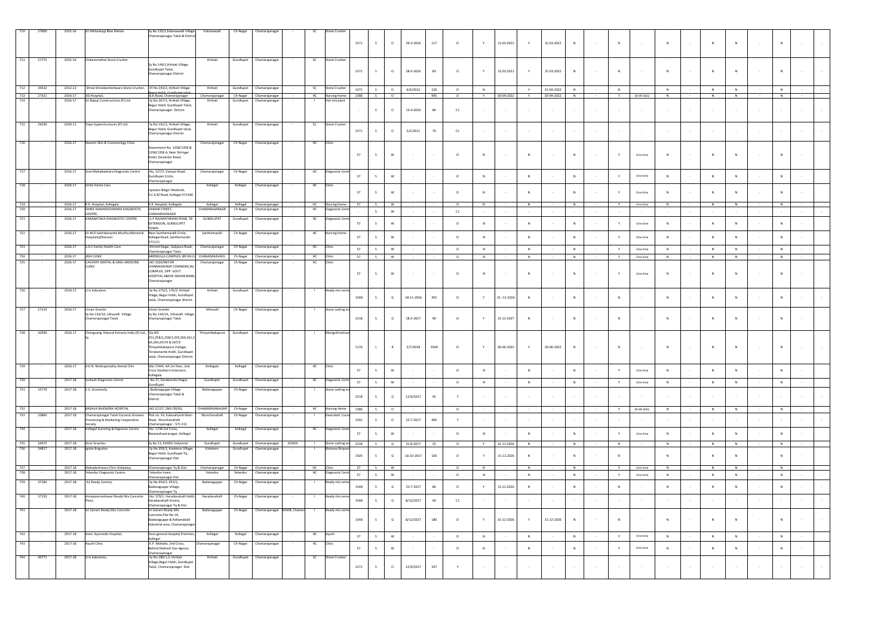| 710 | 27600 | 2015-16 | Sri Mahadurgi Blue Metals | Sy No 135/1,Katanawadi Village Chamarajanagar Taluk & District | Katanawadi | Ch-Nagar | Chamarajanagar | | SC | Stone Crusher | 1371 | S | O | 29-3-2016 | 117 | O | Y | 31.03.2022 | Y | 31.03.2022 | N | - | N | - | N | - | N | N | - | N | - | - |
|---|---|---|---|---|---|---|---|---|---|---|---|---|---|---|---|---|---|---|---|---|---|---|---|---|---|---|---|---|---|---|---|---|
| 711 | 27772 | 2015-16 | Chikammathai Stone Crusher | Sy No 144/1,Hirikati Village Gundlupet Taluk, Chamarajanagar District | Hirikati | Gundlupet | Chamarajanagar | - | SC | Stone Crusher | 1371 | S | O | 28-3-2016 | 83 | O | Y | 31.03.2022 | Y | 31.03.2022 | N | - | N | - | N | - | N | N | - | N | - | - |
| 712 | 39532 | 2012-13 | Shree Shreekanteshwara Stone Crusher, | SY No 243/2, Hirikati Village Begur Hobli, Gundlupet taluk | Hirikati | Gundlupet | Chamarajanagar | - | SC | Stone Crusher | 1371 | S | O | 6/4/2012 | 126 | O | N | - | Y | 31-03-2022 | N | - | N | - | N | - | N | N | - | N | - | - |
| 713 | 27321 | 2016-17 | JSS Hospital, | B.R.Raod, Chamarajanagar | Chamarajanagar | Ch-Nagar | Chamarajanagar | - | HC | Nursing Home | 1386 | S | O | - | 995 | O | Y | 30-09-2022 | Y | 30-09-2022 | N | - | Y | 30-09-2022 | N | - | N | N | - | N | - | - |
| 714 | - | 2016-17 | Sri Bapuji Constructions (P) Ltd | Sy No 267/1, Hirikati Village, Begur Hobli, Gundlupet Taluk, Chamarajanagar District | Hirikati | Gundlupet | Chamarajanagar | - | I | Hot mix plant | - | S | O | 13-4-2016 | 84 | C1 | - | - | - | - | - | - | - | - | - | - | - | - | - | - | - | - |
| 715 | 29230 | 2010-11 | Tejas Superstructures (P) Ltd. | Sy No 141/2, Hirikati Village, Begur Hobli, Gundlupet taluk, Chamarajanagar District. | Hirikati | Gundlupet | Chamarajanagar | - | SC | Stone Crusher | 1371 | S | O | 5/2/2011 | 70 | C1 | - | - | - | - | - | - | - | - | - | - | - | - | - | - | - | - |
| 716 | - | 2016-17 | Naveen Skin & Cosmetology Clinic | Assessment No. 1358/1358 & 1358/1358 A, Near Shringar Hotel, Deviation Road, Chamarajanagar | Chamarajanagar | Ch-Nagar | Chamarajanagar | - | HC | Clinic | 57 | S | W | - | - | O | N | - | N | - | N | - | Y | One time | N | - | N | N | - | N | - | |
| 717 | - | 2016-17 | Sree Mahadwshara Diagnostic Centre | No, 127/1, Vaniyar Road, Gundlupet Circle, Chamarajanagar | Chamarajanagar | Ch-Nagar | Chamarajanagar | - | HC | Diagnostic Centr | 57 | S | W | - | - | O | N | - | N | - | N | - | Y | One time | N | - | N | N | - | N | - | |
| 718 | - | 2016-17 | Smile Dento Care | Upstairs Biligiri Medicals, S.C.K.M Road, Kollegal-571440 | Kollegal | Kollegal | Chamarajanagar | - | HC | Clinic | 57 | S | W | - | - | O | N | - | N | - | N | - | Y | One time | N | - | N | N | - | N | - | |
| 719 | - | 2016-17 | R.K. Hospital, Kollegala | R.K. Hospital, Kollegala | Kollegal | Kollegal | Chamarajanagar | - | HC | Nursing Home | 57 | S | W | - | - | O | N | - | N | - | N | - | Y | One time | N | - | N | N | - | N | - | |
| 720 | - | 2016-17 | SHREE MAHADESHWARA DIAGNOSTIC CENTRE, | VANJAR STREET, CHAMARAJANAGR | CHAMARAJANAGR | Ch-Nagar | Chamarajanagar | - | HC | Diagnostic Centr | - | S | W | - | - | C1 | - | - | - | - | - | - | - | - | - | - | - | - | - | - | - | - |
| 721 | - | 2016-17 | KARANATAKA DIAGNOSTIC CENTRE | G P RAJARATHNAM ROAD, TB EXTENSION, GUNDLUPET TOWN | GUNDLUPET | Gundlupet | Chamarajanagar | - | HC | Diagnostic Centr | 57 | S | W | - | - | O | N | - | N | - | N | - | Y | One time | N | - | N | N | - | N | - | |
| 722 | - | 2016-17 | Dr.M.D.Sachidananda Murthy Memorial Hospitals(Dharani) | Near Santhemaralli Circle, Kollegal Road, Santhemaralli-571115 | Santhemaralli | Ch-Nagar | Chamarajanagar | - | HC | Nursing Home | 57 | S | W | - | - | O | N | - | N | - | N | - | Y | One time | N | - | N | N | - | N | - | |
| 723 | - | 2016-17 | S.A.S Family Health Care | Ahmed Nagar, Galipura Road, Chamarajanagar Town | Chamarajanagar | Ch-Nagar | Chamarajanagar | - | HC | Clinic | 57 | S | W | - | - | O | N | - | N | - | N | - | Y | One time | N | - | N | N | - | N | - | |
| 724 | - | 2016-17 | JIVH CLINIC | ABEDBULLA COMPLEX, BR HILLS | CHANADARAVADI, | Ch-Nagar | Chamarajanagar | - | HC | Clinic | 57 | S | W | - | - | O | N | - | N | - | N | - | Y | One time | N | - | N | N | - | N | - | |
| 725 | - | 2016-17 | CAUVERY DENTAL & ORAL MEDICINE CLINIC | NO 1020/983 DR CHINNASWAMY COMMERICIAL COMPLEX, OPP. GOVT. HOSPITAL ABOVE INDIAN BANK, Chamarajanagar | Chamarajanagar | Ch-Nagar | Chamarajanagar | - | HC | Clinic | 57 | S | W | - | - | O | N | - | N | - | N | - | Y | One time | N | - | N | N | - | N | - | |
| 726 | - | 2016-17 | Cris Industires | Sy No 175/2, 176/2, Hirikati Vilage, Begur Hobli, Gundlupet taluk, Chamarajanagar district. | Hirikati | Gundlupet | Chamarajanagar | - | I | Ready mix ceme | 1548 | S | G | 18-11-2016 | 455 | O | Y | 31--12-2026 | N | - | N | - | N | - | N | - | N | N | - | N | - | - |
| 727 | 27214 | 2016-17 | Umair Granite Sy No 134/1A, Uthavalli Village Chamarajanagar Taluk | Umair Granite Sy No 134/1A, Uthavalli Village Chamarajanagar Taluk | Uthavalli | Ch-Nagar | Chamarajanagar | - | I | Stone cutting an | 1518 | S | G | 18-3-2017 | 90 | O | Y | 31-12-2027 | N | - | N | - | N | - | N | - | N | N | - | N | - | - |
| 728 | 30390 | 2016-17 | Chenguang Natural Extracts India (P) Ltd., Sy | Sy NO 251,258/1,258/2,259,260,261,2 63,264,267/4 & 267/5 Thriyambakapura Vuillage, Terakanambi Hobli, Gundlupet taluk, Chamarajanagar District. | Thriyambakapura | Gundlupet | Chamarajanagar | - | I | Marigold extract | 1176 | L | R | 2/7/2018 | 3500 | O | Y | 30-06-2022 | Y | 30-06-2022 | N | - | N | - | N | - | N | N | - | N | - | - |
| 729 | - | 2016-17 | A.K.N. Multispeciality Dental Clini | No 7/444, AA 1st floor, 2nd Cross Southern Extension, Kollegala | Kollegala | Kollegal | Chamarajanagar | - | HC | Clinic | 57 | S | W | - | - | O | N | - | N | - | N | - | Y | One time | N | - | N | N | - | N | - | |
| 730 | - | 2017-18 | Surkash Diagnostic Centre | No 27, Darabendra Nagar, Gundlupet | Gundlupet | Gundlupet | Chamarajanagar | - | HC | Diagnostic Centr | 57 | S | W | - | - | O | N | - | N | - | N | - | Y | One time | N | - | N | N | - | N | - | |
| 731 | 33779 | 2017-18 | C.S. Granitesby | Badanaguppe Village Chamarajanagar Taluk & District. | Badanaguppe | Ch-Nagar | Chamarajanagar | - | I | Stone cutting an | 1518 | S | G | 12/6/2017 | 45 | Y | - | - | - | - | - | - | - | - | - | - | - | - | - | - | - | - |
| 732 | - | 2017-18 | BASAVA RAJENDRA HOSPITAL | NO 2/157, 2ND CROSS, | CHAMARAJANAGAR | Ch-Nagar | Chamarajanagar | - | HC | Nursing Home | 1386 | S | O | - | - | O | - | - | - | - | - | - | Y | 30-09-2022 | N | - | N | N | - | N | - | - |
| 733 | 33860 | 2017-18 | Chamarajanagar Taluk Coconut Growers Processing & Marketing Cooperative Society | Plot no. 34, Kabanahandi Main Road, Munchanahalli Chamarajanagar - 571 313 | Munchanahalli | Ch-Nagar | Chamarajanagar | - | I | Desicated Coco | 1391 | S | O | 22-7-2017 | 400 | Y | - | - | - | - | - | - | - | - | - | - | - | - | - | - | - | - |
| 734 | - | 2017-18 | Kollegal Scanning & Dignostic Centre | No. 1738 3rd Cross, Basaveshwaranagar, Kollegal | Kollegal | Kollegal | Chamarajanagar | - | HC | Diagnostic Centr | 57 | S | W | - | - | O | N | - | N | - | N | - | Y | One time | N | - | N | N | - | N | - | |
| 735 | 34075 | 2017-18 | Sirrar Granites | Sy No 13, KSSIDC Industrial | Gundlupet | Gundlupet | Chamarajanagar | KSSIDC | I | Stone cutting an | 1518 | S | G | 31-8-2017 | 25 | O | Y | 31-12-2026 | N | - | N | - | N | - | N | - | N | N | - | N | - | |
| 736 | 34817 | 2017-18 | Ignite Briguttes | Sy No 359/3, Kotekere Village, Begur Hobli, Gundlupet Tq, Chamarajanagar Dist | Kotekere | Gundlupet | Chamarajanagar | - | I | Biomass Brique | 1505 | S | G | 16-10-2017 | 100 | O | Y | 31.12.2026 | N | - | N | - | N | - | N | - | N | N | - | N | - | |
| 737 | - | 2017-18 | Mahadeshwara Clinic Kollipalya, | Chamarajanagar Tq & Dist | Chamarajanagar | Ch-Nagar | Chamarajanagar | - | HC | Clinic | 57 | S | W | - | - | O | N | - | N | - | N | - | Y | One time | N | - | N | N | - | N | - | |
| 738 | - | 2017-18 | Yelandur Diagnostic Centre, | Yelandur town, Chamarajanagar Dist | Yelandur | Yelandur | Chamarajanagar | - | HC | Diagnostic Centr | 57 | S | W | - | - | O | N | - | N | - | N | - | Y | One time | N | - | N | N | - | N | - | |
| 739 | 37184 | 2017-18 | A1 Ready Conmix, | Sy No 454/2, 455/1, Badanaguppe Village, Chamarajanagar Tq | Badanaguppe | Ch-Nagar | Chamarajanagar | - | I | Ready mix ceme | 1548 | S | G | 22-7-2017 | 86 | O | Y | 31.12.2026 | N | - | N | - | N | - | N | - | N | N | - | N | - | |
| 740 | 37153 | 2017-18 | Annapoorneshwari Ready Mix Concrete Plant, | No. 579/1, Haradanahalli Hobli, Haradanahalli Grama, Chamarajanagar Tq & Dist | Haradanahalli | Ch-Nagar | Chamarajanagar | - | I | Ready mix ceme | 1548 | S | G | 8/12/2017 | 40 | C1 | - | - | - | - | - | - | - | - | - | - | - | - | - | - | - | - |
| 741 | - | 2017-18 | Sri Sairam Ready Mix Concrete | Sri Sairam Ready Mix Concrete,Plot No 19, Badanaguppe & Kellamaballi Industrial area, Chamarajanagar | Badanaguppe | Ch-Nagar | Chamarajanagar | KIADB, Chamar | I | Ready mix ceme | 1548 | S | G | 8/12/2017 | 180 | O | Y | 31-12-2026 | Y | 31-12-2026 | N | - | N | - | N | - | N | N | - | N | - | |
| 742 | - | 2017-18 | Govt. Ayurvedic Hospital, | Govt general Hospital Premises, Kollegal | Kollegal | Kollegal | Chamarajanagar | - | HC | Ayush | 57 | S | W | - | - | O | N | - | N | - | N | - | Y | One time | N | - | N | N | - | N | - | |
| 743 | - | 2017-18 | Ayush Clinic | K.P. Mohalla, 2nd Cross, Behind Mahesh Gas Agency Chamarajanagar | Chamarajanagar | Ch-Nagar | Chamarajanagar | - | HC | Clinic | 57 | S | W | - | - | O | N | - | N | - | N | - | Y | One time | N | - | N | N | - | N | - | |
| 744 | 40771 | 2017-18 | Cris Industries, | Sy No 180/1,2, Hirikati Village,Begur Hobli, Gundlupet Taluk, Chamarajanagar- Dist. | Hirikati | Gundlupet | Chamarajanagar | - | SC | Stone Crusher | 1371 | S | O | 12/9/2017 | 337 | Y | - | - | - | - | - | - | - | - | - | - | - | - | - | - | - | - |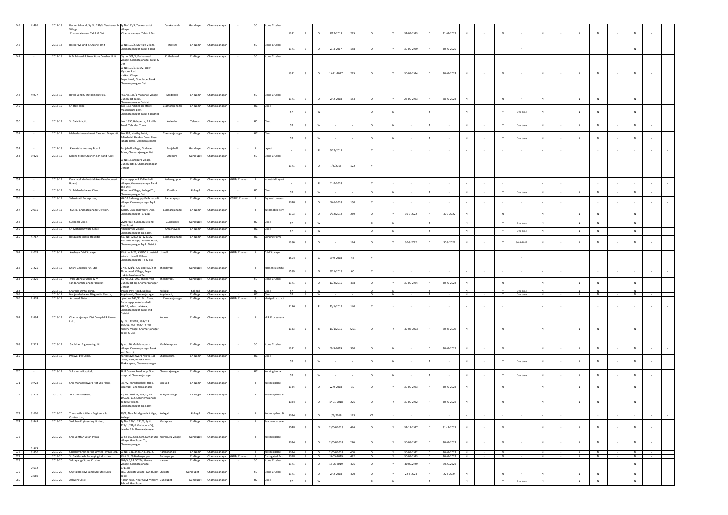| 745 | 42486 | 2017-18 | Racker M-sand, Sy.No 197/3, Terakanambi Village Chamarajanagar Taluk & Dist. | Sy No 197/3, Terakanambi Village Chamarajanagar Taluk & Dist. | Terakanambi | Gundlupet | Chamarajanagar | - | SC | Stone Crusher | 1371 | S | O | 7/12/2017 | 225 | O | Y | 31-03-2023 | Y | 31-03-2023 | N | - | N | - | N | - | N | N | - | N | - | |
|---|---|---|---|---|---|---|---|---|---|---|---|---|---|---|---|---|---|---|---|---|---|---|---|---|---|---|---|---|---|---|---|---|
| 746 | - | 2017-18 | Racker M-sand & Crusher Unit | Sy No 193/2, Muttige Village, Chamarajanagar Taluk & Dist | Muttige | Ch-Nagar | Chamarajanagar | - | SC | Stone Crusher | 1371 | S | O | 21-3-2017 | 158 | O | Y | 30-09-2029 | Y | 30-09-2029 | - | - | - | - | - | - | - | - | - | N | - | - |
| 747 | - | 2017-18 | N M M-sand & New Stone Crusher Unit. | Sy no. 551/1, Kothalavadi Village, Chamarajanagar Taluk & Dist Sy No 191/1, 191/2, Ooty-Mysore Road Hirikati Village Begur Hobli, Gundlupet Taluk Chamarajanagar- Dist. | Kothalavadi | Ch-Nagar | Chamarajanagar | - | SC | Stone Crusher | 1371 | S | O | 15-11-2017 | 225 | O | Y | 30-09-2024 | Y | 30-09-2024 | N | - | N | - | N | - | N | N | - | N | - | |
| 748 | 40277 | 2018-19 | Royal Sand & Metal industries, | RSy.no. 188/1 Madahalli village, Gundlupet Taluk, Chamarajanagar District. | Madahalli | Ch-Nagar | Chamarajanagar | - | SC | Stone Crusher | 1371 | S | O | 29-2-2018 | 153 | O | Y | 28-09-2023 | Y | 28-09-2023 | N | - | N | - | N | - | N | N | - | N | - | |
| 749 | - | 2018-19 | Sri Hari clinic, | No. 161, Ambedkar street, Masanapura post, Chamarajanagar Taluk & District | Chamarajanagar | Ch-Nagar | Chamarajanagar | - | HC | Clinic | 57 | S | W | - | - | O | N | - | N | - | N | - | Y | One time | N | - | N | N | - | N | - | |
| 750 | - | 2018-19 | Sri Sai clinic,No. | .No. 1350, Balepette, B.R.Hills Road, Yelandur Town | Yelandur | Yelandur | Chamarajanagar | - | HC | Clinic | 57 | S | W | - | - | O | N | - | N | - | N | - | Y | One time | N | - | N | N | - | N | - | |
| 751 | - | 2018-19 | Mahadeshwara Heart Care and Diagnostic | No 997, Murthy Point, B.Rachaiah Double Road, Opp. Janata Bazar, Chamarajanagar | Chamarajanagar | Ch-Nagar | Chamarajanagar | - | HC | Clinic | 57 | S | W | - | - | O | N | - | N | - | N | - | Y | One time | N | - | N | N | - | N | - | |
| 752 | - | 2017-18 | Karnataka Housing Board, | Panjahalli village, Gudlupet Taluk, Chamarajanagar Dist. | Panjahalli | Gundlupet | Chamarajanagar | - | L | Layout | - | L | R | 6/12/2017 | | Y | - | - | - | - | - | - | - | - | - | - | - | - | - | - | - | - |
| 753 | 39420 | 2018-19 | Kabini Stone Crusher & M-sand Unit, | Sy No 18, Arepura Village, GundlupetTq, Chamarajanagar District | Arepura | Gundlupet | Chamarajanagar | - | SC | Stone Crusher | 1371 | S | O | 4/4/2018 | 122 | Y | - | - | - | - | - | - | - | - | - | - | - | - | - | - | - | - |
| 754 | - | 2018-19 | Karanataka Industrial Area Development Board, | Badanaguppe & Kellambelli Villages, Chamarajanagar Taluk and Dist. | Badanaguppe | Ch-Nagar | Chamarajanagar | KIADB, Chamar | L | Industrial Layout | - | L | R | 21-2-2018 | | Y | - | - | - | - | - | - | - | - | - | - | - | - | - | - | - | - |
| 755 | - | 2018-19 | Sri Mahadeshwara Clinic, | Kunthur Village, Kollegal Tq, Chamarajanagar Dist. | Kunthur | Kollegal | Chamarajanagar | - | HC | Clinic | 57 | S | W | - | - | O | N | - | N | - | N | - | Y | One time | N | - | N | N | - | N | - | |
| 756 | - | 2018-19 | Sabarinath Enterprises, | KIADB Badanaguppe-Kellamaballi Village, Chamarajanagar Tq & Dist | Badanagupp | Ch-Nagar | Chamarajanagar | KSSIDC Chama | I | Dry coal process | 1320 | S | O | 20-6-2018 | 150 | Y | - | - | - | - | - | - | - | - | - | - | - | - | - | - | - | - |
| 757 | 20035 | 2014-15 | KSRTC, Chamarajanagar Division, | KSRTC Divisional Work Shop, Chamarajanagar -571313 | Chamarajanagar | Ch-Nagar | Chamarajanagar | - | I | Automobile serv | 1303 | S | O | 2/12/2014 | 289 | O | Y | 30-9-2022 | Y | 30-9-2022 | N | - | N | - | N | - | N | N | - | N | - | |
| 758 | - | 2018-19 | Susheela Clinic, | VMN road, KSRTC Bus stand, Gundlupet | Gundlupet | Gundlupet | Chamarajanagar | - | HC | Clinic | 57 | S | W | - | - | O | N | - | N | - | N | - | Y | One time | N | - | N | N | - | N | - | |
| 759 | - | 2018-19 | Sri Mahadeshwara Clinic | Amachavadi Village, Chamarajanagar Tq & Dist. | Amachavadi | Ch-Nagar | Chamarajanagar | - | HC | Clinic | 57 | S | W | - | - | O | N | - | N | - | N | - | Y | One time | N | - | N | N | - | N | - | |
| 760 | 42767 | 2018-19 | Basava Rajendra Hospital | Sy. No. 123/2 & 123/1A2, Mariyala Village, Kasaba Hobli, Chamarajanagar Tq & District | Chamarajanagar | Ch-Nagar | Chamarajanagar | - | HC | Nursing Home | 1386 | S | O | - | 124 | O | Y | 30-9-2022 | Y | 30-9-2022 | N | - | Y | 30-9-2022 | N | - | N | N | - | N | - | |
| 761 | 42078 | 2018-19 | Akshaya Cold Storage | Plot no.R- 26, KSSIDC industrial estate, Utuvalli Village, Chamarajanagara Tq & Dist. | Utuvalli | Ch-Nagar | Chamarajanagar | KIADB, Chamar | I | Cold Storage | 1594 | S | G | 19-9-2018 | 48 | Y | - | - | - | - | - | - | - | - | - | - | - | - | - | - | - | - |
| 762 | 74225 | 2018-19 | Krishi Geopack Pvt. Ltd. | S No. 421/1, 422 and 423/2 of Thondavadi Village, Begur Hobli, Gundlupet Tq | Thondavadi | Gundlupet | Chamarajanagar | - | I | garments stitchi | 1589 | L | G | 3/11/2018 | 60 | Y | - | - | - | - | - | - | - | - | - | - | - | - | - | - | - | - |
| 763 | 76820 | 2018-19 | Vasi Stone Crusher & M-sandChamarajanagar District | Sy no. 291, 292, Thondavadi, Gundlupet Tq, Chamarajanagar District | Thondavadi, | Gundlupet | Chamarajanagar | - | SC | Stone Crusher | 1371 | S | O | 12/2/2019 | 438 | O | Y | 30-09-2024 | Y | 30-09-2024 | N | - | N | - | N | - | N | N | - | N | - | |
| 764 | - | 2018-19 | Sharada Dental clinic, | Peace Park Road, Kollegal | Kollegal | Kollegal | Chamarajanagar | - | HC | Clinic | 57 | S | W | - | - | O | N | - | N | - | N | - | Y | One time | N | - | N | N | - | N | - | |
| 765 | - | 2018-19 | Nanjundeshwara Diagnostic Centre, | Nagalavadi, Chamarajanagar | Nagalavadi, | Ch-Nagar | Chamarajanagar | - | HC | Clinic | 57 | S | W | - | - | O | N | - | N | - | N | - | Y | One time | N | - | N | N | - | N | - | |
| 766 | 75374 | 2018-19 | Anemed Biotech | plot No. 142/11, 9th Cross, Badanaguppe-Kellambalil KIADB, Industrial Area, Chamarajanagar Taluk and District | Chamarajanagar | Ch-Nagar | Chamarajanagar | KIADB, Chamar | I | Marigold extract | 1176 | S | R | 16/1/2019 | 140 | Y | - | - | - | - | - | - | - | - | - | - | - | - | - | - | - | - |
| 767 | 29594 | 2018-19 | Chamarajanagar Dist Co-op Milk Union Ltd., | Sy. No. 193/18, 193/2,3, 195/3A, 206, 207/1,2, 208, Kuderu Village, Chamarajanagar Taluk & Dist. | Kuderu | Ch-Nagar | Chamarajanagar | - | I | Milk Processes a | 1133 | L | R | 16/1/2019 | 7291 | O | Y | 30-06-2023 | Y | 30-06-2023 | N | - | N | - | N | - | N | N | - | N | - | |
| 768 | 77513 | 2018-19 | Sadbhav Engineering Ltd | Sy no. 96, Mallalanapura Village, Chamarajanagar Taluk and District. | Mallalanapura | Ch-Nagar | Chamarajanagar | - | SC | Stone Crusher | 1371 | S | O | 19-3-2019 | 360 | O | N | - | Y | 30-09-2029 | N | - | N | - | N | - | N | N | - | N | - | - |
| 769 | - | 2018-19 | Prajwal Eye Clinic, | Karibasaveshwara Nilaya, 1st Cross, Near, Raksha Mess, Shakarapura, Chamarajanagar | Shakarapura, | Ch-Nagar | Chamarajanagar | - | HC | Clinic | 57 | S | W | - | - | O | N | - | N | - | N | - | Y | One time | N | - | N | N | - | N | - | |
| 770 | - | 2018-19 | Sukshema Hospital, | B. R Double Road, opp. Govt. Hospital, Chamarajanagar | Chamarajanagar | Ch-Nagar | Chamarajanagar | - | HC | Nursing Home | 57 | S | W | - | - | O | N | - | N | - | N | - | Y | One time | N | - | N | N | - | N | - | |
| 771 | 30728 | 2018-19 | Shri Mahadeshwara Hot Mix Plant, | 357/2, Haradanahalli Hobli, Bisalvadi , Chamarajanagar | Bisalvad | Ch-Nagar | Chamarajanagar | - | I | Hot mix plants | 1334 | S | O | 22-9-2018 | 30 | O | Y | 30-09-2023 | Y | 30-09-2023 | N | - | N | - | N | - | N | N | - | N | - | |
| 772 | 37778 | 2019-20 | D K Construction, | Sy.No. 190/28, 192, Sy.No. 190/28, 192, Santhemarahalli, Yadapur village, Chamarajanagar Tq & Dist | Yadapur village | Ch-Nagar | Chamarajanagar | - | I | Hot mix plants & | 1334 | S | O | 17-01-2018 | 225 | O | Y | 30-09-2022 | Y | 30-09-2022 | N | - | N | - | N | - | N | N | - | N | - | |
| 773 | 32606 | 2019-20 | Thenuvath Builders Engineers & Contractors, | 79/A, Near Mudigunda Bridge, Kollegal | Kollegal | Kollegal | Chamarajanagar | - | I | Hot mix plants & | 1334 | S | O | 2/3/2018 | 123 | C1 | - | - | - | - | - | - | - | - | - | - | - | - | - | - | - | - |
| 774 | 39349 | 2019-20 | Sadbhav Engineering Limited, | Sy No. 221/1, 221/6, Sy No. 221/1, 221/6 Madapura (V), Kasaba (H), Chamarajanagar | Madapura | Ch-Nagar | Chamarajanagar | - | I | Ready mix ceme | 1548 | S | G | 25/06/2018 | 426 | O | Y | 31-12-2027 | Y | 31-12-2027 | N | - | N | - | N | - | N | N | - | N | - | |
| 775 | 41391 | 2019-20 | Shri Senthur Velan Infras, | Sy no 657, 658, 659, Kuthanuru Village, Gundlupet Tq, Chamarajanagar | Kuthanuru Village | Gundlupet | Chamarajanagar | - | I | Hot mix plants | 1334 | S | O | 25/06/2018 | 276 | O | Y | 30-09-2022 | Y | 30-09-2022 | N | - | N | - | N | - | N | N | - | N | - | |
| 776 | 39350 | 2019-20 | Sadbhav Engineering Limited, Sy No. 341, | Sy No. 341, 342/1A4, 341/2, | Haradanahalli | Ch-Nagar | Chamarajanagar | - | I | Hot mix plants | 1334 | S | O | 25/06/2018 | 400 | O | Y | 30-09-2022 | Y | 30-09-2022 | N | - | N | - | N | - | N | N | - | N | - | |
| 777 | - | 2019-20 | Sri Sai Ganesh Packaging Industries | Plot No 19 Badanguppe- | Badanguppe | Ch-Nagar | Chamarajanagar | KIADB, Chamar | I | Corrugated Box | 1398 | S | O | 16-05-2019 | 482 | O | Y | 30-09-2023 | Y | 30-09-2023 | N | - | N | - | N | - | N | N | - | N | - | |
| 778 | 79512 | 2019-20 | Siddaganga Stone Crusher | 501/5,6,7 & 502/4, Harave Village, Chamarajanagar - 571128 | Harave | Ch-Nagar | Chamarajanagar | - | SC | Stone Crusher | 1371 | S | O | 14-06-2019 | 475 | O | Y | 30.09.2029 | Y | 30.09.2029 | - | - | - | - | - | - | - | - | - | N | - | - |
| 779 | 78089 | 2019-20 | Crystal Rock M-Sand Manufactures | 28D, Chikkati Village, Gundlupet Taluk | Chikkati | Gundlupet | Chamarajanagar | - | SC | Stone Crusher | 1371 | S | O | 29-2-2018 | 470 | O | Y | 22-8-2024 | Y | 22-8-2024 | N | - | N | - | N | - | N | N | - | N | - | |
| 780 | - | 2019-20 | Ashwini Clinic, | Hosur Road, Near Govt Primary School, Gundlupet | Gundlupet | Gundlupet | Chamarajanagar | - | HC | Clinic | 57 | S | W | - | - | O | N | - | N | - | N | - | Y | One time | N | - | N | N | - | N | - | |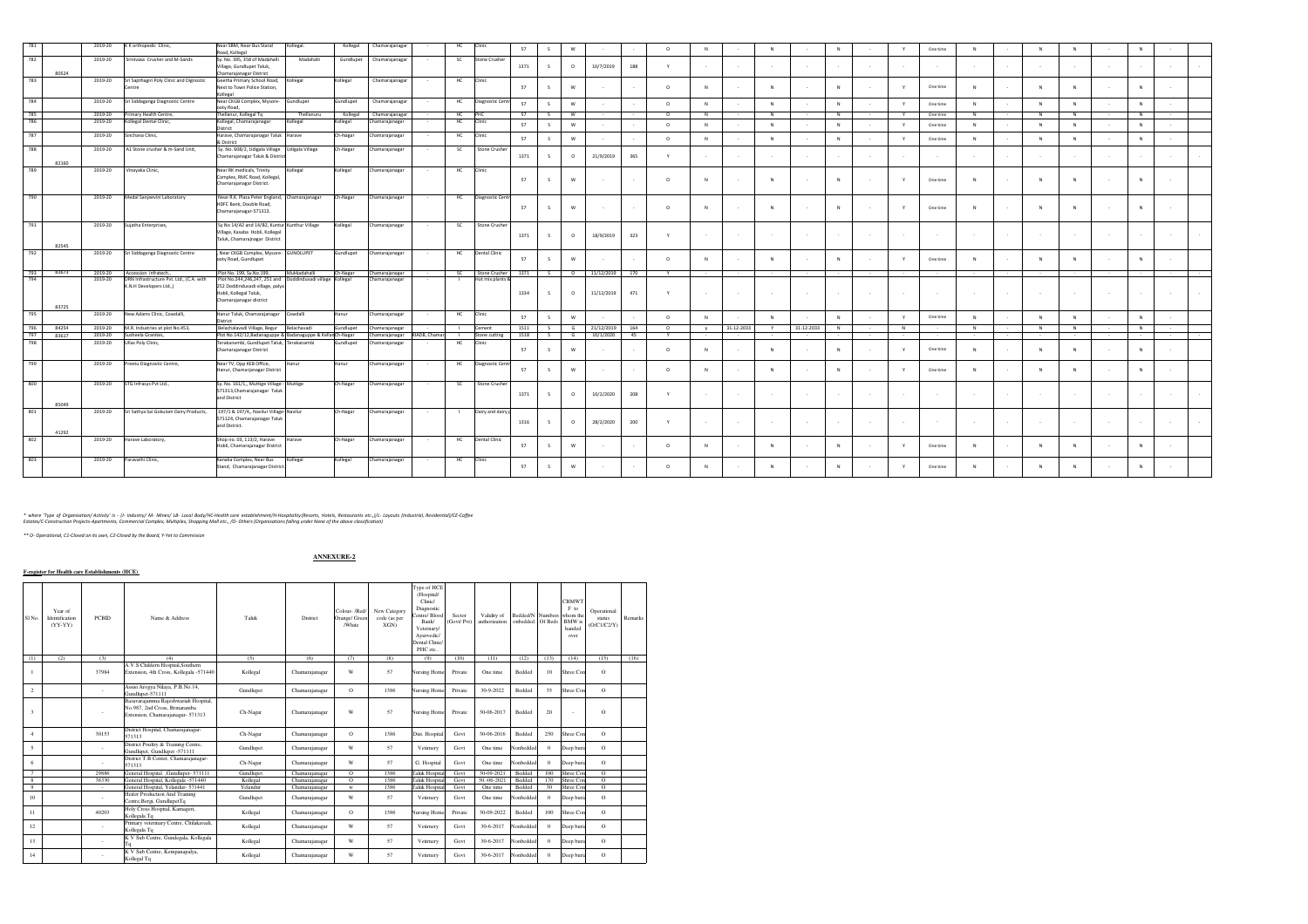| 781 | | 2019-20 | K K orthopedic Clinic, | Near SBM, Near Bus Stand Road, Kollegal | Kollegal. | Kollegal | Chamarajanagar | - | HC | Clinic | 57 | S | W | - | - | O | N | - | N | - | N | - | Y | One time | N | - | N | N | - | N | - | |
|---|---|---|---|---|---|---|---|---|---|---|---|---|---|---|---|---|---|---|---|---|---|---|---|---|---|---|---|---|---|---|---|---|
| 782 | 80524 | 2019-20 | Srinivasa Crusher and M-Sands | Sy. No. 395, 358 of Madahalli Village, Gundlupet Taluk, Chamarajanagar District | Madahalli | Gundlupet | Chamarajanagar | - | SC | Stone Crusher | 1371 | S | O | 10/7/2019 | 188 | Y | - | - | - | - | - | - | - | - | - | - | - | - | - | - | - | - |
| 783 | | 2019-20 | Sri Sapthagiri Poly Clinic and Dignostic Centre | Geetha Primary School Road, Next to Town Police Station, Kollegal | Kollegal | Kollegal | Chamarajanagar | - | HC | Clinic | 57 | S | W | - | - | O | N | - | N | - | N | - | Y | One time | N | - | N | N | - | N | - | |
| 784 | | 2019-20 | Sri Siddaganga Diagnostic Centre | Near CKGB Complex, Mysore-ooty Road, | Gundlupet | Gundlupet | Chamarajanagar | - | HC | Diagnostic Centr | 57 | S | W | - | - | O | N | - | N | - | N | - | Y | One time | N | - | N | N | - | N | - | |
| 785 | | 2019-20 | Primary Health Centre, | Thellanur, Kollegal Tq | Thellanuru | Kollegal | Chamarajanagar | - | HC | PHC | 57 | S | W | - | - | O | N | - | N | - | N | - | Y | One time | N | - | N | N | - | N | - | |
| 786 | | 2019-20 | Kollegal Dental Clinic, | Kollegal, Chamarajanagar District | Kollegal | Kollegal | Chamarajanagar | - | HC | Clinic | 57 | S | W | - | - | O | N | - | N | - | N | - | Y | One time | N | - | N | N | - | N | - | |
| 787 | | 2019-20 | Sinchana Clinic, | Harave, Chamarajanagar Taluk & District | Harave | Ch-Nagar | Chamarajanagar | - | HC | Clinic | 57 | S | W | - | - | O | N | - | N | - | N | - | Y | One time | N | - | N | N | - | N | - | |
| 788 | 82160 | 2019-20 | A1 Stone crusher & m-Sand Unit, | Sy. No. 608/2, Udigala Village Chamarajanagar Taluk & District | Udigala Village | Ch-Nagar | Chamarajanagar | - | SC | Stone Crusher | 1371 | S | O | 21/9/2019 | 365 | Y | - | - | - | - | - | - | - | - | - | - | - | - | - | - | - | - |
| 789 | | 2019-20 | Vinayaka Clinic, | Near RK medicals, Trinity Complex, RMC Road, Kollegal, Chamarajanagar District. | Kollegal | Kollegal | Chamarajanagar | | HC | Clinic | 57 | S | W | - | - | O | N | - | N | - | N | - | Y | One time | N | - | N | N | - | N | - | |
| 790 | | 2019-20 | Medal Sanjeevini Laboratory | Near R.K. Plaza Peter England, HDFC Bank, Double Road, Chamarajanagar-571313. | Chamarajanagar | Ch-Nagar | Chamarajanagar | - | HC | Diagnostic Centr | 57 | S | W | - | - | O | N | - | N | - | N | - | Y | One time | N | - | N | N | - | N | - | |
| 791 | 82545 | 2019-20 | Sujatha Enterprises, | Sy No 14/A2 and 14/B2, Kunthur Village, Kasaba Hobli, Kollegal Taluk, Chamarajnagar District | Kunthur Village | Kollegal | Chamarajanagar | - | SC | Stone Crusher | 1371 | S | O | 18/9/2019 | 323 | Y | - | - | - | - | - | - | - | - | - | - | - | - | - | - | - | - |
| 792 | | 2019-20 | Sri Siddaganga Diagnostic Centre | Near CKGB Complex, Mysore-ooty Road, Gundlupet | GUNDLUPET | Gundlupet | Chamarajanagar | - | HC | Dental Clinic | 57 | S | W | - | - | O | N | - | N | - | N | - | Y | One time | N | - | N | N | - | N | - | |
| 793 | 83673 | 2019-20 | Accession infratech,, | Plot No. 199, Sy.No.100, | Mukkadahalli | Ch-Nagar | Chamarajanagar | - | SC | Stone Crusher | 1371 | S | O | 11/12/2019 | 170 | Y | - | - | - | - | - | - | - | - | - | - | - | - | - | - | - | - |
| 794 | 83725 | 2019-20 | KRN Infrastructure Pvt. Ltd., (C.A. with K.N.H Developers Ltd.,) | Plot No.244,246,247, 251 and 252 Doddindavadi village, palya Hobli, Kollegal Taluk, Chamarajanagar district | Doddindavadi village | Kollegal | Chamarajanagar | - | I | Hot mix plants & | 1334 | S | O | 11/12/2019 | 471 | Y | - | - | - | - | - | - | - | - | - | - | - | - | - | - | - | - |
| 795 | | 2019-20 | New Adams Clinic, Cowdalli, | Hanur Taluk, Chamarajanagar District | Cowdalli | Hanur | Chamarajanagar | - | HC | Clinic | 57 | S | W | - | - | O | N | - | N | - | N | - | Y | One time | N | - | N | N | - | N | - | |
| 796 | 84254 | 2019-20 | M.R. Industries at plot No.453, | Belachalavadi Village, Begur | Belachavadi | Gundlupet | Chamarajanagar | - | I | Cement | 1511 | S | G | 21/12/2019 | 164 | O | y | 31-12-2033 | Y | 31-12-2033 | N | - | N | - | N | - | N | N | - | N | - | |
| 797 | 83617 | 2019-20 | Susheela Granites, | Plot No.142/12,Badanaguppe & Kellamballi | Badanaguppe & Kellam | Ch-Nagar | Chamarajanagar | KIADB, Chamar | I | Stone cutting | 1518 | S | G | 10/1/2020 | 45 | Y | - | - | - | - | - | - | - | - | - | - | - | - | - | - | - | - |
| 798 | | 2019-20 | Ullas Poly Clinic, | Terakanambi, Gundlupet Taluk, Chamarajanagar District | Terakanambi | Gundlupet | Chamarajanagar | - | HC | Clinic | 57 | S | W | - | - | O | N | - | N | - | N | - | Y | One time | N | - | N | N | - | N | - | |
| 799 | | 2019-20 | Preetu Diagnostic Centre, | Near TV, Opp KEB Office, Hanur, Chamarjanagar District | Hanur | Hanur | Chamarajanagar | - | HC | Diagnostic Centr | 57 | S | W | - | - | O | N | - | N | - | N | - | Y | One time | N | - | N | N | - | N | - | |
| 800 | 85049 | 2019-20 | GTG Infrasys Pvt Ltd., | Sy. No. 161/1,, Muttige Village 571313,Chamarajanagar Taluk and District | Muttige | Ch-Nagar | Chamarajanagar | - | SC | Stone Crusher | 1371 | S | O | 10/2/2020 | 208 | Y | - | - | - | - | - | - | - | - | - | - | - | - | - | - | - | - |
| 801 | 41292 | 2019-20 | Sri Sathya Sai Gokulam Dairy Products, | 197/3 & 197/4,, Navilur Village 571124, Chamarajanagar Taluk and District. | Navilur | Ch-Nagar | Chamarajanagar | - | I | Dairy and dairy p | 1316 | S | O | 28/2/2020 | 200 | Y | - | - | - | - | - | - | - | - | - | - | - | - | - | - | - | - |
| 802 | | 2019-20 | Harave Laboratory, | Shop no. 03, 113/2, Harave Hobli, Chamarajanagar District | Harave | Ch-Nagar | Chamarajanagar | - | HC | Dental Clinic | 57 | S | W | - | - | O | N | - | N | - | N | - | Y | One time | N | - | N | N | - | N | - | |
| 803 | | 2019-20 | Paravathi Clinic, | Kanaka Complex, Near Bus Stand, Chamarajanagar District. | Kollegal | Kollegal | Chamarajanagar | - | HC | Clinic | 57 | S | W | - | - | O | N | - | N | - | N | - | Y | One time | N | - | N | N | - | N | - | |

* where 'Type of Organisation/ Activity' is - (I- Industry/ M- Mines/ LB- Local Body/HC-Health care establishment/H-Hospitality(Resorts, Hotels, Restaurants etc.,)/L- Layouts (Industrial, Residential)/CE-Coffee Estates/C-Construction Projects-Apartments, Commercial Complex, Multiplex, Shopping Mall etc., /O- Others (Organisations falling under None of the above classification)

** O- Operational, C1-Closed on its own, C2-Closed by the Board, Y-Yet to Commission

## ANNEXURE-2

**F-register for Health care Establishments (HCE)**

| Sl No. | Year of Identification (YY-YY) | PCBID | Name & Address | Taluk | District | Colour- /Red/ Orange/ Green /White | New Category code (as per XGN) | Type of HCE (Hospital/ Clinic/ Diagnostic Centre/ Blood Bank/ Veternary/ Ayurvedic/ Dental Clinic/ PHC etc. | Sector (Govt/ Pvt) | Validity of authorization | Bedded/Non bedded | Numbers Of Beds | CBMWT F to whom the BMW is handed over | Operational status (O/C1/C2/Y) | Remarks |
|---|---|---|---|---|---|---|---|---|---|---|---|---|---|---|---|
| (1) | (2) | (3) | (4) | (5) | (6) | (7) | (8) | (9) | (10) | (11) | (12) | (13) | (14) | (15) | (16) |
| 1 | | 37984 | A.V.S.Childern Hospital,Southern Extension, 4th Cross, Kollegala -571440 | Kollegal | Chamarajanagar | W | 57 | Nursing Home | Private | One time | Bedded | 10 | Shree Con | O | |
| 2 | | - | Asian Arogya Nilaya, P B No.14, Gundlupet-571111 | Gundlupet | Chamarajanagar | O | 1386 | Nursing Home | Private | 30-9-2022 | Bedded | 35 | Shree Con | O | |
| 3 | | - | Basavarajamma Rajeshwaraiah Hospital, No.987, 2nd Cross, Bemaramba Extension, Chamarajanagar- 571313 | Ch-Nagar | Chamarajanagar | W | 57 | Nursing Home | Private | 30-06-2017 | Bedded | 20 | - | O | |
| 4 | | 30153 | District Hospital, Chamarajanagar-571313 | Ch-Nagar | Chamarajanagar | O | 1386 | Dist. Hospital | Govt | 30-06-2016 | Bedded | 250 | Shree Con | O | |
| 5 | | - | District Poultry & Training Centre, Gundlupet, Gundlupet -571111 | Gundlupet | Chamarajanagar | W | 57 | Vetinery | Govt | One time | Nonbedded | 0 | Deep buria | O | |
| 6 | | - | District T B Center, Chamarajanagar-571313 | Ch-Nagar | Chamarajanagar | W | 57 | G. Hospital | Govt | One time | Nonbedded | 0 | Deep buria | O | |
| 7 | | 29886 | General Hospital ,Gundlupet- 571111 | Gundlupet | Chamarajanagar | O | 1386 | Taluk Hospital | Govt | 30-09-2021 | Bedded | 100 | Shree Con | O | |
| 8 | | 38330 | General Hospital, Kollegala -571440 | Kollegal | Chamarajanagar | O | 1386 | Taluk Hospital | Govt | 30 -06-2021 | Bedded | 170 | Shree Con | O | |
| 9 | | | General Hospital, Yelandur- 571441 | Yelandur | Chamarajanagar | w | 1386 | Taluk Hospital | Govt | One time | Bedded | 30 | Shree Con | O | |
| 10 | | - | Heifer Production And Training Centre,Bergi, Gundlupet Tq | Gundlupet | Chamarajanagar | W | 57 | Vetinery | Govt | One time | Nonbedded | 0 | Deep buria | O | |
| 11 | | 40203 | Holy Cross Hospital, Kamageri, Kollegala Tq | Kollegal | Chamarajanagar | O | 1386 | Nursing Home | Private | 30-09-2022 | Bedded | 100 | Shree Con | O | |
| 12 | | - | Primary veterinary Centre, Chilakavadi, Kollegala Tq | Kollegal | Chamarajanagar | W | 57 | Vetinery | Govt | 30-6-2017 | Nonbedded | 0 | Deep buria | O | |
| 13 | | - | K V Sub Centre, Gundegala, Kollegala Tq | Kollegal | Chamarajanagar | W | 57 | Vetinery | Govt | 30-6-2017 | Nonbedded | 0 | Deep buria | O | |
| 14 | | - | K V Sub Centre, Kempanapalya, Kollegal Tq | Kollegal | Chamarajanagar | W | 57 | Vetinery | Govt | 30-6-2017 | Nonbedded | 0 | Deep buria | O | |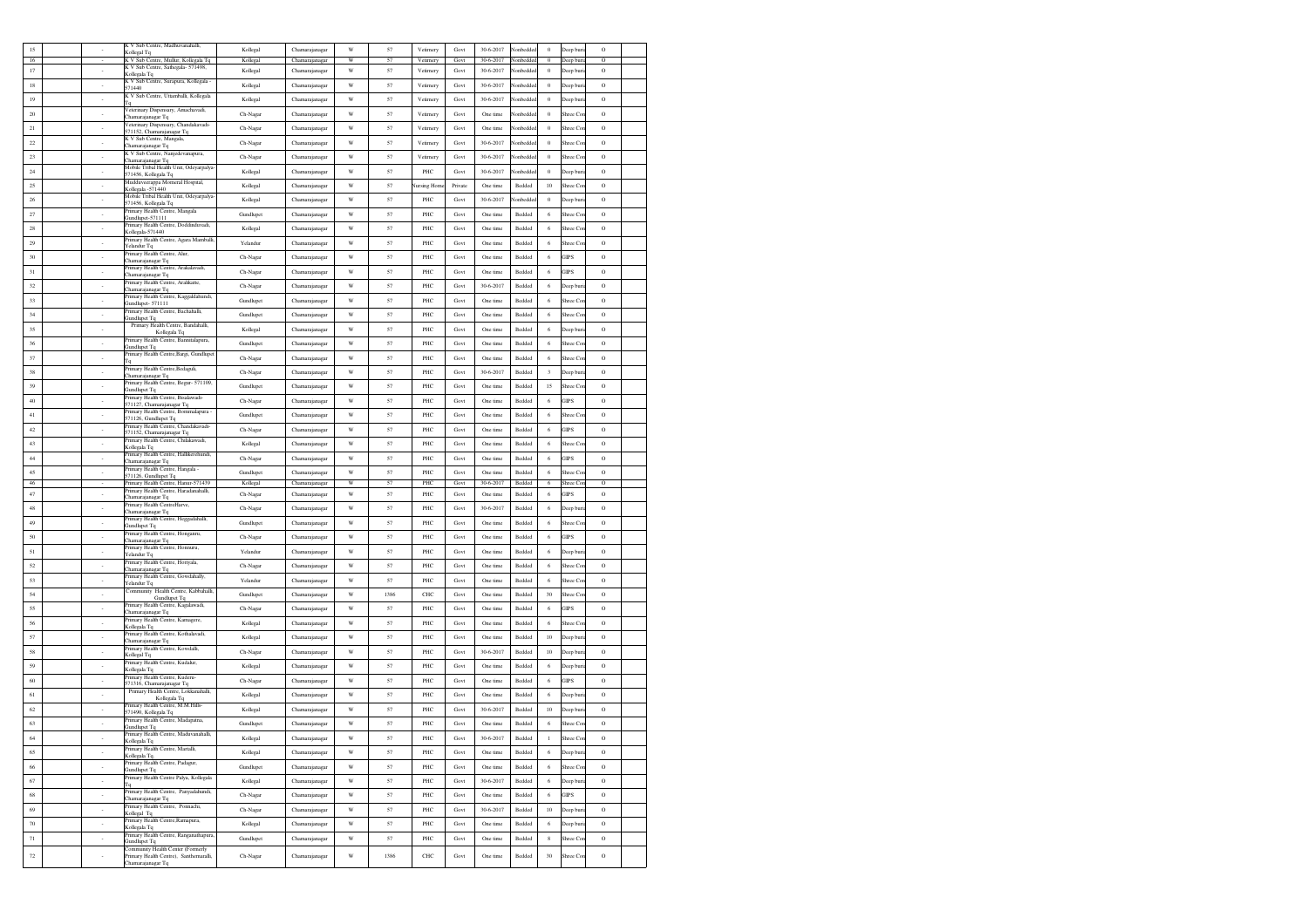| 15 | | - | K V Sub Centre, Madhuvanahalli, Kollegal Tq | Kollegal | Chamarajanagar | W | 57 | Vetinery | Govt | 30-6-2017 | Nonbedded | 0 | Deep buria | O | |
|---|---|---|---|---|---|---|---|---|---|---|---|---|---|---|---|
| 16 | | - | K V Sub Centre, Mullur, Kollegala Tq | Kollegal | Chamarajanagar | W | 57 | Vetinery | Govt | 30-6-2017 | Nonbedded | 0 | Deep buria | O | |
| 17 | | - | K V Sub Centre, Sathegala- 571498, Kollegala Tq | Kollegal | Chamarajanagar | W | 57 | Vetinery | Govt | 30-6-2017 | Nonbedded | 0 | Deep buria | O | |
| 18 | | - | K V Sub Centre, Sirrapura, Kollegala - 571440 | Kollegal | Chamarajanagar | W | 57 | Vetinery | Govt | 30-6-2017 | Nonbedded | 0 | Deep buria | O | |
| 19 | | - | K V Sub Centre, Uttamballi, Kollegala Tq | Kollegal | Chamarajanagar | W | 57 | Vetinery | Govt | 30-6-2017 | Nonbedded | 0 | Deep buria | O | |
| 20 | | - | Veterinary Dispensary, Amachavadi, Chamarajanagar Tq | Ch-Nagar | Chamarajanagar | W | 57 | Vetinery | Govt | One time | Nonbedded | 0 | Shree Con | O | |
| 21 | | - | Veterinary Dispensary, Chandakavadi-571152, Chamarajanagar Tq | Ch-Nagar | Chamarajanagar | W | 57 | Vetinery | Govt | One time | Nonbedded | 0 | Shree Con | O | |
| 22 | | - | K V Sub Centre, Mangala, Chamarajanagar Tq | Ch-Nagar | Chamarajanagar | W | 57 | Vetinery | Govt | 30-6-2017 | Nonbedded | 0 | Shree Con | O | |
| 23 | | - | K V Sub Centre, Nanjedevanapura, Chamarajanagar Tq | Ch-Nagar | Chamarajanagar | W | 57 | Vetinery | Govt | 30-6-2017 | Nonbedded | 0 | Shree Con | O | |
| 24 | | - | Mobile Tribal Health Unit, Odeyarpalya-571456, Kollegala Tq | Kollegal | Chamarajanagar | W | 57 | PHC | Govt | 30-6-2017 | Nonbedded | 0 | Deep buria | O | |
| 25 | | - | Muddaveerappa Momerial Hospital, Kollegala -571440 | Kollegal | Chamarajanagar | W | 57 | Nursing Home | Private | One time | Bedded | 10 | Shree Con | O | |
| 26 | | - | Mobile Tribal Health Unit, Odeyarpalya-571456, Kollegala Tq | Kollegal | Chamarajanagar | W | 57 | PHC | Govt | 30-6-2017 | Nonbedded | 0 | Deep buria | O | |
| 27 | | - | Primary Health Centre, Mangala Gundlupet-571111 | Gundlupet | Chamarajanagar | W | 57 | PHC | Govt | One time | Bedded | 6 | Shree Con | O | |
| 28 | | - | Primary Health Centre, Doddinduvadi, Kollegala-571440 | Kollegal | Chamarajanagar | W | 57 | PHC | Govt | One time | Bedded | 6 | Shree Con | O | |
| 29 | | - | Primary Health Centre, Agara Mamballi, Yelandur Tq | Yelandur | Chamarajanagar | W | 57 | PHC | Govt | One time | Bedded | 6 | Shree Con | O | |
| 30 | | - | Primary Health Centre, Alur, Chamarajanagar Tq | Ch-Nagar | Chamarajanagar | W | 57 | PHC | Govt | One time | Bedded | 6 | GIPS | O | |
| 31 | | - | Primary Health Centre, Arakalavadi, Chamarajanagar Tq | Ch-Nagar | Chamarajanagar | W | 57 | PHC | Govt | One time | Bedded | 6 | GIPS | O | |
| 32 | | - | Primary Health Centre, Aralikatte, Chamarajanagar Tq | Ch-Nagar | Chamarajanagar | W | 57 | PHC | Govt | 30-6-2017 | Bedded | 6 | Deep buria | O | |
| 33 | | - | Primary Health Centre, Kaggaldahundi, Gundlupet- 571111 | Gundlupet | Chamarajanagar | W | 57 | PHC | Govt | One time | Bedded | 6 | Shree Con | O | |
| 34 | | - | Primary Health Centre, Bachahalli, Gundlupet Tq | Gundlupet | Chamarajanagar | W | 57 | PHC | Govt | One time | Bedded | 6 | Shree Con | O | |
| 35 | | - | Primary Health Centre, Bandahalli, Kollegala Tq | Kollegal | Chamarajanagar | W | 57 | PHC | Govt | One time | Bedded | 6 | Deep buria | O | |
| 36 | | - | Primary Health Centre, Bannitalapura, Gundlupet Tq | Gundlupet | Chamarajanagar | W | 57 | PHC | Govt | One time | Bedded | 6 | Shree Con | O | |
| 37 | | - | Primary Health Centre,Bargi, Gundlupet Tq | Ch-Nagar | Chamarajanagar | W | 57 | PHC | Govt | One time | Bedded | 6 | Shree Con | O | |
| 38 | | - | Primary Health Centre,Bisilgudi, Chamarajanagar Tq | Ch-Nagar | Chamarajanagar | W | 57 | PHC | Govt | 30-6-2017 | Bedded | 3 | Deep buria | O | |
| 39 | | - | Primary Health Centre, Begur- 571109, Gundlupet Tq | Gundlupet | Chamarajanagar | W | 57 | PHC | Govt | One time | Bedded | 15 | Shree Con | O | |
| 40 | | - | Primary Health Centre, Bisalavadi-571127, Chamarajanagar Tq | Ch-Nagar | Chamarajanagar | W | 57 | PHC | Govt | One time | Bedded | 6 | GIPS | O | |
| 41 | | - | Primary Health Centre, Bommalapura - 571126, Gundlupet Tq | Gundlupet | Chamarajanagar | W | 57 | PHC | Govt | One time | Bedded | 6 | Shree Con | O | |
| 42 | | - | Primary Health Centre, Chandakavadi-571152, Chamarajanagar Tq | Ch-Nagar | Chamarajanagar | W | 57 | PHC | Govt | One time | Bedded | 6 | GIPS | O | |
| 43 | | - | Primary Health Centre, Chilakavadi, Kollegala Tq | Kollegal | Chamarajanagar | W | 57 | PHC | Govt | One time | Bedded | 6 | Shree Con | O | |
| 44 | | - | Primary Health Centre, Hallikerehundi, Chamarajanagar Tq | Ch-Nagar | Chamarajanagar | W | 57 | PHC | Govt | One time | Bedded | 6 | GIPS | O | |
| 45 | | - | Primary Health Centre, Hangala - 571126, Gundlupet Tq | Gundlupet | Chamarajanagar | W | 57 | PHC | Govt | One time | Bedded | 6 | Shree Con | O | |
| 46 | | - | Primary Health Centre, Hanur-571439 | Kollegal | Chamarajanagar | W | 57 | PHC | Govt | 30-6-2017 | Bedded | 6 | Shree Con | O | |
| 47 | | - | Primary Health Centre, Haradanahalli, Chamarajanagar Tq | Ch-Nagar | Chamarajanagar | W | 57 | PHC | Govt | One time | Bedded | 6 | GIPS | O | |
| 48 | | - | Primary Health CentreHarve, Chamarajanagar Tq | Ch-Nagar | Chamarajanagar | W | 57 | PHC | Govt | 30-6-2017 | Bedded | 6 | Deep buria | O | |
| 49 | | - | Primary Health Centre, Heggadahalli, Gundlupet Tq | Gundlupet | Chamarajanagar | W | 57 | PHC | Govt | One time | Bedded | 6 | Shree Con | O | |
| 50 | | - | Primary Health Centre, Honganru, Chamarajanagar Tq | Ch-Nagar | Chamarajanagar | W | 57 | PHC | Govt | One time | Bedded | 6 | GIPS | O | |
| 51 | | - | Primary Health Centre, Honnuru, Yelandur Tq | Yelandur | Chamarajanagar | W | 57 | PHC | Govt | One time | Bedded | 6 | Deep buria | O | |
| 52 | | - | Primary Health Centre, Horiyala, Chamarajanagar Tq | Ch-Nagar | Chamarajanagar | W | 57 | PHC | Govt | One time | Bedded | 6 | Shree Con | O | |
| 53 | | - | Primary Health Centre, Gowdahally, Yelandur Tq | Yelandur | Chamarajanagar | W | 57 | PHC | Govt | One time | Bedded | 6 | Shree Con | O | |
| 54 | | - | Community Health Centre, Kabbahalli, Gundlupet Tq | Gundlupet | Chamarajanagar | W | 1386 | CHC | Govt | One time | Bedded | 30 | Shree Con | O | |
| 55 | | - | Primary Health Centre, Kagalawadi, Chamarajanagar Tq | Ch-Nagar | Chamarajanagar | W | 57 | PHC | Govt | One time | Bedded | 6 | GIPS | O | |
| 56 | | - | Primary Health Centre, Kamagere, Kollegala Tq | Kollegal | Chamarajanagar | W | 57 | PHC | Govt | One time | Bedded | 6 | Shree Con | O | |
| 57 | | - | Primary Health Centre, Kothalavadi, Chamarajanagar Tq | Kollegal | Chamarajanagar | W | 57 | PHC | Govt | One time | Bedded | 10 | Deep buria | O | |
| 58 | | - | Primary Health Centre, Kowdalli, Kollegal Tq | Ch-Nagar | Chamarajanagar | W | 57 | PHC | Govt | 30-6-2017 | Bedded | 10 | Deep buria | O | |
| 59 | | - | Primary Health Centre, Kudalur, Kollegala Tq | Kollegal | Chamarajanagar | W | 57 | PHC | Govt | One time | Bedded | 6 | Deep buria | O | |
| 60 | | - | Primary Health Centre, Kudere-571316, Chamarajanagar Tq | Ch-Nagar | Chamarajanagar | W | 57 | PHC | Govt | One time | Bedded | 6 | GIPS | O | |
| 61 | | - | Primary Health Centre, Lokkanahalli, Kollegala Tq | Kollegal | Chamarajanagar | W | 57 | PHC | Govt | One time | Bedded | 6 | Deep buria | O | |
| 62 | | - | Primary Health Centre, M.M.Hills-571490, Kollegala Tq | Kollegal | Chamarajanagar | W | 57 | PHC | Govt | 30-6-2017 | Bedded | 10 | Deep buria | O | |
| 63 | | - | Primary Health Centre, Madapatna, Gundlupet Tq | Gundlupet | Chamarajanagar | W | 57 | PHC | Govt | One time | Bedded | 6 | Shree Con | O | |
| 64 | | - | Primary Health Centre, Maduvanahalli, Kollegala Tq | Kollegal | Chamarajanagar | W | 57 | PHC | Govt | 30-6-2017 | Bedded | 1 | Shree Con | O | |
| 65 | | - | Primary Health Centre, Martalli, Kollegala Tq | Kollegal | Chamarajanagar | W | 57 | PHC | Govt | One time | Bedded | 6 | Deep buria | O | |
| 66 | | - | Primary Health Centre, Padagur, Gundlupet Tq | Gundlupet | Chamarajanagar | W | 57 | PHC | Govt | One time | Bedded | 6 | Shree Con | O | |
| 67 | | - | Primary Health Centre Palya, Kollegala Tq | Kollegal | Chamarajanagar | W | 57 | PHC | Govt | 30-6-2017 | Bedded | 6 | Deep buria | O | |
| 68 | | - | Primary Health Centre, Punyadahundi, Chamarajanagar Tq | Ch-Nagar | Chamarajanagar | W | 57 | PHC | Govt | One time | Bedded | 6 | GIPS | O | |
| 69 | | - | Primary Health Centre, Ponnachi, Kollegal Tq | Ch-Nagar | Chamarajanagar | W | 57 | PHC | Govt | 30-6-2017 | Bedded | 10 | Deep buria | O | |
| 70 | | - | Primary Health Centre,Ramapura, Kollegala Tq | Kollegal | Chamarajanagar | W | 57 | PHC | Govt | One time | Bedded | 6 | Deep buria | O | |
| 71 | | - | Primary Health Centre, Ranganathapura, Gundlupet Tq | Gundlupet | Chamarajanagar | W | 57 | PHC | Govt | One time | Bedded | 8 | Shree Con | O | |
| 72 | | - | Community Health Centre (Formerly Primary Health Centre), Santhemaralli, Chamarajanagar Tq | Ch-Nagar | Chamarajanagar | W | 1386 | CHC | Govt | One time | Bedded | 30 | Shree Con | O | |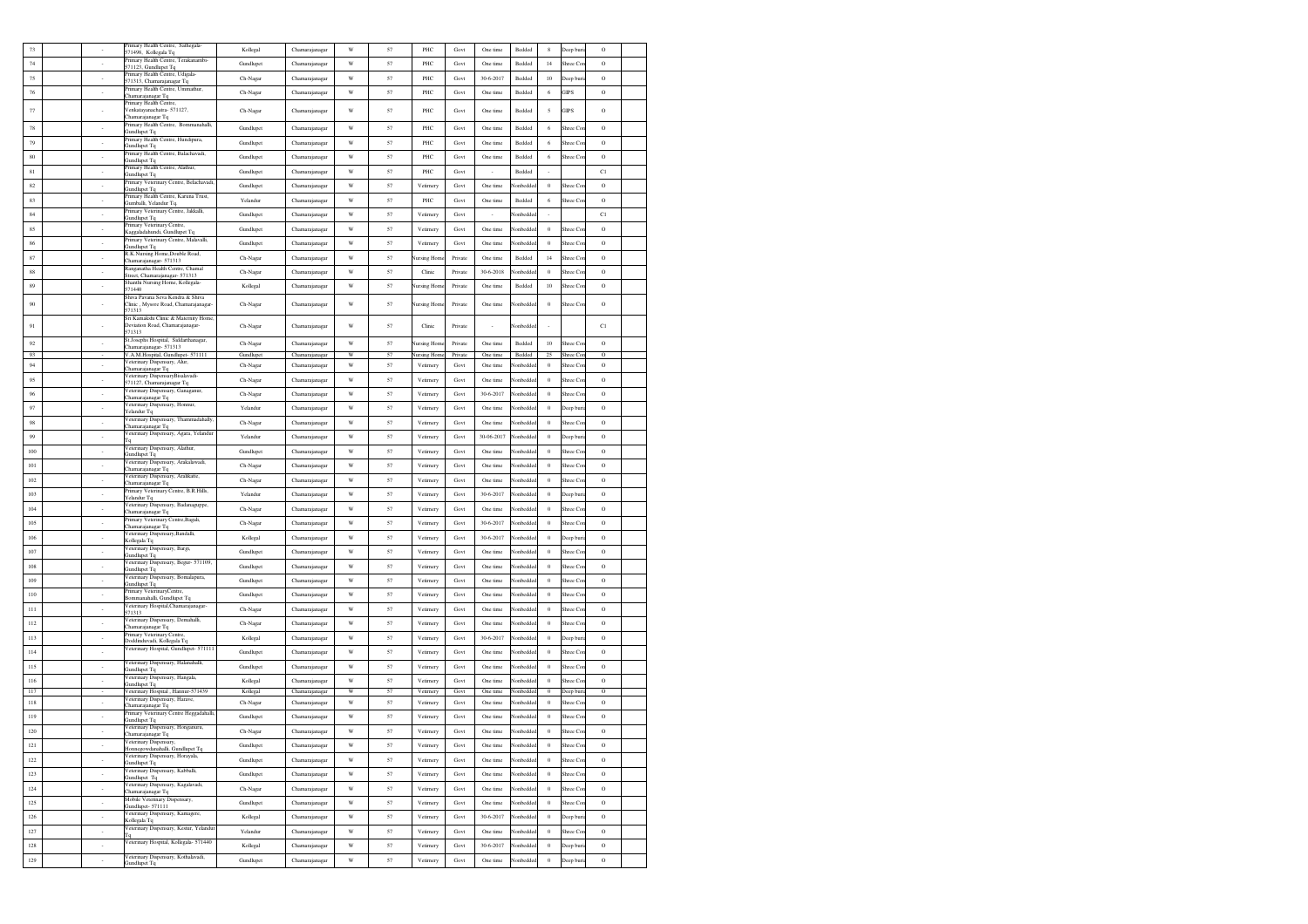| 73 | | - | Primary Health Centre, Sathegala-571498, Kollegala Tq | Kollegal | Chamarajanagar | W | 57 | PHC | Govt | One time | Bedded | 8 | Deep buria | O | |
|---|---|---|---|---|---|---|---|---|---|---|---|---|---|---|---|
| 74 | | - | Primary Health Centre, Terakanambi-571123, Gundlupet Tq | Gundlupet | Chamarajanagar | W | 57 | PHC | Govt | One time | Bedded | 14 | Shree Con | O | |
| 75 | | - | Primary Health Centre, Udigala-571313, Chamarajanagar Tq | Ch-Nagar | Chamarajanagar | W | 57 | PHC | Govt | 30-6-2017 | Bedded | 10 | Deep buria | O | |
| 76 | | - | Primary Health Centre, Ummathur, Chamarajanagar Tq | Ch-Nagar | Chamarajanagar | W | 57 | PHC | Govt | One time | Bedded | 6 | GIPS | O | |
| 77 | | - | Primary Health Centre, Venkatayanachatra- 571127, Chamarajanagar Tq | Ch-Nagar | Chamarajanagar | W | 57 | PHC | Govt | One time | Bedded | 5 | GIPS | O | |
| 78 | | - | Primary Health Centre, Bommanahalli, Gundlupet Tq | Gundlupet | Chamarajanagar | W | 57 | PHC | Govt | One time | Bedded | 6 | Shree Con | O | |
| 79 | | - | Primary Health Centre, Hanchipura, Gundlupet Tq | Gundlupet | Chamarajanagar | W | 57 | PHC | Govt | One time | Bedded | 6 | Shree Con | O | |
| 80 | | - | Primary Health Centre, Belachavadi, Gundlupet Tq | Gundlupet | Chamarajanagar | W | 57 | PHC | Govt | One time | Bedded | 6 | Shree Con | O | |
| 81 | | - | Primary Health Centre, Alathur, Gundlupet Tq | Gundlupet | Chamarajanagar | W | 57 | PHC | Govt | - | Bedded | - | | C1 | |
| 82 | | - | Primary Veterinary Centre, Belachavadi, Gundlupet Tq | Gundlupet | Chamarajanagar | W | 57 | Vetinery | Govt | One time | Nonbedded | 0 | Shree Con | O | |
| 83 | | - | Primary Health Centre, Karuna Trust, Gumballi, Yelandur Tq | Yelandur | Chamarajanagar | W | 57 | PHC | Govt | One time | Bedded | 6 | Shree Con | O | |
| 84 | | - | Primary Veterinary Centre, Jakkalli, Gundlupet Tq | Gundlupet | Chamarajanagar | W | 57 | Vetinery | Govt | - | Nonbedded | - | | C1 | |
| 85 | | - | Primary Veterinary Centre, Kaggaladahundi, Gundlupet Tq | Gundlupet | Chamarajanagar | W | 57 | Vetinery | Govt | One time | Nonbedded | 0 | Shree Con | O | |
| 86 | | - | Primary Veterinary Centre, Malavalli, Gundlupet Tq | Gundlupet | Chamarajanagar | W | 57 | Vetinery | Govt | One time | Nonbedded | 0 | Shree Con | O | |
| 87 | | - | R.K.Nursing Home,Double Road, Chamarajanagar- 571313 | Ch-Nagar | Chamarajanagar | W | 57 | Nursing Home | Private | One time | Bedded | 14 | Shree Con | O | |
| 88 | | - | Ranganatha Health Centre, Chamal Street, Chamarajanagar- 571313 | Ch-Nagar | Chamarajanagar | W | 57 | Clinic | Private | 30-6-2018 | Nonbedded | 0 | Shree Con | O | |
| 89 | | - | Shanthi Nursing Home, Kollegala-571440 | Kollegal | Chamarajanagar | W | 57 | Nursing Home | Private | One time | Bedded | 10 | Shree Con | O | |
| 90 | | - | Shiva Pavana Seva Kendra & Shiva Clinic , Mysore Road, Chamarajanagar-571313 | Ch-Nagar | Chamarajanagar | W | 57 | Nursing Home | Private | One time | Nonbedded | 0 | Shree Con | O | |
| 91 | | - | Sri Kamakshi Clinic & Maternity Home, Deviation Road, Chamarajanagar-571313 | Ch-Nagar | Chamarajanagar | W | 57 | Clinic | Private | - | Nonbedded | - | | C1 | |
| 92 | | - | St.Josephs Hospital, Siddarthanagar, Chamarajanagar- 571313 | Ch-Nagar | Chamarajanagar | W | 57 | Nursing Home | Private | One time | Bedded | 10 | Shree Con | O | |
| 93 | | - | V.A.M.Hospital, Gundlupet- 571111 | Gundlupet | Chamarajanagar | W | 57 | Nursing Home | Private | One time | Bedded | 25 | Shree Con | O | |
| 94 | | - | Veterinary Dispensary, Alur, Chamarajanagar Tq | Ch-Nagar | Chamarajanagar | W | 57 | Vetinery | Govt | One time | Nonbedded | 0 | Shree Con | O | |
| 95 | | - | Veterinary DispensaryBisalavadi-571127, Chamarajanagar Tq | Ch-Nagar | Chamarajanagar | W | 57 | Vetinery | Govt | One time | Nonbedded | 0 | Shree Con | O | |
| 96 | | - | Veterinary Dispensary, Ganaganur, Chamarajanagar Tq | Ch-Nagar | Chamarajanagar | W | 57 | Vetinery | Govt | 30-6-2017 | Nonbedded | 0 | Shree Con | O | |
| 97 | | - | Veterinary Dispensary, Honnur, Yelandur Tq | Yelandur | Chamarajanagar | W | 57 | Vetinery | Govt | One time | Nonbedded | 0 | Deep buria | O | |
| 98 | | - | Veterinary Dispensary, Thammadahally, Chamarajanagar Tq | Ch-Nagar | Chamarajanagar | W | 57 | Vetinery | Govt | One time | Nonbedded | 0 | Shree Con | O | |
| 99 | | - | Veterinary Dispensary, Agara, Yelandur Tq | Yelandur | Chamarajanagar | W | 57 | Vetinery | Govt | 30-06-2017 | Nonbedded | 0 | Deep buria | O | |
| 100 | | - | Veterinary Dispensary, Alathur, Gundlupet Tq | Gundlupet | Chamarajanagar | W | 57 | Vetinery | Govt | One time | Nonbedded | 0 | Shree Con | O | |
| 101 | | - | Veterinary Dispensary, Arakalavadi, Chamarajanagar Tq | Ch-Nagar | Chamarajanagar | W | 57 | Vetinery | Govt | One time | Nonbedded | 0 | Shree Con | O | |
| 102 | | - | Veterinary Dispensary, Attikatte, Chamarajanagar Tq | Ch-Nagar | Chamarajanagar | W | 57 | Vetinery | Govt | One time | Nonbedded | 0 | Shree Con | O | |
| 103 | | - | Primary Veterinary Centre, B.R.Hills, Yelandur Tq | Yelandur | Chamarajanagar | W | 57 | Vetinery | Govt | 30-6-2017 | Nonbedded | 0 | Deep buria | O | |
| 104 | | - | Veterinary Dispensary, Badanaguppe, Chamarajanagar Tq | Ch-Nagar | Chamarajanagar | W | 57 | Vetinery | Govt | One time | Nonbedded | 0 | Shree Con | O | |
| 105 | | - | Primary Veterinary Centre,Bagali, Chamarajanagar Tq | Ch-Nagar | Chamarajanagar | W | 57 | Vetinery | Govt | 30-6-2017 | Nonbedded | 0 | Shree Con | O | |
| 106 | | - | Veterinary Dispensary,Bandalli, Kollegala Tq | Kollegal | Chamarajanagar | W | 57 | Vetinery | Govt | 30-6-2017 | Nonbedded | 0 | Deep buria | O | |
| 107 | | - | Veterinary Dispensary, Bargi, Gundlupet Tq | Gundlupet | Chamarajanagar | W | 57 | Vetinery | Govt | One time | Nonbedded | 0 | Shree Con | O | |
| 108 | | - | Veterinary Dispensary, Begur- 571109, Gundlupet Tq | Gundlupet | Chamarajanagar | W | 57 | Vetinery | Govt | One time | Nonbedded | 0 | Shree Con | O | |
| 109 | | - | Veterinary Dispensary, Bomalapura, Gundlupet Tq | Gundlupet | Chamarajanagar | W | 57 | Vetinery | Govt | One time | Nonbedded | 0 | Shree Con | O | |
| 110 | | - | Primary VeterinaryCentre, Bommanahalli, Gundlupet Tq | Gundlupet | Chamarajanagar | W | 57 | Vetinery | Govt | One time | Nonbedded | 0 | Shree Con | O | |
| 111 | | - | Veterinary Hospital,Chamarajanagar-571313 | Ch-Nagar | Chamarajanagar | W | 57 | Vetinery | Govt | One time | Nonbedded | 0 | Shree Con | O | |
| 112 | | - | Veterinary Dispensary, Demahalli, Chamarajanagar Tq | Ch-Nagar | Chamarajanagar | W | 57 | Vetinery | Govt | One time | Nonbedded | 0 | Shree Con | O | |
| 113 | | - | Primary Veterinary Centre, Doddinduvadi, Kollegala Tq | Kollegal | Chamarajanagar | W | 57 | Vetinery | Govt | 30-6-2017 | Nonbedded | 0 | Deep buria | O | |
| 114 | | - | Veterinary Hospital, Gundlupet- 571111 | Gundlupet | Chamarajanagar | W | 57 | Vetinery | Govt | One time | Nonbedded | 0 | Shree Con | O | |
| 115 | | - | Veterinary Dispensary, Halatuhalli, Gundlupet Tq | Gundlupet | Chamarajanagar | W | 57 | Vetinery | Govt | One time | Nonbedded | 0 | Shree Con | O | |
| 116 | | - | Veterinary Dispensary, Hangala, Gundlupet Tq | Kollegal | Chamarajanagar | W | 57 | Vetinery | Govt | One time | Nonbedded | 0 | Shree Con | O | |
| 117 | | - | Veterinary Hospital , Hannur-571439 | Kollegal | Chamarajanagar | W | 57 | Vetinery | Govt | One time | Nonbedded | 0 | Deep buria | O | |
| 118 | | - | Veterinary Dispensary, Harave, Chamarajanagar Tq | Ch-Nagar | Chamarajanagar | W | 57 | Vetinery | Govt | One time | Nonbedded | 0 | Shree Con | O | |
| 119 | | - | Primary Veterinary Centre Heggadahalli, Gundlupet Tq | Gundlupet | Chamarajanagar | W | 57 | Vetinery | Govt | One time | Nonbedded | 0 | Shree Con | O | |
| 120 | | - | Veterinary Dispensary, Honganuru, Chamarajanagar Tq | Ch-Nagar | Chamarajanagar | W | 57 | Vetinery | Govt | One time | Nonbedded | 0 | Shree Con | O | |
| 121 | | - | Veterinary Dispensary, Honnegowdanahalli, Gundlupet Tq | Gundlupet | Chamarajanagar | W | 57 | Vetinery | Govt | One time | Nonbedded | 0 | Shree Con | O | |
| 122 | | - | Veterinary Dispensary, Horayala, Gundlupet Tq | Gundlupet | Chamarajanagar | W | 57 | Vetinery | Govt | One time | Nonbedded | 0 | Shree Con | O | |
| 123 | | - | Veterinary Dispensary, Kabballi, Gundlupet Tq | Gundlupet | Chamarajanagar | W | 57 | Vetinery | Govt | One time | Nonbedded | 0 | Shree Con | O | |
| 124 | | - | Veterinary Dispensary, Kagalavadi, Chamarajanagar Tq | Ch-Nagar | Chamarajanagar | W | 57 | Vetinery | Govt | One time | Nonbedded | 0 | Shree Con | O | |
| 125 | | - | Mobile Veterinary Dispensary, Gundlupet- 571111 | Gundlupet | Chamarajanagar | W | 57 | Vetinery | Govt | One time | Nonbedded | 0 | Shree Con | O | |
| 126 | | - | Veterinary Dispensary, Kamagere, Kollegala Tq | Kollegal | Chamarajanagar | W | 57 | Vetinery | Govt | 30-6-2017 | Nonbedded | 0 | Deep buria | O | |
| 127 | | - | Veterinary Dispensary, Kestur, Yelandur Tq | Yelandur | Chamarajanagar | W | 57 | Vetinery | Govt | One time | Nonbedded | 0 | Shree Con | O | |
| 128 | | - | Veterinary Hospital, Kollegala- 571440 | Kollegal | Chamarajanagar | W | 57 | Vetinery | Govt | 30-6-2017 | Nonbedded | 0 | Deep buria | O | |
| 129 | | - | Veterinary Dispensary, Kothalavadi, Gundlupet Tq | Gundlupet | Chamarajanagar | W | 57 | Vetinery | Govt | One time | Nonbedded | 0 | Deep buria | O | |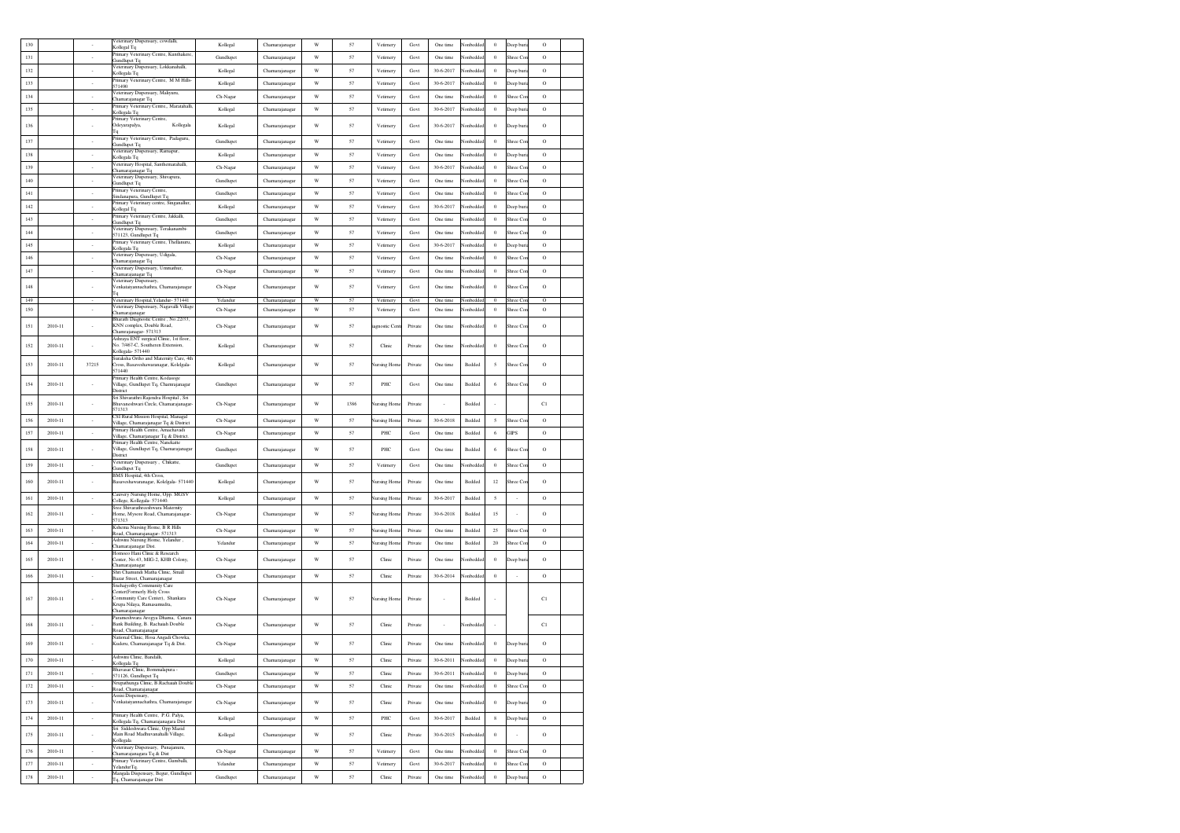| 130 | | - | Veterinary Dispensary, cowdalli, Kollegal Tq | Kollegal | Chamarajanagar | W | 57 | Vetinery | Govt | One time | Nonbedded | 0 | Deep buria | O | |
|---|---|---|---|---|---|---|---|---|---|---|---|---|---|---|---|
| 131 | | - | Primary Veterinary Centre, Kunthakere, Gundlupet Tq | Gundlupet | Chamarajanagar | W | 57 | Vetinery | Govt | One time | Nonbedded | 0 | Shree Con | O | |
| 132 | | - | Veterinary Dispensary, Lokkanahalli, Kollegala Tq | Kollegal | Chamarajanagar | W | 57 | Vetinery | Govt | 30-6-2017 | Nonbedded | 0 | Deep buria | O | |
| 133 | | - | Primary Veterinary Centre, M M Hills-571490 | Kollegal | Chamarajanagar | W | 57 | Vetinery | Govt | 30-6-2017 | Nonbedded | 0 | Deep buria | O | |
| 134 | | - | Veterinary Dispensary, Malyuru, Chamarajanagar Tq | Ch-Nagar | Chamarajanagar | W | 57 | Vetinery | Govt | One time | Nonbedded | 0 | Shree Con | O | |
| 135 | | - | Primary Veterinary Centre,, Maratahalli, Kollegala Tq | Kollegal | Chamarajanagar | W | 57 | Vetinery | Govt | 30-6-2017 | Nonbedded | 0 | Deep buria | O | |
| 136 | | - | Primary Veterinary Centre, Odeyarapalya, Kollegala Tq | Kollegal | Chamarajanagar | W | 57 | Vetinery | Govt | 30-6-2017 | Nonbedded | 0 | Deep buria | O | |
| 137 | | - | Primary Veterinary Centre, Padaguru, Gundlupet Tq | Gundlupet | Chamarajanagar | W | 57 | Vetinery | Govt | One time | Nonbedded | 0 | Shree Con | O | |
| 138 | | - | Veterinary Dispensary, Ramapur, Kollegala Tq | Kollegal | Chamarajanagar | W | 57 | Vetinery | Govt | One time | Nonbedded | 0 | Deep buria | O | |
| 139 | | - | Veterinary Hospital, Santhemarahalli, Chamarajanagar Tq | Ch-Nagar | Chamarajanagar | W | 57 | Vetinery | Govt | 30-6-2017 | Nonbedded | 0 | Shree Con | O | |
| 140 | | - | Veterinary Dispensary, Shivapura, Gundlupet Tq | Gundlupet | Chamarajanagar | W | 57 | Vetinery | Govt | One time | Nonbedded | 0 | Shree Con | O | |
| 141 | | - | Primary Veterinary Centre, Sindanapura, Gundlupet Tq | Gundlupet | Chamarajanagar | W | 57 | Vetinery | Govt | One time | Nonbedded | 0 | Shree Con | O | |
| 142 | | - | Primary Veterinary centre, Singanallur, Kollegal Tq | Kollegal | Chamarajanagar | W | 57 | Vetinery | Govt | 30-6-2017 | Nonbedded | 0 | Deep buria | O | |
| 143 | | - | Primary Veterinary Centre, Jakkalli, Gundlupet Tq | Gundlupet | Chamarajanagar | W | 57 | Vetinery | Govt | One time | Nonbedded | 0 | Shree Con | O | |
| 144 | | - | Veterinary Dispensary, Terakanambi-571123, Gundlupet Tq | Gundlupet | Chamarajanagar | W | 57 | Vetinery | Govt | One time | Nonbedded | 0 | Shree Con | O | |
| 145 | | - | Primary Veterinary Centre, Thellanuru, Kollegala Tq | Kollegal | Chamarajanagar | W | 57 | Vetinery | Govt | 30-6-2017 | Nonbedded | 0 | Deep buria | O | |
| 146 | | - | Veterinary Dispensary, Udigala, Chamarajanagar Tq | Ch-Nagar | Chamarajanagar | W | 57 | Vetinery | Govt | One time | Nonbedded | 0 | Shree Con | O | |
| 147 | | - | Veterinary Dispensary, Ummathur, Chamarajanagar Tq | Ch-Nagar | Chamarajanagar | W | 57 | Vetinery | Govt | One time | Nonbedded | 0 | Shree Con | O | |
| 148 | | - | Veterinary Dispensary, Venkatayanmachathra, Chamarajanagar Tq | Ch-Nagar | Chamarajanagar | W | 57 | Vetinery | Govt | One time | Nonbedded | 0 | Shree Con | O | |
| 149 | | - | Veterinary Hospital,Yelandur- 571441 | Yelandur | Chamarajanagar | W | 57 | Vetinery | Govt | One time | Nonbedded | 0 | Shree Con | O | |
| 150 | | - | Veterinary Dispensary, Nagavalli Village Chamarajanagar | Ch-Nagar | Chamarajanagar | W | 57 | Vetinery | Govt | One time | Nonbedded | 0 | Shree Con | O | |
| 151 | 2010-11 | - | Bharath Diagnostic Centre , No. 22/53, KNN complex, Double Road, Chamrajanagar- 571313 | Ch-Nagar | Chamarajanagar | W | 57 | iagnostic Cent | Private | One time | Nonbedded | 0 | Shree Con | O | |
| 152 | 2010-11 | - | Ashraya ENT surgical Clinic, 1st floor, No. 7/467-C, Southeren Extension, Kollegala- 571440 | Kollegal | Chamarajanagar | W | 57 | Clinic | Private | One time | Nonbedded | 0 | Shree Con | O | |
| 153 | 2010-11 | 37215 | Suraksha Ortho and Maternity Care, 4th Cross, Basaveshawaranagar, Koldgala-571440 | Kollegal | Chamarajanagar | W | 57 | Nursing Home | Private | One time | Bedded | 5 | Shree Con | O | |
| 154 | 2010-11 | - | Primary Health Centre, Kodasoge Village, Gundlupet Tq, Chamarajanagar District | Gundlupet | Chamarajanagar | W | 57 | PHC | Govt | One time | Bedded | 6 | Shree Con | O | |
| 155 | 2010-11 | - | Sri Shivarathri Rajendra Hospital , Sri Bhuvaneshwari Circle, Chamarajanagar-571313 | Ch-Nagar | Chamarajanagar | W | 1386 | Nursing Home | Private | - | Bedded | - | | C1 | |
| 156 | 2010-11 | - | CSI Rural Mission Hospital, Managal Village, Chamarajanagar Tq & District | Ch-Nagar | Chamarajanagar | W | 57 | Nursing Home | Private | 30-6-2018 | Bedded | 5 | Shree Con | O | |
| 157 | 2010-11 | - | Primary Health Centre, Amachavadi Village, Chamarjanagar Tq & District | Ch-Nagar | Chamarajanagar | W | 57 | PHC | Govt | One time | Bedded | 6 | GIPS | O | |
| 158 | 2010-11 | - | Primary Health Centre, Nanekatte Village, Gundlupet Tq, Chamarajanagar District | Gundlupet | Chamarajanagar | W | 57 | PHC | Govt | One time | Bedded | 6 | Shree Con | O | |
| 159 | 2010-11 | - | Veterinary Dispensary , Chikatte, Gundlupet Tq | Gundlupet | Chamarajanagar | W | 57 | Vetinery | Govt | One time | Nonbedded | 0 | Shree Con | O | |
| 160 | 2010-11 | - | BMS Hospital, 4th Cross, Basaveshawaranagar, Kolelgala- 571440 | Kollegal | Chamarajanagar | W | 57 | Nursing Home | Private | One time | Bedded | 12 | Shree Con | O | |
| 161 | 2010-11 | - | Cauvery Nursing Home, Opp. MGSV College, Kollegala- 571440 | Kollegal | Chamarajanagar | W | 57 | Nursing Home | Private | 30-6-2017 | Bedded | 5 | - | O | |
| 162 | 2010-11 | - | Sree Shivarathreeshwara Maternity Home, Mysore Road, Chamarajanagar-571313 | Ch-Nagar | Chamarajanagar | W | 57 | Nursing Home | Private | 30-6-2018 | Bedded | 15 | - | O | |
| 163 | 2010-11 | - | Kshema Nursing Home, B R Hills Road, Chamarajanagar- 571313 | Ch-Nagar | Chamarajanagar | W | 57 | Nursing Home | Private | One time | Bedded | 25 | Shree Con | O | |
| 164 | 2010-11 | - | Ashwini Nursing Home, Yelandur , Chamarajanagar Dist. | Yelandur | Chamarajanagar | W | 57 | Nursing Home | Private | One time | Bedded | 20 | Shree Con | O | |
| 165 | 2010-11 | - | Homoeo Hani Clinic & Research Center, No.43, MIG-2, KHB Colony, Chamarajanagar | Ch-Nagar | Chamarajanagar | W | 57 | Clinic | Private | One time | Nonbedded | 0 | Deep buria | O | |
| 166 | 2010-11 | - | Shri Chamundi Matha Clinic, Small Bazar Street, Chamarajanagar | Ch-Nagar | Chamarajanagar | W | 57 | Clinic | Private | 30-6-2014 | Nonbedded | 0 | - | O | |
| 167 | 2010-11 | - | Snehajyothy Community Care Center(Formerly Holy Cross Community Care Center), Shankara Krupa Nilaya, Ramasamudra, Chamarajanagar | Ch-Nagar | Chamarajanagar | W | 57 | Nursing Home | Private | - | Bedded | - | | C1 | |
| 168 | 2010-11 | - | Parameshwara Arogya Dhama, Canara Bank Building, B. Rachaiah Double Road, Chamarajanagar | Ch-Nagar | Chamarajanagar | W | 57 | Clinic | Private | - | Nonbedded | - | | C1 | |
| 169 | 2010-11 | - | National Clinic, Hosa Angadi Chowka, Kuderu, Chamarajanagar Tq & Dist. | Ch-Nagar | Chamarajanagar | W | 57 | Clinic | Private | One time | Nonbedded | 0 | Deep buria | O | |
| 170 | 2010-11 | - | Ashwini Clinic, Bandalli, Kollegala Tq | Kollegal | Chamarajanagar | W | 57 | Clinic | Private | 30-6-2011 | Nonbedded | 0 | Deep buria | O | |
| 171 | 2010-11 | - | Bhavasar Clinic, Bommalapura - 571126, Gundlupet Tq | Gundlupet | Chamarajanagar | W | 57 | Clinic | Private | 30-6-2011 | Nonbedded | 0 | Deep buria | O | |
| 172 | 2010-11 | - | Nrupathunga Clinic, B Rachaiah Double Road, Chamarajanagar | Ch-Nagar | Chamarajanagar | W | 57 | Clinic | Private | One time | Nonbedded | 0 | Shree Con | O | |
| 173 | 2010-11 | - | Assisi Dispensary, Venkatayanmachathra, Chamarajanagar | Ch-Nagar | Chamarajanagar | W | 57 | Clinic | Private | One time | Nonbedded | 0 | Deep buria | O | |
| 174 | 2010-11 | - | Primary Health Centre, P.G. Palya, Kollegala Tq, Chamarajanagara Dist | Kollegal | Chamarajanagar | W | 57 | PHC | Govt | 30-6-2017 | Bedded | 8 | Deep buria | O | |
| 175 | 2010-11 | - | Sri Siddeshwara Clinic, Opp Mazid Main Road Madhuvanahalli Village, Kollegala | Kollegal | Chamarajanagar | W | 57 | Clinic | Private | 30-6-2015 | Nonbedded | 0 | - | O | |
| 176 | 2010-11 | - | Veterinary Dispensary, Punajanuru, Chamarajanagara Tq & Dist | Ch-Nagar | Chamarajanagar | W | 57 | Vetinery | Govt | One time | Nonbedded | 0 | Shree Con | O | |
| 177 | 2010-11 | - | Primary Veterinary Centre, Gumballi, YelandurTq | Yelandur | Chamarajanagar | W | 57 | Vetinery | Govt | 30-6-2017 | Nonbedded | 0 | Shree Con | O | |
| 178 | 2010-11 | - | Mangala Dispensary, Begur, Gundlupet Tq, Chamarajanagar Dist | Gundlupet | Chamarajanagar | W | 57 | Clinic | Private | One time | Nonbedded | 0 | Deep buria | O | |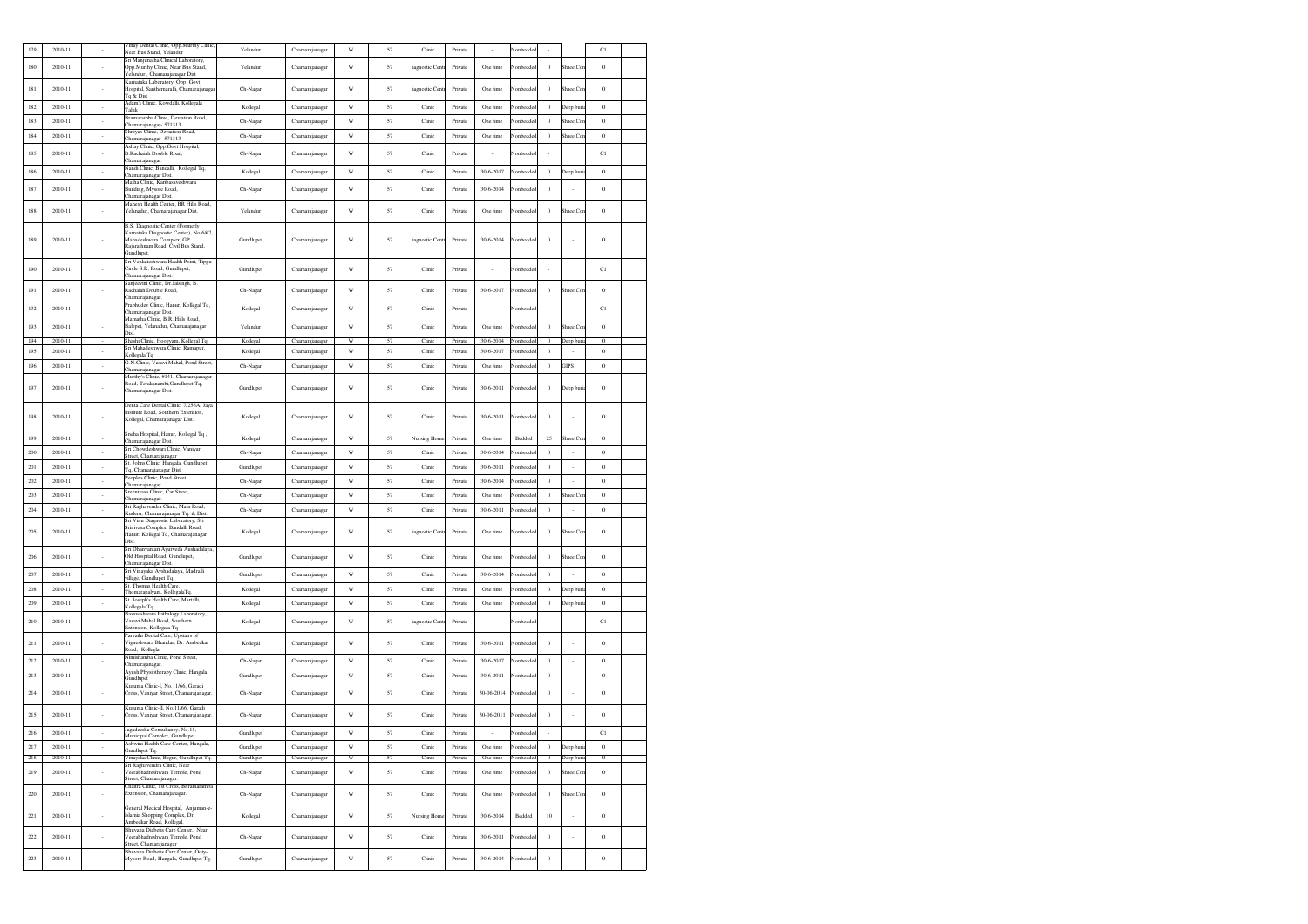| 179 | 2010-11 | - | Vinay Dental Clinic, Opp.Murthy Clinic, Near Bus Stand, Yelandur | Yelandur | Chamarajanagar | W | 57 | Clinic | Private | - | Nonbedded | - | | C1 | |
|---|---|---|---|---|---|---|---|---|---|---|---|---|---|---|---|
| 180 | 2010-11 | - | Sri Manjunatha Clinical Laboratory, Opp.Murthy Clinic, Near Bus Stand, Yelandur , Chamarajanagar Dist | Yelandur | Chamarajanagar | W | 57 | iagnostic Cent | Private | One time | Nonbedded | 0 | Shree Con | O | |
| 181 | 2010-11 | - | Karnataka Laboratory, Opp. Govt Hospital, Santhemaralli, Chamarajanagar Tq & Dist | Ch-Nagar | Chamarajanagar | W | 57 | iagnostic Cent | Private | One time | Nonbedded | 0 | Shree Con | O | |
| 182 | 2010-11 | - | Aslam's Clinic, Kowdalli, Kollegala Taluk | Kollegal | Chamarajanagar | W | 57 | Clinic | Private | One time | Nonbedded | 0 | Deep buria | O | |
| 183 | 2010-11 | - | Bramarambe Clinic, Deviation Road, Chamarajanagar- 571313 | Ch-Nagar | Chamarajanagar | W | 57 | Clinic | Private | One time | Nonbedded | 0 | Shree Con | O | |
| 184 | 2010-11 | - | Shreyas Clinic, Deviation Road, Chamarajanagar- 571313 | Ch-Nagar | Chamarajanagar | W | 57 | Clinic | Private | One time | Nonbedded | 0 | Shree Con | O | |
| 185 | 2010-11 | - | Ashay Clinic, Opp.Govt Hospital, B.Rachaiah Double Road, Chamarajanagar | Ch-Nagar | Chamarajanagar | W | 57 | Clinic | Private | - | Nonbedded | - | | C1 | |
| 186 | 2010-11 | - | Nandi Clinic, Bandalli, Kollegal Tq, Chamarajanagar Dist. | Kollegal | Chamarajanagar | W | 57 | Clinic | Private | 30-6-2017 | Nonbedded | 0 | Deep buria | O | |
| 187 | 2010-11 | - | Maltha Clinic, Kanbasaveshwara Building, Mysore Road, Chamarajanagar Dist. | Ch-Nagar | Chamarajanagar | W | 57 | Clinic | Private | 30-6-2014 | Nonbedded | 0 | - | O | |
| 188 | 2010-11 | - | Mahesh Health Center, BR Hills Road, Yelandur, Chamarajanagar Dist. | Yelandur | Chamarajanagar | W | 57 | Clinic | Private | One time | Nonbedded | 0 | Shree Con | O | |
| 189 | 2010-11 | - | B.S. Diagnostic Center (Formerly Karnataka Diagnostic Center), No.6&7, Mahadeshwara Complex, GP Rajarathnam Road, Civil Bus Stand, Gundlupet. | Gundlupet | Chamarajanagar | W | 57 | iagnostic Cent | Private | 30-6-2014 | Nonbedded | 0 | - | O | |
| 190 | 2010-11 | - | Sri Venkateshwara Health Point, Tippu Circle S.R. Road, Gundlupet, Chamarajanagar Dist. | Gundlupet | Chamarajanagar | W | 57 | Clinic | Private | - | Nonbedded | - | | C1 | |
| 191 | 2010-11 | - | Sanjeevini Clinic, Dr.Jasingh, B. Rachaiah Double Road, Chamarajanagar. | Ch-Nagar | Chamarajanagar | W | 57 | Clinic | Private | 30-6-2017 | Nonbedded | 0 | Shree Con | O | |
| 192 | 2010-11 | - | Prabhudev Clinic, Hanur, Kollegal Tq, Chamarajanagar Dist. | Kollegal | Chamarajanagar | W | 57 | Clinic | Private | - | Nonbedded | - | | C1 | |
| 193 | 2010-11 | - | Mamatha Clinic, B.R. Hills Road, Balepet, Yelanadur, Chamarajanagar Dist. | Yelandur | Chamarajanagar | W | 57 | Clinic | Private | One time | Nonbedded | 0 | Shree Con | O | |
| 194 | 2010-11 | - | Shashi Clinic, Hoogyam, Kollegal Tq | Kollegal | Chamarajanagar | W | 57 | Clinic | Private | 30-6-2014 | Nonbedded | 0 | Deep buria | O | |
| 195 | 2010-11 | - | Sri Mahadeshwara Clinic, Ramapur, Kollegala Tq. | Kollegal | Chamarajanagar | W | 57 | Clinic | Private | 30-6-2017 | Nonbedded | 0 | - | O | |
| 196 | 2010-11 | - | G.N.Clinic, Vasavi Mahal, Pond Street, Chamarajanagar | Ch-Nagar | Chamarajanagar | W | 57 | Clinic | Private | One time | Nonbedded | 0 | GIPS | O | |
| 197 | 2010-11 | - | Murthy's Clinic, #141, Chamarajanagar Road, Terakanambi,Gundlupet Tq, Chamarajanagar Dist. | Gundlupet | Chamarajanagar | W | 57 | Clinic | Private | 30-6-2011 | Nonbedded | 0 | Deep buria | O | |
| 198 | 2010-11 | - | Denta Care Dental Clinic, 7/256A, Jaya Institute Road, Southern Extension, Kollegal, Chamarajanagar Dist. | Kollegal | Chamarajanagar | W | 57 | Clinic | Private | 30-6-2011 | Nonbedded | 0 | - | O | |
| 199 | 2010-11 | - | Sneha Hospital, Hanur, Kollegal Tq , Chamarajanagar Dist. | Kollegal | Chamarajanagar | W | 57 | Nursing Home | Private | One time | Bedded | 25 | Shree Con | O | |
| 200 | 2010-11 | - | Sri Chowdeshwari Clinic, Vaniyar Street, Chamarajanagar | Ch-Nagar | Chamarajanagar | W | 57 | Clinic | Private | 30-6-2014 | Nonbedded | 0 | - | O | |
| 201 | 2010-11 | - | St. Johns Clinic, Hangala, Gundlupet Tq, Chamarajanagar Dist. | Gundlupet | Chamarajanagar | W | 57 | Clinic | Private | 30-6-2011 | Nonbedded | 0 | - | O | |
| 202 | 2010-11 | - | People's Clinic, Pond Street, Chamarajanagar. | Ch-Nagar | Chamarajanagar | W | 57 | Clinic | Private | 30-6-2014 | Nonbedded | 0 | - | O | |
| 203 | 2010-11 | - | Sreenivasa Clinic, Car Street, Chamarajanagar. | Ch-Nagar | Chamarajanagar | W | 57 | Clinic | Private | One time | Nonbedded | 0 | Shree Con | O | |
| 204 | 2010-11 | - | Sri Raghavendra Clinic, Main Road, Kuderu, Chamarajanagar Tq. & Dist. | Ch-Nagar | Chamarajanagar | W | 57 | Clinic | Private | 30-6-2011 | Nonbedded | 0 | - | O | |
| 205 | 2010-11 | - | Sri Vinu Diagnostic Laboratory, Sri. Srinivasa Complex, Bandalli Road, Hanur, Kollegal Tq, Chamarajanagar Dist. | Kollegal | Chamarajanagar | W | 57 | iagnostic Cent | Private | One time | Nonbedded | 0 | Shree Con | O | |
| 206 | 2010-11 | - | Sri Dhanvantari Ayurveda Aushadalaya, Old Hospital Road, Gundlupet, Chamarajanagar Dist. | Gundlupet | Chamarajanagar | W | 57 | Clinic | Private | One time | Nonbedded | 0 | Shree Con | O | |
| 207 | 2010-11 | - | Sri Vinayaka Ayshadalaya, Madralli village, Gundlupet Tq. | Gundlupet | Chamarajanagar | W | 57 | Clinic | Private | 30-6-2014 | Nonbedded | 0 | - | O | |
| 208 | 2010-11 | - | St. Thomas Health Care, Thomarapalyam, KollegalaTq. | Kollegal | Chamarajanagar | W | 57 | Clinic | Private | One time | Nonbedded | 0 | Deep buria | O | |
| 209 | 2010-11 | - | St. Joseph's Health Care, Martalli, Kollegala Tq. | Kollegal | Chamarajanagar | W | 57 | Clinic | Private | One time | Nonbedded | 0 | Deep buria | O | |
| 210 | 2010-11 | - | Basaveshwara Pathalogy Laboratory, Vasavi Mahal Road, Southern Extension, Kollegala Tq. | Kollegal | Chamarajanagar | W | 57 | iagnostic Cent | Private | - | Nonbedded | - | | C1 | |
| 211 | 2010-11 | - | Parvathi Dental Care, Upstairs of Vigneshwara Bhandar, Dr. Ambedkar Road, Kollegla | Kollegal | Chamarajanagar | W | 57 | Clinic | Private | 30-6-2011 | Nonbedded | 0 | - | O | |
| 212 | 2010-11 | - | Nimishamba Clinic, Pond Street, Chamarajanagar. | Ch-Nagar | Chamarajanagar | W | 57 | Clinic | Private | 30-6-2017 | Nonbedded | 0 | - | O | |
| 213 | 2010-11 | - | Ayush Physiotherapy Clinic, Hangala Gundlupet | Gundlupet | Chamarajanagar | W | 57 | Clinic | Private | 30-6-2011 | Nonbedded | 0 | - | O | |
| 214 | 2010-11 | - | Kusuma Clinic-I, No.11/66, Garadi Cross, Vaniyar Street, Chamarajanagar. | Ch-Nagar | Chamarajanagar | W | 57 | Clinic | Private | 30-06-2014 | Nonbedded | 0 | - | O | |
| 215 | 2010-11 | - | Kusuma Clinic-II, No.11/66, Garadi Cross, Vaniyar Street, Chamarajanagar. | Ch-Nagar | Chamarajanagar | W | 57 | Clinic | Private | 30-06-2011 | Nonbedded | 0 | - | O | |
| 216 | 2010-11 | - | Jagadeesha Consultancy, No.15, Municipal Complex, Gundlupet. | Gundlupet | Chamarajanagar | W | 57 | Clinic | Private | - | Nonbedded | - | | C1 | |
| 217 | 2010-11 | - | Ashwini Health Care Center, Hangala, Gundlupet Tq. | Gundlupet | Chamarajanagar | W | 57 | Clinic | Private | One time | Nonbedded | 0 | Deep buria | O | |
| 218 | 2010-11 | - | Vinayaka Clinic, Begur, Gundlupet Tq. | Gundlupet | Chamarajanagar | W | 57 | Clinic | Private | One time | Nonbedded | 0 | Deep buria | O | |
| 219 | 2010-11 | - | Sri Raghavendra Clinic, Near Veerabhadreshwara Temple, Pond Street, Chamarajanagar. | Ch-Nagar | Chamarajanagar | W | 57 | Clinic | Private | One time | Nonbedded | 0 | Shree Con | O | |
| 220 | 2010-11 | - | Chaitra Clinic, 1st Cross, Bhramaramba Extension, Chamarajanagar. | Ch-Nagar | Chamarajanagar | W | 57 | Clinic | Private | One time | Nonbedded | 0 | Shree Con | O | |
| 221 | 2010-11 | - | General Medical Hospital, Anjuman-e-Islamia Shopping Complex, Dr. Ambedkar Road, Kollegal. | Kollegal | Chamarajanagar | W | 57 | Nursing Home | Private | 30-6-2014 | Bedded | 10 | - | O | |
| 222 | 2010-11 | - | Bhuvana Diabetis Care Center, Near Veerabhadreshwara Temple, Pond Street, Chamarajanagar | Ch-Nagar | Chamarajanagar | W | 57 | Clinic | Private | 30-6-2011 | Nonbedded | 0 | - | O | |
| 223 | 2010-11 | - | Bhuvana Diabetis Care Center, Ooty-Mysore Road, Hangala, Gundlupet Tq. | Gundlupet | Chamarajanagar | W | 57 | Clinic | Private | 30-6-2014 | Nonbedded | 0 | - | O | |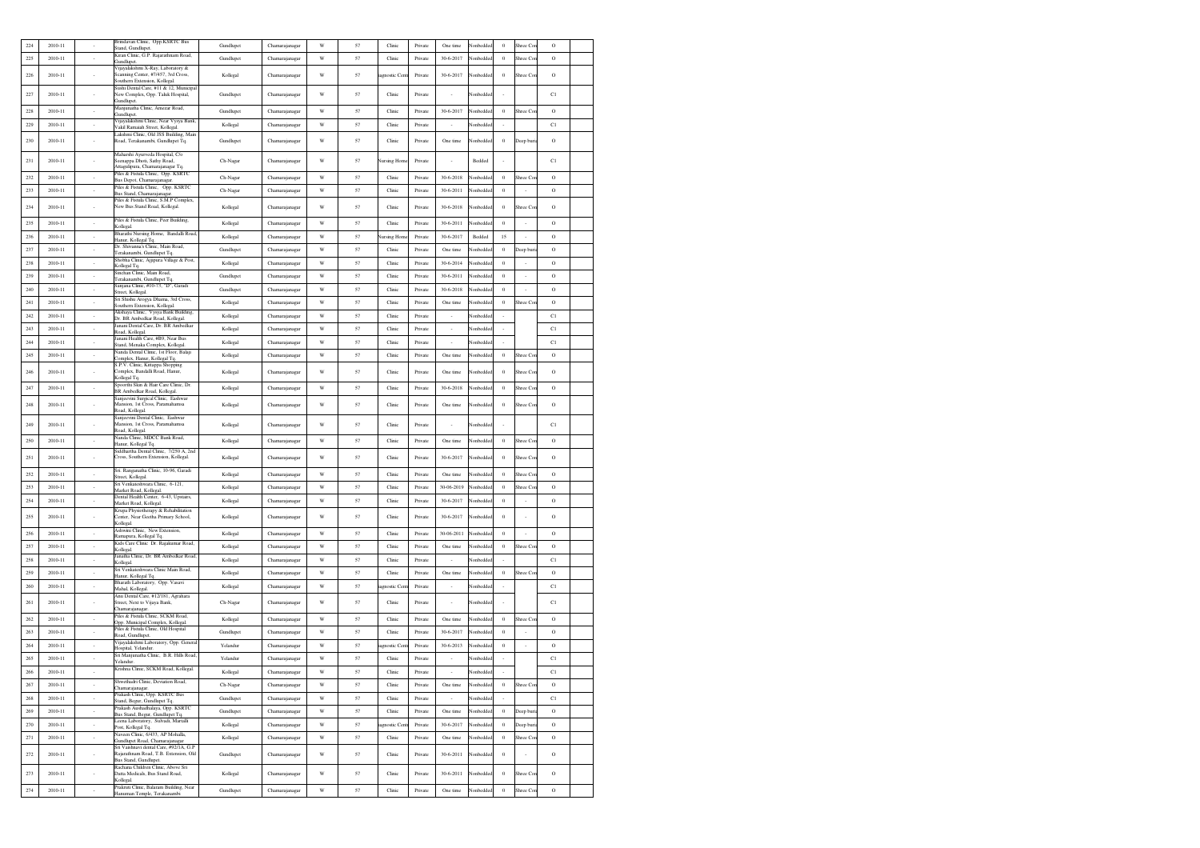| 224 | 2010-11 | - | Brindavan Clinic, Opp.KSRTC Bus Stand, Gundlupet. | Gundlupet | Chamarajanagar | W | 57 | Clinic | Private | One time | Nonbedded | 0 | Shree Con | O | |
|---|---|---|---|---|---|---|---|---|---|---|---|---|---|---|---|
| 225 | 2010-11 | - | Kiran Clinic, G.P. Rajarathnam Road, Gundlupet. | Gundlupet | Chamarajanagar | W | 57 | Clinic | Private | 30-6-2017 | Nonbedded | 0 | Shree Con | O | |
| 226 | 2010-11 | - | Vijayalakshmi X-Ray, Laboratory & Scanning Center, #7/457, 3rd Cross, Southern Extension, Kollegal. | Kollegal | Chamarajanagar | W | 57 | iagnostic Cent | Private | 30-6-2017 | Nonbedded | 0 | Shree Con | O | |
| 227 | 2010-11 | - | Sushi Dental Care, #11 & 12, Municipal New Complex, Opp. Taluk Hospital, Gundlupet. | Gundlupet | Chamarajanagar | W | 57 | Clinic | Private | - | Nonbedded | - | | C1 | |
| 228 | 2010-11 | - | Manjunatha Clinic, Ameear Road, Gundlupet. | Gundlupet | Chamarajanagar | W | 57 | Clinic | Private | 30-6-2017 | Nonbedded | 0 | Shree Con | O | |
| 229 | 2010-11 | - | Vijayalakshmi Clinic, Near Vysya Bank, Vakil Ramaiah Street, Kollegal. | Kollegal | Chamarajanagar | W | 57 | Clinic | Private | - | Nonbedded | - | | C1 | |
| 230 | 2010-11 | - | Lakshmi Clinic, Old JSS Building, Main Road, Terakanambi, Gundlupet Tq. | Gundlupet | Chamarajanagar | W | 57 | Clinic | Private | One time | Nonbedded | 0 | Deep buria | O | |
| 231 | 2010-11 | - | Maharshi Ayurveda Hospital, C/o Seenappa Dhoti, Sathy Road, Attugulipura, Chamarajanagar Tq. | Ch-Nagar | Chamarajanagar | W | 57 | Nursing Home | Private | - | Bedded | - | | C1 | |
| 232 | 2010-11 | - | Piles & Fistula Clinic, Opp. KSRTC Bus Depot, Chamarajanagar. | Ch-Nagar | Chamarajanagar | W | 57 | Clinic | Private | 30-6-2018 | Nonbedded | 0 | Shree Con | O | |
| 233 | 2010-11 | - | Piles & Fistula Clinic, Opp. KSRTC Bus Stand, Chamarajanagar. | Ch-Nagar | Chamarajanagar | W | 57 | Clinic | Private | 30-6-2011 | Nonbedded | 0 | - | O | |
| 234 | 2010-11 | - | Piles & Fistula Clinic, S.M.P Complex, New Bus Stand Road, Kollegal. | Kollegal | Chamarajanagar | W | 57 | Clinic | Private | 30-6-2018 | Nonbedded | 0 | Shree Con | O | |
| 235 | 2010-11 | - | Piles & Fistula Clinic, Peer Building, Kollegal. | Kollegal | Chamarajanagar | W | 57 | Clinic | Private | 30-6-2011 | Nonbedded | 0 | - | O | |
| 236 | 2010-11 | - | Bharathi Nursing Home, Bandalli Road, Hanur, Kollegal Tq. | Kollegal | Chamarajanagar | W | 57 | Nursing Home | Private | 30-6-2017 | Bedded | 15 | - | O | |
| 237 | 2010-11 | - | Dr. Shivanna's Clinic, Main Road, Terakanambi, Gundlupet Tq. | Gundlupet | Chamarajanagar | W | 57 | Clinic | Private | One time | Nonbedded | 0 | Deep buria | O | |
| 238 | 2010-11 | - | Shobha Clinic, Ajjipura Village & Post, Kollegal Tq. | Kollegal | Chamarajanagar | W | 57 | Clinic | Private | 30-6-2014 | Nonbedded | 0 | - | O | |
| 239 | 2010-11 | - | Sinchan Clinic, Main Road, Terakanambi, Gundlupet Tq. | Gundlupet | Chamarajanagar | W | 57 | Clinic | Private | 30-6-2011 | Nonbedded | 0 | - | O | |
| 240 | 2010-11 | - | Sanjana Clinic, #10-73, "D", Garadi Street, Kollegal. | Gundlupet | Chamarajanagar | W | 57 | Clinic | Private | 30-6-2018 | Nonbedded | 0 | - | O | |
| 241 | 2010-11 | - | Sri Shishu Arogya Dhama, 3rd Cross, Southern Extension, Kollegal. | Kollegal | Chamarajanagar | W | 57 | Clinic | Private | One time | Nonbedded | 0 | Shree Con | O | |
| 242 | 2010-11 | - | Akshaya Clinic, Vysya Bank Building, Dr. BR Ambedkar Road, Kollegal. | Kollegal | Chamarajanagar | W | 57 | Clinic | Private | - | Nonbedded | - | | C1 | |
| 243 | 2010-11 | - | Janani Dental Care, Dr. BR Ambedkar Road, Kollegal. | Kollegal | Chamarajanagar | W | 57 | Clinic | Private | - | Nonbedded | - | | C1 | |
| 244 | 2010-11 | - | Janani Health Care, #B9, Near Bus Stand, Menaka Complex, Kollegal. | Kollegal | Chamarajanagar | W | 57 | Clinic | Private | - | Nonbedded | - | | C1 | |
| 245 | 2010-11 | - | Nanda Dental Clinic, 1st Floor, Balaji Complex, Hanur, Kollegal Tq. | Kollegal | Chamarajanagar | W | 57 | Clinic | Private | One time | Nonbedded | 0 | Shree Con | O | |
| 246 | 2010-11 | - | S.P.V. Clinic, Kittappa Shopping Complex, Bandalli Road, Hanur, Kollegal Tq. | Kollegal | Chamarajanagar | W | 57 | Clinic | Private | One time | Nonbedded | 0 | Shree Con | O | |
| 247 | 2010-11 | - | Spoorthi Skin & Hair Care Clinic, Dr. BR Ambedkar Road, Kollegal. | Kollegal | Chamarajanagar | W | 57 | Clinic | Private | 30-6-2018 | Nonbedded | 0 | Shree Con | O | |
| 248 | 2010-11 | - | Sanjeevini Surgical Clinic, Eashwar Mansion, 1st Cross, Paramahamsa Road, Kollegal. | Kollegal | Chamarajanagar | W | 57 | Clinic | Private | One time | Nonbedded | 0 | Shree Con | O | |
| 249 | 2010-11 | - | Sanjeevini Dental Clinic, Eashwar Mansion, 1st Cross, Paramahamsa Road, Kollegal. | Kollegal | Chamarajanagar | W | 57 | Clinic | Private | - | Nonbedded | - | | C1 | |
| 250 | 2010-11 | - | Nanda Clinic, MDCC Bank Road, Hanur, Kollegal Tq. | Kollegal | Chamarajanagar | W | 57 | Clinic | Private | One time | Nonbedded | 0 | Shree Con | O | |
| 251 | 2010-11 | - | Siddhartha Dental Clinic, 7/250 A, 2nd Cross, Southern Extension, Kollegal. | Kollegal | Chamarajanagar | W | 57 | Clinic | Private | 30-6-2017 | Nonbedded | 0 | Shree Con | O | |
| 252 | 2010-11 | - | Sri. Ranganatha Clinic, 10-96, Garadi Street, Kollegal. | Kollegal | Chamarajanagar | W | 57 | Clinic | Private | One time | Nonbedded | 0 | Shree Con | O | |
| 253 | 2010-11 | - | Sri Venkateshwara Clinic, 6-121, Market Road, Kollegal. | Kollegal | Chamarajanagar | W | 57 | Clinic | Private | 30-06-2019 | Nonbedded | 0 | Shree Con | O | |
| 254 | 2010-11 | - | Dental Health Center, 6-43, Upstairs, Market Road, Kollegal. | Kollegal | Chamarajanagar | W | 57 | Clinic | Private | 30-6-2017 | Nonbedded | 0 | - | O | |
| 255 | 2010-11 | - | Krupa Physiotherapy & Rehabilitation Center, Near Geetha Primary School, Kollegal. | Kollegal | Chamarajanagar | W | 57 | Clinic | Private | 30-6-2017 | Nonbedded | 0 | - | O | |
| 256 | 2010-11 | - | Ashwini Clinic, New Extension, Ramapura, Kollegal Tq. | Kollegal | Chamarajanagar | W | 57 | Clinic | Private | 30-06-2011 | Nonbedded | 0 | - | O | |
| 257 | 2010-11 | - | Kids Care Clinic Dr. Rajakumar Road, Kollegal. | Kollegal | Chamarajanagar | W | 57 | Clinic | Private | One time | Nonbedded | 0 | Shree Con | O | |
| 258 | 2010-11 | - | Janatha Clinic, Dr. BR Ambedkar Road, Kollegal. | Kollegal | Chamarajanagar | W | 57 | Clinic | Private | - | Nonbedded | - | | C1 | |
| 259 | 2010-11 | - | Sri Venkateshwara Clinic Main Road, Hanur, Kollegal Tq. | Kollegal | Chamarajanagar | W | 57 | Clinic | Private | One time | Nonbedded | 0 | Shree Con | O | |
| 260 | 2010-11 | - | Bharath Laboratory, Opp. Vasavi Mahal, Kollegal. | Kollegal | Chamarajanagar | W | 57 | iagnostic Cent | Private | - | Nonbedded | - | | C1 | |
| 261 | 2010-11 | - | Anu Dental Care, #12/181, Agrahara Street, Next to Vijaya Bank, Chamarajanagar. | Ch-Nagar | Chamarajanagar | W | 57 | Clinic | Private | - | Nonbedded | - | | C1 | |
| 262 | 2010-11 | - | Piles & Fistula Clinic, SCKM Road, Opp. Municipal Complex, Kollegal. | Kollegal | Chamarajanagar | W | 57 | Clinic | Private | One time | Nonbedded | 0 | Shree Con | O | |
| 263 | 2010-11 | - | Piles & Fistula Clinic, Old Hospital Road, Gundlupet. | Gundlupet | Chamarajanagar | W | 57 | Clinic | Private | 30-6-2017 | Nonbedded | 0 | - | O | |
| 264 | 2010-11 | - | Vijayalakshmi Laboratory, Opp. General Hospital, Yelandur. | Yelandur | Chamarajanagar | W | 57 | iagnostic Cent | Private | 30-6-2013 | Nonbedded | 0 | - | O | |
| 265 | 2010-11 | - | Sri Manjunatha Clinic, B.R. Hills Road, Yelandur. | Yelandur | Chamarajanagar | W | 57 | Clinic | Private | - | Nonbedded | - | | C1 | |
| 266 | 2010-11 | - | Krishna Clinic, SCKM Road, Kollegal. | Kollegal | Chamarajanagar | W | 57 | Clinic | Private | - | Nonbedded | - | | C1 | |
| 267 | 2010-11 | - | Shwethadri Clinic, Devaston Road, Chamarajanagar. | Ch-Nagar | Chamarajanagar | W | 57 | Clinic | Private | One time | Nonbedded | 0 | Shree Con | O | |
| 268 | 2010-11 | - | Prakash Clinic, Opp. KSRTC Bus Stand, Begur, Gundlupet Tq. | Gundlupet | Chamarajanagar | W | 57 | Clinic | Private | - | Nonbedded | - | | C1 | |
| 269 | 2010-11 | - | Prakash Aushadhalaya, Opp. KSRTC Bus Stand, Begur, Gundlupet Tq. | Gundlupet | Chamarajanagar | W | 57 | Clinic | Private | One time | Nonbedded | 0 | Deep buria | O | |
| 270 | 2010-11 | - | Leena Laboratory, Sulvadi, Martalli Post, Kollegal Tq. | Kollegal | Chamarajanagar | W | 57 | iagnostic Cent | Private | 30-6-2017 | Nonbedded | 0 | Deep buria | O | |
| 271 | 2010-11 | - | Naveen Clinic, 6/433, AP Mohalla, Gundlupet Road, Chamarajanagar. | Kollegal | Chamarajanagar | W | 57 | Clinic | Private | One time | Nonbedded | 0 | Shree Con | O | |
| 272 | 2010-11 | - | Sri Vaishnavi dental Care, #92/1A, G.P Rajarathnam Road, T.B. Extension, Old Bus Stand, Gundlupet. | Gundlupet | Chamarajanagar | W | 57 | Clinic | Private | 30-6-2011 | Nonbedded | 0 | - | O | |
| 273 | 2010-11 | - | Rachana Children Clinic, Above Sri Datta Medicals, Bus Stand Road, Kollegal. | Kollegal | Chamarajanagar | W | 57 | Clinic | Private | 30-6-2011 | Nonbedded | 0 | Shree Con | O | |
| 274 | 2010-11 | - | Prakruti Clinic, Balaram Building, Near Hanuman Temple, Terakanambi. | Gundlupet | Chamarajanagar | W | 57 | Clinic | Private | One time | Nonbedded | 0 | Shree Con | O | |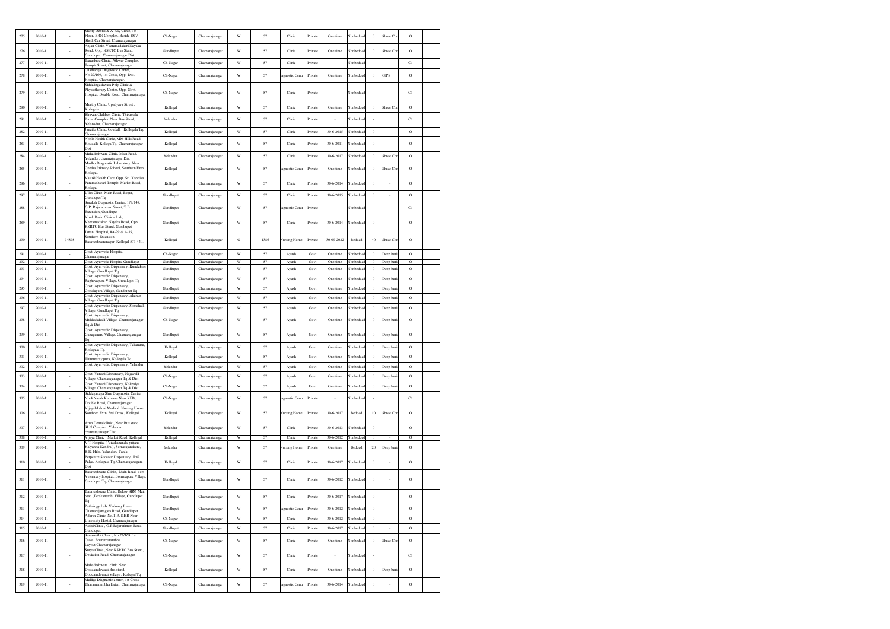| 275 | 2010-11 | - | Shetty Dental & X-Ray Clinic, 1st Floor, BRN Complex, Beside BSV Shed, Car Street, Chamarajanagar | Ch-Nagar | Chamarajanagar | W | 57 | Clinic | Private | One time | Nonbedded | 0 | Shree Com | O | |
|---|---|---|---|---|---|---|---|---|---|---|---|---|---|---|---|
| 276 | 2010-11 | - | Anjan Clinic, Veeramadakari Nayaka Road, Opp. KSRTC Bus Stand, Gundlupet, Chamarajanagar Dist. | Gundlupet | Chamarajanagar | W | 57 | Clinic | Private | One time | Nonbedded | 0 | Shree Com | O | |
| 277 | 2010-11 | - | Tanushree Clinic, Athwar Complex, Temple Street, Chamarajanagar | Ch-Nagar | Chamarajanagar | W | 57 | Clinic | Private | - | Nonbedded | - | | C1 | |
| 278 | 2010-11 | - | Chamaraja Diagnostic Center, No.27/169, 1st Cross, Opp. Dist. Hospital, Chamarajanagar. | Ch-Nagar | Chamarajanagar | W | 57 | iagnostic Cent | Private | One time | Nonbedded | 0 | GIPS | O | |
| 279 | 2010-11 | - | Siddalingeshwara Poly Clinic & Physiotherapy Center, Opp. Govt. Hospital, Double Road, Chamarajanagar | Ch-Nagar | Chamarajanagar | W | 57 | Clinic | Private | - | Nonbedded | - | | C1 | |
| 280 | 2010-11 | - | Murthy Clinic, Upadyaya Street , Kollegala | Kollegal | Chamarajanagar | W | 57 | Clinic | Private | One time | Nonbedded | 0 | Shree Com | O | |
| 281 | 2010-11 | - | Bhuvan Children Clinic, Thirumala Bazar Complex, Near Bus Stand, Yelandur, Chamarajanagar. | Yelandur | Chamarajanagar | W | 57 | Clinic | Private | - | Nonbedded | - | | C1 | |
| 282 | 2010-11 | - | Janatha Clinic, Cosdalli , Kollegala Tq. Chamarajnaagar | Kollegal | Chamarajanagar | W | 57 | Clinic | Private | 30-6-2015 | Nonbedded | 0 | - | O | |
| 283 | 2010-11 | - | Noble Health Clinic, MM Hills Road, Kosdalli, KollegalTq, Chamarajanagar Dist | Kollegal | Chamarajanagar | W | 57 | Clinic | Private | 30-6-2011 | Nonbedded | 0 | - | O | |
| 284 | 2010-11 | - | Mahadeshwara Clinic, Main Road, Yelandur, chamrajnagar Dist | Yelandur | Chamarajanagar | W | 57 | Clinic | Private | 30-6-2017 | Nonbedded | 0 | Shree Com | O | |
| 285 | 2010-11 | - | Madhu Diagnostic Laboratory, Near Geetha Primary School, Southern Extn., Kollegal. | Kollegal | Chamarajanagar | W | 57 | iagnostic Cent | Private | One time | Nonbedded | 0 | Shree Com | O | |
| 286 | 2010-11 | - | Vasuki Health Care, Opp. Sri. Kannika Parameshwari Temple, Market Road, Kollegal | Kollegal | Chamarajanagar | W | 57 | Clinic | Private | 30-6-2014 | Nonbedded | 0 | - | O | |
| 287 | 2010-11 | - | Ullas Clinic, Main Road, Begur, Gundlupet Tq | Gundlupet | Chamarajanagar | W | 57 | Clinic | Private | 30-6-2015 | Nonbedded | 0 | - | O | |
| 288 | 2010-11 | - | Suraksh Diagnostic Center, 178/148, G.P. Rajarathnam Street, T.B. Extension, Gundlupet | Gundlupet | Chamarajanagar | W | 57 | iagnostic Cent | Private | - | Nonbedded | - | | C1 | |
| 289 | 2010-11 | - | Vivek Basic Clinical Lab, Veeramadakari Nayaka Road, Opp. KSRTC Bus Stand, Gundlupet | Gundlupet | Chamarajanagar | W | 57 | Clinic | Private | 30-6-2014 | Nonbedded | 0 | - | O | |
| 290 | 2010-11 | 34898 | Janani Hospital, #A-29 & A-19, Southern Extension, Basaveshwaranagar, Kollegal-571 440. | Kollegal | Chamarajanagar | O | 1386 | Nursing Home | Private | 30-09-2022 | Bedded | 40 | Shree Com | O | |
| 291 | 2010-11 | - | Govt. Ayurveda Hospital, Chamarajanagar | Ch-Nagar | Chamarajanagar | W | 57 | Ayush | Govt | One time | Nonbedded | 0 | Deep buria | O | |
| 292 | 2010-11 | - | Govt. Ayurveda Hospital Gundlupet | Gundlupet | Chamarajanagar | W | 57 | Ayush | Govt | One time | Nonbedded | 0 | Deep buria | O | |
| 293 | 2010-11 | - | Govt. Ayurvedic Dispensary, Kundakere Village, Gundlupet Tq | Gundlupet | Chamarajanagar | W | 57 | Ayush | Govt | One time | Nonbedded | 0 | Deep buria | O | |
| 294 | 2010-11 | - | Govt. Ayurvedic Dispensary, Raghavapura Village, Gundlupet Tq | Gundlupet | Chamarajanagar | W | 57 | Ayush | Govt | One time | Nonbedded | 0 | Deep buria | O | |
| 295 | 2010-11 | - | Govt. Ayurvedic Dispensary, Gopalapura Village, Gundlupet Tq | Gundlupet | Chamarajanagar | W | 57 | Ayush | Govt | One time | Nonbedded | 0 | Deep buria | O | |
| 296 | 2010-11 | - | Govt. Ayurvedic Dispensary, Alathur Village, Gundlupet Tq | Gundlupet | Chamarajanagar | W | 57 | Ayush | Govt | One time | Nonbedded | 0 | Deep buria | O | |
| 297 | 2010-11 | - | Govt. Ayurvedic Dispensary, Somahalli Village, Gundlupet Tq | Gundlupet | Chamarajanagar | W | 57 | Ayush | Govt | One time | Nonbedded | 0 | Deep buria | O | |
| 298 | 2010-11 | - | Govt. Ayurvedic Dispensary, Muddenahalli Village, Chamarajanagar Tq & Dist | Ch-Nagar | Chamarajanagar | W | 57 | Ayush | Govt | One time | Nonbedded | 0 | Deep buria | O | |
| 299 | 2010-11 | - | Govt. Ayurvedic Dispensary, Ganaganuru Village, Chamarajanagar Tq | Gundlupet | Chamarajanagar | W | 57 | Ayush | Govt | One time | Nonbedded | 0 | Deep buria | O | |
| 300 | 2010-11 | - | Govt. Ayurvedic Dispensary, Tellanuru, Kollegala Tq | Kollegal | Chamarajanagar | W | 57 | Ayush | Govt | One time | Nonbedded | 0 | Deep buria | O | |
| 301 | 2010-11 | - | Govt. Ayurvedic Dispensary, Thimmarajipura, Kollegala Tq | Kollegal | Chamarajanagar | W | 57 | Ayush | Govt | One time | Nonbedded | 0 | Deep buria | O | |
| 302 | 2010-11 | - | Govt. Ayurvedic Dispensary, Yelandur. | Yelandur | Chamarajanagar | W | 57 | Ayush | Govt | One time | Nonbedded | 0 | Deep buria | O | |
| 303 | 2010-11 | - | Govt. Yunani Dispensary, Nagavalli Village, Chamarajanagar Tq & Dist | Ch-Nagar | Chamarajanagar | W | 57 | Ayush | Govt | One time | Nonbedded | 0 | Deep buria | O | |
| 304 | 2010-11 | - | Govt. Yunani Dispensary, Kolipalya Village, Chamarajanagar Tq & Dist | Ch-Nagar | Chamarajanagar | W | 57 | Ayush | Govt | One time | Nonbedded | 0 | Deep buria | O | |
| 305 | 2010-11 | - | Siddaganga Shre Diagnostic Centre , No 4 Naesh Kutheera Near KEB, Double Road, Chamarajanagar | Ch-Nagar | Chamarajanagar | W | 57 | iagnostic Cent | Private | - | Nonbedded | - | | C1 | |
| 306 | 2010-11 | - | Vijayalakshmi Medical Nursing Home, Southern Extn. 3rd Cross , Kollegal | Kollegal | Chamarajanagar | W | 57 | Nursing Home | Private | 30-6-2017 | Bedded | 10 | Shree Com | O | |
| 307 | 2010-11 | - | Arun Dental clinic , Near Bus stand, SLN Complex, Yelandur, chamarajanagar Dist. | Yelandur | Chamarajanagar | W | 57 | Clinic | Private | 30-6-2015 | Nonbedded | 0 | - | O | |
| 308 | 2010-11 | - | Vijaya Clinic , Market Road, Kollegal | Kollegal | Chamarajanagar | W | 57 | Clinic | Private | 30-6-2012 | Nonbedded | 0 | - | O | |
| 309 | 2010-11 | - | V.T Hospital ( Vivekananda girijana Kalyanna Kendra ), Somarajanakere, B.R. Hills, Yelanduru Taluk. | Yelandur | Chamarajanagar | W | 57 | Nursing Home | Private | One time | Bedded | 20 | Deep buria | O | |
| 310 | 2010-11 | - | Perpeture Succour Dispensary , P.G. Palya, Kollegala Tq, Chamarajanagara Dist | Kollegal | Chamarajanagar | W | 57 | Clinic | Private | 30-6-2017 | Nonbedded | 0 | - | O | |
| 311 | 2010-11 | - | Basaveshwara Clinic, Main Road, oop. Veterniary hospital, Bomalapura Village, Gundlupet Tq, Chamarajanagar | Gundlupet | Chamarajanagar | W | 57 | Clinic | Private | 30-6-2012 | Nonbedded | 0 | - | O | |
| 312 | 2010-11 | - | Basaveshwara Clinic, Below SBM Main road ,Terakanambi Village, Gundlupet Tq | Gundlupet | Chamarajanagar | W | 57 | Clinic | Private | 30-6-2017 | Nonbedded | 0 | - | O | |
| 313 | 2010-11 | - | Pathology Lab, Vadoney Lines Chamarajanagara Road, Gundlupet | Gundlupet | Chamarajanagar | W | 57 | iagnostic Cent | Private | 30-6-2012 | Nonbedded | 0 | - | O | |
| 314 | 2010-11 | - | Adarsh Clinic, No.113, KHB Near University Hostel, Chamarajanagar | Ch-Nagar | Chamarajanagar | W | 57 | Clinic | Private | 30-6-2012 | Nonbedded | 0 | - | O | |
| 315 | 2010-11 | - | Assisi Clinic , G.P Rajarathnam Road, Gundlupet. | Gundlupet | Chamarajanagar | W | 57 | Clinic | Private | 30-6-2017 | Nonbedded | 0 | - | O | |
| 316 | 2010-11 | - | Saraswathi Clinic , No 22/168, 1st Cross, Bharamarambha Layout,Chamarajanagar | Ch-Nagar | Chamarajanagar | W | 57 | Clinic | Private | One time | Nonbedded | 0 | Shree Com | O | |
| 317 | 2010-11 | - | Surya Clinic ,Near KSRTC Bus Stand, Deviation Road, Chamarajanagar | Ch-Nagar | Chamarajanagar | W | 57 | Clinic | Private | - | Nonbedded | - | | C1 | |
| 318 | 2010-11 | - | Mahadeshwara clinic Near Doddinduwadi Bus stand, Doddinduwadi Village , Kollegal Tq | Kollegal | Chamarajanagar | W | 57 | Clinic | Private | One time | Nonbedded | 0 | Deep buria | O | |
| 319 | 2010-11 | - | Mallige Diagnostic center, 1st Cross Bharamarambha Exten. Chamarajanagar | Ch-Nagar | Chamarajanagar | W | 57 | iagnostic Cent | Private | 30-6-2014 | Nonbedded | 0 | - | O | |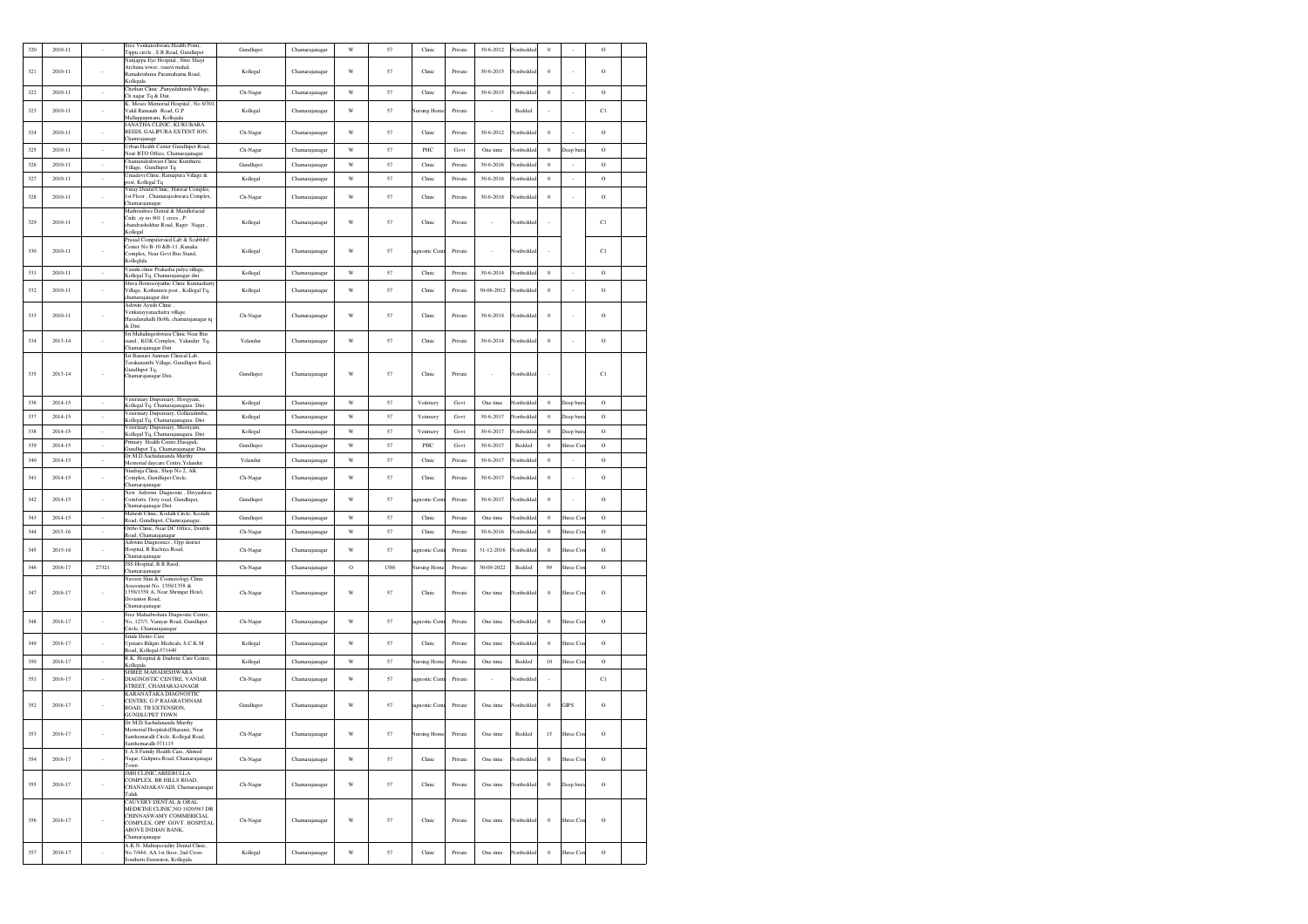| 320 | 2010-11 | - | Sree Venkateshwara Health Point, Tippu circle , S.R Road, Gundlupet | Gundlupet | Chamarajanagar | W | 57 | Clinic | Private | 30-6-2012 | Nonbedded | 0 | - | O | |
|---|---|---|---|---|---|---|---|---|---|---|---|---|---|---|---|
| 321 | 2010-11 | - | Nanjappa Eye Hospital , Shre Shayi Archana tower, vasavi mahal, Ramakrishnna Paramahamsa Road, Kollegala | Kollegal | Chamarajanagar | W | 57 | Clinic | Private | 30-6-2015 | Nonbedded | 0 | - | O | |
| 322 | 2010-11 | - | Chethan Clinic ,Panyadahundi Village, Ch nagar Tq & Dist. | Ch-Nagar | Chamarajanagar | W | 57 | Clinic | Private | 30-6-2015 | Nonbedded | 0 | - | O | |
| 323 | 2010-11 | - | K. Moses Memorial Hospital , No 6/301 Vakil Ramaiah Road, G.P Mallappapuram, Kollegala | Kollegal | Chamarajanagar | W | 57 | Nursing Home | Private | - | Bedded | - | | C1 | |
| 324 | 2010-11 | - | JANATHA CLINIC, KURUBARA BEEDI, GALIPURA EXTENT ION, Chamrajanagr | Ch-Nagar | Chamarajanagar | W | 57 | Clinic | Private | 30-6-2012 | Nonbedded | 0 | - | O | |
| 325 | 2010-11 | - | Urban Health Center Gundlupet Road, Near RTO Office, Chamarajanagar | Ch-Nagar | Chamarajanagar | W | 57 | PHC | Govt | One time | Nonbedded | 0 | Deep buria | O | |
| 326 | 2010-11 | - | Chamundeshwari Clinic Kunthuru Village, Gundlupet Tq | Gundlupet | Chamarajanagar | W | 57 | Clinic | Private | 30-6-2016 | Nonbedded | 0 | - | O | |
| 327 | 2010-11 | - | Umadevi Clinic, Ramapura Village & post, Kollegal Tq | Kollegal | Chamarajanagar | W | 57 | Clinic | Private | 30-6-2016 | Nonbedded | 0 | - | O | |
| 328 | 2010-11 | - | Vinay Dental Clinic, Hatwar Complex, 1st Floor , Chamarajeshwara Complex, Chamarajanagar | Ch-Nagar | Chamarajanagar | W | 57 | Clinic | Private | 30-6-2018 | Nonbedded | 0 | - | O | |
| 329 | 2010-11 | - | Madhushree Dental & Maxillofacial Cnile ,sy no 801 1 cross , P. chandrashekhar Road, Rajiv Nagar , Kollegal | Kollegal | Chamarajanagar | W | 57 | Clinic | Private | - | Nonbedded | - | | C1 | |
| 330 | 2010-11 | - | Pranal Computersied Lab & Scabbibl Center No B-10 &B-11 ,Kanaka Complex, Near Govt Bus Stand, Kolleglala | Kollegal | Chamarajanagar | W | 57 | iagnostic Cent | Private | - | Nonbedded | - | | C1 | |
| 331 | 2010-11 | - | Vasuki clinic Prakasha paliya village, Kollegal Tq, Chamarajanagar dist. | Kollegal | Chamarajanagar | W | 57 | Clinic | Private | 30-6-2014 | Nonbedded | 0 | - | O | |
| 332 | 2010-11 | - | Shiva Homoeopathic Clinic Kunnashetty Village, Kothanura post , Kollegal Tq, chamarajanagar dist | Kollegal | Chamarajanagar | W | 57 | Clinic | Private | 30-06-2012 | Nonbedded | 0 | - | O | |
| 333 | 2010-11 | - | Ashwin Ayush Clinic, Venkatayyanachatra village, Haradanahalli Hobli, chamarajanagar tq & Dist. | Ch-Nagar | Chamarajanagar | W | 57 | Clinic | Private | 30-6-2018 | Nonbedded | 0 | - | O | |
| 334 | 2013-14 | - | Sri Mahalingeshwara Clinic Near Bus stand , KGK Complex, Yalandur Tq, Chamarajanagar Dist | Yelandur | Chamarajanagar | W | 57 | Clinic | Private | 30-6-2014 | Nonbedded | 0 | - | O | |
| 335 | 2013-14 | - | Sri Bannari Amman Clinical Lab, Terakanambi Village, Gundlupet Raod, Gundlupet Tq, Chamarajanagar Dist. | Gundlupet | Chamarajanagar | W | 57 | Clinic | Private | - | Nonbedded | - | | C1 | |
| 336 | 2014-15 | - | Veterinary Dispensary, Hoogyam, Kollegal Tq, Chamarajanagara Dist | Kollegal | Chamarajanagar | W | 57 | Vetirnery | Govt | One time | Nonbedded | 0 | Deep buria | O | |
| 337 | 2014-15 | - | Veterinary Dispensary, Gollaradimba, Kollegal Tq, Chamarajanagara Dist | Kollegal | Chamarajanagar | W | 57 | Vetirnery | Govt | 30-6-2017 | Nonbedded | 0 | Deep buria | O | |
| 338 | 2014-15 | - | Veterinary Dispensary, Meenyam, Kollegal Tq, Chamarajanagara Dist | Kollegal | Chamarajanagar | W | 57 | Vetirnery | Govt | 30-6-2017 | Nonbedded | 0 | Deep buria | O | |
| 339 | 2014-15 | - | Primary Health Centre,Hangala, Gundlupet Tq, Chamarajanagar Dist | Gundlupet | Chamarajanagar | W | 57 | PHC | Govt | 30-6-2017 | Bedded | 6 | Shree Con | O | |
| 340 | 2014-15 | - | Dr.M.D.Sachidananda Murthy Memorial daycare Centre,Yelandur | Yelandur | Chamarajanagar | W | 57 | Clinic | Private | 30-6-2017 | Nonbedded | 0 | - | O | |
| 341 | 2014-15 | - | Nimbuja Clinic, Shop No 2, AK Complex, Gundlupet Circle, Chamarajanagar | Ch-Nagar | Chamarajanagar | W | 57 | Clinic | Private | 30-6-2017 | Nonbedded | 0 | - | O | |
| 342 | 2014-15 | - | New Ashwini Diagnostic , Divyashree Comforts, Ooty road, Gundlupet, Chamarajanagar Dist. | Gundlupet | Chamarajanagar | W | 57 | iagnostic Cent | Private | 30-6-2017 | Nonbedded | 0 | - | O | |
| 343 | 2014-15 | - | Mahesh Clinic, Kodalli Circle, Kodalli Road, Gundlupet, Chamrajanagar, | Gundlupet | Chamarajanagar | W | 57 | Clinic | Private | One time | Nonbedded | 0 | Shree Con | O | |
| 344 | 2015-16 | - | Ortho Clinic, Near DC Office, Double Road, Chamarajanagar | Ch-Nagar | Chamarajanagar | W | 57 | Clinic | Private | 30-6-2016 | Nonbedded | 0 | Shree Con | O | |
| 345 | 2015-16 | - | Ashwini Diagnostics , Opp district Hospital, B Rachiya Road, Chamarajanagar | Ch-Nagar | Chamarajanagar | W | 57 | iagnostic Cent | Private | 31-12-2016 | Nonbedded | 0 | Shree Con | O | |
| 346 | 2016-17 | 27321 | JSS Hospital, B.R.Raod, Chamarajanagar | Ch-Nagar | Chamarajanagar | O | 1386 | Nursing Home | Private | 30-09-2022 | Bedded | 99 | Shree Con | O | |
| 347 | 2016-17 | - | Naveen Skin & Cosmetology Clinic Assessment No. 1358/1358 & 1358/1358 A, Near Shringar Hotel, Deviation Road, Chamarajanagar | Ch-Nagar | Chamarajanagar | W | 57 | Clinic | Private | One time | Nonbedded | 0 | Shree Con | O | |
| 348 | 2016-17 | - | Sree Mahadeshara Diagnostic Centre, No, 127/3, Vaniyar Road, Gundlupet Circle, Chamarajanagar | Ch-Nagar | Chamarajanagar | W | 57 | iagnostic Cent | Private | One time | Nonbedded | 0 | Shree Con | O | |
| 349 | 2016-17 | - | Smile Dento Care Upstairs Bilgiri Medicals, S.C.K.M Road, Kollegal-571440 | Kollegal | Chamarajanagar | W | 57 | Clinic | Private | One time | Nonbedded | 0 | Shree Con | O | |
| 350 | 2016-17 | - | R.K. Hospital & Diabetic Care Center, Kollegala | Kollegal | Chamarajanagar | W | 57 | Nursing Home | Private | One time | Bedded | 10 | Shree Con | O | |
| 351 | 2016-17 | - | SHREE MAHADESHWARA DIAGNOSTIC CENTRE, VANIAR STREET, CHAMARAJANAGR | Ch-Nagar | Chamarajanagar | W | 57 | iagnostic Cent | Private | - | Nonbedded | - | | C1 | |
| 352 | 2016-17 | - | KARANATAKA DIAGNOSTIC CENTRE, G P RAJARATHNAM ROAD, TB EXTENSION, GUNDLUPET TOWN | Gundlupet | Chamarajanagar | W | 57 | iagnostic Cent | Private | One time | Nonbedded | 0 | GIPS | O | |
| 353 | 2016-17 | - | Dr.M.D.Sachidananda Murthy Memorial Hospitals(Dharani), Near Santhemaralli Circle, Kollegal Road, Santhemaralli-571115 | Ch-Nagar | Chamarajanagar | W | 57 | Nursing Home | Private | One time | Bedded | 15 | Shree Con | O | |
| 354 | 2016-17 | - | S.A.S Family Health Care, Ahmed Nagar, Galipura Road, Chamarajanagar Town | Ch-Nagar | Chamarajanagar | W | 57 | Clinic | Private | One time | Nonbedded | 0 | Shree Con | O | |
| 355 | 2016-17 | - | IMH CLINIC,ABEEBULLA COMPLEX, BR HILLS ROAD, CHANADAKAVADI, Chamarajanagar Taluk | Ch-Nagar | Chamarajanagar | W | 57 | Clinic | Private | One time | Nonbedded | 0 | Deep buria | O | |
| 356 | 2016-17 | - | CAUVERY DENTAL & ORAL MEDICINE CLINIC,NO 1020/983 DR CHINNASWAMY COMMERICIAL COMPLEX, OPP. GOVT. HOSPITAL ABOVE INDIAN BANK, Chamarajanagar | Ch-Nagar | Chamarajanagar | W | 57 | Clinic | Private | One time | Nonbedded | 0 | Shree Con | O | |
| 357 | 2016-17 | - | A.K.N. Multispecialty Dental Clinic, No 7/444, AA 1st floor, 2nd Cross Southern Extension, Kollegala | Kollegal | Chamarajanagar | W | 57 | Clinic | Private | One time | Nonbedded | 0 | Shree Con | O | |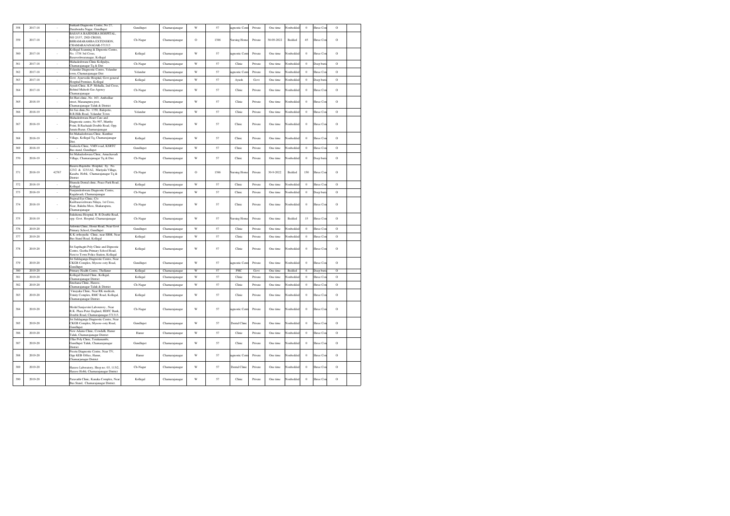| | | | | | | | | | | | | | | | | |
|---|---|---|---|---|---|---|---|---|---|---|---|---|---|---|---|---|
| 358 | 2017-18 | - | Sarkash Diagnostic Centre, No 27, Darabendra Nagar, Gundlupet | Gundlupet | Chamarajanagar | W | 57 | iagnostic Cent | Private | One time | Nonbedded | 0 | Shree Con | O | |
| 359 | 2017-18 | - | BASAVA RAJENDRA HOSPITAL, NO 2/137, 2ND CROSS, BHRAMARAMBA EXTENSION, CHAMARAJANAGAR-571313 | Ch-Nagar | Chamarajanagar | O | 1386 | Nursing Home | Private | 30-09-2022 | Bedded | 45 | Shree Con | O | |
| 360 | 2017-18 | - | Kollegal Scanning & Dignostic Centre, No. 1758 3rd Cross, Basaveshwaranagar, Kollegal | Kollegal | Chamarajanagar | W | 57 | iagnostic Cent | Private | One time | Nonbedded | 0 | Shree Con | O | |
| 361 | 2017-18 | - | Mahadeshwara Clinic Kolipalya, Chamarajanagar Tq & Dist | Ch-Nagar | Chamarajanagar | W | 57 | Clinic | Private | One time | Nonbedded | 0 | Deep buria | O | |
| 362 | 2017-18 | - | Yelandur Diagnostic Centre, Yelandur town, Chamarajanagar Dist | Yelandur | Chamarajanagar | W | 57 | iagnostic Cent | Private | One time | Nonbedded | 0 | Shree Con | O | |
| 363 | 2017-18 | - | Govt. Ayurvedic Hospital, Govt general Hospital Premises, Kollegal | Kollegal | Chamarajanagar | W | 57 | Ayush | Govt | One time | Nonbedded | 0 | Deep buria | O | |
| 364 | 2017-18 | - | Ayush Clinic, K.P. Mohalla, 2nd Cross, Behind Mahesh Gas Agency Chamarajanagar | Ch-Nagar | Chamarajanagar | W | 57 | Clinic | Private | One time | Nonbedded | 0 | Shree Con | O | |
| 365 | 2018-19 | - | Sri Hari clinic, No. 163, Ambedkar street, Masanapura post, Chamarajanagar Taluk & District | Ch-Nagar | Chamarajanagar | W | 57 | Clinic | Private | One time | Nonbedded | 0 | Shree Con | O | |
| 366 | 2018-19 | - | Sri Sai clinic,No. 1350, Balepete, B.R.Hills Road, Yelandur Town | Yelandur | Chamarajanagar | W | 57 | Clinic | Private | One time | Nonbedded | 0 | Shree Con | O | |
| 367 | 2018-19 | - | Mahadeshwara Heart Care and Diagnostic centre, No 997, Murthy Point, B.Rachaiah Double Road, Opp. Janata Bazar, Chamarajanagar | Ch-Nagar | Chamarajanagar | W | 57 | Clinic | Private | One time | Nonbedded | 0 | Shree Con | O | |
| 368 | 2018-19 | - | Sri Mahadeshwara Clinic, Kunthur Village, Kollegal Tq, Chamarajanagar Dist. | Kollegal | Chamarajanagar | W | 57 | Clinic | Private | One time | Nonbedded | 0 | Shree Con | O | |
| 369 | 2018-19 | - | Susheela Clinic, VMN road, KSRTC Bus stand, Gundlupet | Gundlupet | Chamarajanagar | W | 57 | Clinic | Private | One time | Nonbedded | 0 | Shree Con | O | |
| 370 | 2018-19 | - | Sri Mahadeshwara Clinic, Amachavadi Village, Chamarajanagar Tq & Dist. | Ch-Nagar | Chamarajanagar | W | 57 | Clinic | Private | One time | Nonbedded | 0 | Deep buria | O | |
| 371 | 2018-19 | 42367 | Basava Rajendra Hospital, Sy. No. 123/2 & 123/1A2, Mariyala Village, Kasaba Hobli, Chamarajanagar Tq & District | Ch-Nagar | Chamarajanagar | O | 1386 | Nursing Home | Private | 30-9-2022 | Bedded | 150 | Shree Con | O | |
| 372 | 2018-19 | - | Sharada Dental clinic, Peace Park Road, Kollegal | Kollegal | Chamarajanagar | W | 57 | Clinic | Private | One time | Nonbedded | 0 | Shree Con | O | |
| 373 | 2018-19 | - | Nanjundeshwara Diagnostic Centre, Kagalavadi, Chamarajanagar | Ch-Nagar | Chamarajanagar | W | 57 | Clinic | Private | One time | Nonbedded | 0 | Deep buria | O | |
| 374 | 2018-19 | - | Prajwal Eye Clinic, C/o Kanbasaveshwara Nilaya, 1st Cross, Near, Raksha Mess, Shakarapura, Chamarajanagar | Ch-Nagar | Chamarajanagar | W | 57 | Clinic | Private | One time | Nonbedded | 0 | Shree Con | O | |
| 375 | 2018-19 | - | Sukshema Hospital, B. R Double Road, opp. Govt. Hospital, Chamarajanagar | Ch-Nagar | Chamarajanagar | W | 57 | Nursing Home | Private | One time | Bedded | 15 | Shree Con | O | |
| 376 | 2019-20 | | Ashwini Clinic, Hosur Road, Near Govt Primary School, Gundlupet | Gundlupet | Chamarajanagar | W | 57 | Clinic | Private | One time | Nonbedded | 0 | Shree Con | O | |
| 377 | 2019-20 | | K K orthopedic Clinic, near SBM, Near Bus Stand Road, Kollegal | Kollegal | Chamarajanagar | W | 57 | Clinic | Private | One time | Nonbedded | 0 | Shree Con | O | |
| 378 | 2019-20 | | Sri Sapthagiri Poly Clinic and Dignostic Centre, Geetha Primary School Road, Next to Town Police Station, Kollegal | Kollegal | Chamarajanagar | W | 57 | Clinic | Private | One time | Nonbedded | 0 | Shree Con | O | |
| 379 | 2019-20 | | Sri Siddaganga Diagnostic Centre, Near CKGB Complex, Mysore-ooty Road, Gundlupet | Gundlupet | Chamarajanagar | W | 57 | iagnostic Cent | Private | One time | Nonbedded | 0 | Shree Con | O | |
| 380 | 2019-20 | | Primary Health Centre, Thellanur | Kollegal | Chamarajanagar | W | 57 | PHC | Govt | One time | Bedded | 6 | Deep buria | O | |
| 381 | 2019-20 | | Kollegal Dental Clinic, Kollegal, Chamarajanagar District | Kollegal | Chamarajanagar | W | 57 | Clinic | Private | One time | Nonbedded | 0 | Shree Con | O | |
| 382 | 2019-20 | | Sinchana Clinic, Harave, Chamarajanagar Taluk & District | Ch-Nagar | Chamarajanagar | W | 57 | Clinic | Private | One time | Nonbedded | 0 | Shree Con | O | |
| 383 | 2019-20 | | Vinayaka Clinic, Near RK medicals, Trinity Complex, RMC Road, Kollegal, Chamarajanagar District. | Kollegal | Chamarajanagar | W | 57 | Clinic | Private | One time | Nonbedded | 0 | Shree Con | O | |
| 384 | 2019-20 | | Medal Sanjeevini Laboratory , Near R.K. Plaza Peter England, HDFC Bank, Double Road, Chamarajanagar-571313. | Ch-Nagar | Chamarajanagar | W | 57 | iagnostic Cent | Private | One time | Nonbedded | 0 | Shree Con | O | |
| 385 | 2019-20 | | Sri Siddaganga Diagnostic Centre, Near CKGB Complex, Mysore-ooty Road, Gundlupet | Gundlupet | Chamarajanagar | W | 57 | Dental Clinic | Private | One time | Nonbedded | 0 | Shree Con | O | |
| 386 | 2019-20 | | New Adams Clinic, Cowdalli, Hanur Taluk, Chamarajanagar District | Hanur | Chamarajanagar | W | 57 | Clinic | Private | One time | Nonbedded | 0 | Shree Con | O | |
| 387 | 2019-20 | | Ullas Poly Clinic, Terakanambi, Gundlupet Taluk, Chamarajanagar District | Gundlupet | Chamarajanagar | W | 57 | Clinic | Private | One time | Nonbedded | 0 | Shree Con | O | |
| 388 | 2019-20 | | Preeta Diagnostic Centre, Near TV, Opp KEB Office, Hanur, Chamarajanagar District | Hanur | Chamarajanagar | W | 57 | iagnostic Cent | Private | One time | Nonbedded | 0 | Shree Con | O | |
| 389 | 2019-20 | | Harave Laboratory, Shop no. 03, 113/2, Harave Hobli, Chamarajanagar District | Ch-Nagar | Chamarajanagar | W | 57 | Dental Clinic | Private | One time | Nonbedded | 0 | Shree Con | O | |
| 390 | 2019-20 | | Paravathi Clinic, Kanaka Complex, Near Bus Stand, Chamarajanagar District. | Kollegal | Chamarajanagar | W | 57 | Clinic | Private | One time | Nonbedded | 0 | Shree Con | O | |